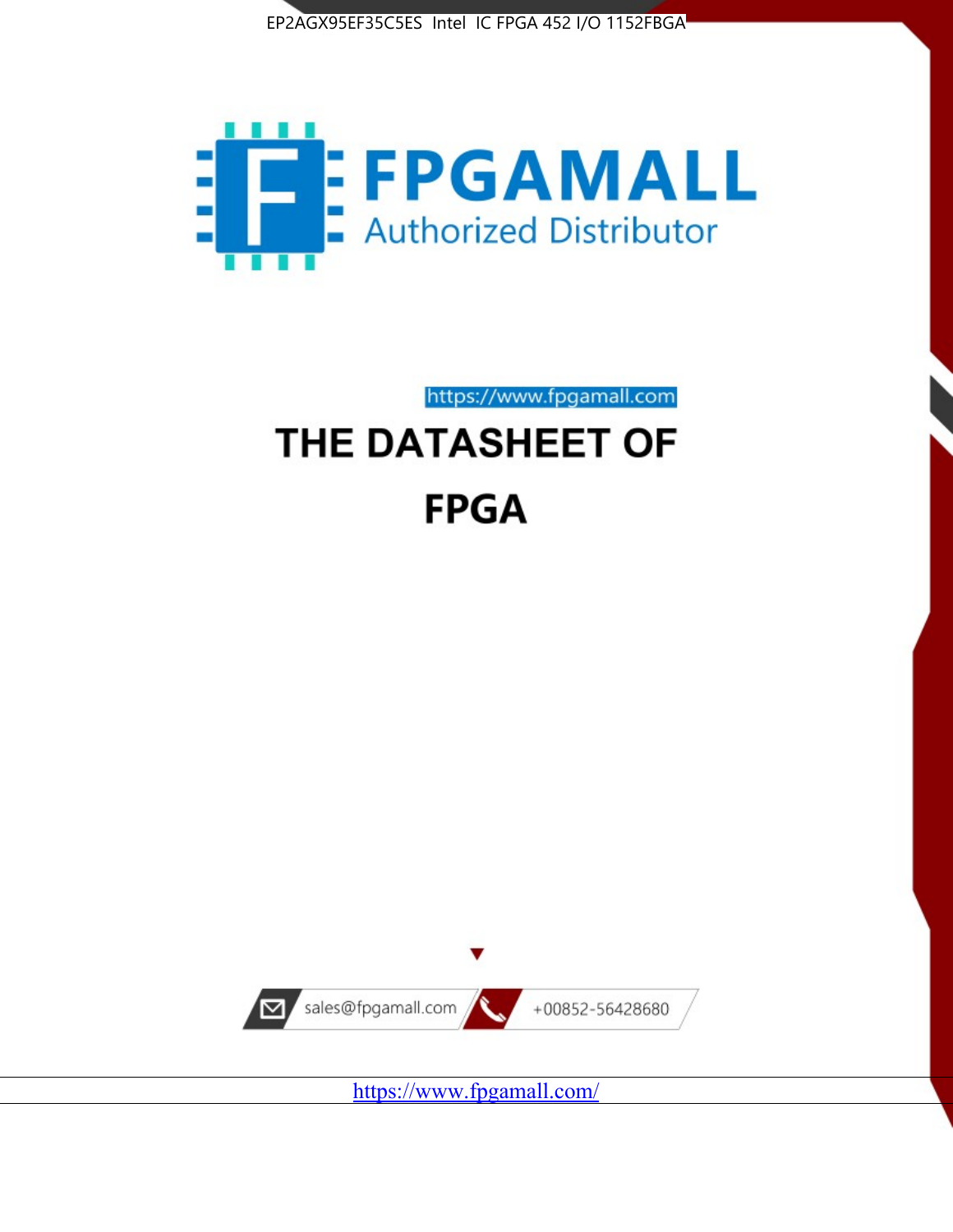EP2AGX95EF35C5ES Intel IC FPGA 452 I/O 1152FBGA

FPGAMALL

Authorized Distributor

https://www.fpgamall.com

# THE DATASHEET OF

# FPGA

sales@fpgamall.com

+00852-56428680

https://www.fpgamall.com/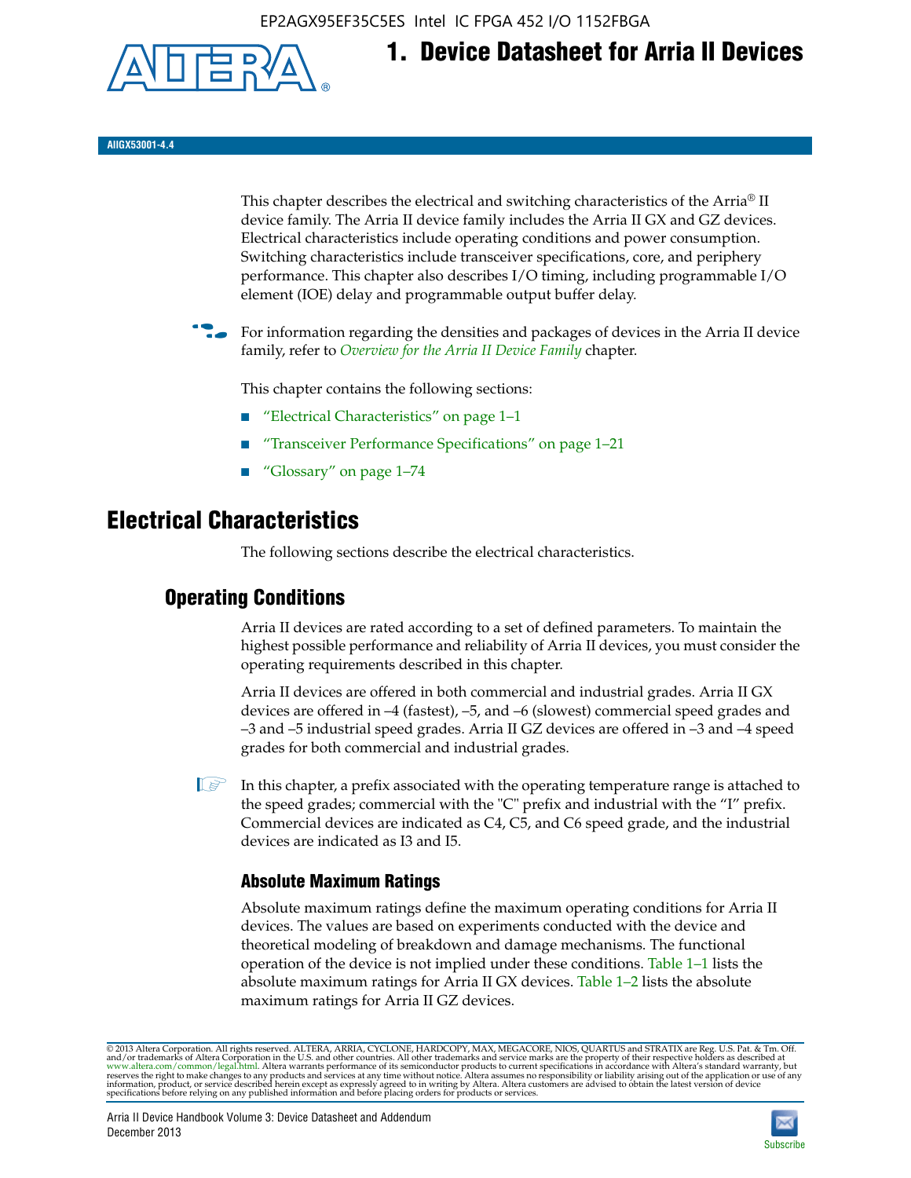# 1. Device Datasheet for Arria II Devices

AIIGX53001-4.4

This chapter describes the electrical and switching characteristics of the Arria® II device family. The Arria II device family includes the Arria II GX and GZ devices. Electrical characteristics include operating conditions and power consumption. Switching characteristics include transceiver specifications, core, and periphery performance. This chapter also describes I/O timing, including programmable I/O element (IOE) delay and programmable output buffer delay.

For information regarding the densities and packages of devices in the Arria II device family, refer to *Overview for the Arria II Device Family* chapter.

This chapter contains the following sections:

- "Electrical Characteristics" on page 1–1
- "Transceiver Performance Specifications" on page 1–21
- "Glossary" on page 1–74

## Electrical Characteristics

The following sections describe the electrical characteristics.

### Operating Conditions

Arria II devices are rated according to a set of defined parameters. To maintain the highest possible performance and reliability of Arria II devices, you must consider the operating requirements described in this chapter.

Arria II devices are offered in both commercial and industrial grades. Arria II GX devices are offered in –4 (fastest), –5, and –6 (slowest) commercial speed grades and –3 and –5 industrial speed grades. Arria II GZ devices are offered in –3 and –4 speed grades for both commercial and industrial grades.

In this chapter, a prefix associated with the operating temperature range is attached to the speed grades; commercial with the "C" prefix and industrial with the "I" prefix. Commercial devices are indicated as C4, C5, and C6 speed grade, and the industrial devices are indicated as I3 and I5.

#### Absolute Maximum Ratings

Absolute maximum ratings define the maximum operating conditions for Arria II devices. The values are based on experiments conducted with the device and theoretical modeling of breakdown and damage mechanisms. The functional operation of the device is not implied under these conditions. Table 1–1 lists the absolute maximum ratings for Arria II GX devices. Table 1–2 lists the absolute maximum ratings for Arria II GZ devices.

© 2013 Altera Corporation. All rights reserved. ALTERA, ARRIA, CYCLONE, HARDCOPY, MAX, MEGACORE, NIOS, QUARTUS and STRATIX are Reg. U.S. Pat. & Tm. Off. and/or trademarks of Altera Corporation in the U.S. and other countries. All other trademarks and service marks are the property of their respective holders as described at www.altera.com/common/legal.html. Altera warrants performance of its semiconductor products to current specifications in accordance with Altera's standard warranty, but reserves the right to make changes to any products and services at any time without notice. Altera assumes no responsibility or liability arising out of the application or use of any information, product, or service described herein except as expressly agreed to in writing by Altera. Altera customers are advised to obtain the latest version of device specifications before relying on any published information and before placing orders for products or services.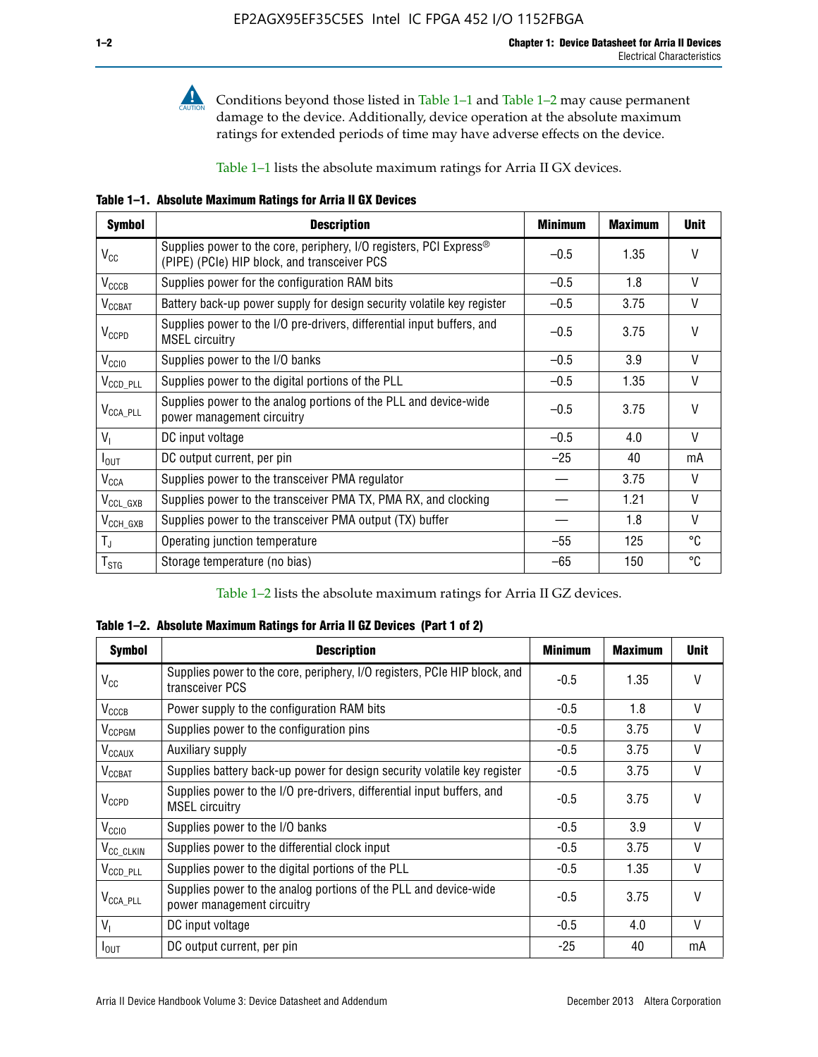Conditions beyond those listed in Table 1–1 and Table 1–2 may cause permanent damage to the device. Additionally, device operation at the absolute maximum ratings for extended periods of time may have adverse effects on the device.

Table 1–1 lists the absolute maximum ratings for Arria II GX devices.

**Table 1–1. Absolute Maximum Ratings for Arria II GX Devices**

| Symbol | Description | Minimum | Maximum | Unit |
|---|---|---|---|---|
| $V_{CC}$ | Supplies power to the core, periphery, I/O registers, PCI Express® (PIPE) (PCIe) HIP block, and transceiver PCS | –0.5 | 1.35 | V |
| $V_{CCCB}$ | Supplies power for the configuration RAM bits | –0.5 | 1.8 | V |
| $V_{CCBAT}$ | Battery back-up power supply for design security volatile key register | –0.5 | 3.75 | V |
| $V_{CCPD}$ | Supplies power to the I/O pre-drivers, differential input buffers, and MSEL circuitry | –0.5 | 3.75 | V |
| $V_{CCIO}$ | Supplies power to the I/O banks | –0.5 | 3.9 | V |
| $V_{CCD\_PLL}$ | Supplies power to the digital portions of the PLL | –0.5 | 1.35 | V |
| $V_{CCA\_PLL}$ | Supplies power to the analog portions of the PLL and device-wide power management circuitry | –0.5 | 3.75 | V |
| $V_I$ | DC input voltage | –0.5 | 4.0 | V |
| $I_{OUT}$ | DC output current, per pin | –25 | 40 | mA |
| $V_{CCA}$ | Supplies power to the transceiver PMA regulator | — | 3.75 | V |
| $V_{CCL\_GXB}$ | Supplies power to the transceiver PMA TX, PMA RX, and clocking | — | 1.21 | V |
| $V_{CCH\_GXB}$ | Supplies power to the transceiver PMA output (TX) buffer | — | 1.8 | V |
| $T_J$ | Operating junction temperature | –55 | 125 | °C |
| $T_{STG}$ | Storage temperature (no bias) | –65 | 150 | °C |

Table 1–2 lists the absolute maximum ratings for Arria II GZ devices.

**Table 1–2. Absolute Maximum Ratings for Arria II GZ Devices (Part 1 of 2)**

| Symbol | Description | Minimum | Maximum | Unit |
|---|---|---|---|---|
| $V_{CC}$ | Supplies power to the core, periphery, I/O registers, PCIe HIP block, and transceiver PCS | -0.5 | 1.35 | V |
| $V_{CCCB}$ | Power supply to the configuration RAM bits | -0.5 | 1.8 | V |
| $V_{CCPGM}$ | Supplies power to the configuration pins | -0.5 | 3.75 | V |
| $V_{CCAUX}$ | Auxiliary supply | -0.5 | 3.75 | V |
| $V_{CCBAT}$ | Supplies battery back-up power for design security volatile key register | -0.5 | 3.75 | V |
| $V_{CCPD}$ | Supplies power to the I/O pre-drivers, differential input buffers, and MSEL circuitry | -0.5 | 3.75 | V |
| $V_{CCIO}$ | Supplies power to the I/O banks | -0.5 | 3.9 | V |
| $V_{CC\_CLKIN}$ | Supplies power to the differential clock input | -0.5 | 3.75 | V |
| $V_{CCD\_PLL}$ | Supplies power to the digital portions of the PLL | -0.5 | 1.35 | V |
| $V_{CCA\_PLL}$ | Supplies power to the analog portions of the PLL and device-wide power management circuitry | -0.5 | 3.75 | V |
| $V_I$ | DC input voltage | -0.5 | 4.0 | V |
| $I_{OUT}$ | DC output current, per pin | -25 | 40 | mA |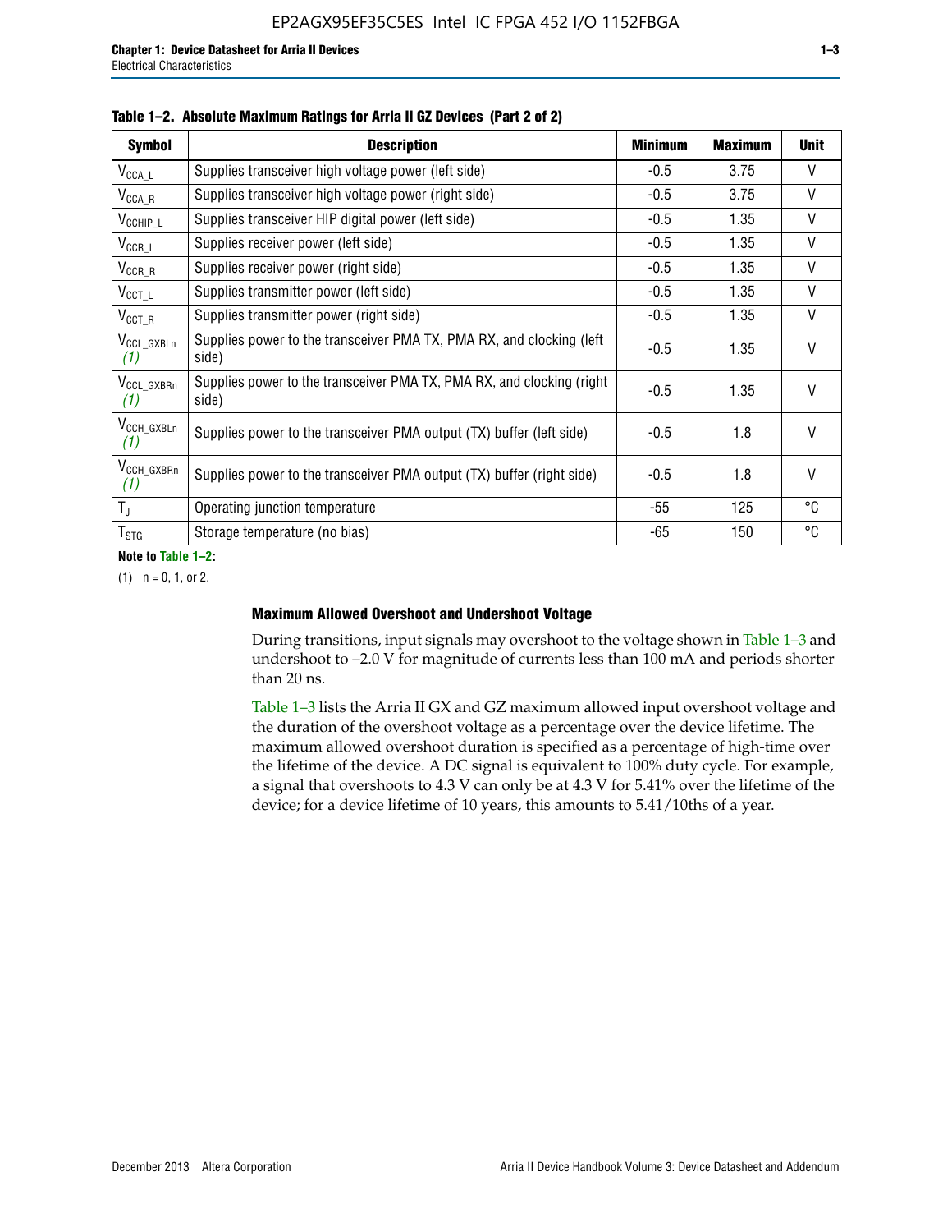**Table 1–2. Absolute Maximum Ratings for Arria II GZ Devices (Part 2 of 2)**

| Symbol | Description | Minimum | Maximum | Unit |
|---|---|---|---|---|
| $V_{CCA\_L}$ | Supplies transceiver high voltage power (left side) | -0.5 | 3.75 | V |
| $V_{CCA\_R}$ | Supplies transceiver high voltage power (right side) | -0.5 | 3.75 | V |
| $V_{CCHIP\_L}$ | Supplies transceiver HIP digital power (left side) | -0.5 | 1.35 | V |
| $V_{CCR\_L}$ | Supplies receiver power (left side) | -0.5 | 1.35 | V |
| $V_{CCR\_R}$ | Supplies receiver power (right side) | -0.5 | 1.35 | V |
| $V_{CCT\_L}$ | Supplies transmitter power (left side) | -0.5 | 1.35 | V |
| $V_{CCT\_R}$ | Supplies transmitter power (right side) | -0.5 | 1.35 | V |
| $V_{CCL\_GXBLn}$ *(1)* | Supplies power to the transceiver PMA TX, PMA RX, and clocking (left side) | -0.5 | 1.35 | V |
| $V_{CCL\_GXBRn}$ *(1)* | Supplies power to the transceiver PMA TX, PMA RX, and clocking (right side) | -0.5 | 1.35 | V |
| $V_{CCH\_GXBLn}$ *(1)* | Supplies power to the transceiver PMA output (TX) buffer (left side) | -0.5 | 1.8 | V |
| $V_{CCH\_GXBRn}$ *(1)* | Supplies power to the transceiver PMA output (TX) buffer (right side) | -0.5 | 1.8 | V |
| $T_J$ | Operating junction temperature | -55 | 125 | °C |
| $T_{STG}$ | Storage temperature (no bias) | -65 | 150 | °C |

**Note to Table 1–2:**

(1) n = 0, 1, or 2.

### Maximum Allowed Overshoot and Undershoot Voltage

During transitions, input signals may overshoot to the voltage shown in Table 1–3 and undershoot to –2.0 V for magnitude of currents less than 100 mA and periods shorter than 20 ns.

Table 1–3 lists the Arria II GX and GZ maximum allowed input overshoot voltage and the duration of the overshoot voltage as a percentage over the device lifetime. The maximum allowed overshoot duration is specified as a percentage of high-time over the lifetime of the device. A DC signal is equivalent to 100% duty cycle. For example, a signal that overshoots to 4.3 V can only be at 4.3 V for 5.41% over the lifetime of the device; for a device lifetime of 10 years, this amounts to 5.41/10ths of a year.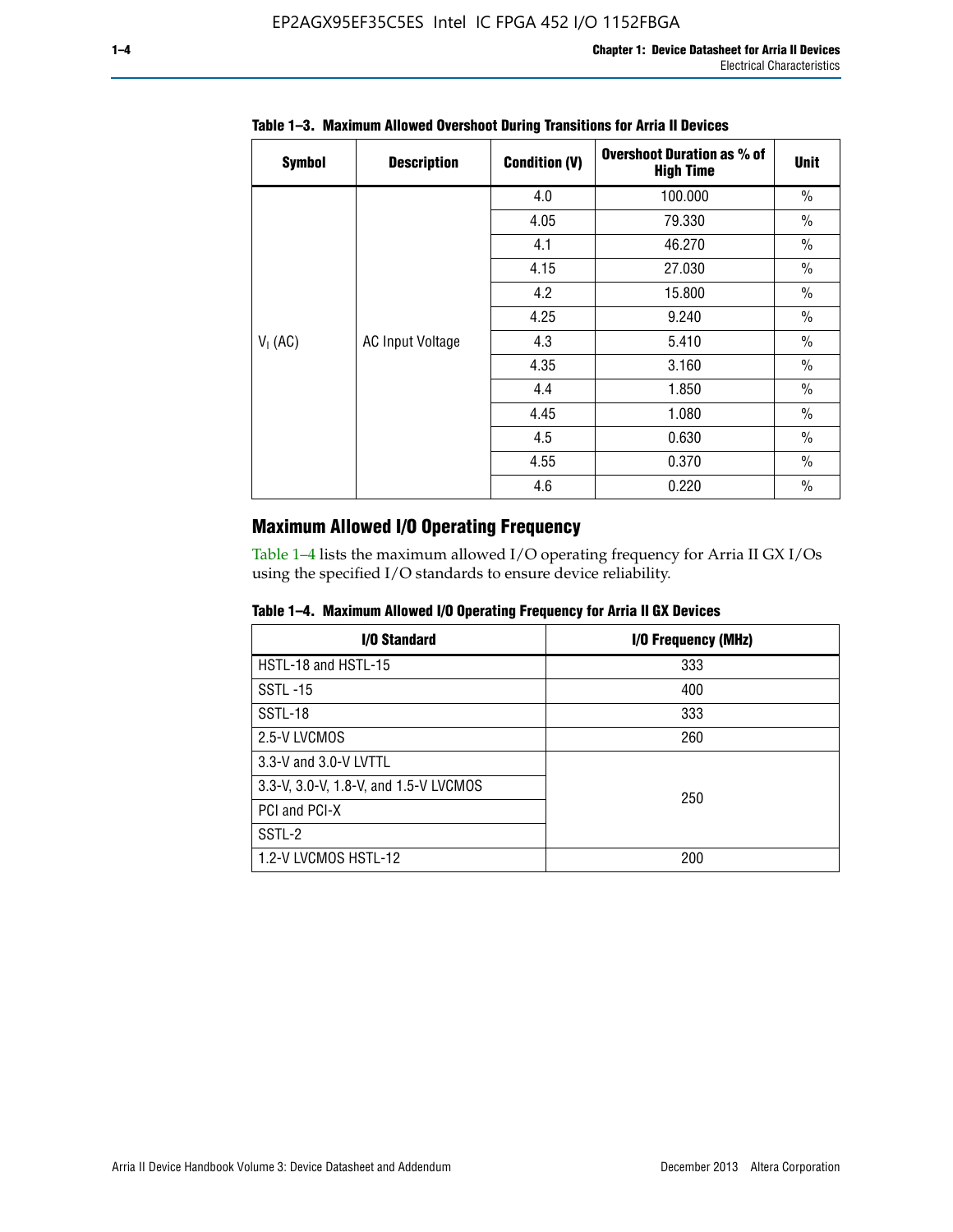**Table 1–3. Maximum Allowed Overshoot During Transitions for Arria II Devices**

| Symbol | Description | Condition (V) | Overshoot Duration as % of High Time | Unit |
|---|---|---|---|---|
| $V_I$ (AC) | AC Input Voltage | 4.0 | 100.000 | % |
| | | 4.05 | 79.330 | % |
| | | 4.1 | 46.270 | % |
| | | 4.15 | 27.030 | % |
| | | 4.2 | 15.800 | % |
| | | 4.25 | 9.240 | % |
| | | 4.3 | 5.410 | % |
| | | 4.35 | 3.160 | % |
| | | 4.4 | 1.850 | % |
| | | 4.45 | 1.080 | % |
| | | 4.5 | 0.630 | % |
| | | 4.55 | 0.370 | % |
| | | 4.6 | 0.220 | % |

## Maximum Allowed I/O Operating Frequency

Table 1–4 lists the maximum allowed I/O operating frequency for Arria II GX I/Os using the specified I/O standards to ensure device reliability.

**Table 1–4. Maximum Allowed I/O Operating Frequency for Arria II GX Devices**

| I/O Standard | I/O Frequency (MHz) |
|---|---|
| HSTL-18 and HSTL-15 | 333 |
| SSTL -15 | 400 |
| SSTL-18 | 333 |
| 2.5-V LVCMOS | 260 |
| 3.3-V and 3.0-V LVTTL | 250 |
| 3.3-V, 3.0-V, 1.8-V, and 1.5-V LVCMOS | |
| PCI and PCI-X | |
| SSTL-2 | |
| 1.2-V LVCMOS HSTL-12 | 200 |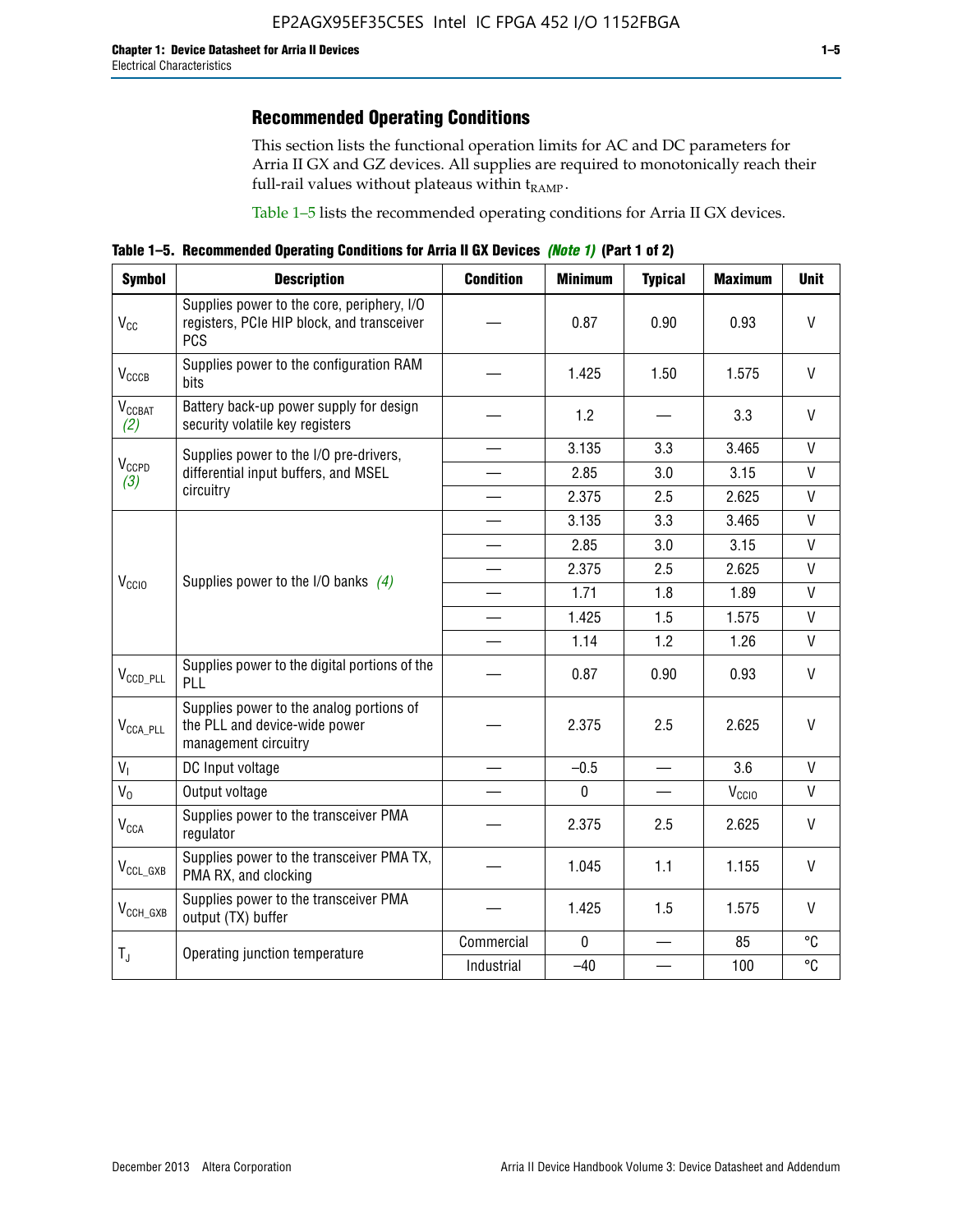## Recommended Operating Conditions

This section lists the functional operation limits for AC and DC parameters for Arria II GX and GZ devices. All supplies are required to monotonically reach their full-rail values without plateaus within $t_{RAMP}$.

Table 1–5 lists the recommended operating conditions for Arria II GX devices.

**Table 1–5. Recommended Operating Conditions for Arria II GX Devices *(Note 1)* (Part 1 of 2)**

| Symbol | Description | Condition | Minimum | Typical | Maximum | Unit |
|---|---|---|---|---|---|---|
| $V_{CC}$ | Supplies power to the core, periphery, I/O registers, PCIe HIP block, and transceiver PCS | — | 0.87 | 0.90 | 0.93 | V |
| $V_{CCCB}$ | Supplies power to the configuration RAM bits | — | 1.425 | 1.50 | 1.575 | V |
| $V_{CCBAT}$ *(2)* | Battery back-up power supply for design security volatile key registers | — | 1.2 | — | 3.3 | V |
| $V_{CCPD}$ *(3)* | Supplies power to the I/O pre-drivers, differential input buffers, and MSEL circuitry | — | 3.135 | 3.3 | 3.465 | V |
| | | — | 2.85 | 3.0 | 3.15 | V |
| | | — | 2.375 | 2.5 | 2.625 | V |
| $V_{CCIO}$ | Supplies power to the I/O banks *(4)* | — | 3.135 | 3.3 | 3.465 | V |
| | | — | 2.85 | 3.0 | 3.15 | V |
| | | — | 2.375 | 2.5 | 2.625 | V |
| | | — | 1.71 | 1.8 | 1.89 | V |
| | | — | 1.425 | 1.5 | 1.575 | V |
| | | — | 1.14 | 1.2 | 1.26 | V |
| $V_{CCD\_PLL}$ | Supplies power to the digital portions of the PLL | — | 0.87 | 0.90 | 0.93 | V |
| $V_{CCA\_PLL}$ | Supplies power to the analog portions of the PLL and device-wide power management circuitry | — | 2.375 | 2.5 | 2.625 | V |
| $V_I$ | DC Input voltage | — | –0.5 | — | 3.6 | V |
| $V_O$ | Output voltage | — | 0 | — | $V_{CCIO}$ | V |
| $V_{CCA}$ | Supplies power to the transceiver PMA regulator | — | 2.375 | 2.5 | 2.625 | V |
| $V_{CCL\_GXB}$ | Supplies power to the transceiver PMA TX, PMA RX, and clocking | — | 1.045 | 1.1 | 1.155 | V |
| $V_{CCH\_GXB}$ | Supplies power to the transceiver PMA output (TX) buffer | — | 1.425 | 1.5 | 1.575 | V |
| $T_J$ | Operating junction temperature | Commercial | 0 | — | 85 | °C |
| | | Industrial | –40 | — | 100 | °C |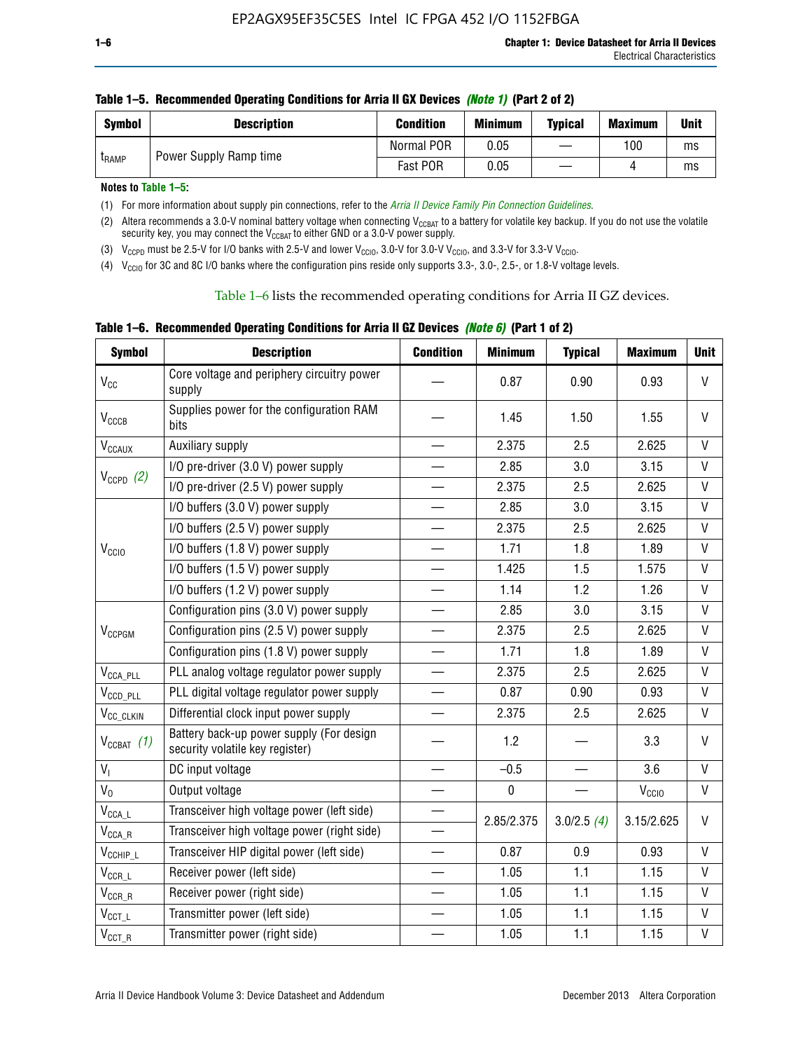**Table 1–5. Recommended Operating Conditions for Arria II GX Devices *(Note 1)* (Part 2 of 2)**

| Symbol | Description | Condition | Minimum | Typical | Maximum | Unit |
|---|---|---|---|---|---|---|
| $t_{RAMP}$ | Power Supply Ramp time | Normal POR | 0.05 | — | 100 | ms |
| | | Fast POR | 0.05 | — | 4 | ms |

**Notes to Table 1–5:**

(1) For more information about supply pin connections, refer to the *Arria II Device Family Pin Connection Guidelines*.

(2) Altera recommends a 3.0-V nominal battery voltage when connecting $V_{CCBAT}$ to a battery for volatile key backup. If you do not use the volatile security key, you may connect the $V_{CCBAT}$ to either GND or a 3.0-V power supply.

(3) $V_{CCPD}$ must be 2.5-V for I/O banks with 2.5-V and lower $V_{CCIO}$, 3.0-V for 3.0-V $V_{CCIO}$, and 3.3-V for 3.3-V $V_{CCIO}$.

(4) $V_{CCIO}$ for 3C and 8C I/O banks where the configuration pins reside only supports 3.3-, 3.0-, 2.5-, or 1.8-V voltage levels.

Table 1–6 lists the recommended operating conditions for Arria II GZ devices.

**Table 1–6. Recommended Operating Conditions for Arria II GZ Devices *(Note 6)* (Part 1 of 2)**

| Symbol | Description | Condition | Minimum | Typical | Maximum | Unit |
|---|---|---|---|---|---|---|
| $V_{CC}$ | Core voltage and periphery circuitry power supply | — | 0.87 | 0.90 | 0.93 | V |
| $V_{CCCB}$ | Supplies power for the configuration RAM bits | — | 1.45 | 1.50 | 1.55 | V |
| $V_{CCAUX}$ | Auxiliary supply | — | 2.375 | 2.5 | 2.625 | V |
| $V_{CCPD}$ *(2)* | I/O pre-driver (3.0 V) power supply | — | 2.85 | 3.0 | 3.15 | V |
| | I/O pre-driver (2.5 V) power supply | — | 2.375 | 2.5 | 2.625 | V |
| $V_{CCIO}$ | I/O buffers (3.0 V) power supply | — | 2.85 | 3.0 | 3.15 | V |
| | I/O buffers (2.5 V) power supply | — | 2.375 | 2.5 | 2.625 | V |
| | I/O buffers (1.8 V) power supply | — | 1.71 | 1.8 | 1.89 | V |
| | I/O buffers (1.5 V) power supply | — | 1.425 | 1.5 | 1.575 | V |
| | I/O buffers (1.2 V) power supply | — | 1.14 | 1.2 | 1.26 | V |
| $V_{CCPGM}$ | Configuration pins (3.0 V) power supply | — | 2.85 | 3.0 | 3.15 | V |
| | Configuration pins (2.5 V) power supply | — | 2.375 | 2.5 | 2.625 | V |
| | Configuration pins (1.8 V) power supply | — | 1.71 | 1.8 | 1.89 | V |
| $V_{CCA\_PLL}$ | PLL analog voltage regulator power supply | — | 2.375 | 2.5 | 2.625 | V |
| $V_{CCD\_PLL}$ | PLL digital voltage regulator power supply | — | 0.87 | 0.90 | 0.93 | V |
| $V_{CC\_CLKIN}$ | Differential clock input power supply | — | 2.375 | 2.5 | 2.625 | V |
| $V_{CCBAT}$ *(1)* | Battery back-up power supply (For design security volatile key register) | — | 1.2 | — | 3.3 | V |
| $V_I$ | DC input voltage | — | –0.5 | — | 3.6 | V |
| $V_O$ | Output voltage | — | 0 | — | $V_{CCIO}$ | V |
| $V_{CCA\_L}$ | Transceiver high voltage power (left side) | — | 2.85/2.375 | 3.0/2.5 *(4)* | 3.15/2.625 | V |
| $V_{CCA\_R}$ | Transceiver high voltage power (right side) | — | | | | |
| $V_{CCHIP\_L}$ | Transceiver HIP digital power (left side) | — | 0.87 | 0.9 | 0.93 | V |
| $V_{CCR\_L}$ | Receiver power (left side) | — | 1.05 | 1.1 | 1.15 | V |
| $V_{CCR\_R}$ | Receiver power (right side) | — | 1.05 | 1.1 | 1.15 | V |
| $V_{CCT\_L}$ | Transmitter power (left side) | — | 1.05 | 1.1 | 1.15 | V |
| $V_{CCT\_R}$ | Transmitter power (right side) | — | 1.05 | 1.1 | 1.15 | V |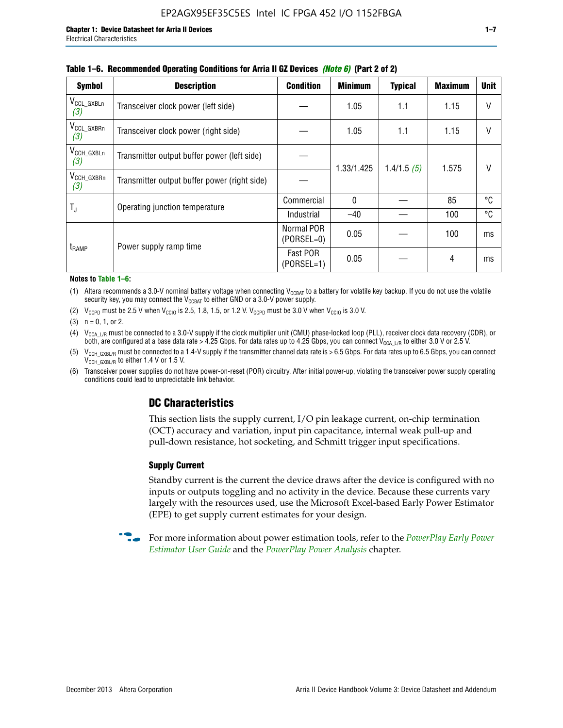**Table 1–6. Recommended Operating Conditions for Arria II GZ Devices** *(Note 6)* **(Part 2 of 2)**

| Symbol | Description | Condition | Minimum | Typical | Maximum | Unit |
|---|---|---|---|---|---|---|
| $V_{CCL\_GXBLn}$ *(3)* | Transceiver clock power (left side) | — | 1.05 | 1.1 | 1.15 | V |
| $V_{CCL\_GXBRn}$ *(3)* | Transceiver clock power (right side) | — | 1.05 | 1.1 | 1.15 | V |
| $V_{CCH\_GXBLn}$ *(3)* | Transmitter output buffer power (left side) | — | 1.33/1.425 | 1.4/1.5 *(5)* | 1.575 | V |
| $V_{CCH\_GXBRn}$ *(3)* | Transmitter output buffer power (right side) | — | | | | |
| $T_J$ | Operating junction temperature | Commercial | 0 | — | 85 | °C |
| | | Industrial | –40 | — | 100 | °C |
| $t_{RAMP}$ | Power supply ramp time | Normal POR (PORSEL=0) | 0.05 | — | 100 | ms |
| | | Fast POR (PORSEL=1) | 0.05 | — | 4 | ms |

**Notes to Table 1–6:**

(1) Altera recommends a 3.0-V nominal battery voltage when connecting $V_{CCBAT}$ to a battery for volatile key backup. If you do not use the volatile security key, you may connect the $V_{CCBAT}$ to either GND or a 3.0-V power supply.

(2) $V_{CCPD}$ must be 2.5 V when $V_{CCIO}$ is 2.5, 1.8, 1.5, or 1.2 V. $V_{CCPD}$ must be 3.0 V when $V_{CCIO}$ is 3.0 V.

(3) n = 0, 1, or 2.

(4) $V_{CCA\_L/R}$ must be connected to a 3.0-V supply if the clock multiplier unit (CMU) phase-locked loop (PLL), receiver clock data recovery (CDR), or both, are configured at a base data rate > 4.25 Gbps. For data rates up to 4.25 Gbps, you can connect $V_{CCA\_L/R}$ to either 3.0 V or 2.5 V.

(5) $V_{CCH\_GXBL/R}$ must be connected to a 1.4-V supply if the transmitter channel data rate is > 6.5 Gbps. For data rates up to 6.5 Gbps, you can connect $V_{CCH\_GXBL/R}$ to either 1.4 V or 1.5 V.

(6) Transceiver power supplies do not have power-on-reset (POR) circuitry. After initial power-up, violating the transceiver power supply operating conditions could lead to unpredictable link behavior.

## DC Characteristics

This section lists the supply current, I/O pin leakage current, on-chip termination (OCT) accuracy and variation, input pin capacitance, internal weak pull-up and pull-down resistance, hot socketing, and Schmitt trigger input specifications.

### Supply Current

Standby current is the current the device draws after the device is configured with no inputs or outputs toggling and no activity in the device. Because these currents vary largely with the resources used, use the Microsoft Excel-based Early Power Estimator (EPE) to get supply current estimates for your design.

For more information about power estimation tools, refer to the *PowerPlay Early Power Estimator User Guide* and the *PowerPlay Power Analysis* chapter.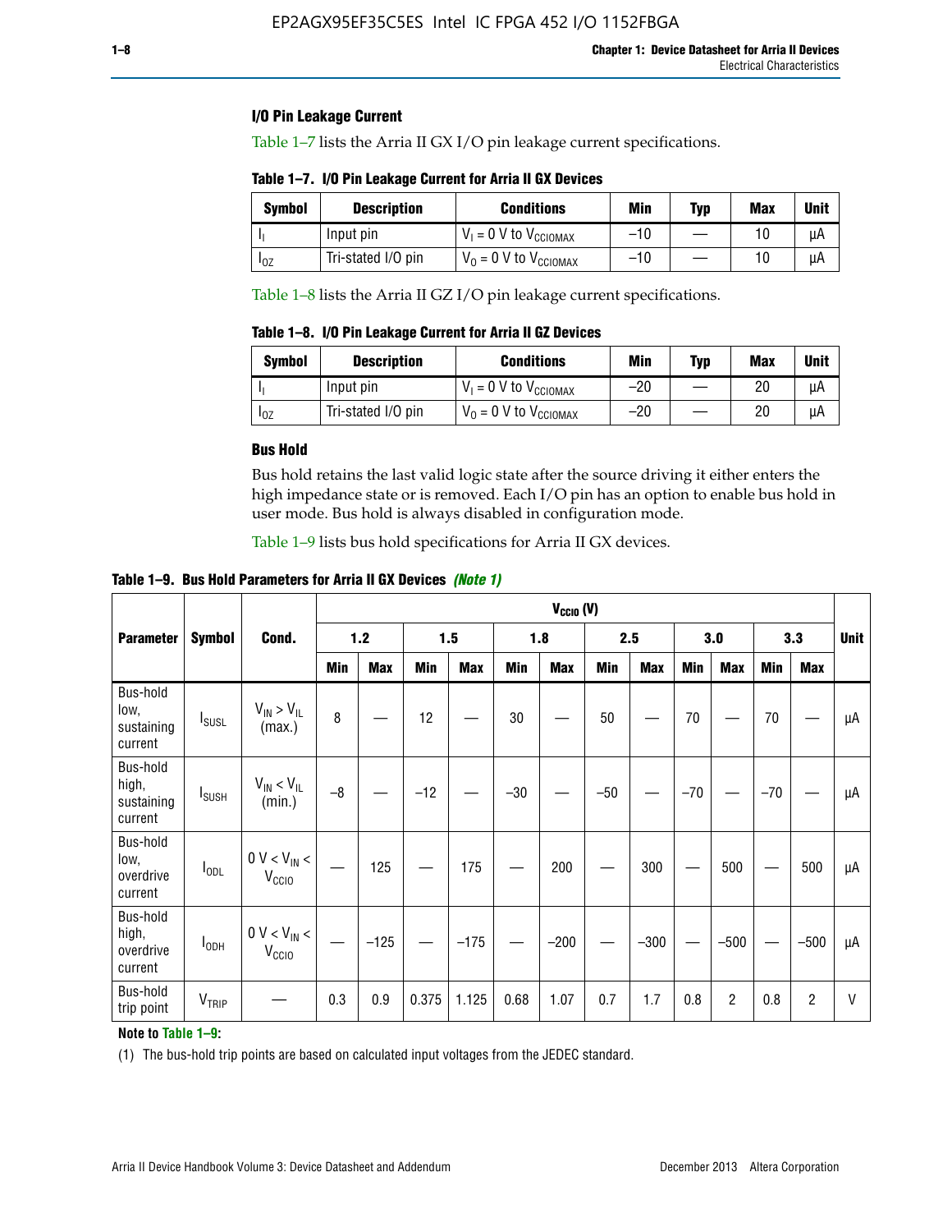### I/O Pin Leakage Current

Table 1–7 lists the Arria II GX I/O pin leakage current specifications.

**Table 1–7. I/O Pin Leakage Current for Arria II GX Devices**

| Symbol | Description | Conditions | Min | Typ | Max | Unit |
|---|---|---|---|---|---|---|
| $I_I$ | Input pin | $V_I$ = 0 V to $V_{CCIOMAX}$ | –10 | — | 10 | µA |
| $I_{OZ}$ | Tri-stated I/O pin | $V_O$ = 0 V to $V_{CCIOMAX}$ | –10 | — | 10 | µA |

Table 1–8 lists the Arria II GZ I/O pin leakage current specifications.

**Table 1–8. I/O Pin Leakage Current for Arria II GZ Devices**

| Symbol | Description | Conditions | Min | Typ | Max | Unit |
|---|---|---|---|---|---|---|
| $I_I$ | Input pin | $V_I$ = 0 V to $V_{CCIOMAX}$ | –20 | — | 20 | µA |
| $I_{OZ}$ | Tri-stated I/O pin | $V_O$ = 0 V to $V_{CCIOMAX}$ | –20 | — | 20 | µA |

### Bus Hold

Bus hold retains the last valid logic state after the source driving it either enters the high impedance state or is removed. Each I/O pin has an option to enable bus hold in user mode. Bus hold is always disabled in configuration mode.

Table 1–9 lists bus hold specifications for Arria II GX devices.

**Table 1–9. Bus Hold Parameters for Arria II GX Devices** *(Note 1)*

| Parameter | Symbol | Cond. | $V_{CCIO}$ (V) | | | | | | | | | | | | Unit |
|---|---|---|---|---|---|---|---|---|---|---|---|---|---|---|---|
| | | | 1.2 | | 1.5 | | 1.8 | | 2.5 | | 3.0 | | 3.3 | | |
| | | | Min | Max | Min | Max | Min | Max | Min | Max | Min | Max | Min | Max | |
| Bus-hold low, sustaining current | $I_{SUSL}$ | $V_{IN} > V_{IL}$ (max.) | 8 | — | 12 | — | 30 | — | 50 | — | 70 | — | 70 | — | µA |
| Bus-hold high, sustaining current | $I_{SUSH}$ | $V_{IN} < V_{IL}$ (min.) | –8 | — | –12 | — | –30 | — | –50 | — | –70 | — | –70 | — | µA |
| Bus-hold low, overdrive current | $I_{ODL}$ | 0 V < $V_{IN}$ < $V_{CCIO}$ | — | 125 | — | 175 | — | 200 | — | 300 | — | 500 | — | 500 | µA |
| Bus-hold high, overdrive current | $I_{ODH}$ | 0 V < $V_{IN}$ < $V_{CCIO}$ | — | –125 | — | –175 | — | –200 | — | –300 | — | –500 | — | –500 | µA |
| Bus-hold trip point | $V_{TRIP}$ | — | 0.3 | 0.9 | 0.375 | 1.125 | 0.68 | 1.07 | 0.7 | 1.7 | 0.8 | 2 | 0.8 | 2 | V |

**Note to Table 1–9:**

(1) The bus-hold trip points are based on calculated input voltages from the JEDEC standard.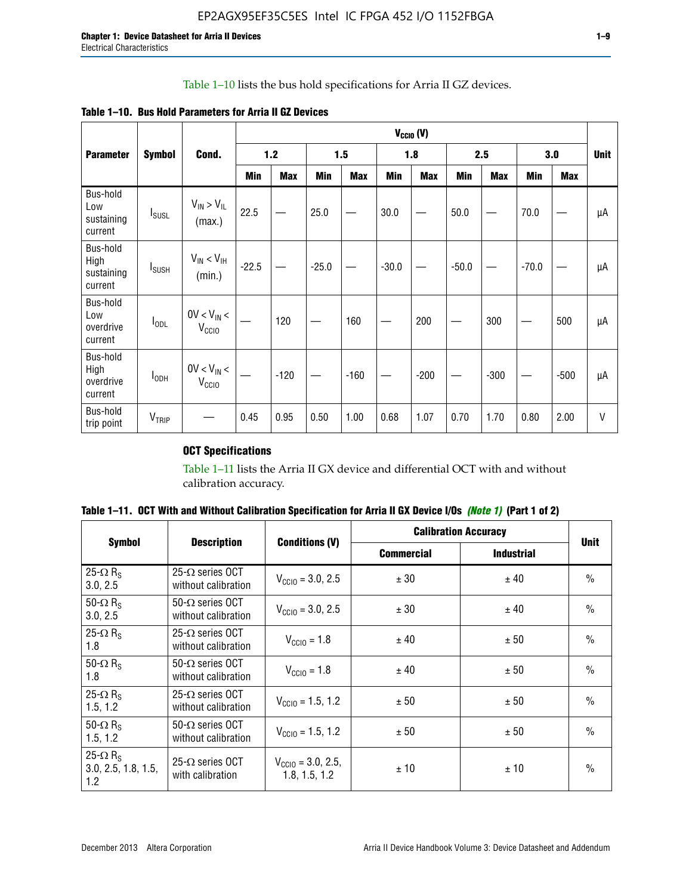Table 1–10 lists the bus hold specifications for Arria II GZ devices.

**Table 1–10. Bus Hold Parameters for Arria II GZ Devices**

| Parameter | Symbol | Cond. | $V_{CCIO}$ (V) | | | | | | | | | | Unit |
|---|---|---|---|---|---|---|---|---|---|---|---|---|---|
| | | | 1.2 | | 1.5 | | 1.8 | | 2.5 | | 3.0 | | |
| | | | Min | Max | Min | Max | Min | Max | Min | Max | Min | Max | |
| Bus-hold Low sustaining current | $I_{SUSL}$ | $V_{IN} > V_{IL}$ (max.) | 22.5 | — | 25.0 | — | 30.0 | — | 50.0 | — | 70.0 | — | µA |
| Bus-hold High sustaining current | $I_{SUSH}$ | $V_{IN} < V_{IH}$ (min.) | -22.5 | — | -25.0 | — | -30.0 | — | -50.0 | — | -70.0 | — | µA |
| Bus-hold Low overdrive current | $I_{ODL}$ | $0V < V_{IN} < V_{CCIO}$ | — | 120 | — | 160 | — | 200 | — | 300 | — | 500 | µA |
| Bus-hold High overdrive current | $I_{ODH}$ | $0V < V_{IN} < V_{CCIO}$ | — | -120 | — | -160 | — | -200 | — | -300 | — | -500 | µA |
| Bus-hold trip point | $V_{TRIP}$ | — | 0.45 | 0.95 | 0.50 | 1.00 | 0.68 | 1.07 | 0.70 | 1.70 | 0.80 | 2.00 | V |

### OCT Specifications

Table 1–11 lists the Arria II GX device and differential OCT with and without calibration accuracy.

**Table 1–11. OCT With and Without Calibration Specification for Arria II GX Device I/Os *(Note 1)* (Part 1 of 2)**

| Symbol | Description | Conditions (V) | Calibration Accuracy | | Unit |
|---|---|---|---|---|---|
| | | | Commercial | Industrial | |
| 25-Ω $R_S$ 3.0, 2.5 | 25-Ω series OCT without calibration | $V_{CCIO}$ = 3.0, 2.5 | ± 30 | ± 40 | % |
| 50-Ω $R_S$ 3.0, 2.5 | 50-Ω series OCT without calibration | $V_{CCIO}$ = 3.0, 2.5 | ± 30 | ± 40 | % |
| 25-Ω $R_S$ 1.8 | 25-Ω series OCT without calibration | $V_{CCIO}$ = 1.8 | ± 40 | ± 50 | % |
| 50-Ω $R_S$ 1.8 | 50-Ω series OCT without calibration | $V_{CCIO}$ = 1.8 | ± 40 | ± 50 | % |
| 25-Ω $R_S$ 1.5, 1.2 | 25-Ω series OCT without calibration | $V_{CCIO}$ = 1.5, 1.2 | ± 50 | ± 50 | % |
| 50-Ω $R_S$ 1.5, 1.2 | 50-Ω series OCT without calibration | $V_{CCIO}$ = 1.5, 1.2 | ± 50 | ± 50 | % |
| 25-Ω $R_S$ 3.0, 2.5, 1.8, 1.5, 1.2 | 25-Ω series OCT with calibration | $V_{CCIO}$ = 3.0, 2.5, 1.8, 1.5, 1.2 | ± 10 | ± 10 | % |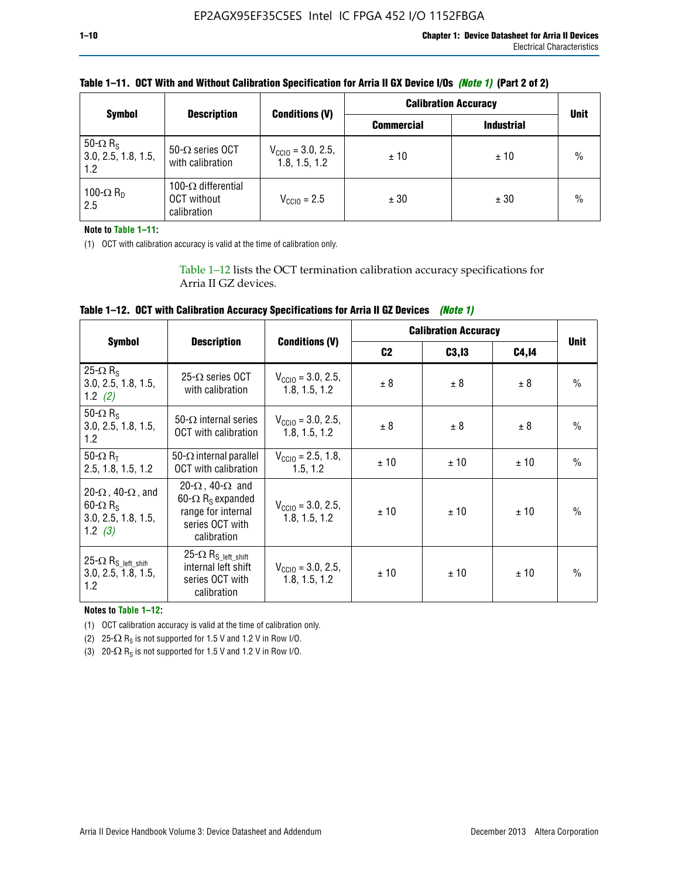**Table 1–11. OCT With and Without Calibration Specification for Arria II GX Device I/Os *(Note 1)* (Part 2 of 2)**

| Symbol | Description | Conditions (V) | Calibration Accuracy | | Unit |
|---|---|---|---|---|---|
| | | | Commercial | Industrial | |
| 50-Ω $R_S$ 3.0, 2.5, 1.8, 1.5, 1.2 | 50-Ω series OCT with calibration | $V_{CCIO}$ = 3.0, 2.5, 1.8, 1.5, 1.2 | ± 10 | ± 10 | % |
| 100-Ω $R_D$ 2.5 | 100-Ω differential OCT without calibration | $V_{CCIO}$ = 2.5 | ± 30 | ± 30 | % |

**Note to Table 1–11:**

(1) OCT with calibration accuracy is valid at the time of calibration only.

Table 1–12 lists the OCT termination calibration accuracy specifications for Arria II GZ devices.

**Table 1–12. OCT with Calibration Accuracy Specifications for Arria II GZ Devices *(Note 1)***

| Symbol | Description | Conditions (V) | Calibration Accuracy | | | Unit |
|---|---|---|---|---|---|---|
| | | | C2 | C3,I3 | C4,I4 | |
| 25-Ω $R_S$ 3.0, 2.5, 1.8, 1.5, 1.2 *(2)* | 25-Ω series OCT with calibration | $V_{CCIO}$ = 3.0, 2.5, 1.8, 1.5, 1.2 | ± 8 | ± 8 | ± 8 | % |
| 50-Ω $R_S$ 3.0, 2.5, 1.8, 1.5, 1.2 | 50-Ω internal series OCT with calibration | $V_{CCIO}$ = 3.0, 2.5, 1.8, 1.5, 1.2 | ± 8 | ± 8 | ± 8 | % |
| 50-Ω $R_T$ 2.5, 1.8, 1.5, 1.2 | 50-Ω internal parallel OCT with calibration | $V_{CCIO}$ = 2.5, 1.8, 1.5, 1.2 | ± 10 | ± 10 | ± 10 | % |
| 20-Ω, 40-Ω, and 60-Ω $R_S$ 3.0, 2.5, 1.8, 1.5, 1.2 *(3)* | 20-Ω, 40-Ω and 60-Ω $R_S$ expanded range for internal series OCT with calibration | $V_{CCIO}$ = 3.0, 2.5, 1.8, 1.5, 1.2 | ± 10 | ± 10 | ± 10 | % |
| 25-Ω $R_{S\_left\_shift}$ 3.0, 2.5, 1.8, 1.5, 1.2 | 25-Ω $R_{S\_left\_shift}$ internal left shift series OCT with calibration | $V_{CCIO}$ = 3.0, 2.5, 1.8, 1.5, 1.2 | ± 10 | ± 10 | ± 10 | % |

**Notes to Table 1–12:**

(1) OCT calibration accuracy is valid at the time of calibration only.

(2) 25-Ω $R_S$ is not supported for 1.5 V and 1.2 V in Row I/O.

(3) 20-Ω $R_S$ is not supported for 1.5 V and 1.2 V in Row I/O.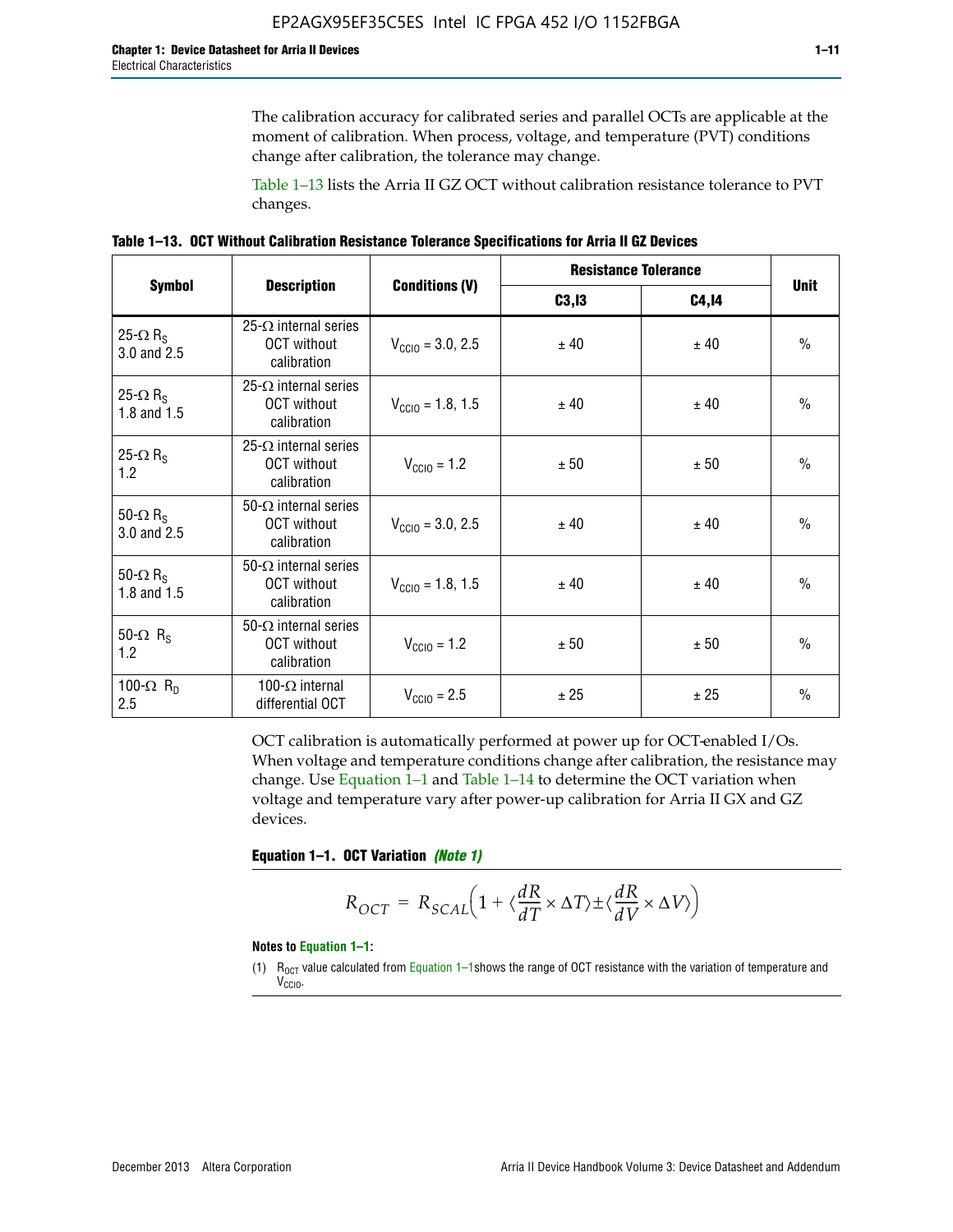The calibration accuracy for calibrated series and parallel OCTs are applicable at the moment of calibration. When process, voltage, and temperature (PVT) conditions change after calibration, the tolerance may change.

Table 1–13 lists the Arria II GZ OCT without calibration resistance tolerance to PVT changes.

**Table 1–13. OCT Without Calibration Resistance Tolerance Specifications for Arria II GZ Devices**

| Symbol | Description | Conditions (V) | Resistance Tolerance | | Unit |
|---|---|---|---|---|---|
| | | | C3,I3 | C4,I4 | |
| 25-Ω $R_S$ 3.0 and 2.5 | 25-Ω internal series OCT without calibration | $V_{CCIO}$ = 3.0, 2.5 | ± 40 | ± 40 | % |
| 25-Ω $R_S$ 1.8 and 1.5 | 25-Ω internal series OCT without calibration | $V_{CCIO}$ = 1.8, 1.5 | ± 40 | ± 40 | % |
| 25-Ω $R_S$ 1.2 | 25-Ω internal series OCT without calibration | $V_{CCIO}$ = 1.2 | ± 50 | ± 50 | % |
| 50-Ω $R_S$ 3.0 and 2.5 | 50-Ω internal series OCT without calibration | $V_{CCIO}$ = 3.0, 2.5 | ± 40 | ± 40 | % |
| 50-Ω $R_S$ 1.8 and 1.5 | 50-Ω internal series OCT without calibration | $V_{CCIO}$ = 1.8, 1.5 | ± 40 | ± 40 | % |
| 50-Ω $R_S$ 1.2 | 50-Ω internal series OCT without calibration | $V_{CCIO}$ = 1.2 | ± 50 | ± 50 | % |
| 100-Ω $R_D$ 2.5 | 100-Ω internal differential OCT | $V_{CCIO}$ = 2.5 | ± 25 | ± 25 | % |

OCT calibration is automatically performed at power up for OCT-enabled I/Os. When voltage and temperature conditions change after calibration, the resistance may change. Use Equation 1–1 and Table 1–14 to determine the OCT variation when voltage and temperature vary after power-up calibration for Arria II GX and GZ devices.

**Equation 1–1. OCT Variation** ***(Note 1)***

$$R_{OCT} = R_{SCAL}\left(1 + \langle\frac{dR}{dT} \times \Delta T\rangle \pm \langle\frac{dR}{dV} \times \Delta V\rangle\right)$$

**Notes to Equation 1–1:**

(1) $R_{OCT}$ value calculated from Equation 1–1shows the range of OCT resistance with the variation of temperature and $V_{CCIO}$.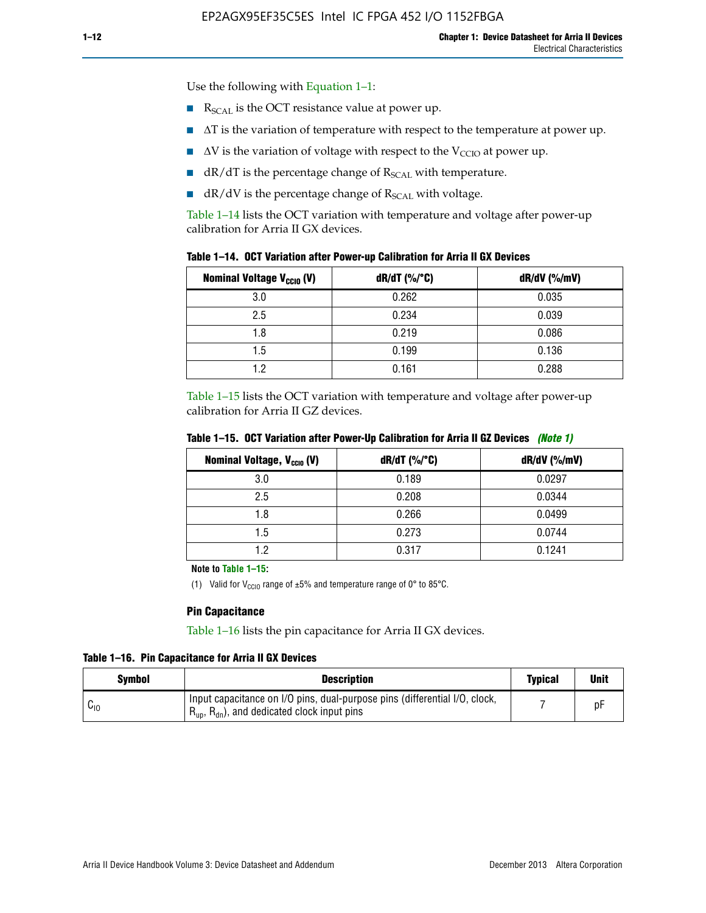Use the following with Equation 1–1:

- $R_{SCAL}$ is the OCT resistance value at power up.
- $\Delta T$ is the variation of temperature with respect to the temperature at power up.
- $\Delta V$ is the variation of voltage with respect to the $V_{CCIO}$ at power up.
- $dR/dT$ is the percentage change of $R_{SCAL}$ with temperature.
- $dR/dV$ is the percentage change of $R_{SCAL}$ with voltage.

Table 1–14 lists the OCT variation with temperature and voltage after power-up calibration for Arria II GX devices.

**Table 1–14. OCT Variation after Power-up Calibration for Arria II GX Devices**

| Nominal Voltage $V_{CCIO}$ (V) | dR/dT (%/°C) | dR/dV (%/mV) |
|---|---|---|
| 3.0 | 0.262 | 0.035 |
| 2.5 | 0.234 | 0.039 |
| 1.8 | 0.219 | 0.086 |
| 1.5 | 0.199 | 0.136 |
| 1.2 | 0.161 | 0.288 |

Table 1–15 lists the OCT variation with temperature and voltage after power-up calibration for Arria II GZ devices.

**Table 1–15. OCT Variation after Power-Up Calibration for Arria II GZ Devices** *(Note 1)*

| Nominal Voltage, $V_{CCIO}$ (V) | dR/dT (%/°C) | dR/dV (%/mV) |
|---|---|---|
| 3.0 | 0.189 | 0.0297 |
| 2.5 | 0.208 | 0.0344 |
| 1.8 | 0.266 | 0.0499 |
| 1.5 | 0.273 | 0.0744 |
| 1.2 | 0.317 | 0.1241 |

**Note to Table 1–15:**

(1) Valid for $V_{CCIO}$ range of ±5% and temperature range of 0° to 85°C.

### Pin Capacitance

Table 1–16 lists the pin capacitance for Arria II GX devices.

**Table 1–16. Pin Capacitance for Arria II GX Devices**

| Symbol | Description | Typical | Unit |
|---|---|---|---|
| $C_{IO}$ | Input capacitance on I/O pins, dual-purpose pins (differential I/O, clock, $R_{up}$, $R_{dn}$), and dedicated clock input pins | 7 | pF |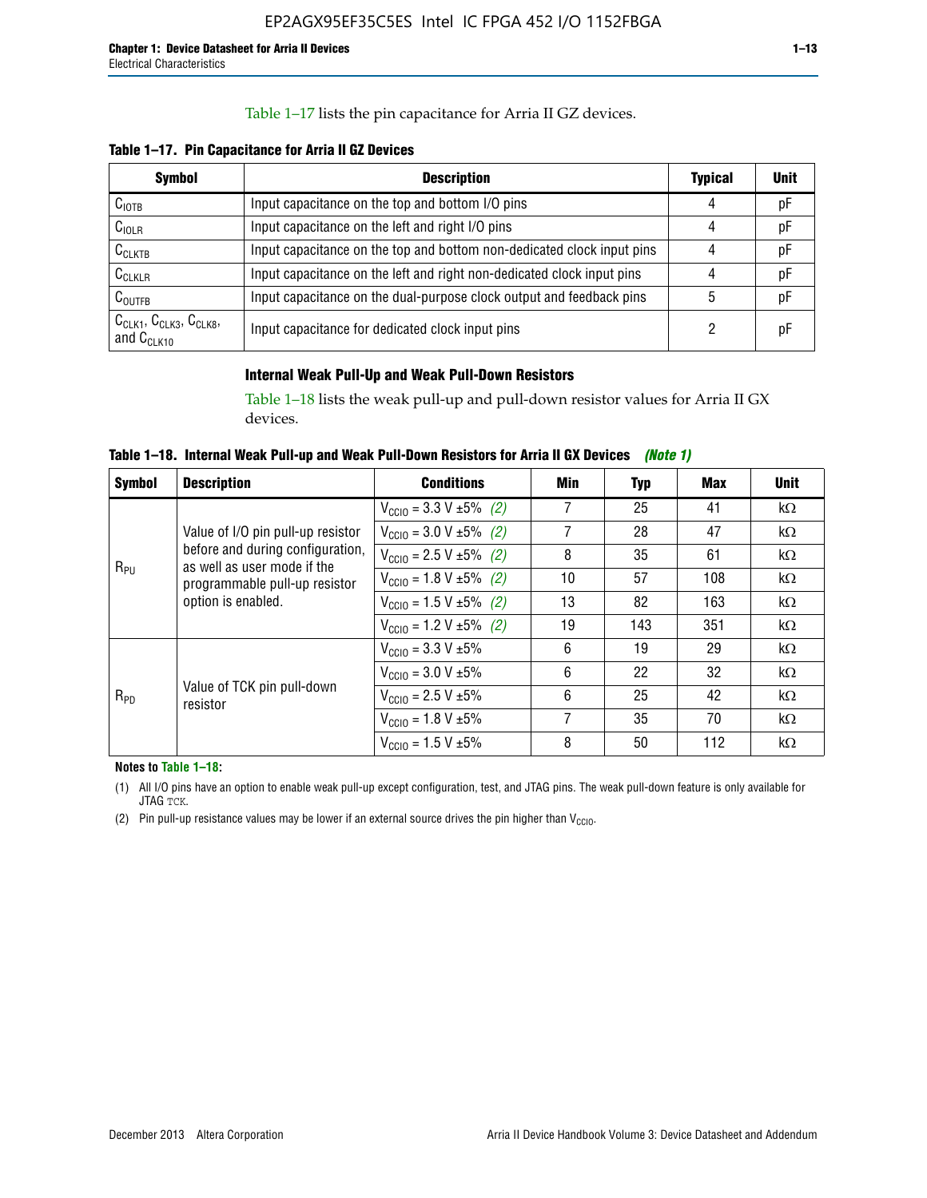Table 1–17 lists the pin capacitance for Arria II GZ devices.

**Table 1–17. Pin Capacitance for Arria II GZ Devices**

| Symbol | Description | Typical | Unit |
|---|---|---|---|
| $C_{IOTB}$ | Input capacitance on the top and bottom I/O pins | 4 | pF |
| $C_{IOLR}$ | Input capacitance on the left and right I/O pins | 4 | pF |
| $C_{CLKTB}$ | Input capacitance on the top and bottom non-dedicated clock input pins | 4 | pF |
| $C_{CLKLR}$ | Input capacitance on the left and right non-dedicated clock input pins | 4 | pF |
| $C_{OUTFB}$ | Input capacitance on the dual-purpose clock output and feedback pins | 5 | pF |
| $C_{CLK1}$, $C_{CLK3}$, $C_{CLK8}$, and $C_{CLK10}$ | Input capacitance for dedicated clock input pins | 2 | pF |

### Internal Weak Pull-Up and Weak Pull-Down Resistors

Table 1–18 lists the weak pull-up and pull-down resistor values for Arria II GX devices.

**Table 1–18. Internal Weak Pull-up and Weak Pull-Down Resistors for Arria II GX Devices** *(Note 1)*

| Symbol | Description | Conditions | Min | Typ | Max | Unit |
|---|---|---|---|---|---|---|
| $R_{PU}$ | Value of I/O pin pull-up resistor before and during configuration, as well as user mode if the programmable pull-up resistor option is enabled. | $V_{CCIO}$ = 3.3 V ±5% *(2)* | 7 | 25 | 41 | kΩ |
| | | $V_{CCIO}$ = 3.0 V ±5% *(2)* | 7 | 28 | 47 | kΩ |
| | | $V_{CCIO}$ = 2.5 V ±5% *(2)* | 8 | 35 | 61 | kΩ |
| | | $V_{CCIO}$ = 1.8 V ±5% *(2)* | 10 | 57 | 108 | kΩ |
| | | $V_{CCIO}$ = 1.5 V ±5% *(2)* | 13 | 82 | 163 | kΩ |
| | | $V_{CCIO}$ = 1.2 V ±5% *(2)* | 19 | 143 | 351 | kΩ |
| $R_{PD}$ | Value of TCK pin pull-down resistor | $V_{CCIO}$ = 3.3 V ±5% | 6 | 19 | 29 | kΩ |
| | | $V_{CCIO}$ = 3.0 V ±5% | 6 | 22 | 32 | kΩ |
| | | $V_{CCIO}$ = 2.5 V ±5% | 6 | 25 | 42 | kΩ |
| | | $V_{CCIO}$ = 1.8 V ±5% | 7 | 35 | 70 | kΩ |
| | | $V_{CCIO}$ = 1.5 V ±5% | 8 | 50 | 112 | kΩ |

**Notes to Table 1–18:**

(1) All I/O pins have an option to enable weak pull-up except configuration, test, and JTAG pins. The weak pull-down feature is only available for JTAG TCK.

(2) Pin pull-up resistance values may be lower if an external source drives the pin higher than $V_{CCIO}$.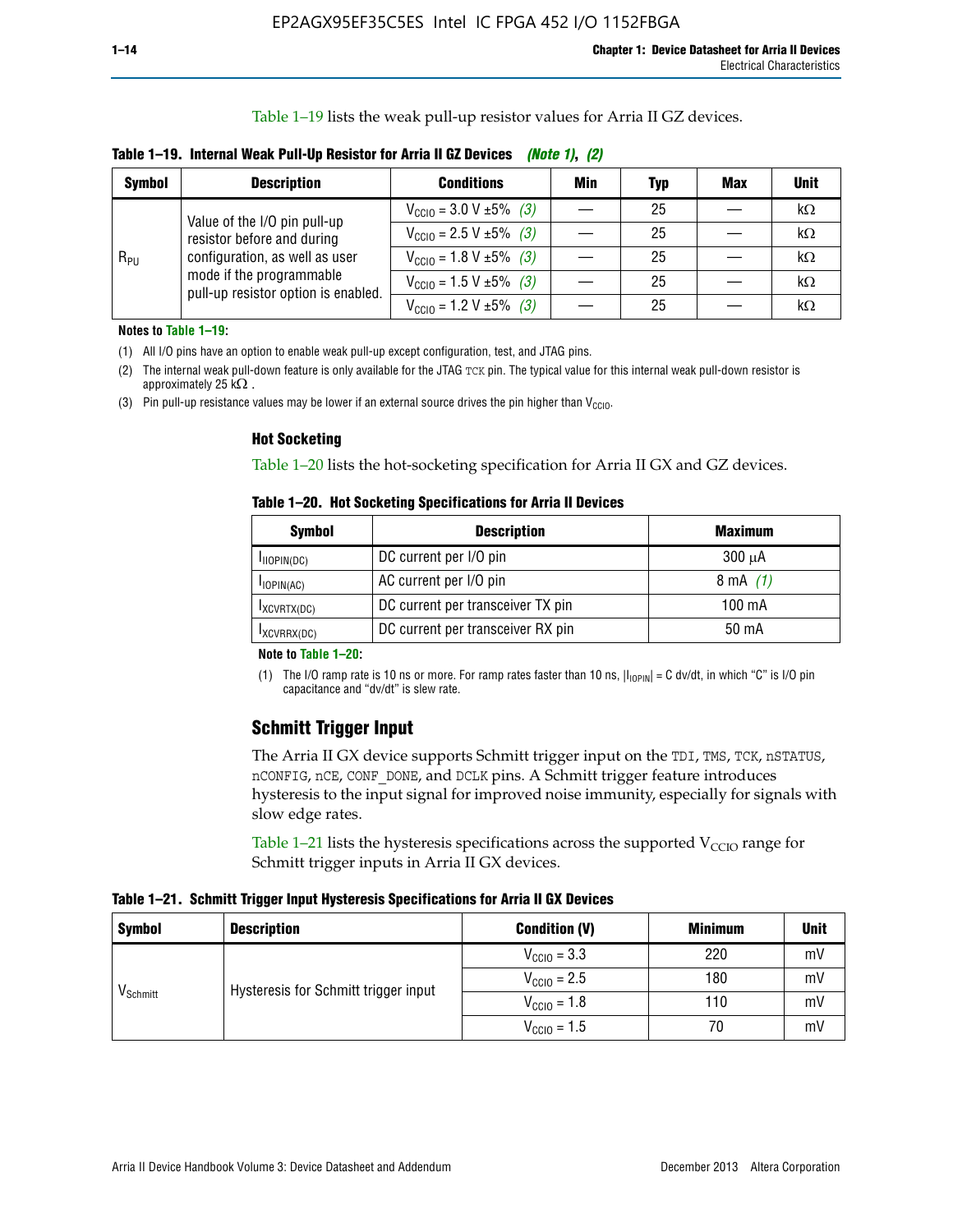Table 1–19 lists the weak pull-up resistor values for Arria II GZ devices.

**Table 1–19. Internal Weak Pull-Up Resistor for Arria II GZ Devices** *(Note 1)*, *(2)*

| Symbol | Description | Conditions | Min | Typ | Max | Unit |
|---|---|---|---|---|---|---|
| $R_{PU}$ | Value of the I/O pin pull-up resistor before and during configuration, as well as user mode if the programmable pull-up resistor option is enabled. | $V_{CCIO}$ = 3.0 V ±5% *(3)* | — | 25 | — | kΩ |
| | | $V_{CCIO}$ = 2.5 V ±5% *(3)* | — | 25 | — | kΩ |
| | | $V_{CCIO}$ = 1.8 V ±5% *(3)* | — | 25 | — | kΩ |
| | | $V_{CCIO}$ = 1.5 V ±5% *(3)* | — | 25 | — | kΩ |
| | | $V_{CCIO}$ = 1.2 V ±5% *(3)* | — | 25 | — | kΩ |

**Notes to Table 1–19:**

(1) All I/O pins have an option to enable weak pull-up except configuration, test, and JTAG pins.

(2) The internal weak pull-down feature is only available for the JTAG TCK pin. The typical value for this internal weak pull-down resistor is approximately 25 kΩ .

(3) Pin pull-up resistance values may be lower if an external source drives the pin higher than $V_{CCIO}$.

### Hot Socketing

Table 1–20 lists the hot-socketing specification for Arria II GX and GZ devices.

**Table 1–20. Hot Socketing Specifications for Arria II Devices**

| Symbol | Description | Maximum |
|---|---|---|
| $I_{IIOPIN(DC)}$ | DC current per I/O pin | 300 μA |
| $I_{IOPIN(AC)}$ | AC current per I/O pin | 8 mA *(1)* |
| $I_{XCVRTX(DC)}$ | DC current per transceiver TX pin | 100 mA |
| $I_{XCVRRX(DC)}$ | DC current per transceiver RX pin | 50 mA |

**Note to Table 1–20:**

(1) The I/O ramp rate is 10 ns or more. For ramp rates faster than 10 ns, $|I_{IOPIN}|$ = C dv/dt, in which "C" is I/O pin capacitance and "dv/dt" is slew rate.

## Schmitt Trigger Input

The Arria II GX device supports Schmitt trigger input on the TDI, TMS, TCK, nSTATUS, nCONFIG, nCE, CONF_DONE, and DCLK pins. A Schmitt trigger feature introduces hysteresis to the input signal for improved noise immunity, especially for signals with slow edge rates.

Table 1–21 lists the hysteresis specifications across the supported $V_{CCIO}$ range for Schmitt trigger inputs in Arria II GX devices.

**Table 1–21. Schmitt Trigger Input Hysteresis Specifications for Arria II GX Devices**

| Symbol | Description | Condition (V) | Minimum | Unit |
|---|---|---|---|---|
| $V_{Schmitt}$ | Hysteresis for Schmitt trigger input | $V_{CCIO}$ = 3.3 | 220 | mV |
| | | $V_{CCIO}$ = 2.5 | 180 | mV |
| | | $V_{CCIO}$ = 1.8 | 110 | mV |
| | | $V_{CCIO}$ = 1.5 | 70 | mV |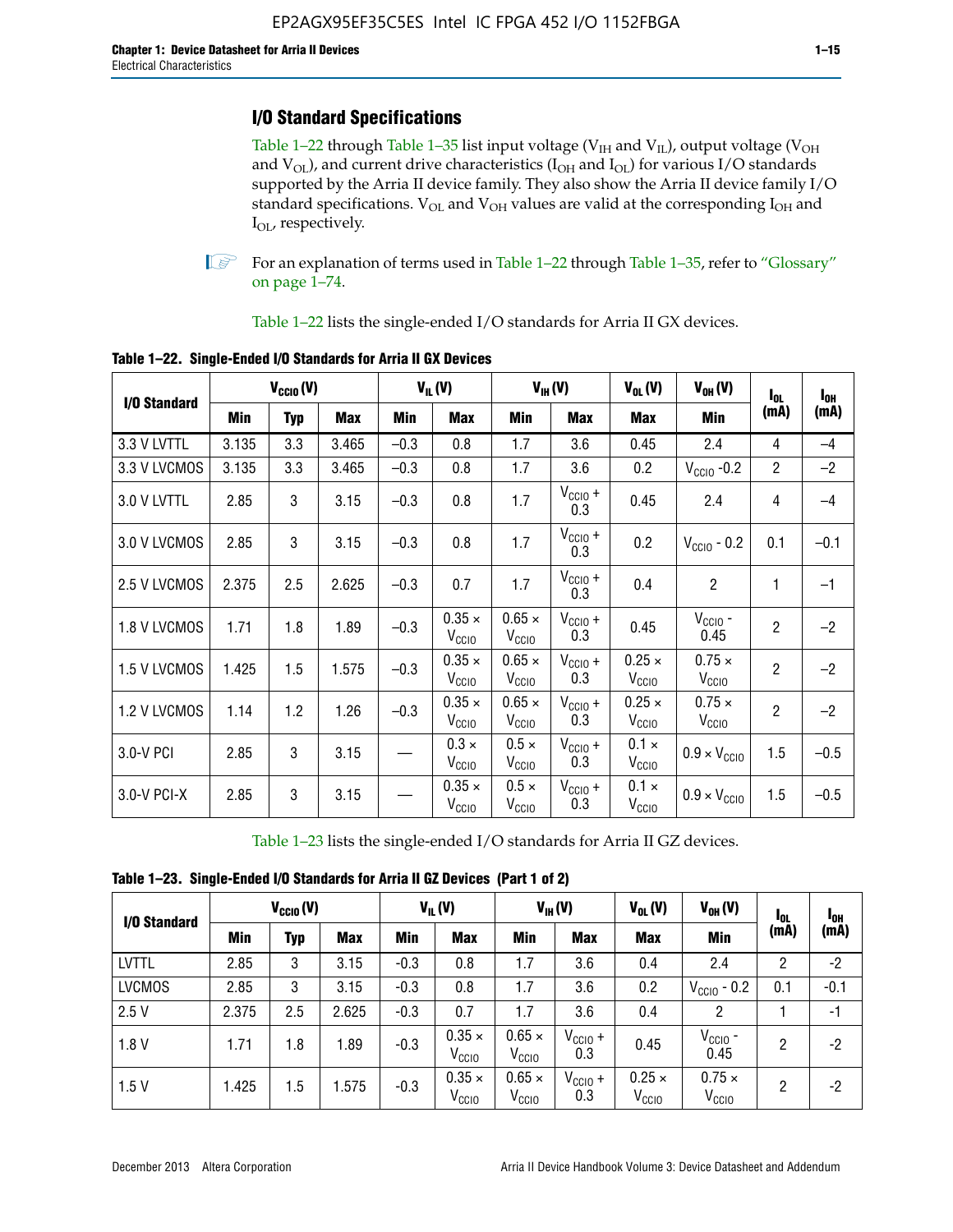## I/O Standard Specifications

Table 1–22 through Table 1–35 list input voltage ($V_{IH}$ and $V_{IL}$), output voltage ($V_{OH}$ and $V_{OL}$), and current drive characteristics ($I_{OH}$ and $I_{OL}$) for various I/O standards supported by the Arria II device family. They also show the Arria II device family I/O standard specifications. $V_{OL}$ and $V_{OH}$ values are valid at the corresponding $I_{OH}$ and $I_{OL}$, respectively.

For an explanation of terms used in Table 1–22 through Table 1–35, refer to "Glossary" on page 1–74.

Table 1–22 lists the single-ended I/O standards for Arria II GX devices.

**Table 1–22. Single-Ended I/O Standards for Arria II GX Devices**

| I/O Standard | $V_{CCIO}$ (V) | | | $V_{IL}$ (V) | | $V_{IH}$ (V) | | $V_{OL}$ (V) | $V_{OH}$ (V) | $I_{OL}$ (mA) | $I_{OH}$ (mA) |
|---|---|---|---|---|---|---|---|---|---|---|---|
| | Min | Typ | Max | Min | Max | Min | Max | Max | Min | | |
| 3.3 V LVTTL | 3.135 | 3.3 | 3.465 | –0.3 | 0.8 | 1.7 | 3.6 | 0.45 | 2.4 | 4 | –4 |
| 3.3 V LVCMOS | 3.135 | 3.3 | 3.465 | –0.3 | 0.8 | 1.7 | 3.6 | 0.2 | $V_{CCIO}$ -0.2 | 2 | –2 |
| 3.0 V LVTTL | 2.85 | 3 | 3.15 | –0.3 | 0.8 | 1.7 | $V_{CCIO}$ + 0.3 | 0.45 | 2.4 | 4 | –4 |
| 3.0 V LVCMOS | 2.85 | 3 | 3.15 | –0.3 | 0.8 | 1.7 | $V_{CCIO}$ + 0.3 | 0.2 | $V_{CCIO}$ - 0.2 | 0.1 | –0.1 |
| 2.5 V LVCMOS | 2.375 | 2.5 | 2.625 | –0.3 | 0.7 | 1.7 | $V_{CCIO}$ + 0.3 | 0.4 | 2 | 1 | –1 |
| 1.8 V LVCMOS | 1.71 | 1.8 | 1.89 | –0.3 | 0.35 × $V_{CCIO}$ | 0.65 × $V_{CCIO}$ | $V_{CCIO}$ + 0.3 | 0.45 | $V_{CCIO}$ - 0.45 | 2 | –2 |
| 1.5 V LVCMOS | 1.425 | 1.5 | 1.575 | –0.3 | 0.35 × $V_{CCIO}$ | 0.65 × $V_{CCIO}$ | $V_{CCIO}$ + 0.3 | 0.25 × $V_{CCIO}$ | 0.75 × $V_{CCIO}$ | 2 | –2 |
| 1.2 V LVCMOS | 1.14 | 1.2 | 1.26 | –0.3 | 0.35 × $V_{CCIO}$ | 0.65 × $V_{CCIO}$ | $V_{CCIO}$ + 0.3 | 0.25 × $V_{CCIO}$ | 0.75 × $V_{CCIO}$ | 2 | –2 |
| 3.0-V PCI | 2.85 | 3 | 3.15 | — | 0.3 × $V_{CCIO}$ | 0.5 × $V_{CCIO}$ | $V_{CCIO}$ + 0.3 | 0.1 × $V_{CCIO}$ | 0.9 × $V_{CCIO}$ | 1.5 | –0.5 |
| 3.0-V PCI-X | 2.85 | 3 | 3.15 | — | 0.35 × $V_{CCIO}$ | 0.5 × $V_{CCIO}$ | $V_{CCIO}$ + 0.3 | 0.1 × $V_{CCIO}$ | 0.9 × $V_{CCIO}$ | 1.5 | –0.5 |

Table 1–23 lists the single-ended I/O standards for Arria II GZ devices.

**Table 1–23. Single-Ended I/O Standards for Arria II GZ Devices (Part 1 of 2)**

| I/O Standard | $V_{CCIO}$ (V) | | | $V_{IL}$ (V) | | $V_{IH}$ (V) | | $V_{OL}$ (V) | $V_{OH}$ (V) | $I_{OL}$ (mA) | $I_{OH}$ (mA) |
|---|---|---|---|---|---|---|---|---|---|---|---|
| | Min | Typ | Max | Min | Max | Min | Max | Max | Min | | |
| LVTTL | 2.85 | 3 | 3.15 | -0.3 | 0.8 | 1.7 | 3.6 | 0.4 | 2.4 | 2 | -2 |
| LVCMOS | 2.85 | 3 | 3.15 | -0.3 | 0.8 | 1.7 | 3.6 | 0.2 | $V_{CCIO}$ - 0.2 | 0.1 | -0.1 |
| 2.5 V | 2.375 | 2.5 | 2.625 | -0.3 | 0.7 | 1.7 | 3.6 | 0.4 | 2 | 1 | -1 |
| 1.8 V | 1.71 | 1.8 | 1.89 | -0.3 | 0.35 × $V_{CCIO}$ | 0.65 × $V_{CCIO}$ | $V_{CCIO}$ + 0.3 | 0.45 | $V_{CCIO}$ - 0.45 | 2 | -2 |
| 1.5 V | 1.425 | 1.5 | 1.575 | -0.3 | 0.35 × $V_{CCIO}$ | 0.65 × $V_{CCIO}$ | $V_{CCIO}$ + 0.3 | 0.25 × $V_{CCIO}$ | 0.75 × $V_{CCIO}$ | 2 | -2 |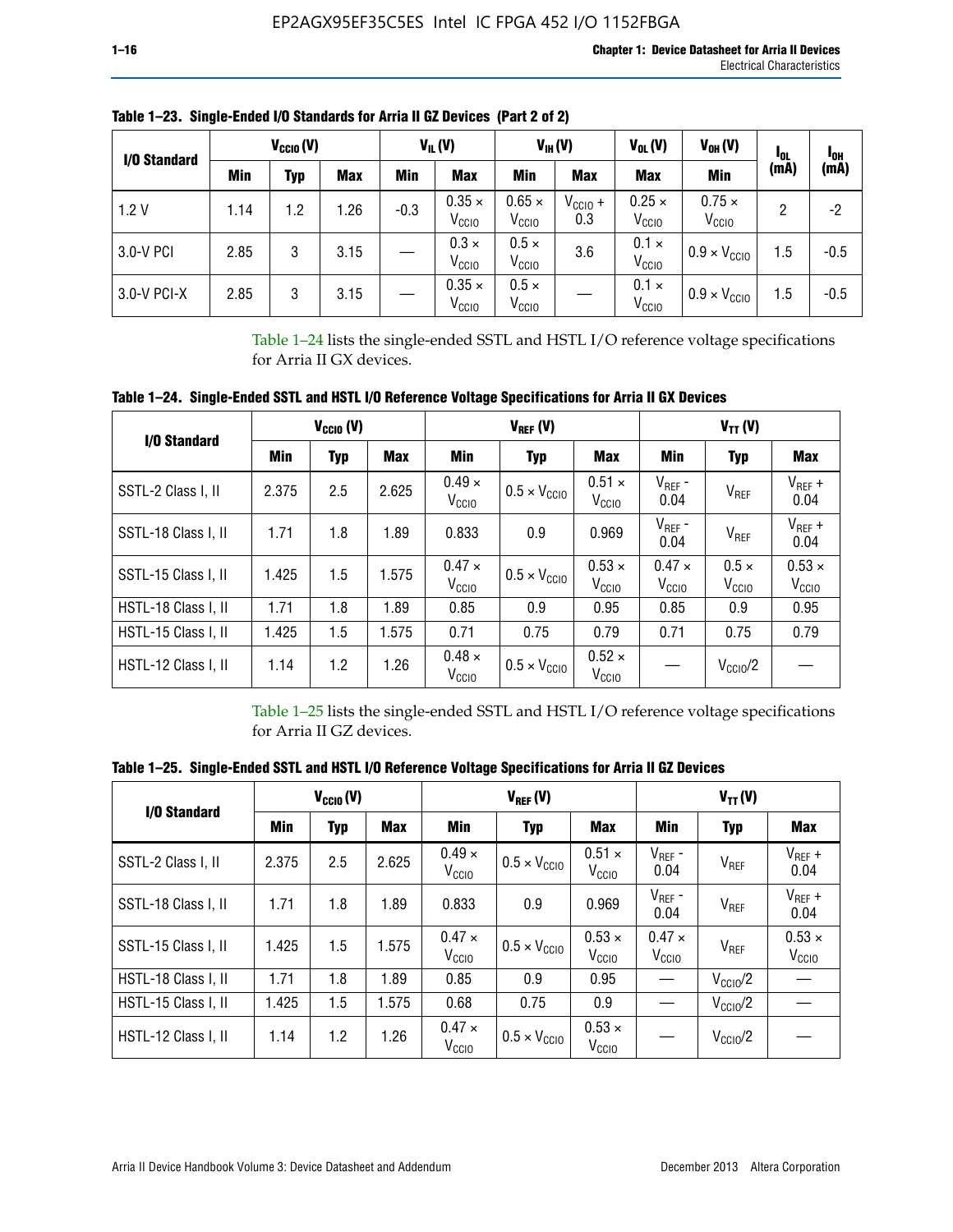**Table 1–23. Single-Ended I/O Standards for Arria II GZ Devices (Part 2 of 2)**

| I/O Standard | $V_{CCIO}$ (V) | | | $V_{IL}$ (V) | | $V_{IH}$ (V) | | $V_{OL}$ (V) | $V_{OH}$ (V) | $I_{OL}$ (mA) | $I_{OH}$ (mA) |
|---|---|---|---|---|---|---|---|---|---|---|---|
| | Min | Typ | Max | Min | Max | Min | Max | Max | Min | | |
| 1.2 V | 1.14 | 1.2 | 1.26 | -0.3 | 0.35 × $V_{CCIO}$ | 0.65 × $V_{CCIO}$ | $V_{CCIO}$ + 0.3 | 0.25 × $V_{CCIO}$ | 0.75 × $V_{CCIO}$ | 2 | -2 |
| 3.0-V PCI | 2.85 | 3 | 3.15 | — | 0.3 × $V_{CCIO}$ | 0.5 × $V_{CCIO}$ | 3.6 | 0.1 × $V_{CCIO}$ | 0.9 × $V_{CCIO}$ | 1.5 | -0.5 |
| 3.0-V PCI-X | 2.85 | 3 | 3.15 | — | 0.35 × $V_{CCIO}$ | 0.5 × $V_{CCIO}$ | — | 0.1 × $V_{CCIO}$ | 0.9 × $V_{CCIO}$ | 1.5 | -0.5 |

Table 1–24 lists the single-ended SSTL and HSTL I/O reference voltage specifications for Arria II GX devices.

**Table 1–24. Single-Ended SSTL and HSTL I/O Reference Voltage Specifications for Arria II GX Devices**

| I/O Standard | $V_{CCIO}$ (V) | | | $V_{REF}$ (V) | | | $V_{TT}$ (V) | | |
|---|---|---|---|---|---|---|---|---|---|
| | Min | Typ | Max | Min | Typ | Max | Min | Typ | Max |
| SSTL-2 Class I, II | 2.375 | 2.5 | 2.625 | 0.49 × $V_{CCIO}$ | 0.5 × $V_{CCIO}$ | 0.51 × $V_{CCIO}$ | $V_{REF}$ - 0.04 | $V_{REF}$ | $V_{REF}$ + 0.04 |
| SSTL-18 Class I, II | 1.71 | 1.8 | 1.89 | 0.833 | 0.9 | 0.969 | $V_{REF}$ - 0.04 | $V_{REF}$ | $V_{REF}$ + 0.04 |
| SSTL-15 Class I, II | 1.425 | 1.5 | 1.575 | 0.47 × $V_{CCIO}$ | 0.5 × $V_{CCIO}$ | 0.53 × $V_{CCIO}$ | 0.47 × $V_{CCIO}$ | 0.5 × $V_{CCIO}$ | 0.53 × $V_{CCIO}$ |
| HSTL-18 Class I, II | 1.71 | 1.8 | 1.89 | 0.85 | 0.9 | 0.95 | 0.85 | 0.9 | 0.95 |
| HSTL-15 Class I, II | 1.425 | 1.5 | 1.575 | 0.71 | 0.75 | 0.79 | 0.71 | 0.75 | 0.79 |
| HSTL-12 Class I, II | 1.14 | 1.2 | 1.26 | 0.48 × $V_{CCIO}$ | 0.5 × $V_{CCIO}$ | 0.52 × $V_{CCIO}$ | — | $V_{CCIO}$/2 | — |

Table 1–25 lists the single-ended SSTL and HSTL I/O reference voltage specifications for Arria II GZ devices.

**Table 1–25. Single-Ended SSTL and HSTL I/O Reference Voltage Specifications for Arria II GZ Devices**

| I/O Standard | $V_{CCIO}$ (V) | | | $V_{REF}$ (V) | | | $V_{TT}$ (V) | | |
|---|---|---|---|---|---|---|---|---|---|
| | Min | Typ | Max | Min | Typ | Max | Min | Typ | Max |
| SSTL-2 Class I, II | 2.375 | 2.5 | 2.625 | 0.49 × $V_{CCIO}$ | 0.5 × $V_{CCIO}$ | 0.51 × $V_{CCIO}$ | $V_{REF}$ - 0.04 | $V_{REF}$ | $V_{REF}$ + 0.04 |
| SSTL-18 Class I, II | 1.71 | 1.8 | 1.89 | 0.833 | 0.9 | 0.969 | $V_{REF}$ - 0.04 | $V_{REF}$ | $V_{REF}$ + 0.04 |
| SSTL-15 Class I, II | 1.425 | 1.5 | 1.575 | 0.47 × $V_{CCIO}$ | 0.5 × $V_{CCIO}$ | 0.53 × $V_{CCIO}$ | 0.47 × $V_{CCIO}$ | $V_{REF}$ | 0.53 × $V_{CCIO}$ |
| HSTL-18 Class I, II | 1.71 | 1.8 | 1.89 | 0.85 | 0.9 | 0.95 | — | $V_{CCIO}$/2 | — |
| HSTL-15 Class I, II | 1.425 | 1.5 | 1.575 | 0.68 | 0.75 | 0.9 | — | $V_{CCIO}$/2 | — |
| HSTL-12 Class I, II | 1.14 | 1.2 | 1.26 | 0.47 × $V_{CCIO}$ | 0.5 × $V_{CCIO}$ | 0.53 × $V_{CCIO}$ | — | $V_{CCIO}$/2 | — |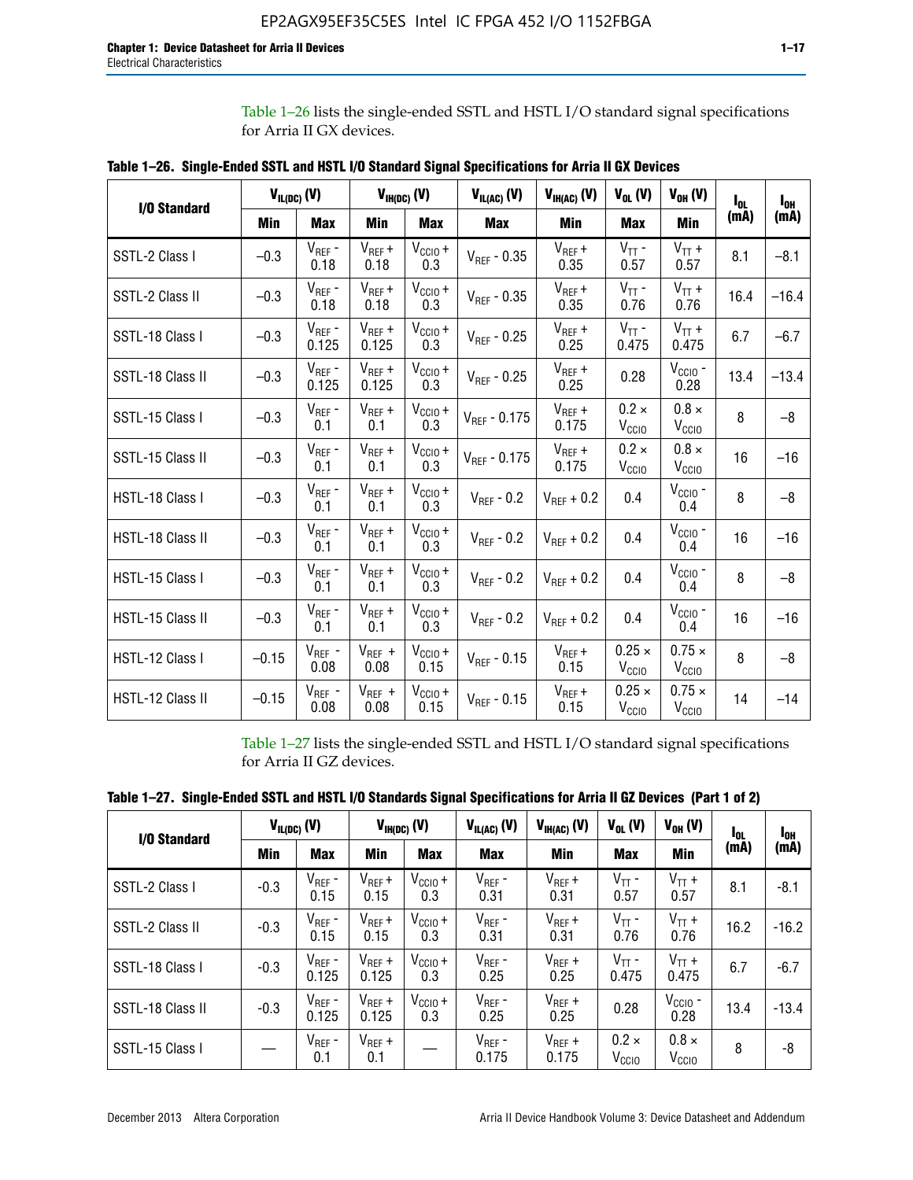Table 1–26 lists the single-ended SSTL and HSTL I/O standard signal specifications for Arria II GX devices.

**Table 1–26. Single-Ended SSTL and HSTL I/O Standard Signal Specifications for Arria II GX Devices**

| I/O Standard | $V_{IL(DC)}$ (V) | | $V_{IH(DC)}$ (V) | | $V_{IL(AC)}$ (V) | $V_{IH(AC)}$ (V) | $V_{OL}$ (V) | $V_{OH}$ (V) | $I_{OL}$ (mA) | $I_{OH}$ (mA) |
|---|---|---|---|---|---|---|---|---|---|---|
| | Min | Max | Min | Max | Max | Min | Max | Min | | |
| SSTL-2 Class I | –0.3 | $V_{REF}$ - 0.18 | $V_{REF}$ + 0.18 | $V_{CCIO}$ + 0.3 | $V_{REF}$ - 0.35 | $V_{REF}$ + 0.35 | $V_{TT}$ - 0.57 | $V_{TT}$ + 0.57 | 8.1 | –8.1 |
| SSTL-2 Class II | –0.3 | $V_{REF}$ - 0.18 | $V_{REF}$ + 0.18 | $V_{CCIO}$ + 0.3 | $V_{REF}$ - 0.35 | $V_{REF}$ + 0.35 | $V_{TT}$ - 0.76 | $V_{TT}$ + 0.76 | 16.4 | –16.4 |
| SSTL-18 Class I | –0.3 | $V_{REF}$ - 0.125 | $V_{REF}$ + 0.125 | $V_{CCIO}$ + 0.3 | $V_{REF}$ - 0.25 | $V_{REF}$ + 0.25 | $V_{TT}$ - 0.475 | $V_{TT}$ + 0.475 | 6.7 | –6.7 |
| SSTL-18 Class II | –0.3 | $V_{REF}$ - 0.125 | $V_{REF}$ + 0.125 | $V_{CCIO}$ + 0.3 | $V_{REF}$ - 0.25 | $V_{REF}$ + 0.25 | 0.28 | $V_{CCIO}$ - 0.28 | 13.4 | –13.4 |
| SSTL-15 Class I | –0.3 | $V_{REF}$ - 0.1 | $V_{REF}$ + 0.1 | $V_{CCIO}$ + 0.3 | $V_{REF}$ - 0.175 | $V_{REF}$ + 0.175 | 0.2 × $V_{CCIO}$ | 0.8 × $V_{CCIO}$ | 8 | –8 |
| SSTL-15 Class II | –0.3 | $V_{REF}$ - 0.1 | $V_{REF}$ + 0.1 | $V_{CCIO}$ + 0.3 | $V_{REF}$ - 0.175 | $V_{REF}$ + 0.175 | 0.2 × $V_{CCIO}$ | 0.8 × $V_{CCIO}$ | 16 | –16 |
| HSTL-18 Class I | –0.3 | $V_{REF}$ - 0.1 | $V_{REF}$ + 0.1 | $V_{CCIO}$ + 0.3 | $V_{REF}$ - 0.2 | $V_{REF}$ + 0.2 | 0.4 | $V_{CCIO}$ - 0.4 | 8 | –8 |
| HSTL-18 Class II | –0.3 | $V_{REF}$ - 0.1 | $V_{REF}$ + 0.1 | $V_{CCIO}$ + 0.3 | $V_{REF}$ - 0.2 | $V_{REF}$ + 0.2 | 0.4 | $V_{CCIO}$ - 0.4 | 16 | –16 |
| HSTL-15 Class I | –0.3 | $V_{REF}$ - 0.1 | $V_{REF}$ + 0.1 | $V_{CCIO}$ + 0.3 | $V_{REF}$ - 0.2 | $V_{REF}$ + 0.2 | 0.4 | $V_{CCIO}$ - 0.4 | 8 | –8 |
| HSTL-15 Class II | –0.3 | $V_{REF}$ - 0.1 | $V_{REF}$ + 0.1 | $V_{CCIO}$ + 0.3 | $V_{REF}$ - 0.2 | $V_{REF}$ + 0.2 | 0.4 | $V_{CCIO}$ - 0.4 | 16 | –16 |
| HSTL-12 Class I | –0.15 | $V_{REF}$ - 0.08 | $V_{REF}$ + 0.08 | $V_{CCIO}$ + 0.15 | $V_{REF}$ - 0.15 | $V_{REF}$ + 0.15 | 0.25 × $V_{CCIO}$ | 0.75 × $V_{CCIO}$ | 8 | –8 |
| HSTL-12 Class II | –0.15 | $V_{REF}$ - 0.08 | $V_{REF}$ + 0.08 | $V_{CCIO}$ + 0.15 | $V_{REF}$ - 0.15 | $V_{REF}$ + 0.15 | 0.25 × $V_{CCIO}$ | 0.75 × $V_{CCIO}$ | 14 | –14 |

Table 1–27 lists the single-ended SSTL and HSTL I/O standard signal specifications for Arria II GZ devices.

**Table 1–27. Single-Ended SSTL and HSTL I/O Standards Signal Specifications for Arria II GZ Devices (Part 1 of 2)**

| I/O Standard | $V_{IL(DC)}$ (V) | | $V_{IH(DC)}$ (V) | | $V_{IL(AC)}$ (V) | $V_{IH(AC)}$ (V) | $V_{OL}$ (V) | $V_{OH}$ (V) | $I_{OL}$ (mA) | $I_{OH}$ (mA) |
|---|---|---|---|---|---|---|---|---|---|---|
| | Min | Max | Min | Max | Max | Min | Max | Min | | |
| SSTL-2 Class I | -0.3 | $V_{REF}$ - 0.15 | $V_{REF}$ + 0.15 | $V_{CCIO}$ + 0.3 | $V_{REF}$ - 0.31 | $V_{REF}$ + 0.31 | $V_{TT}$ - 0.57 | $V_{TT}$ + 0.57 | 8.1 | -8.1 |
| SSTL-2 Class II | -0.3 | $V_{REF}$ - 0.15 | $V_{REF}$ + 0.15 | $V_{CCIO}$ + 0.3 | $V_{REF}$ - 0.31 | $V_{REF}$ + 0.31 | $V_{TT}$ - 0.76 | $V_{TT}$ + 0.76 | 16.2 | -16.2 |
| SSTL-18 Class I | -0.3 | $V_{REF}$ - 0.125 | $V_{REF}$ + 0.125 | $V_{CCIO}$ + 0.3 | $V_{REF}$ - 0.25 | $V_{REF}$ + 0.25 | $V_{TT}$ - 0.475 | $V_{TT}$ + 0.475 | 6.7 | -6.7 |
| SSTL-18 Class II | -0.3 | $V_{REF}$ - 0.125 | $V_{REF}$ + 0.125 | $V_{CCIO}$ + 0.3 | $V_{REF}$ - 0.25 | $V_{REF}$ + 0.25 | 0.28 | $V_{CCIO}$ - 0.28 | 13.4 | -13.4 |
| SSTL-15 Class I | — | $V_{REF}$ - 0.1 | $V_{REF}$ + 0.1 | — | $V_{REF}$ - 0.175 | $V_{REF}$ + 0.175 | 0.2 × $V_{CCIO}$ | 0.8 × $V_{CCIO}$ | 8 | -8 |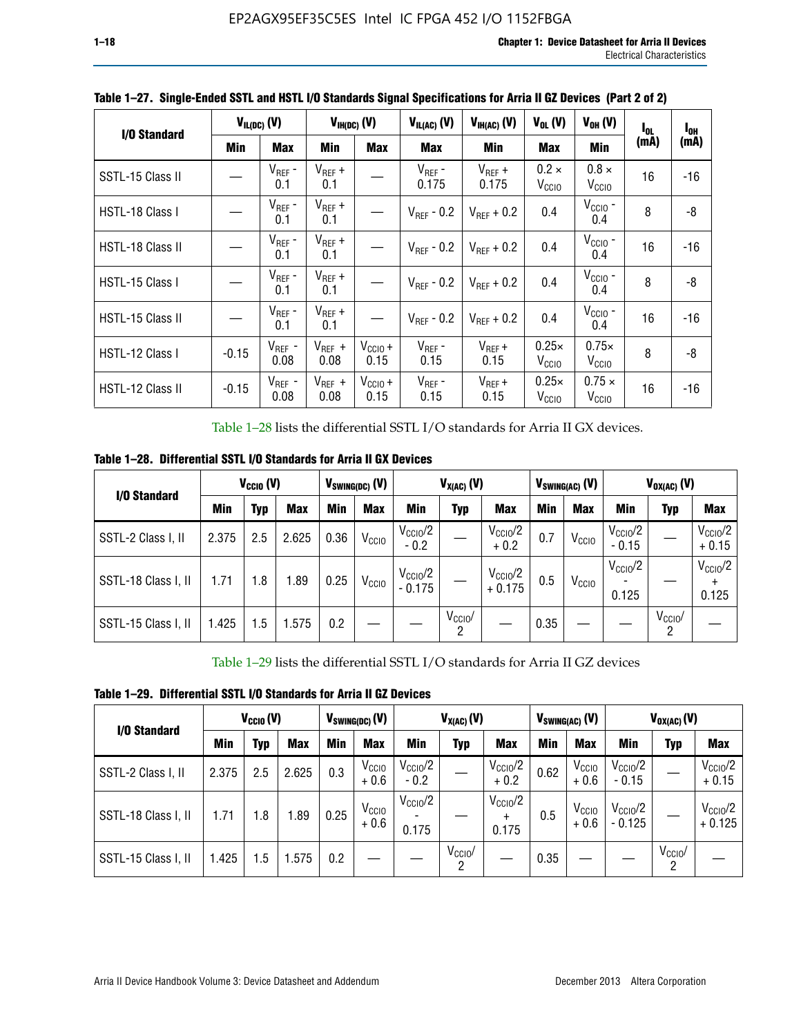**Table 1–27. Single-Ended SSTL and HSTL I/O Standards Signal Specifications for Arria II GZ Devices (Part 2 of 2)**

| I/O Standard | $V_{IL(DC)}$ (V) | | $V_{IH(DC)}$ (V) | | $V_{IL(AC)}$ (V) | $V_{IH(AC)}$ (V) | $V_{OL}$ (V) | $V_{OH}$ (V) | $I_{OL}$ (mA) | $I_{OH}$ (mA) |
|---|---|---|---|---|---|---|---|---|---|---|
| | Min | Max | Min | Max | Max | Min | Max | Min | | |
| SSTL-15 Class II | — | $V_{REF}$ - 0.1 | $V_{REF}$ + 0.1 | — | $V_{REF}$ - 0.175 | $V_{REF}$ + 0.175 | 0.2 × $V_{CCIO}$ | 0.8 × $V_{CCIO}$ | 16 | -16 |
| HSTL-18 Class I | — | $V_{REF}$ - 0.1 | $V_{REF}$ + 0.1 | — | $V_{REF}$ - 0.2 | $V_{REF}$ + 0.2 | 0.4 | $V_{CCIO}$ - 0.4 | 8 | -8 |
| HSTL-18 Class II | — | $V_{REF}$ - 0.1 | $V_{REF}$ + 0.1 | — | $V_{REF}$ - 0.2 | $V_{REF}$ + 0.2 | 0.4 | $V_{CCIO}$ - 0.4 | 16 | -16 |
| HSTL-15 Class I | — | $V_{REF}$ - 0.1 | $V_{REF}$ + 0.1 | — | $V_{REF}$ - 0.2 | $V_{REF}$ + 0.2 | 0.4 | $V_{CCIO}$ - 0.4 | 8 | -8 |
| HSTL-15 Class II | — | $V_{REF}$ - 0.1 | $V_{REF}$ + 0.1 | — | $V_{REF}$ - 0.2 | $V_{REF}$ + 0.2 | 0.4 | $V_{CCIO}$ - 0.4 | 16 | -16 |
| HSTL-12 Class I | -0.15 | $V_{REF}$ - 0.08 | $V_{REF}$ + 0.08 | $V_{CCIO}$ + 0.15 | $V_{REF}$ - 0.15 | $V_{REF}$ + 0.15 | 0.25× $V_{CCIO}$ | 0.75× $V_{CCIO}$ | 8 | -8 |
| HSTL-12 Class II | -0.15 | $V_{REF}$ - 0.08 | $V_{REF}$ + 0.08 | $V_{CCIO}$ + 0.15 | $V_{REF}$ - 0.15 | $V_{REF}$ + 0.15 | 0.25× $V_{CCIO}$ | 0.75 × $V_{CCIO}$ | 16 | -16 |

Table 1–28 lists the differential SSTL I/O standards for Arria II GX devices.

**Table 1–28. Differential SSTL I/O Standards for Arria II GX Devices**

| I/O Standard | $V_{CCIO}$ (V) | | | $V_{SWING(DC)}$ (V) | | $V_{X(AC)}$ (V) | | | $V_{SWING(AC)}$ (V) | | $V_{OX(AC)}$ (V) | | |
|---|---|---|---|---|---|---|---|---|---|---|---|---|---|
| | Min | Typ | Max | Min | Max | Min | Typ | Max | Min | Max | Min | Typ | Max |
| SSTL-2 Class I, II | 2.375 | 2.5 | 2.625 | 0.36 | $V_{CCIO}$ | $V_{CCIO}$/2 - 0.2 | — | $V_{CCIO}$/2 + 0.2 | 0.7 | $V_{CCIO}$ | $V_{CCIO}$/2 - 0.15 | — | $V_{CCIO}$/2 + 0.15 |
| SSTL-18 Class I, II | 1.71 | 1.8 | 1.89 | 0.25 | $V_{CCIO}$ | $V_{CCIO}$/2 - 0.175 | — | $V_{CCIO}$/2 + 0.175 | 0.5 | $V_{CCIO}$ | $V_{CCIO}$/2 - 0.125 | — | $V_{CCIO}$/2 + 0.125 |
| SSTL-15 Class I, II | 1.425 | 1.5 | 1.575 | 0.2 | — | — | $V_{CCIO}$/2 | — | 0.35 | — | — | $V_{CCIO}$/2 | — |

Table 1–29 lists the differential SSTL I/O standards for Arria II GZ devices

**Table 1–29. Differential SSTL I/O Standards for Arria II GZ Devices**

| I/O Standard | $V_{CCIO}$ (V) | | | $V_{SWING(DC)}$ (V) | | $V_{X(AC)}$ (V) | | | $V_{SWING(AC)}$ (V) | | $V_{OX(AC)}$ (V) | | |
|---|---|---|---|---|---|---|---|---|---|---|---|---|---|
| | Min | Typ | Max | Min | Max | Min | Typ | Max | Min | Max | Min | Typ | Max |
| SSTL-2 Class I, II | 2.375 | 2.5 | 2.625 | 0.3 | $V_{CCIO}$ + 0.6 | $V_{CCIO}$/2 - 0.2 | — | $V_{CCIO}$/2 + 0.2 | 0.62 | $V_{CCIO}$ + 0.6 | $V_{CCIO}$/2 - 0.15 | — | $V_{CCIO}$/2 + 0.15 |
| SSTL-18 Class I, II | 1.71 | 1.8 | 1.89 | 0.25 | $V_{CCIO}$ + 0.6 | $V_{CCIO}$/2 - 0.175 | — | $V_{CCIO}$/2 + 0.175 | 0.5 | $V_{CCIO}$ + 0.6 | $V_{CCIO}$/2 - 0.125 | — | $V_{CCIO}$/2 + 0.125 |
| SSTL-15 Class I, II | 1.425 | 1.5 | 1.575 | 0.2 | — | — | $V_{CCIO}$/2 | — | 0.35 | — | — | $V_{CCIO}$/2 | — |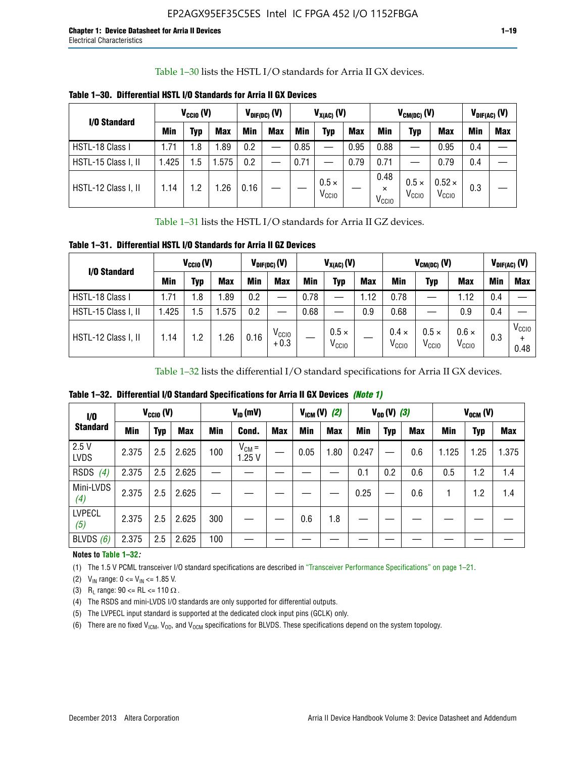Table 1–30 lists the HSTL I/O standards for Arria II GX devices.

**Table 1–30. Differential HSTL I/O Standards for Arria II GX Devices**

| I/O Standard | $V_{CCIO}$ (V) | | | $V_{DIF(DC)}$ (V) | | $V_{X(AC)}$ (V) | | | $V_{CM(DC)}$ (V) | | | $V_{DIF(AC)}$ (V) | |
|---|---|---|---|---|---|---|---|---|---|---|---|---|---|
| | Min | Typ | Max | Min | Max | Min | Typ | Max | Min | Typ | Max | Min | Max |
| HSTL-18 Class I | 1.71 | 1.8 | 1.89 | 0.2 | — | 0.85 | — | 0.95 | 0.88 | — | 0.95 | 0.4 | — |
| HSTL-15 Class I, II | 1.425 | 1.5 | 1.575 | 0.2 | — | 0.71 | — | 0.79 | 0.71 | — | 0.79 | 0.4 | — |
| HSTL-12 Class I, II | 1.14 | 1.2 | 1.26 | 0.16 | — | — | $0.5 \times V_{CCIO}$ | — | $0.48 \times V_{CCIO}$ | $0.5 \times V_{CCIO}$ | $0.52 \times V_{CCIO}$ | 0.3 | — |

Table 1–31 lists the HSTL I/O standards for Arria II GZ devices.

**Table 1–31. Differential HSTL I/O Standards for Arria II GZ Devices**

| I/O Standard | $V_{CCIO}$ (V) | | | $V_{DIF(DC)}$ (V) | | $V_{X(AC)}$ (V) | | | $V_{CM(DC)}$ (V) | | | $V_{DIF(AC)}$ (V) | |
|---|---|---|---|---|---|---|---|---|---|---|---|---|---|
| | Min | Typ | Max | Min | Max | Min | Typ | Max | Min | Typ | Max | Min | Max |
| HSTL-18 Class I | 1.71 | 1.8 | 1.89 | 0.2 | — | 0.78 | — | 1.12 | 0.78 | — | 1.12 | 0.4 | — |
| HSTL-15 Class I, II | 1.425 | 1.5 | 1.575 | 0.2 | — | 0.68 | — | 0.9 | 0.68 | — | 0.9 | 0.4 | — |
| HSTL-12 Class I, II | 1.14 | 1.2 | 1.26 | 0.16 | $V_{CCIO} + 0.3$ | — | $0.5 \times V_{CCIO}$ | — | $0.4 \times V_{CCIO}$ | $0.5 \times V_{CCIO}$ | $0.6 \times V_{CCIO}$ | 0.3 | $V_{CCIO} + 0.48$ |

Table 1–32 lists the differential I/O standard specifications for Arria II GX devices.

**Table 1–32. Differential I/O Standard Specifications for Arria II GX Devices** *(Note 1)*

| I/O Standard | $V_{CCIO}$ (V) | | | $V_{ID}$ (mV) | | | $V_{ICM}$ (V) *(2)* | | $V_{OD}$ (V) *(3)* | | | $V_{OCM}$ (V) | | |
|---|---|---|---|---|---|---|---|---|---|---|---|---|---|---|
| | Min | Typ | Max | Min | Cond. | Max | Min | Max | Min | Typ | Max | Min | Typ | Max |
| 2.5 V LVDS | 2.375 | 2.5 | 2.625 | 100 | $V_{CM}$ = 1.25 V | — | 0.05 | 1.80 | 0.247 | — | 0.6 | 1.125 | 1.25 | 1.375 |
| RSDS *(4)* | 2.375 | 2.5 | 2.625 | — | — | — | — | — | 0.1 | 0.2 | 0.6 | 0.5 | 1.2 | 1.4 |
| Mini-LVDS *(4)* | 2.375 | 2.5 | 2.625 | — | — | — | — | — | 0.25 | — | 0.6 | 1 | 1.2 | 1.4 |
| LVPECL *(5)* | 2.375 | 2.5 | 2.625 | 300 | — | — | 0.6 | 1.8 | — | — | — | — | — | — |
| BLVDS *(6)* | 2.375 | 2.5 | 2.625 | 100 | — | — | — | — | — | — | — | — | — | — |

**Notes to Table 1–32:**

(1) The 1.5 V PCML transceiver I/O standard specifications are described in "Transceiver Performance Specifications" on page 1–21.

(2) $V_{IN}$ range: 0 <= $V_{IN}$ <= 1.85 V.

(3) $R_L$ range: 90 <= RL <= 110 Ω.

(4) The RSDS and mini-LVDS I/O standards are only supported for differential outputs.

(5) The LVPECL input standard is supported at the dedicated clock input pins (GCLK) only.

(6) There are no fixed $V_{ICM}$, $V_{OD}$, and $V_{OCM}$ specifications for BLVDS. These specifications depend on the system topology.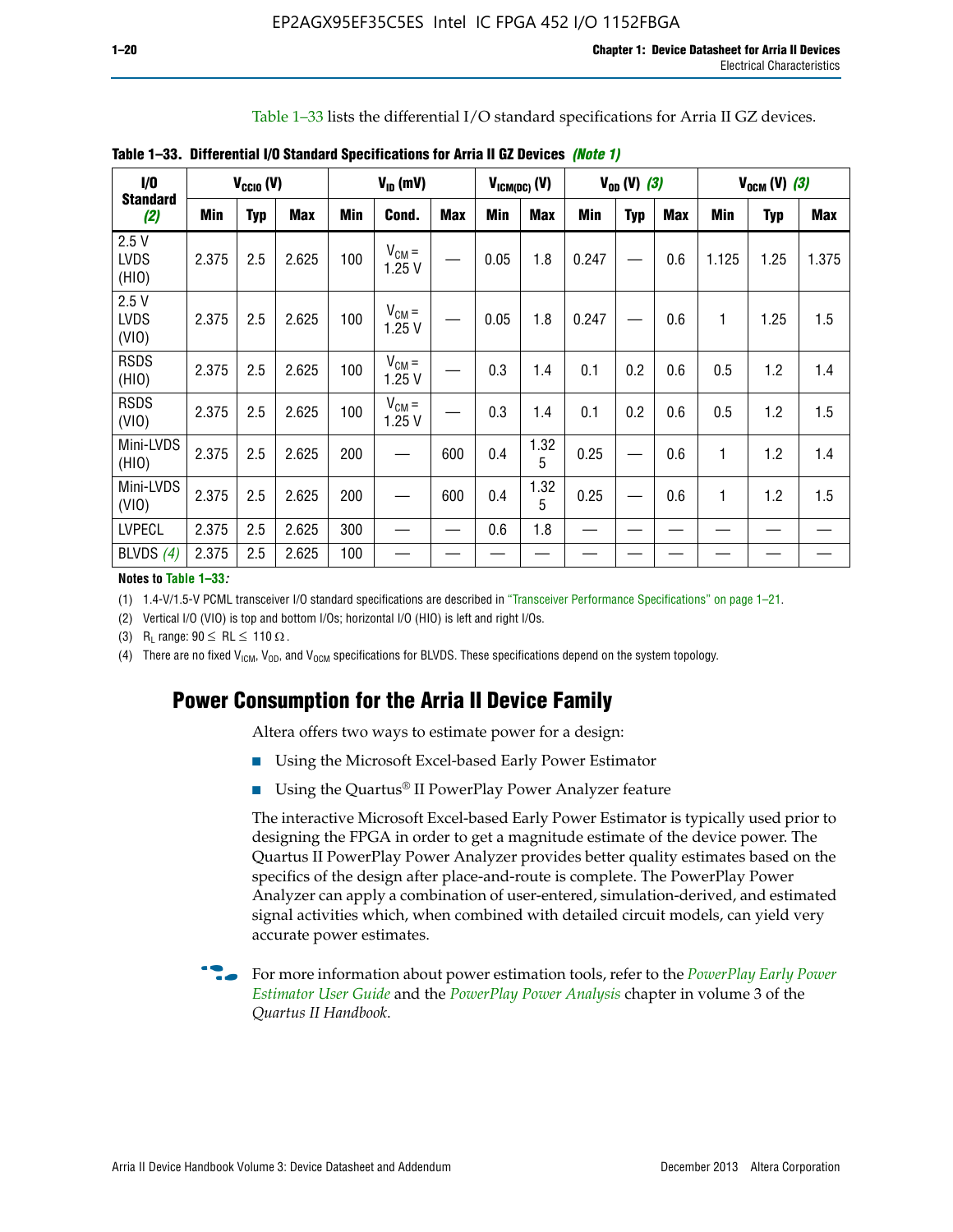Table 1–33 lists the differential I/O standard specifications for Arria II GZ devices.

**Table 1–33. Differential I/O Standard Specifications for Arria II GZ Devices *(Note 1)***

| I/O Standard *(2)* | $V_{CCIO}$ (V) | | | $V_{ID}$ (mV) | | | $V_{ICM(DC)}$ (V) | | $V_{OD}$ (V) *(3)* | | | $V_{OCM}$ (V) *(3)* | | |
|---|---|---|---|---|---|---|---|---|---|---|---|---|---|---|
| | Min | Typ | Max | Min | Cond. | Max | Min | Max | Min | Typ | Max | Min | Typ | Max |
| 2.5 V LVDS (HIO) | 2.375 | 2.5 | 2.625 | 100 | $V_{CM}$ = 1.25 V | — | 0.05 | 1.8 | 0.247 | — | 0.6 | 1.125 | 1.25 | 1.375 |
| 2.5 V LVDS (VIO) | 2.375 | 2.5 | 2.625 | 100 | $V_{CM}$ = 1.25 V | — | 0.05 | 1.8 | 0.247 | — | 0.6 | 1 | 1.25 | 1.5 |
| RSDS (HIO) | 2.375 | 2.5 | 2.625 | 100 | $V_{CM}$ = 1.25 V | — | 0.3 | 1.4 | 0.1 | 0.2 | 0.6 | 0.5 | 1.2 | 1.4 |
| RSDS (VIO) | 2.375 | 2.5 | 2.625 | 100 | $V_{CM}$ = 1.25 V | — | 0.3 | 1.4 | 0.1 | 0.2 | 0.6 | 0.5 | 1.2 | 1.5 |
| Mini-LVDS (HIO) | 2.375 | 2.5 | 2.625 | 200 | — | 600 | 0.4 | 1.325 | 0.25 | — | 0.6 | 1 | 1.2 | 1.4 |
| Mini-LVDS (VIO) | 2.375 | 2.5 | 2.625 | 200 | — | 600 | 0.4 | 1.325 | 0.25 | — | 0.6 | 1 | 1.2 | 1.5 |
| LVPECL | 2.375 | 2.5 | 2.625 | 300 | — | — | 0.6 | 1.8 | — | — | — | — | — | — |
| BLVDS *(4)* | 2.375 | 2.5 | 2.625 | 100 | — | — | — | — | — | — | — | — | — | — |

**Notes to Table 1–33:**

(1) 1.4-V/1.5-V PCML transceiver I/O standard specifications are described in "Transceiver Performance Specifications" on page 1–21.

(2) Vertical I/O (VIO) is top and bottom I/Os; horizontal I/O (HIO) is left and right I/Os.

(3) $R_L$ range: $90 \leq RL \leq 110\ \Omega$.

(4) There are no fixed $V_{ICM}$, $V_{OD}$, and $V_{OCM}$ specifications for BLVDS. These specifications depend on the system topology.

## Power Consumption for the Arria II Device Family

Altera offers two ways to estimate power for a design:

- Using the Microsoft Excel-based Early Power Estimator
- Using the Quartus® II PowerPlay Power Analyzer feature

The interactive Microsoft Excel-based Early Power Estimator is typically used prior to designing the FPGA in order to get a magnitude estimate of the device power. The Quartus II PowerPlay Power Analyzer provides better quality estimates based on the specifics of the design after place-and-route is complete. The PowerPlay Power Analyzer can apply a combination of user-entered, simulation-derived, and estimated signal activities which, when combined with detailed circuit models, can yield very accurate power estimates.

For more information about power estimation tools, refer to the *PowerPlay Early Power Estimator User Guide* and the *PowerPlay Power Analysis* chapter in volume 3 of the *Quartus II Handbook*.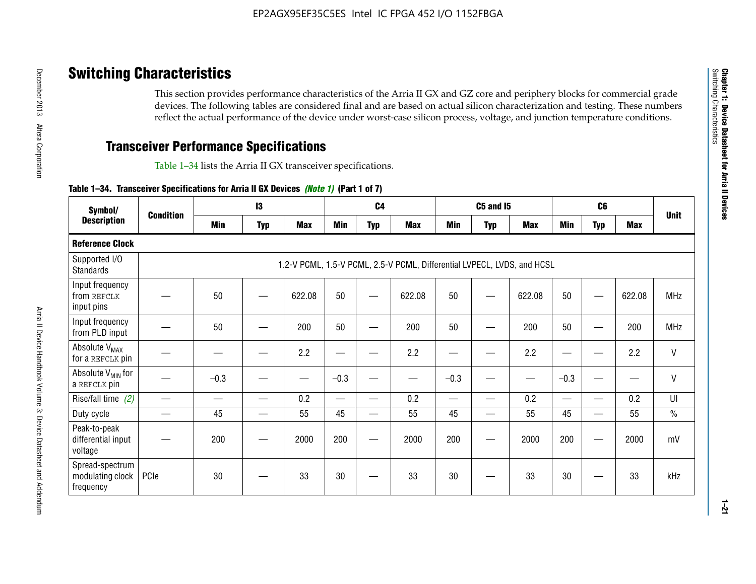## Switching Characteristics

This section provides performance characteristics of the Arria II GX and GZ core and periphery blocks for commercial grade devices. The following tables are considered final and are based on actual silicon characterization and testing. These numbers reflect the actual performance of the device under worst-case silicon process, voltage, and junction temperature conditions.

### Transceiver Performance Specifications

Table 1–34 lists the Arria II GX transceiver specifications.

**Table 1–34. Transceiver Specifications for Arria II GX Devices *(Note 1)* (Part 1 of 7)**

| Symbol/ Description | Condition | I3 | | | C4 | | | C5 and I5 | | | C6 | | | Unit |
|---|---|---|---|---|---|---|---|---|---|---|---|---|---|---|
| | | Min | Typ | Max | Min | Typ | Max | Min | Typ | Max | Min | Typ | Max | |
| **Reference Clock** | | | | | | | | | | | | | | |
| Supported I/O Standards | 1.2-V PCML, 1.5-V PCML, 2.5-V PCML, Differential LVPECL, LVDS, and HCSL | | | | | | | | | | | | | |
| Input frequency from REFCLK input pins | — | 50 | — | 622.08 | 50 | — | 622.08 | 50 | — | 622.08 | 50 | — | 622.08 | MHz |
| Input frequency from PLD input | — | 50 | — | 200 | 50 | — | 200 | 50 | — | 200 | 50 | — | 200 | MHz |
| Absolute $V_{MAX}$ for a REFCLK pin | — | — | — | 2.2 | — | — | 2.2 | — | — | 2.2 | — | — | 2.2 | V |
| Absolute $V_{MIN}$ for a REFCLK pin | — | –0.3 | — | — | –0.3 | — | — | –0.3 | — | — | –0.3 | — | — | V |
| Rise/fall time *(2)* | — | — | — | 0.2 | — | — | 0.2 | — | — | 0.2 | — | — | 0.2 | UI |
| Duty cycle | — | 45 | — | 55 | 45 | — | 55 | 45 | — | 55 | 45 | — | 55 | % |
| Peak-to-peak differential input voltage | — | 200 | — | 2000 | 200 | — | 2000 | 200 | — | 2000 | 200 | — | 2000 | mV |
| Spread-spectrum modulating clock frequency | PCIe | 30 | — | 33 | 30 | — | 33 | 30 | — | 33 | 30 | — | 33 | kHz |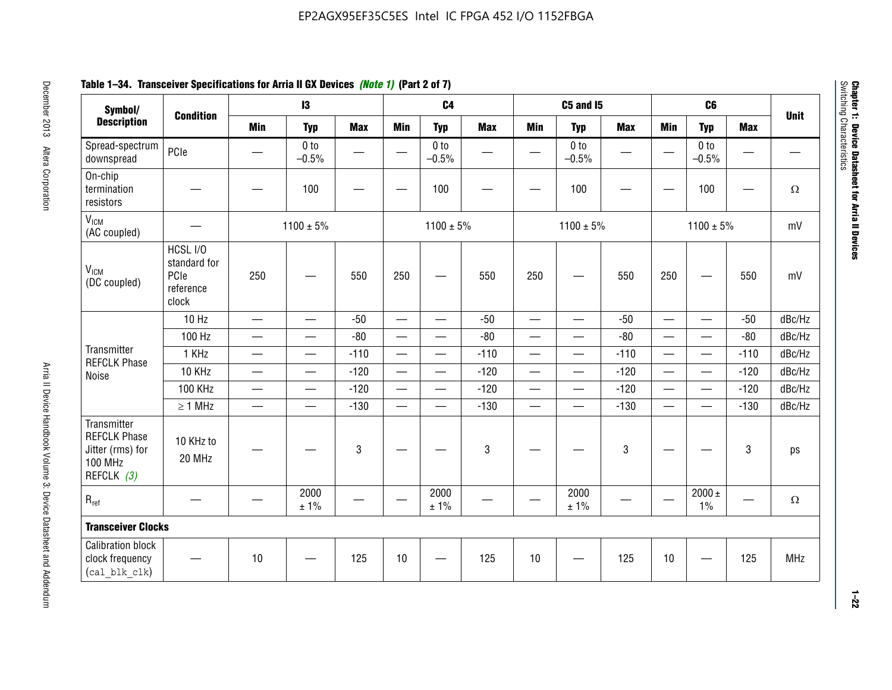**Table 1–34. Transceiver Specifications for Arria II GX Devices *(Note 1)* (Part 2 of 7)**

| Symbol/ Description | Condition | I3 | | | C4 | | | C5 and I5 | | | C6 | | | Unit |
|---|---|---|---|---|---|---|---|---|---|---|---|---|---|---|
| | | Min | Typ | Max | Min | Typ | Max | Min | Typ | Max | Min | Typ | Max | |
| Spread-spectrum downspread | PCIe | — | 0 to −0.5% | — | — | 0 to −0.5% | — | — | 0 to −0.5% | — | — | 0 to −0.5% | — | — |
| On-chip termination resistors | — | — | 100 | — | — | 100 | — | — | 100 | — | — | 100 | — | Ω |
| $V_{ICM}$ (AC coupled) | — | 1100 ± 5% | | | 1100 ± 5% | | | 1100 ± 5% | | | 1100 ± 5% | | | mV |
| $V_{ICM}$ (DC coupled) | HCSL I/O standard for PCIe reference clock | 250 | — | 550 | 250 | — | 550 | 250 | — | 550 | 250 | — | 550 | mV |
| Transmitter REFCLK Phase Noise | 10 Hz | — | — | -50 | — | — | -50 | — | — | -50 | — | — | -50 | dBc/Hz |
| | 100 Hz | — | — | -80 | — | — | -80 | — | — | -80 | — | — | -80 | dBc/Hz |
| | 1 KHz | — | — | -110 | — | — | -110 | — | — | -110 | — | — | -110 | dBc/Hz |
| | 10 KHz | — | — | -120 | — | — | -120 | — | — | -120 | — | — | -120 | dBc/Hz |
| | 100 KHz | — | — | -120 | — | — | -120 | — | — | -120 | — | — | -120 | dBc/Hz |
| | ≥ 1 MHz | — | — | -130 | — | — | -130 | — | — | -130 | — | — | -130 | dBc/Hz |
| Transmitter REFCLK Phase Jitter (rms) for 100 MHz REFCLK *(3)* | 10 KHz to 20 MHz | — | — | 3 | — | — | 3 | — | — | 3 | — | — | 3 | ps |
| $R_{ref}$ | — | — | 2000 ± 1% | — | — | 2000 ± 1% | — | — | 2000 ± 1% | — | — | 2000 ± 1% | — | Ω |
| **Transceiver Clocks** | | | | | | | | | | | | | | |
| Calibration block clock frequency (cal_blk_clk) | — | 10 | — | 125 | 10 | — | 125 | 10 | — | 125 | 10 | — | 125 | MHz |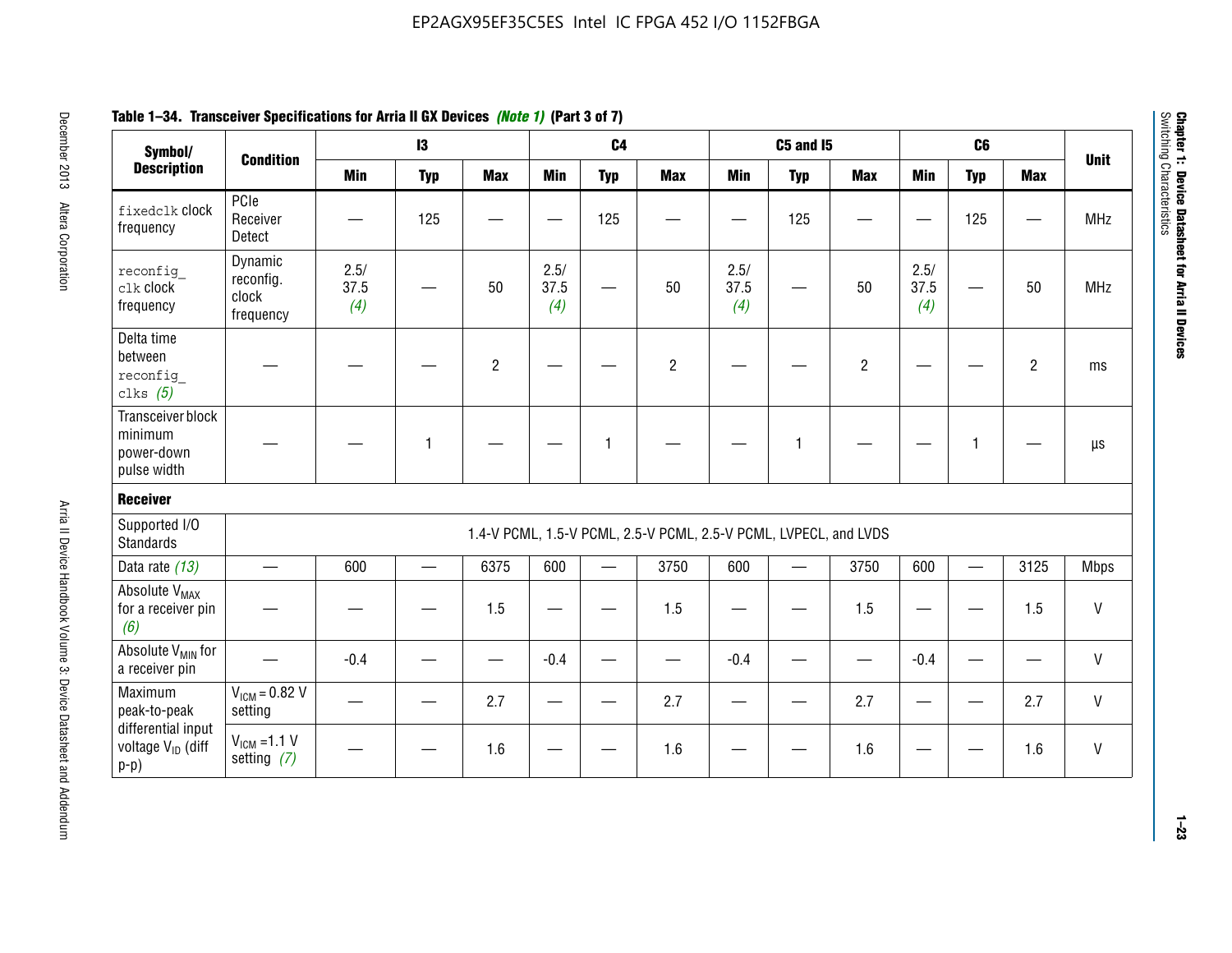**Table 1–34. Transceiver Specifications for Arria II GX Devices *(Note 1)* (Part 3 of 7)**

| Symbol/ Description | Condition | I3 | | | C4 | | | C5 and I5 | | | C6 | | | Unit |
|---|---|---|---|---|---|---|---|---|---|---|---|---|---|---|
| | | Min | Typ | Max | Min | Typ | Max | Min | Typ | Max | Min | Typ | Max | |
| fixedclk clock frequency | PCIe Receiver Detect | — | 125 | — | — | 125 | — | — | 125 | — | — | 125 | — | MHz |
| reconfig_clk clock frequency | Dynamic reconfig. clock frequency | 2.5/ 37.5 *(4)* | — | 50 | 2.5/ 37.5 *(4)* | — | 50 | 2.5/ 37.5 *(4)* | — | 50 | 2.5/ 37.5 *(4)* | — | 50 | MHz |
| Delta time between reconfig_clks *(5)* | — | — | — | 2 | — | — | 2 | — | — | 2 | — | — | 2 | ms |
| Transceiver block minimum power-down pulse width | — | — | 1 | — | — | 1 | — | — | 1 | — | — | 1 | — | µs |
| **Receiver** | | | | | | | | | | | | | | |
| Supported I/O Standards | 1.4-V PCML, 1.5-V PCML, 2.5-V PCML, 2.5-V PCML, LVPECL, and LVDS | | | | | | | | | | | | | |
| Data rate *(13)* | — | 600 | — | 6375 | 600 | — | 3750 | 600 | — | 3750 | 600 | — | 3125 | Mbps |
| Absolute $V_{MAX}$ for a receiver pin *(6)* | — | — | — | 1.5 | — | — | 1.5 | — | — | 1.5 | — | — | 1.5 | V |
| Absolute $V_{MIN}$ for a receiver pin | — | -0.4 | — | — | -0.4 | — | — | -0.4 | — | — | -0.4 | — | — | V |
| Maximum peak-to-peak differential input voltage $V_{ID}$ (diff p-p) | $V_{ICM}$ = 0.82 V setting | — | — | 2.7 | — | — | 2.7 | — | — | 2.7 | — | — | 2.7 | V |
| | $V_{ICM}$ =1.1 V setting *(7)* | — | — | 1.6 | — | — | 1.6 | — | — | 1.6 | — | — | 1.6 | V |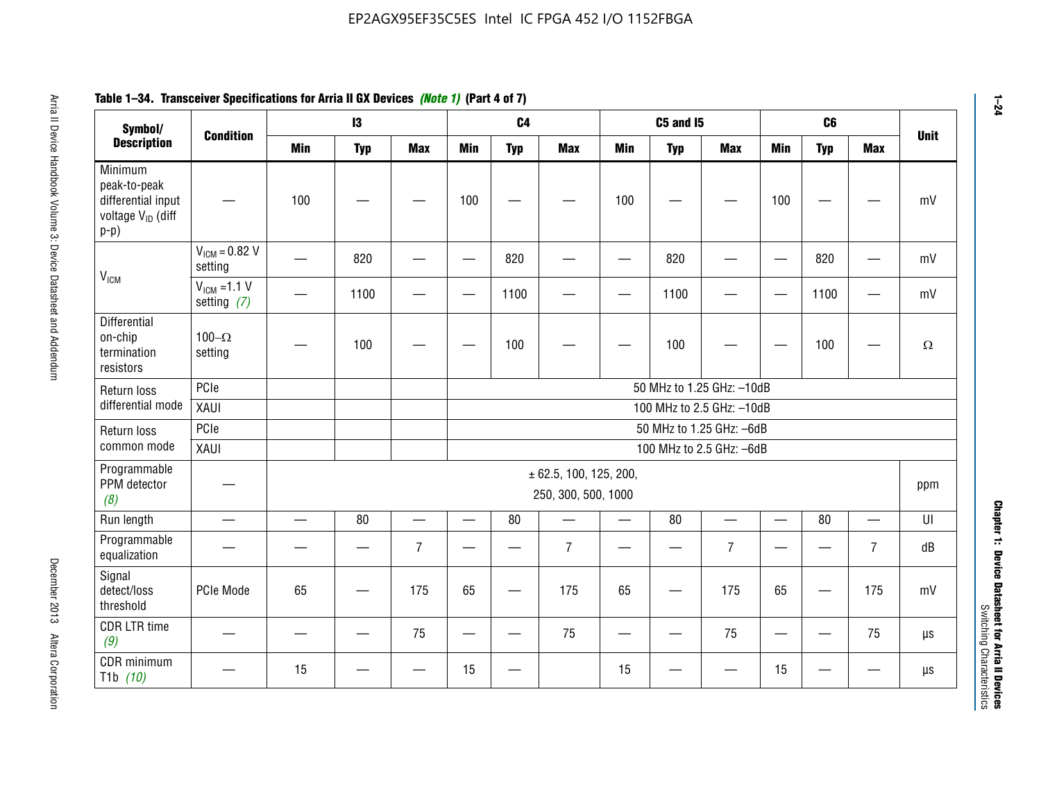**Table 1–34. Transceiver Specifications for Arria II GX Devices *(Note 1)* (Part 4 of 7)**

| Symbol/ Description | Condition | I3 | | | C4 | | | C5 and I5 | | | C6 | | | Unit |
|---|---|---|---|---|---|---|---|---|---|---|---|---|---|---|
| | | Min | Typ | Max | Min | Typ | Max | Min | Typ | Max | Min | Typ | Max | |
| Minimum peak-to-peak differential input voltage $V_{ID}$ (diff p-p) | — | 100 | — | — | 100 | — | — | 100 | — | — | 100 | — | — | mV |
| $V_{ICM}$ | $V_{ICM}$ = 0.82 V setting | — | 820 | — | — | 820 | — | — | 820 | — | — | 820 | — | mV |
| | $V_{ICM}$ =1.1 V setting *(7)* | — | 1100 | — | — | 1100 | — | — | 1100 | — | — | 1100 | — | mV |
| Differential on-chip termination resistors | 100–Ω setting | — | 100 | — | — | 100 | — | — | 100 | — | — | 100 | — | Ω |
| Return loss differential mode | PCIe | | | | 50 MHz to 1.25 GHz: –10dB | | | | | | | | | |
| | XAUI | | | | 100 MHz to 2.5 GHz: –10dB | | | | | | | | | |
| Return loss common mode | PCIe | | | | 50 MHz to 1.25 GHz: –6dB | | | | | | | | | |
| | XAUI | | | | 100 MHz to 2.5 GHz: –6dB | | | | | | | | | |
| Programmable PPM detector *(8)* | — | ± 62.5, 100, 125, 200, 250, 300, 500, 1000 | | | | | | | | | | | | ppm |
| Run length | — | — | 80 | — | — | 80 | — | — | 80 | — | — | 80 | — | UI |
| Programmable equalization | — | — | — | 7 | — | — | 7 | — | — | 7 | — | — | 7 | dB |
| Signal detect/loss threshold | PCIe Mode | 65 | — | 175 | 65 | — | 175 | 65 | — | 175 | 65 | — | 175 | mV |
| CDR LTR time *(9)* | — | — | — | 75 | — | — | 75 | — | — | 75 | — | — | 75 | µs |
| CDR minimum T1b *(10)* | — | 15 | — | — | 15 | — | | 15 | — | — | 15 | — | — | µs |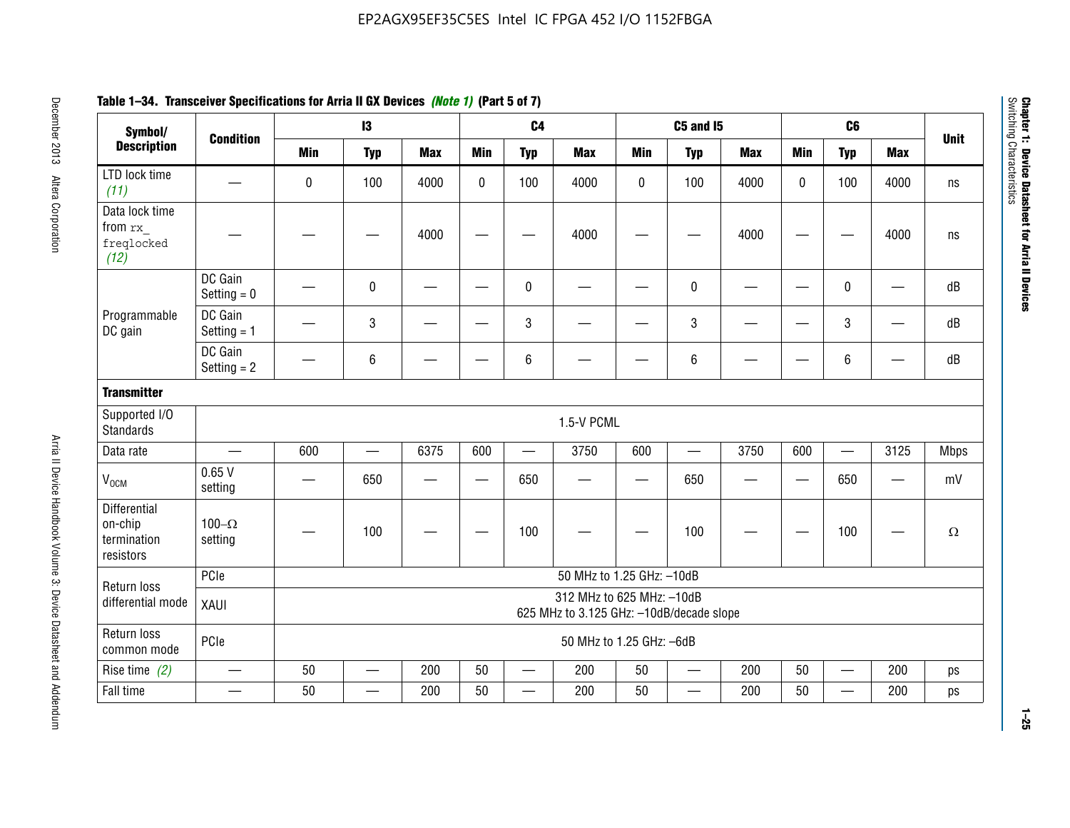**Table 1–34. Transceiver Specifications for Arria II GX Devices *(Note 1)* (Part 5 of 7)**

| Symbol/ Description | Condition | I3 | | | C4 | | | C5 and I5 | | | C6 | | | Unit |
|---|---|---|---|---|---|---|---|---|---|---|---|---|---|---|
| | | Min | Typ | Max | Min | Typ | Max | Min | Typ | Max | Min | Typ | Max | |
| LTD lock time *(11)* | — | 0 | 100 | 4000 | 0 | 100 | 4000 | 0 | 100 | 4000 | 0 | 100 | 4000 | ns |
| Data lock time from `rx_freqlocked` *(12)* | — | — | — | 4000 | — | — | 4000 | — | — | 4000 | — | — | 4000 | ns |
| Programmable DC gain | DC Gain Setting = 0 | — | 0 | — | — | 0 | — | — | 0 | — | — | 0 | — | dB |
| | DC Gain Setting = 1 | — | 3 | — | — | 3 | — | — | 3 | — | — | 3 | — | dB |
| | DC Gain Setting = 2 | — | 6 | — | — | 6 | — | — | 6 | — | — | 6 | — | dB |
| **Transmitter** | | | | | | | | | | | | | | |
| Supported I/O Standards | 1.5-V PCML | | | | | | | | | | | | | |
| Data rate | — | 600 | — | 6375 | 600 | — | 3750 | 600 | — | 3750 | 600 | — | 3125 | Mbps |
| $V_{OCM}$ | 0.65 V setting | — | 650 | — | — | 650 | — | — | 650 | — | — | 650 | — | mV |
| Differential on-chip termination resistors | 100–Ω setting | — | 100 | — | — | 100 | — | — | 100 | — | — | 100 | — | Ω |
| Return loss differential mode | PCIe | 50 MHz to 1.25 GHz: –10dB | | | | | | | | | | | | |
| | XAUI | 312 MHz to 625 MHz: –10dB<br>625 MHz to 3.125 GHz: –10dB/decade slope | | | | | | | | | | | | |
| Return loss common mode | PCIe | 50 MHz to 1.25 GHz: –6dB | | | | | | | | | | | | |
| Rise time *(2)* | — | 50 | — | 200 | 50 | — | 200 | 50 | — | 200 | 50 | — | 200 | ps |
| Fall time | — | 50 | — | 200 | 50 | — | 200 | 50 | — | 200 | 50 | — | 200 | ps |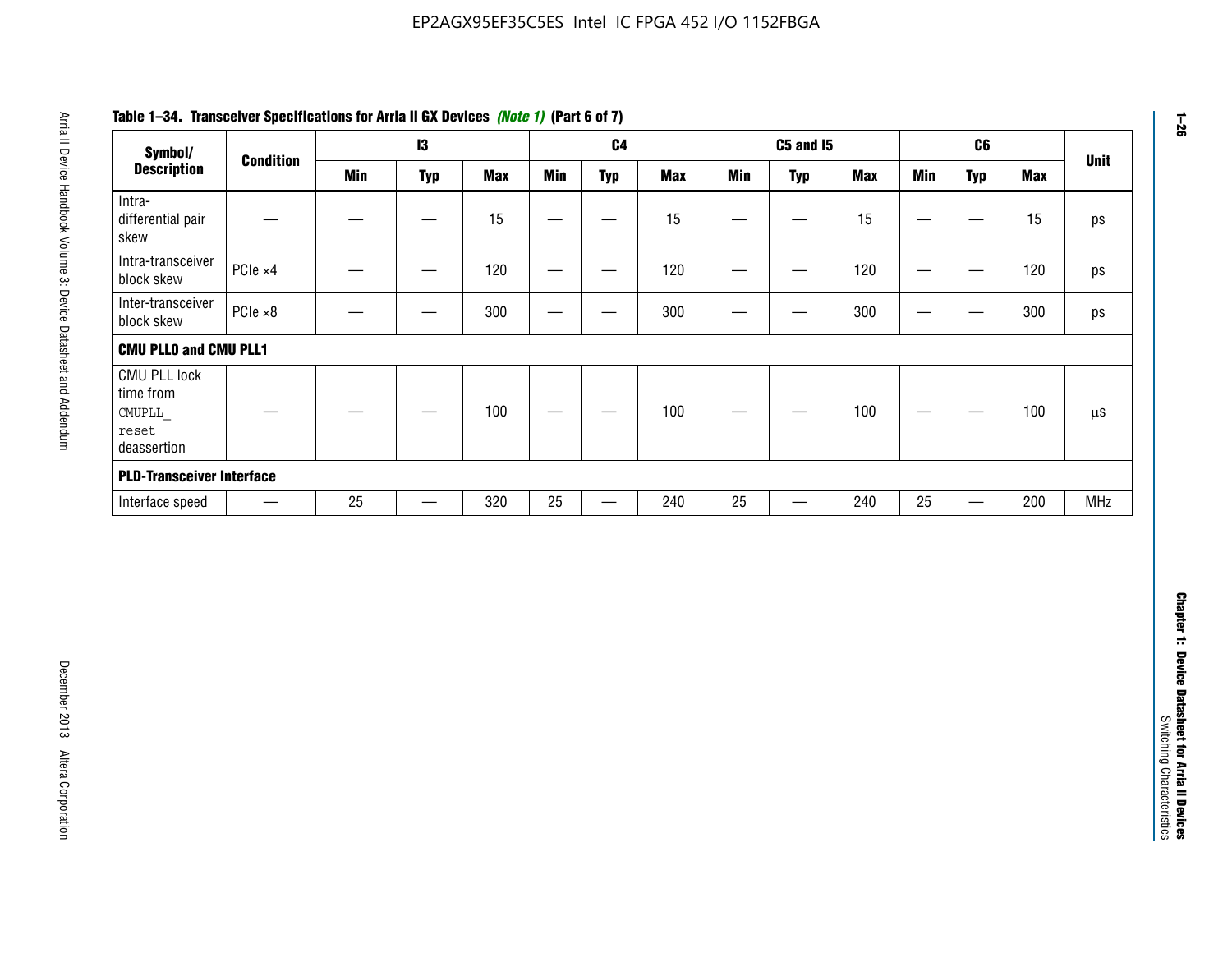**Table 1–34. Transceiver Specifications for Arria II GX Devices *(Note 1)* (Part 6 of 7)**

| Symbol/ Description | Condition | I3 | | | C4 | | | C5 and I5 | | | C6 | | | Unit |
|---|---|---|---|---|---|---|---|---|---|---|---|---|---|---|
| | | Min | Typ | Max | Min | Typ | Max | Min | Typ | Max | Min | Typ | Max | |
| Intra-differential pair skew | — | — | — | 15 | — | — | 15 | — | — | 15 | — | — | 15 | ps |
| Intra-transceiver block skew | PCIe ×4 | — | — | 120 | — | — | 120 | — | — | 120 | — | — | 120 | ps |
| Inter-transceiver block skew | PCIe ×8 | — | — | 300 | — | — | 300 | — | — | 300 | — | — | 300 | ps |
| **CMU PLL0 and CMU PLL1** | | | | | | | | | | | | | | |
| CMU PLL lock time from `CMUPLL_reset` deassertion | — | — | — | 100 | — | — | 100 | — | — | 100 | — | — | 100 | µs |
| **PLD-Transceiver Interface** | | | | | | | | | | | | | | |
| Interface speed | — | 25 | — | 320 | 25 | — | 240 | 25 | — | 240 | 25 | — | 200 | MHz |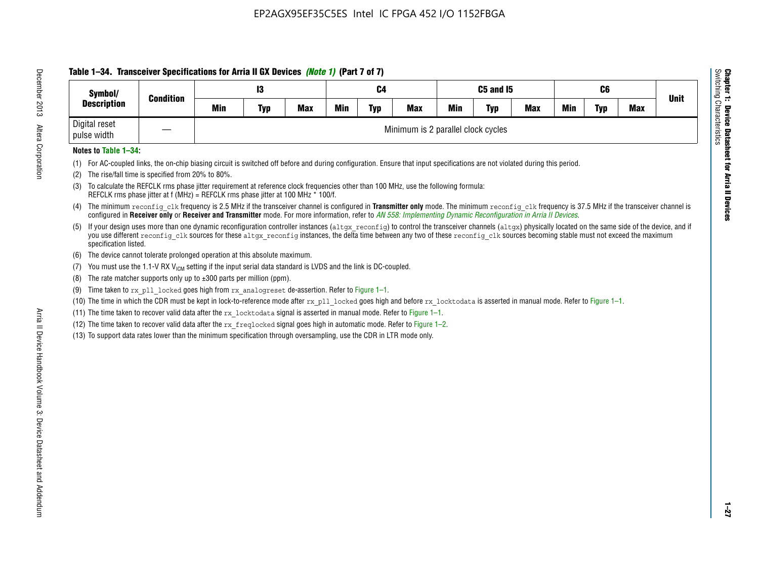**Table 1–34. Transceiver Specifications for Arria II GX Devices *(Note 1)* (Part 7 of 7)**

| Symbol/ Description | Condition | I3 | | | C4 | | | C5 and I5 | | | C6 | | | Unit |
|---|---|---|---|---|---|---|---|---|---|---|---|---|---|---|
| | | Min | Typ | Max | Min | Typ | Max | Min | Typ | Max | Min | Typ | Max | |
| Digital reset pulse width | — | Minimum is 2 parallel clock cycles | | | | | | | | | | | | |

**Notes to Table 1–34:**

(1) For AC-coupled links, the on-chip biasing circuit is switched off before and during configuration. Ensure that input specifications are not violated during this period.

(2) The rise/fall time is specified from 20% to 80%.

(3) To calculate the REFCLK rms phase jitter requirement at reference clock frequencies other than 100 MHz, use the following formula: REFCLK rms phase jitter at f (MHz) = REFCLK rms phase jitter at 100 MHz * 100/f.

(4) The minimum reconfig_clk frequency is 2.5 MHz if the transceiver channel is configured in **Transmitter only** mode. The minimum reconfig_clk frequency is 37.5 MHz if the transceiver channel is configured in **Receiver only** or **Receiver and Transmitter** mode. For more information, refer to *AN 558: Implementing Dynamic Reconfiguration in Arria II Devices*.

(5) If your design uses more than one dynamic reconfiguration controller instances (altgx_reconfig) to control the transceiver channels (altgx) physically located on the same side of the device, and if you use different reconfig_clk sources for these altgx_reconfig instances, the delta time between any two of these reconfig_clk sources becoming stable must not exceed the maximum specification listed.

(6) The device cannot tolerate prolonged operation at this absolute maximum.

(7) You must use the 1.1-V RX $V_{ICM}$ setting if the input serial data standard is LVDS and the link is DC-coupled.

(8) The rate matcher supports only up to ±300 parts per million (ppm).

(9) Time taken to rx_pll_locked goes high from rx_analogreset de-assertion. Refer to Figure 1–1.

(10) The time in which the CDR must be kept in lock-to-reference mode after rx_pll_locked goes high and before rx_locktodata is asserted in manual mode. Refer to Figure 1–1.

(11) The time taken to recover valid data after the rx_locktodata signal is asserted in manual mode. Refer to Figure 1–1.

(12) The time taken to recover valid data after the rx_freqlocked signal goes high in automatic mode. Refer to Figure 1–2.

(13) To support data rates lower than the minimum specification through oversampling, use the CDR in LTR mode only.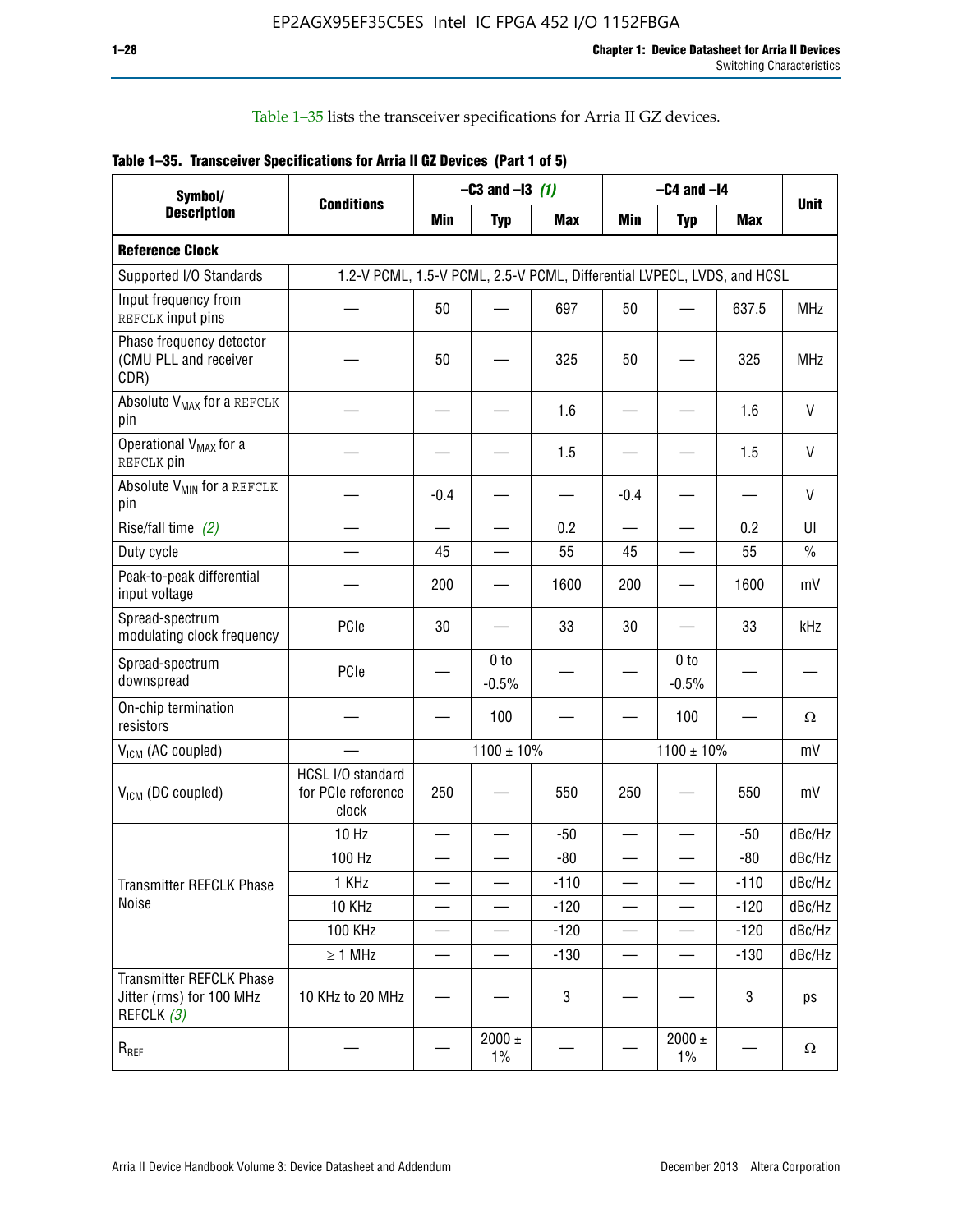Table 1–35 lists the transceiver specifications for Arria II GZ devices.

**Table 1–35. Transceiver Specifications for Arria II GZ Devices (Part 1 of 5)**

| Symbol/ Description | Conditions | –C3 and –I3 *(1)* | | | –C4 and –I4 | | | Unit |
|---|---|---|---|---|---|---|---|---|
| | | Min | Typ | Max | Min | Typ | Max | |
| **Reference Clock** | | | | | | | | |
| Supported I/O Standards | 1.2-V PCML, 1.5-V PCML, 2.5-V PCML, Differential LVPECL, LVDS, and HCSL | | | | | | | |
| Input frequency from REFCLK input pins | — | 50 | — | 697 | 50 | — | 637.5 | MHz |
| Phase frequency detector (CMU PLL and receiver CDR) | — | 50 | — | 325 | 50 | — | 325 | MHz |
| Absolute $V_{MAX}$ for a REFCLK pin | — | — | — | 1.6 | — | — | 1.6 | V |
| Operational $V_{MAX}$ for a REFCLK pin | — | — | — | 1.5 | — | — | 1.5 | V |
| Absolute $V_{MIN}$ for a REFCLK pin | — | -0.4 | — | — | -0.4 | — | — | V |
| Rise/fall time *(2)* | — | — | — | 0.2 | — | — | 0.2 | UI |
| Duty cycle | — | 45 | — | 55 | 45 | — | 55 | % |
| Peak-to-peak differential input voltage | — | 200 | — | 1600 | 200 | — | 1600 | mV |
| Spread-spectrum modulating clock frequency | PCIe | 30 | — | 33 | 30 | — | 33 | kHz |
| Spread-spectrum downspread | PCIe | — | 0 to -0.5% | — | — | 0 to -0.5% | — | — |
| On-chip termination resistors | — | — | 100 | — | — | 100 | — | Ω |
| $V_{ICM}$ (AC coupled) | — | 1100 ± 10% | | | 1100 ± 10% | | | mV |
| $V_{ICM}$ (DC coupled) | HCSL I/O standard for PCIe reference clock | 250 | — | 550 | 250 | — | 550 | mV |
| Transmitter REFCLK Phase Noise | 10 Hz | — | — | -50 | — | — | -50 | dBc/Hz |
| | 100 Hz | — | — | -80 | — | — | -80 | dBc/Hz |
| | 1 KHz | — | — | -110 | — | — | -110 | dBc/Hz |
| | 10 KHz | — | — | -120 | — | — | -120 | dBc/Hz |
| | 100 KHz | — | — | -120 | — | — | -120 | dBc/Hz |
| | ≥ 1 MHz | — | — | -130 | — | — | -130 | dBc/Hz |
| Transmitter REFCLK Phase Jitter (rms) for 100 MHz REFCLK *(3)* | 10 KHz to 20 MHz | — | — | 3 | — | — | 3 | ps |
| $R_{REF}$ | — | — | 2000 ± 1% | — | — | 2000 ± 1% | — | Ω |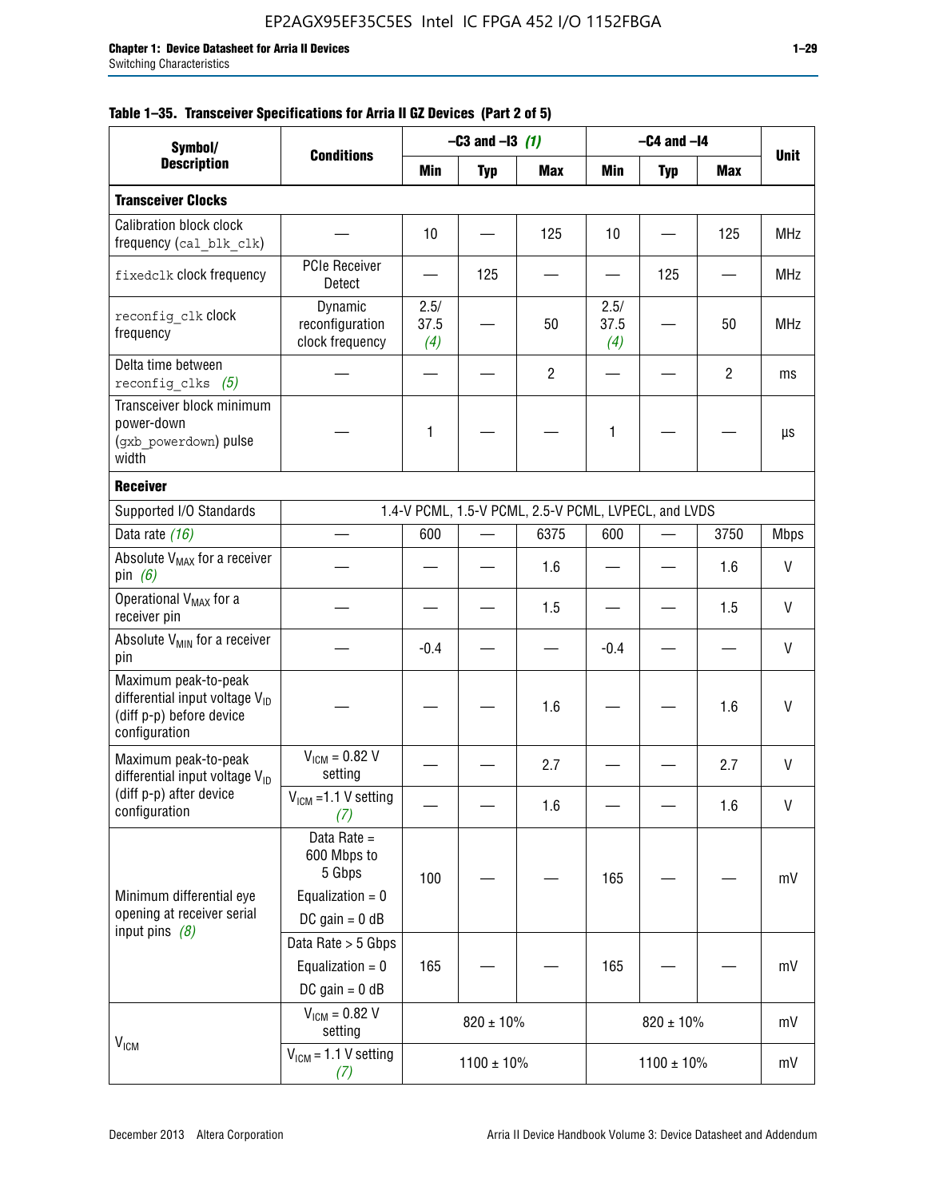**Table 1–35. Transceiver Specifications for Arria II GZ Devices (Part 2 of 5)**

| Symbol/ Description | Conditions | –C3 and –I3 (1) | | | –C4 and –I4 | | | Unit |
|---|---|---|---|---|---|---|---|---|
| | | Min | Typ | Max | Min | Typ | Max | |
| **Transceiver Clocks** | | | | | | | | |
| Calibration block clock frequency (cal_blk_clk) | — | 10 | — | 125 | 10 | — | 125 | MHz |
| fixedclk clock frequency | PCIe Receiver Detect | — | 125 | — | — | 125 | — | MHz |
| reconfig_clk clock frequency | Dynamic reconfiguration clock frequency | 2.5/ 37.5 (4) | — | 50 | 2.5/ 37.5 (4) | — | 50 | MHz |
| Delta time between reconfig_clks (5) | — | — | — | 2 | — | — | 2 | ms |
| Transceiver block minimum power-down (gxb_powerdown) pulse width | — | 1 | — | — | 1 | — | — | µs |
| **Receiver** | | | | | | | | |
| Supported I/O Standards | 1.4-V PCML, 1.5-V PCML, 2.5-V PCML, LVPECL, and LVDS | | | | | | | |
| Data rate (16) | — | 600 | — | 6375 | 600 | — | 3750 | Mbps |
| Absolute $V_{MAX}$ for a receiver pin (6) | — | — | — | 1.6 | — | — | 1.6 | V |
| Operational $V_{MAX}$ for a receiver pin | — | — | — | 1.5 | — | — | 1.5 | V |
| Absolute $V_{MIN}$ for a receiver pin | — | -0.4 | — | — | -0.4 | — | — | V |
| Maximum peak-to-peak differential input voltage $V_{ID}$ (diff p-p) before device configuration | — | — | — | 1.6 | — | — | 1.6 | V |
| Maximum peak-to-peak differential input voltage $V_{ID}$ (diff p-p) after device configuration | $V_{ICM}$ = 0.82 V setting | — | — | 2.7 | — | — | 2.7 | V |
| | $V_{ICM}$ =1.1 V setting (7) | — | — | 1.6 | — | — | 1.6 | V |
| Minimum differential eye opening at receiver serial input pins (8) | Data Rate = 600 Mbps to 5 Gbps Equalization = 0 DC gain = 0 dB | 100 | — | — | 165 | — | — | mV |
| | Data Rate > 5 Gbps Equalization = 0 DC gain = 0 dB | 165 | — | — | 165 | — | — | mV |
| $V_{ICM}$ | $V_{ICM}$ = 0.82 V setting | 820 ± 10% | | | 820 ± 10% | | | mV |
| | $V_{ICM}$ = 1.1 V setting (7) | 1100 ± 10% | | | 1100 ± 10% | | | mV |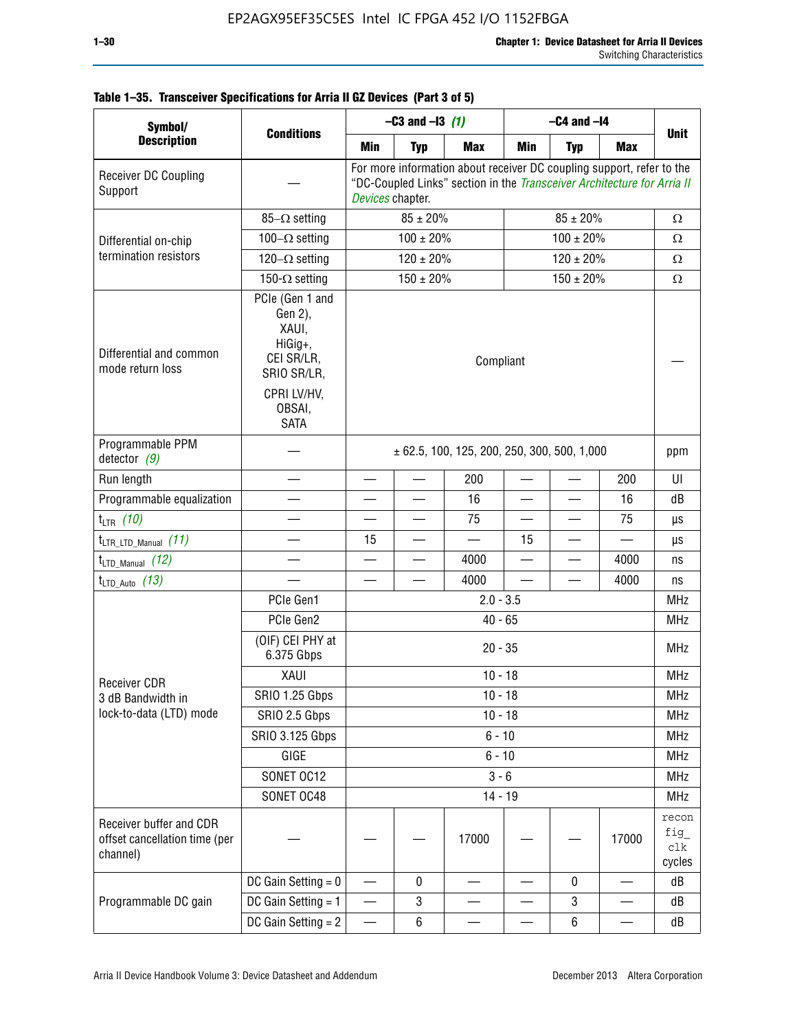**Table 1–35. Transceiver Specifications for Arria II GZ Devices (Part 3 of 5)**

| Symbol/ Description | Conditions | –C3 and –I3 *(1)* | | | –C4 and –I4 | | | Unit |
|---|---|---|---|---|---|---|---|---|
| | | Min | Typ | Max | Min | Typ | Max | |
| Receiver DC Coupling Support | — | For more information about receiver DC coupling support, refer to the "DC-Coupled Links" section in the *Transceiver Architecture for Arria II Devices* chapter. | | | | | | |
| Differential on-chip termination resistors | 85–Ω setting | 85 ± 20% | | | 85 ± 20% | | | Ω |
| | 100–Ω setting | 100 ± 20% | | | 100 ± 20% | | | Ω |
| | 120–Ω setting | 120 ± 20% | | | 120 ± 20% | | | Ω |
| | 150-Ω setting | 150 ± 20% | | | 150 ± 20% | | | Ω |
| Differential and common mode return loss | PCIe (Gen 1 and Gen 2), XAUI, HiGig+, CEI SR/LR, SRIO SR/LR, CPRI LV/HV, OBSAI, SATA | Compliant | | | | | | — |
| Programmable PPM detector *(9)* | — | ± 62.5, 100, 125, 200, 250, 300, 500, 1,000 | | | | | | ppm |
| Run length | — | — | — | 200 | — | — | 200 | UI |
| Programmable equalization | — | — | — | 16 | — | — | 16 | dB |
| $t_{LTR}$ *(10)* | — | — | — | 75 | — | — | 75 | µs |
| $t_{LTR\_LTD\_Manual}$ *(11)* | — | 15 | — | — | 15 | — | — | µs |
| $t_{LTD\_Manual}$ *(12)* | — | — | — | 4000 | — | — | 4000 | ns |
| $t_{LTD\_Auto}$ *(13)* | — | — | — | 4000 | — | — | 4000 | ns |
| Receiver CDR 3 dB Bandwidth in lock-to-data (LTD) mode | PCIe Gen1 | 2.0 - 3.5 | | | | | | MHz |
| | PCIe Gen2 | 40 - 65 | | | | | | MHz |
| | (OIF) CEI PHY at 6.375 Gbps | 20 - 35 | | | | | | MHz |
| | XAUI | 10 - 18 | | | | | | MHz |
| | SRIO 1.25 Gbps | 10 - 18 | | | | | | MHz |
| | SRIO 2.5 Gbps | 10 - 18 | | | | | | MHz |
| | SRIO 3.125 Gbps | 6 - 10 | | | | | | MHz |
| | GIGE | 6 - 10 | | | | | | MHz |
| | SONET OC12 | 3 - 6 | | | | | | MHz |
| | SONET OC48 | 14 - 19 | | | | | | MHz |
| Receiver buffer and CDR offset cancellation time (per channel) | — | — | — | 17000 | — | — | 17000 | reconfig_clk cycles |
| Programmable DC gain | DC Gain Setting = 0 | — | 0 | — | — | 0 | — | dB |
| | DC Gain Setting = 1 | — | 3 | — | — | 3 | — | dB |
| | DC Gain Setting = 2 | — | 6 | — | — | 6 | — | dB |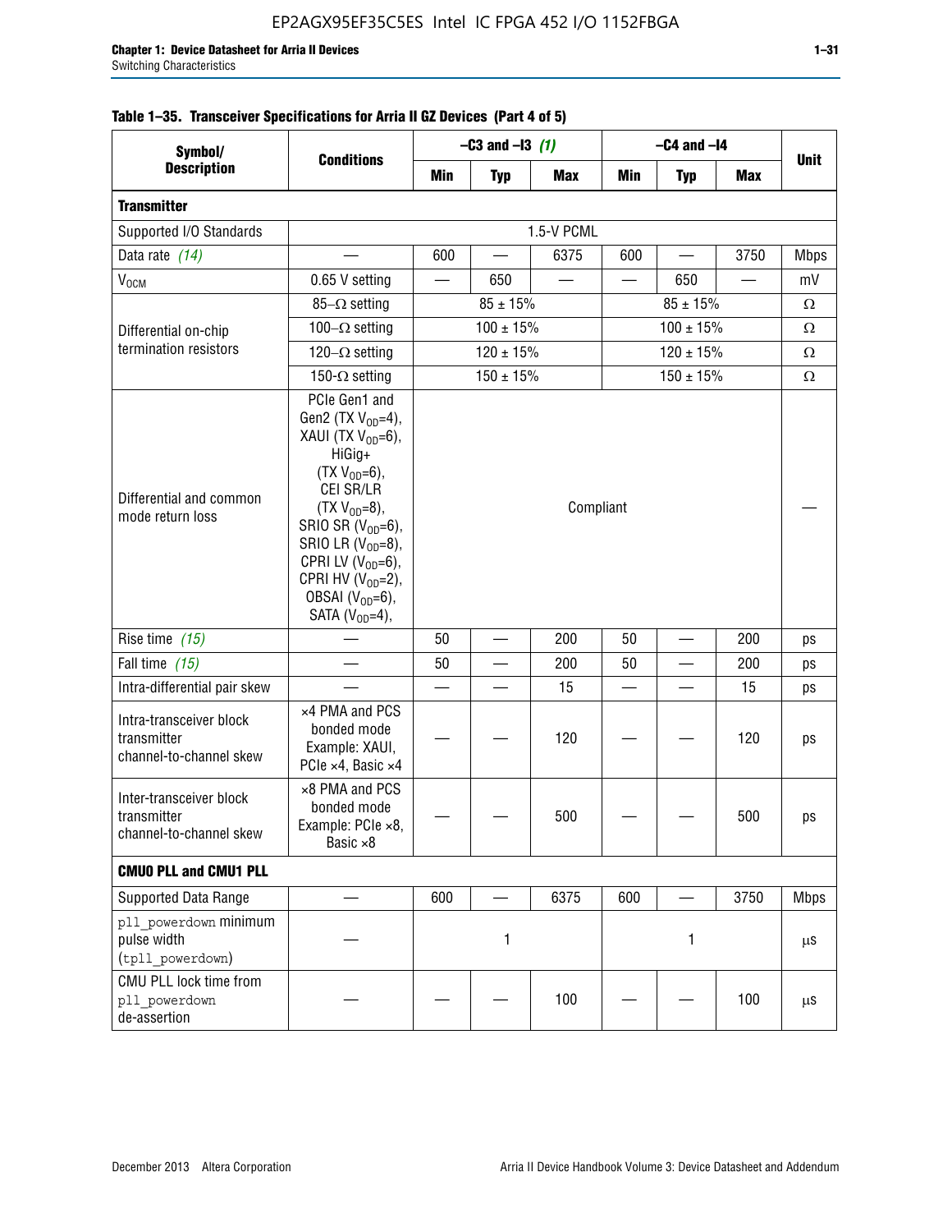**Table 1–35. Transceiver Specifications for Arria II GZ Devices (Part 4 of 5)**

| Symbol/ Description | Conditions | –C3 and –I3 *(1)* | | | –C4 and –I4 | | | Unit |
|---|---|---|---|---|---|---|---|---|
| | | Min | Typ | Max | Min | Typ | Max | |
| **Transmitter** | | | | | | | | |
| Supported I/O Standards | 1.5-V PCML | | | | | | | |
| Data rate *(14)* | — | 600 | — | 6375 | 600 | — | 3750 | Mbps |
| $V_{OCM}$ | 0.65 V setting | — | 650 | — | — | 650 | — | mV |
| Differential on-chip termination resistors | 85–Ω setting | 85 ± 15% | | | 85 ± 15% | | | Ω |
| | 100–Ω setting | 100 ± 15% | | | 100 ± 15% | | | Ω |
| | 120–Ω setting | 120 ± 15% | | | 120 ± 15% | | | Ω |
| | 150-Ω setting | 150 ± 15% | | | 150 ± 15% | | | Ω |
| Differential and common mode return loss | PCIe Gen1 and Gen2 (TX $V_{OD}$=4), XAUI (TX $V_{OD}$=6), HiGig+ (TX $V_{OD}$=6), CEI SR/LR (TX $V_{OD}$=8), SRIO SR ($V_{OD}$=6), SRIO LR ($V_{OD}$=8), CPRI LV ($V_{OD}$=6), CPRI HV ($V_{OD}$=2), OBSAI ($V_{OD}$=6), SATA ($V_{OD}$=4), | Compliant | | | | | | — |
| Rise time *(15)* | — | 50 | — | 200 | 50 | — | 200 | ps |
| Fall time *(15)* | — | 50 | — | 200 | 50 | — | 200 | ps |
| Intra-differential pair skew | — | — | — | 15 | — | — | 15 | ps |
| Intra-transceiver block transmitter channel-to-channel skew | ×4 PMA and PCS bonded mode Example: XAUI, PCIe ×4, Basic ×4 | — | — | 120 | — | — | 120 | ps |
| Inter-transceiver block transmitter channel-to-channel skew | ×8 PMA and PCS bonded mode Example: PCIe ×8, Basic ×8 | — | — | 500 | — | — | 500 | ps |
| **CMU0 PLL and CMU1 PLL** | | | | | | | | |
| Supported Data Range | — | 600 | — | 6375 | 600 | — | 3750 | Mbps |
| pll_powerdown minimum pulse width (tpll_powerdown) | — | 1 | | | 1 | | | µs |
| CMU PLL lock time from pll_powerdown de-assertion | — | — | — | 100 | — | — | 100 | µs |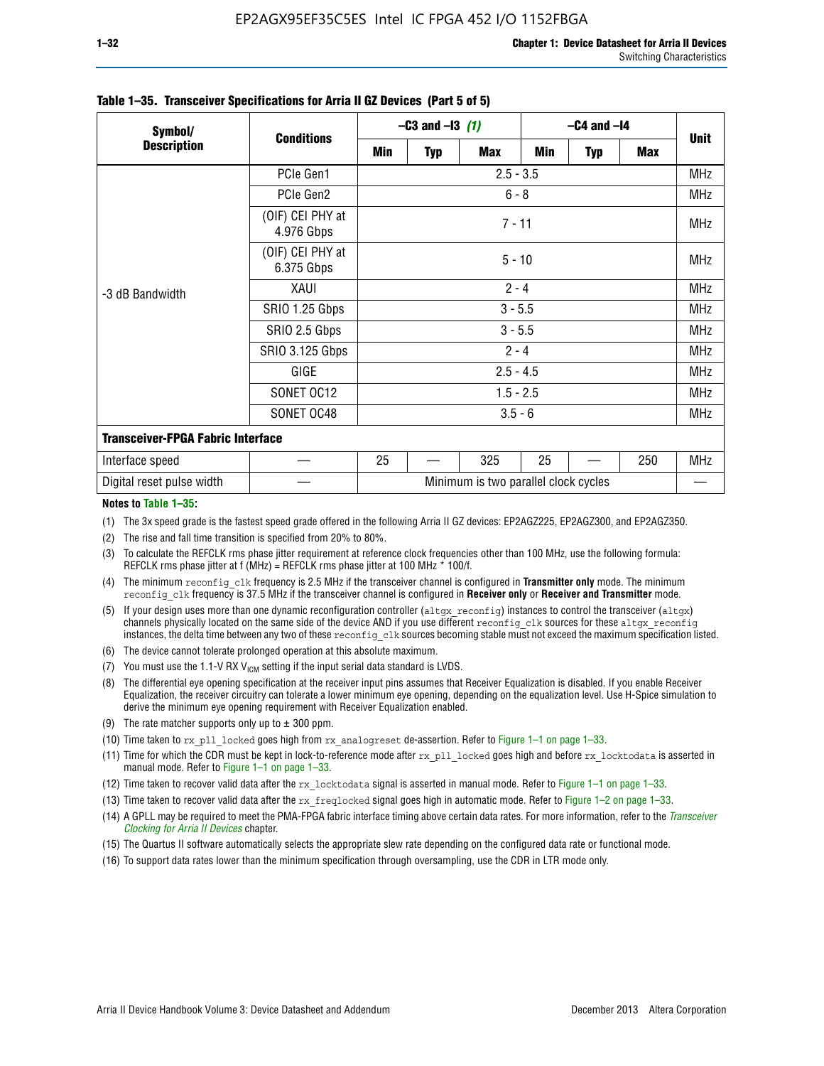**Table 1–35. Transceiver Specifications for Arria II GZ Devices (Part 5 of 5)**

| Symbol/ Description | Conditions | –C3 and –I3 (1) | | | –C4 and –I4 | | | Unit |
|---|---|---|---|---|---|---|---|---|
| | | Min | Typ | Max | Min | Typ | Max | |
| -3 dB Bandwidth | PCIe Gen1 | 2.5 - 3.5 | | | | | | MHz |
| | PCIe Gen2 | 6 - 8 | | | | | | MHz |
| | (OIF) CEI PHY at 4.976 Gbps | 7 - 11 | | | | | | MHz |
| | (OIF) CEI PHY at 6.375 Gbps | 5 - 10 | | | | | | MHz |
| | XAUI | 2 - 4 | | | | | | MHz |
| | SRIO 1.25 Gbps | 3 - 5.5 | | | | | | MHz |
| | SRIO 2.5 Gbps | 3 - 5.5 | | | | | | MHz |
| | SRIO 3.125 Gbps | 2 - 4 | | | | | | MHz |
| | GIGE | 2.5 - 4.5 | | | | | | MHz |
| | SONET OC12 | 1.5 - 2.5 | | | | | | MHz |
| | SONET OC48 | 3.5 - 6 | | | | | | MHz |
| **Transceiver-FPGA Fabric Interface** | | | | | | | | |
| Interface speed | — | 25 | — | 325 | 25 | — | 250 | MHz |
| Digital reset pulse width | — | Minimum is two parallel clock cycles | | | | | | — |

**Notes to Table 1–35:**

(1) The 3x speed grade is the fastest speed grade offered in the following Arria II GZ devices: EP2AGZ225, EP2AGZ300, and EP2AGZ350.

(2) The rise and fall time transition is specified from 20% to 80%.

(3) To calculate the REFCLK rms phase jitter requirement at reference clock frequencies other than 100 MHz, use the following formula: REFCLK rms phase jitter at f (MHz) = REFCLK rms phase jitter at 100 MHz * 100/f.

(4) The minimum reconfig_clk frequency is 2.5 MHz if the transceiver channel is configured in **Transmitter only** mode. The minimum reconfig_clk frequency is 37.5 MHz if the transceiver channel is configured in **Receiver only** or **Receiver and Transmitter** mode.

(5) If your design uses more than one dynamic reconfiguration controller (altgx_reconfig) instances to control the transceiver (altgx) channels physically located on the same side of the device AND if you use different reconfig_clk sources for these altgx_reconfig instances, the delta time between any two of these reconfig_clk sources becoming stable must not exceed the maximum specification listed.

(6) The device cannot tolerate prolonged operation at this absolute maximum.

(7) You must use the 1.1-V RX $V_{ICM}$ setting if the input serial data standard is LVDS.

(8) The differential eye opening specification at the receiver input pins assumes that Receiver Equalization is disabled. If you enable Receiver Equalization, the receiver circuitry can tolerate a lower minimum eye opening, depending on the equalization level. Use H-Spice simulation to derive the minimum eye opening requirement with Receiver Equalization enabled.

(9) The rate matcher supports only up to ± 300 ppm.

(10) Time taken to rx_pll_locked goes high from rx_analogreset de-assertion. Refer to Figure 1–1 on page 1–33.

(11) Time for which the CDR must be kept in lock-to-reference mode after rx_pll_locked goes high and before rx_locktodata is asserted in manual mode. Refer to Figure 1–1 on page 1–33.

(12) Time taken to recover valid data after the rx_locktodata signal is asserted in manual mode. Refer to Figure 1–1 on page 1–33.

(13) Time taken to recover valid data after the rx_freqlocked signal goes high in automatic mode. Refer to Figure 1–2 on page 1–33.

(14) A GPLL may be required to meet the PMA-FPGA fabric interface timing above certain data rates. For more information, refer to the *Transceiver Clocking for Arria II Devices* chapter.

(15) The Quartus II software automatically selects the appropriate slew rate depending on the configured data rate or functional mode.

(16) To support data rates lower than the minimum specification through oversampling, use the CDR in LTR mode only.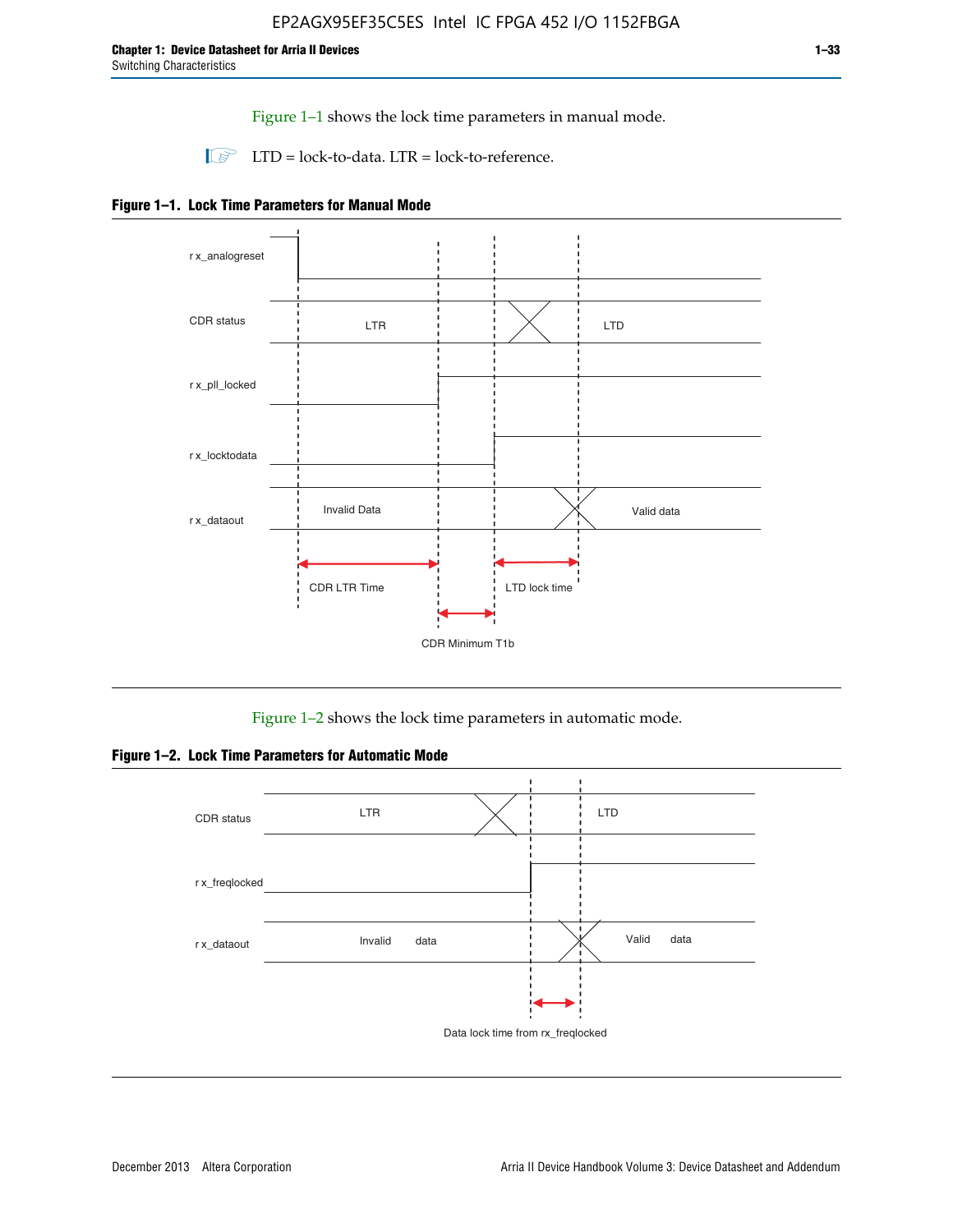Figure 1–1 shows the lock time parameters in manual mode.

LTD = lock-to-data. LTR = lock-to-reference.

**Figure 1–1. Lock Time Parameters for Manual Mode**

r x_analogreset

CDR status LTR LTD

r x_pll_locked

r x_locktodata

r x_dataout Invalid Data Valid data

CDR LTR Time LTD lock time

CDR Minimum T1b

Figure 1–2 shows the lock time parameters in automatic mode.

**Figure 1–2. Lock Time Parameters for Automatic Mode**

CDR status LTR LTD

r x_freqlocked

r x_dataout Invalid data Valid data

Data lock time from rx_freqlocked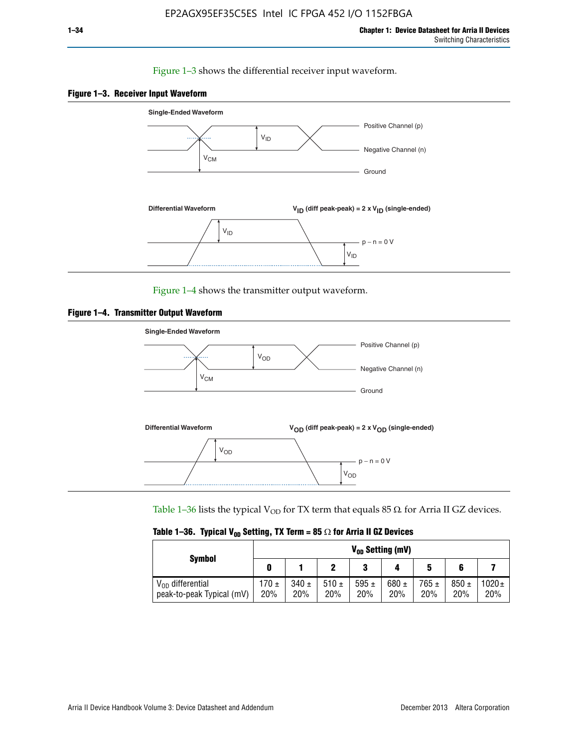Figure 1–3 shows the differential receiver input waveform.

**Figure 1–3. Receiver Input Waveform**

Single-Ended Waveform

Positive Channel (p)

Negative Channel (n)

Ground

$V_{ID}$

$V_{CM}$

Differential Waveform

$V_{ID}$ (diff peak-peak) = 2 x $V_{ID}$ (single-ended)

$V_{ID}$

p − n = 0 V

$V_{ID}$

Figure 1–4 shows the transmitter output waveform.

**Figure 1–4. Transmitter Output Waveform**

Single-Ended Waveform

Positive Channel (p)

Negative Channel (n)

Ground

$V_{OD}$

$V_{CM}$

Differential Waveform

$V_{OD}$ (diff peak-peak) = 2 x $V_{OD}$ (single-ended)

$V_{OD}$

p − n = 0 V

$V_{OD}$

Table 1–36 lists the typical $V_{OD}$ for TX term that equals 85 Ω for Arria II GZ devices.

**Table 1–36. Typical $V_{OD}$ Setting, TX Term = 85 Ω for Arria II GZ Devices**

| Symbol | $V_{OD}$ Setting (mV) | | | | | | | |
|---|---|---|---|---|---|---|---|---|
| | 0 | 1 | 2 | 3 | 4 | 5 | 6 | 7 |
| $V_{OD}$ differential peak-to-peak Typical (mV) | 170 ± 20% | 340 ± 20% | 510 ± 20% | 595 ± 20% | 680 ± 20% | 765 ± 20% | 850 ± 20% | 1020 ± 20% |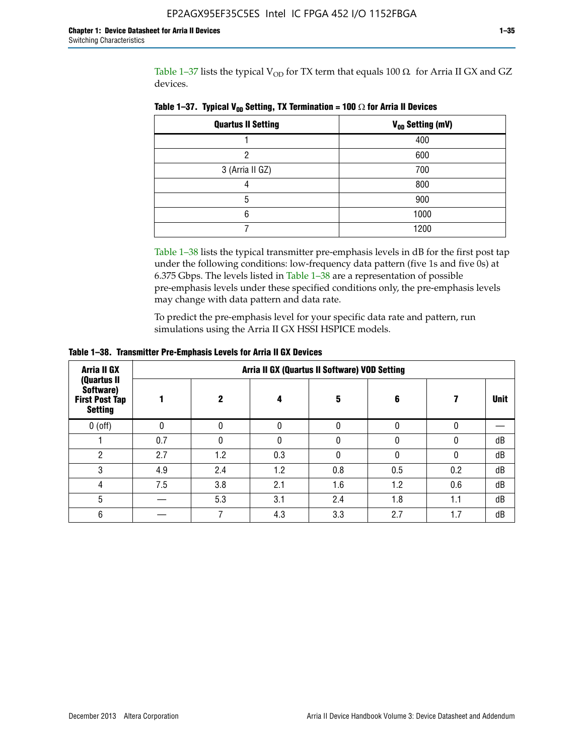Table 1–37 lists the typical $V_{OD}$ for TX term that equals 100 Ω for Arria II GX and GZ devices.

**Table 1–37. Typical $V_{OD}$ Setting, TX Termination = 100 Ω for Arria II Devices**

| Quartus II Setting | $V_{OD}$ Setting (mV) |
|---|---|
| 1 | 400 |
| 2 | 600 |
| 3 (Arria II GZ) | 700 |
| 4 | 800 |
| 5 | 900 |
| 6 | 1000 |
| 7 | 1200 |

Table 1–38 lists the typical transmitter pre-emphasis levels in dB for the first post tap under the following conditions: low-frequency data pattern (five 1s and five 0s) at 6.375 Gbps. The levels listed in Table 1–38 are a representation of possible pre-emphasis levels under these specified conditions only, the pre-emphasis levels may change with data pattern and data rate.

To predict the pre-emphasis level for your specific data rate and pattern, run simulations using the Arria II GX HSSI HSPICE models.

**Table 1–38. Transmitter Pre-Emphasis Levels for Arria II GX Devices**

| Arria II GX (Quartus II Software) First Post Tap Setting | Arria II GX (Quartus II Software) VOD Setting | | | | | | |
|---|---|---|---|---|---|---|---|
| | 1 | 2 | 4 | 5 | 6 | 7 | Unit |
| 0 (off) | 0 | 0 | 0 | 0 | 0 | 0 | — |
| 1 | 0.7 | 0 | 0 | 0 | 0 | 0 | dB |
| 2 | 2.7 | 1.2 | 0.3 | 0 | 0 | 0 | dB |
| 3 | 4.9 | 2.4 | 1.2 | 0.8 | 0.5 | 0.2 | dB |
| 4 | 7.5 | 3.8 | 2.1 | 1.6 | 1.2 | 0.6 | dB |
| 5 | — | 5.3 | 3.1 | 2.4 | 1.8 | 1.1 | dB |
| 6 | — | 7 | 4.3 | 3.3 | 2.7 | 1.7 | dB |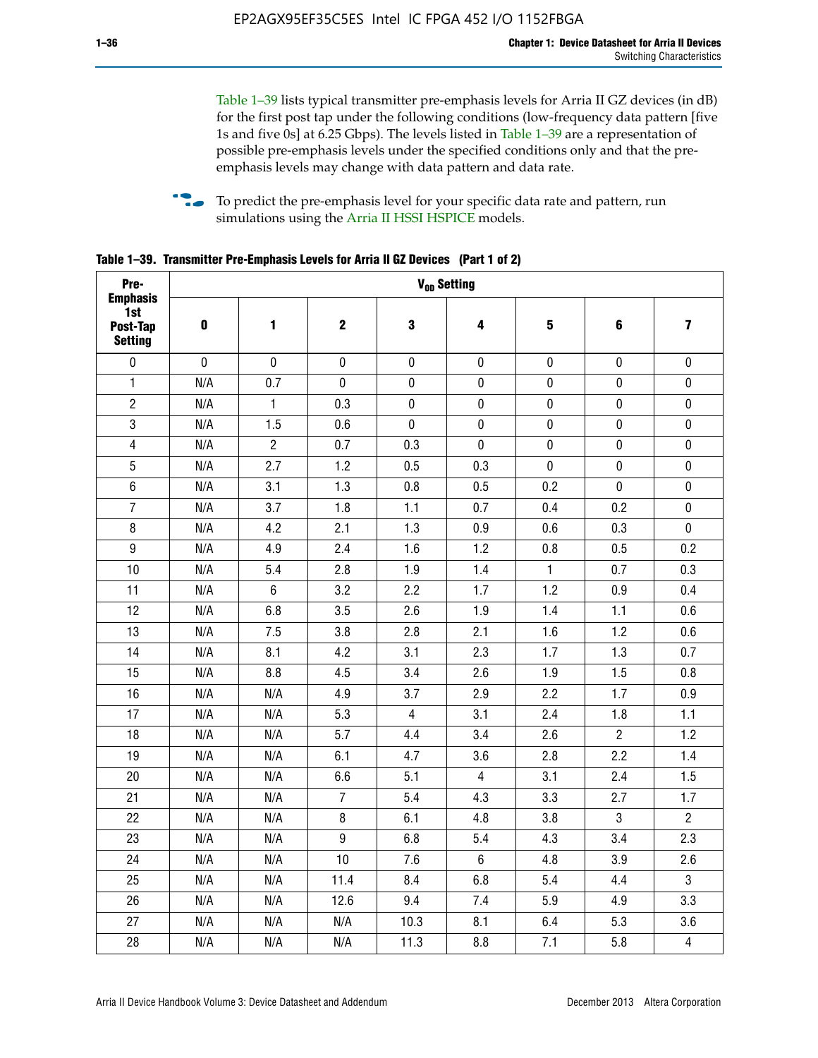Table 1–39 lists typical transmitter pre-emphasis levels for Arria II GZ devices (in dB) for the first post tap under the following conditions (low-frequency data pattern [five 1s and five 0s] at 6.25 Gbps). The levels listed in Table 1–39 are a representation of possible pre-emphasis levels under the specified conditions only and that the pre-emphasis levels may change with data pattern and data rate.

To predict the pre-emphasis level for your specific data rate and pattern, run simulations using the Arria II HSSI HSPICE models.

**Table 1–39. Transmitter Pre-Emphasis Levels for Arria II GZ Devices (Part 1 of 2)**

| Pre-Emphasis 1st Post-Tap Setting | $V_{OD}$ Setting | | | | | | | |
|---|---|---|---|---|---|---|---|---|
| | **0** | **1** | **2** | **3** | **4** | **5** | **6** | **7** |
| 0 | 0 | 0 | 0 | 0 | 0 | 0 | 0 | 0 |
| 1 | N/A | 0.7 | 0 | 0 | 0 | 0 | 0 | 0 |
| 2 | N/A | 1 | 0.3 | 0 | 0 | 0 | 0 | 0 |
| 3 | N/A | 1.5 | 0.6 | 0 | 0 | 0 | 0 | 0 |
| 4 | N/A | 2 | 0.7 | 0.3 | 0 | 0 | 0 | 0 |
| 5 | N/A | 2.7 | 1.2 | 0.5 | 0.3 | 0 | 0 | 0 |
| 6 | N/A | 3.1 | 1.3 | 0.8 | 0.5 | 0.2 | 0 | 0 |
| 7 | N/A | 3.7 | 1.8 | 1.1 | 0.7 | 0.4 | 0.2 | 0 |
| 8 | N/A | 4.2 | 2.1 | 1.3 | 0.9 | 0.6 | 0.3 | 0 |
| 9 | N/A | 4.9 | 2.4 | 1.6 | 1.2 | 0.8 | 0.5 | 0.2 |
| 10 | N/A | 5.4 | 2.8 | 1.9 | 1.4 | 1 | 0.7 | 0.3 |
| 11 | N/A | 6 | 3.2 | 2.2 | 1.7 | 1.2 | 0.9 | 0.4 |
| 12 | N/A | 6.8 | 3.5 | 2.6 | 1.9 | 1.4 | 1.1 | 0.6 |
| 13 | N/A | 7.5 | 3.8 | 2.8 | 2.1 | 1.6 | 1.2 | 0.6 |
| 14 | N/A | 8.1 | 4.2 | 3.1 | 2.3 | 1.7 | 1.3 | 0.7 |
| 15 | N/A | 8.8 | 4.5 | 3.4 | 2.6 | 1.9 | 1.5 | 0.8 |
| 16 | N/A | N/A | 4.9 | 3.7 | 2.9 | 2.2 | 1.7 | 0.9 |
| 17 | N/A | N/A | 5.3 | 4 | 3.1 | 2.4 | 1.8 | 1.1 |
| 18 | N/A | N/A | 5.7 | 4.4 | 3.4 | 2.6 | 2 | 1.2 |
| 19 | N/A | N/A | 6.1 | 4.7 | 3.6 | 2.8 | 2.2 | 1.4 |
| 20 | N/A | N/A | 6.6 | 5.1 | 4 | 3.1 | 2.4 | 1.5 |
| 21 | N/A | N/A | 7 | 5.4 | 4.3 | 3.3 | 2.7 | 1.7 |
| 22 | N/A | N/A | 8 | 6.1 | 4.8 | 3.8 | 3 | 2 |
| 23 | N/A | N/A | 9 | 6.8 | 5.4 | 4.3 | 3.4 | 2.3 |
| 24 | N/A | N/A | 10 | 7.6 | 6 | 4.8 | 3.9 | 2.6 |
| 25 | N/A | N/A | 11.4 | 8.4 | 6.8 | 5.4 | 4.4 | 3 |
| 26 | N/A | N/A | 12.6 | 9.4 | 7.4 | 5.9 | 4.9 | 3.3 |
| 27 | N/A | N/A | N/A | 10.3 | 8.1 | 6.4 | 5.3 | 3.6 |
| 28 | N/A | N/A | N/A | 11.3 | 8.8 | 7.1 | 5.8 | 4 |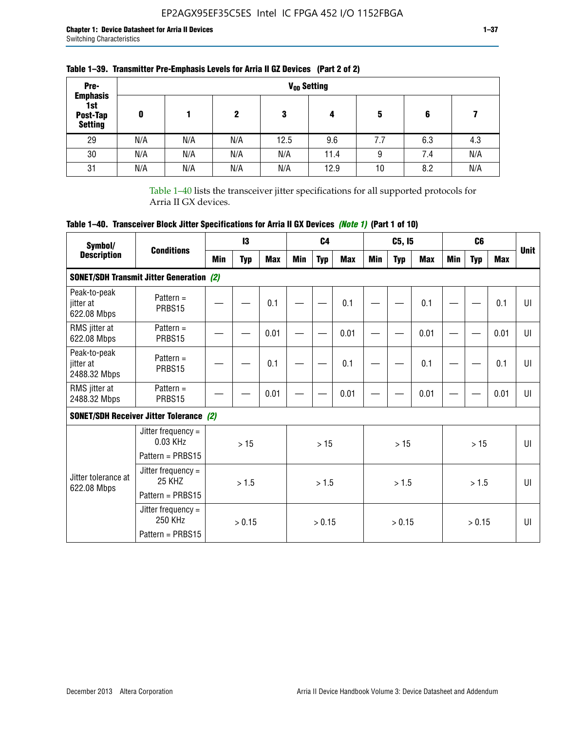**Table 1–39. Transmitter Pre-Emphasis Levels for Arria II GZ Devices (Part 2 of 2)**

| Pre-Emphasis 1st Post-Tap Setting | $V_{OD}$ Setting | | | | | | | |
|---|---|---|---|---|---|---|---|---|
| | 0 | 1 | 2 | 3 | 4 | 5 | 6 | 7 |
| 29 | N/A | N/A | N/A | 12.5 | 9.6 | 7.7 | 6.3 | 4.3 |
| 30 | N/A | N/A | N/A | N/A | 11.4 | 9 | 7.4 | N/A |
| 31 | N/A | N/A | N/A | N/A | 12.9 | 10 | 8.2 | N/A |

Table 1–40 lists the transceiver jitter specifications for all supported protocols for Arria II GX devices.

**Table 1–40. Transceiver Block Jitter Specifications for Arria II GX Devices** ***(Note 1)*** **(Part 1 of 10)**

| Symbol/ Description | Conditions | I3 | | | C4 | | | C5, I5 | | | C6 | | | Unit |
|---|---|---|---|---|---|---|---|---|---|---|---|---|---|---|
| | | Min | Typ | Max | Min | Typ | Max | Min | Typ | Max | Min | Typ | Max | |
| **SONET/SDH Transmit Jitter Generation** ***(2)*** | | | | | | | | | | | | | | |
| Peak-to-peak jitter at 622.08 Mbps | Pattern = PRBS15 | — | — | 0.1 | — | — | 0.1 | — | — | 0.1 | — | — | 0.1 | UI |
| RMS jitter at 622.08 Mbps | Pattern = PRBS15 | — | — | 0.01 | — | — | 0.01 | — | — | 0.01 | — | — | 0.01 | UI |
| Peak-to-peak jitter at 2488.32 Mbps | Pattern = PRBS15 | — | — | 0.1 | — | — | 0.1 | — | — | 0.1 | — | — | 0.1 | UI |
| RMS jitter at 2488.32 Mbps | Pattern = PRBS15 | — | — | 0.01 | — | — | 0.01 | — | — | 0.01 | — | — | 0.01 | UI |
| **SONET/SDH Receiver Jitter Tolerance** ***(2)*** | | | | | | | | | | | | | | |
| Jitter tolerance at 622.08 Mbps | Jitter frequency = 0.03 KHz Pattern = PRBS15 | > 15 | | | > 15 | | | > 15 | | | > 15 | | | UI |
| | Jitter frequency = 25 KHZ Pattern = PRBS15 | > 1.5 | | | > 1.5 | | | > 1.5 | | | > 1.5 | | | UI |
| | Jitter frequency = 250 KHz Pattern = PRBS15 | > 0.15 | | | > 0.15 | | | > 0.15 | | | > 0.15 | | | UI |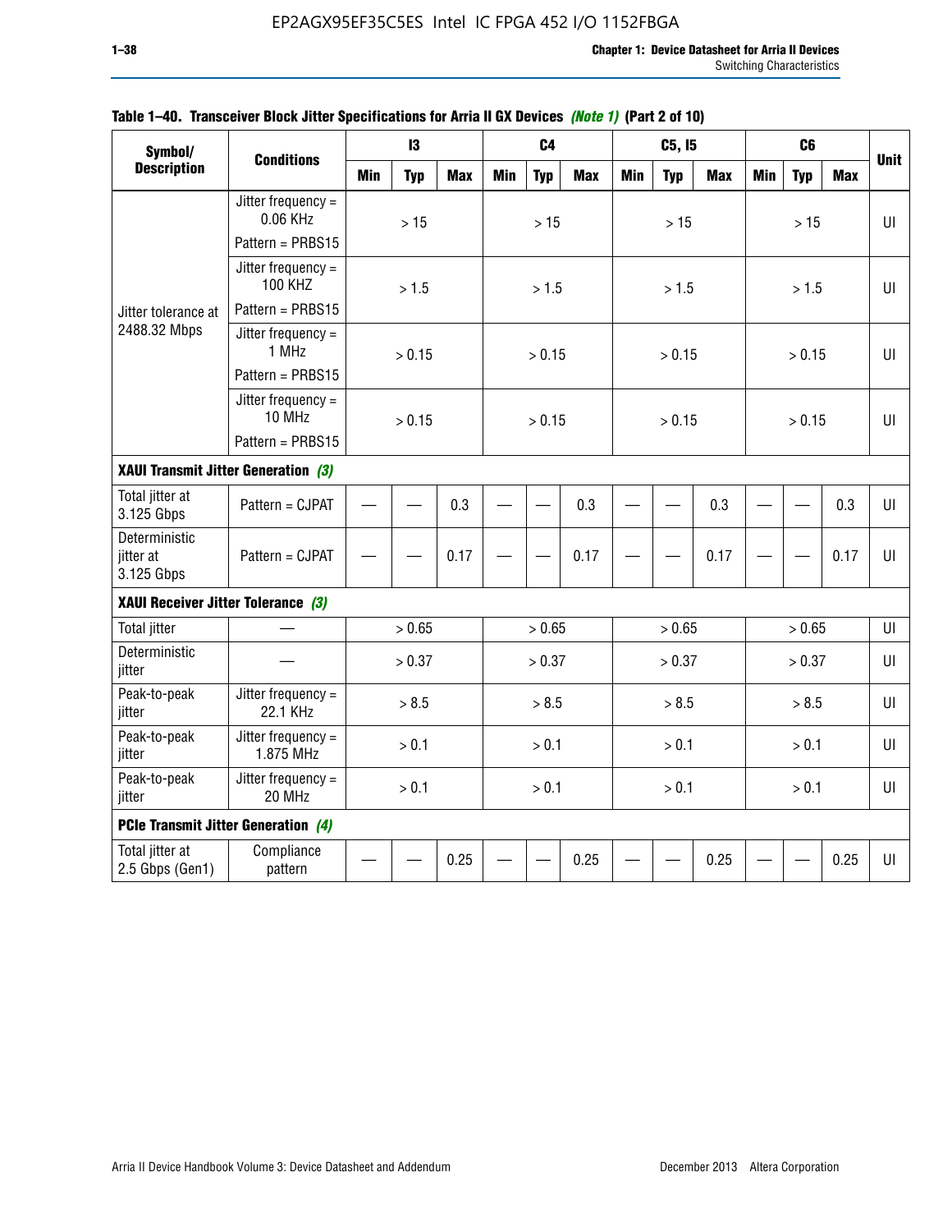**Table 1–40. Transceiver Block Jitter Specifications for Arria II GX Devices *(Note 1)* (Part 2 of 10)**

| Symbol/ Description | Conditions | I3 | | | C4 | | | C5, I5 | | | C6 | | | Unit |
|---|---|---|---|---|---|---|---|---|---|---|---|---|---|---|
| | | Min | Typ | Max | Min | Typ | Max | Min | Typ | Max | Min | Typ | Max | |
| Jitter tolerance at 2488.32 Mbps | Jitter frequency = 0.06 KHz<br>Pattern = PRBS15 | > 15 | | | > 15 | | | > 15 | | | > 15 | | | UI |
| | Jitter frequency = 100 KHZ<br>Pattern = PRBS15 | > 1.5 | | | > 1.5 | | | > 1.5 | | | > 1.5 | | | UI |
| | Jitter frequency = 1 MHz<br>Pattern = PRBS15 | > 0.15 | | | > 0.15 | | | > 0.15 | | | > 0.15 | | | UI |
| | Jitter frequency = 10 MHz<br>Pattern = PRBS15 | > 0.15 | | | > 0.15 | | | > 0.15 | | | > 0.15 | | | UI |
| **XAUI Transmit Jitter Generation *(3)*** | | | | | | | | | | | | | | |
| Total jitter at 3.125 Gbps | Pattern = CJPAT | — | — | 0.3 | — | — | 0.3 | — | — | 0.3 | — | — | 0.3 | UI |
| Deterministic jitter at 3.125 Gbps | Pattern = CJPAT | — | — | 0.17 | — | — | 0.17 | — | — | 0.17 | — | — | 0.17 | UI |
| **XAUI Receiver Jitter Tolerance *(3)*** | | | | | | | | | | | | | | |
| Total jitter | — | > 0.65 | | | > 0.65 | | | > 0.65 | | | > 0.65 | | | UI |
| Deterministic jitter | — | > 0.37 | | | > 0.37 | | | > 0.37 | | | > 0.37 | | | UI |
| Peak-to-peak jitter | Jitter frequency = 22.1 KHz | > 8.5 | | | > 8.5 | | | > 8.5 | | | > 8.5 | | | UI |
| Peak-to-peak jitter | Jitter frequency = 1.875 MHz | > 0.1 | | | > 0.1 | | | > 0.1 | | | > 0.1 | | | UI |
| Peak-to-peak jitter | Jitter frequency = 20 MHz | > 0.1 | | | > 0.1 | | | > 0.1 | | | > 0.1 | | | UI |
| **PCIe Transmit Jitter Generation *(4)*** | | | | | | | | | | | | | | |
| Total jitter at 2.5 Gbps (Gen1) | Compliance pattern | — | — | 0.25 | — | — | 0.25 | — | — | 0.25 | — | — | 0.25 | UI |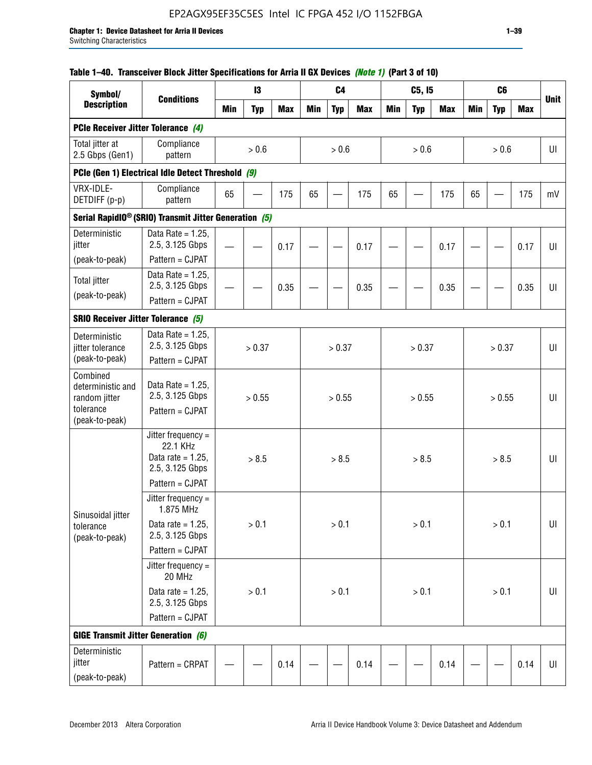**Table 1–40. Transceiver Block Jitter Specifications for Arria II GX Devices *(Note 1)* (Part 3 of 10)**

| Symbol/ Description | Conditions | I3 | | | C4 | | | C5, I5 | | | C6 | | | Unit |
|---|---|---|---|---|---|---|---|---|---|---|---|---|---|---|
| | | Min | Typ | Max | Min | Typ | Max | Min | Typ | Max | Min | Typ | Max | |
| **PCIe Receiver Jitter Tolerance *(4)*** | | | | | | | | | | | | | | |
| Total jitter at 2.5 Gbps (Gen1) | Compliance pattern | | > 0.6 | | | > 0.6 | | | > 0.6 | | | > 0.6 | | UI |
| **PCIe (Gen 1) Electrical Idle Detect Threshold *(9)*** | | | | | | | | | | | | | | |
| VRX-IDLE-DETDIFF (p-p) | Compliance pattern | 65 | — | 175 | 65 | — | 175 | 65 | — | 175 | 65 | — | 175 | mV |
| **Serial RapidIO® (SRIO) Transmit Jitter Generation *(5)*** | | | | | | | | | | | | | | |
| Deterministic jitter (peak-to-peak) | Data Rate = 1.25, 2.5, 3.125 Gbps Pattern = CJPAT | — | — | 0.17 | — | — | 0.17 | — | — | 0.17 | — | — | 0.17 | UI |
| Total jitter (peak-to-peak) | Data Rate = 1.25, 2.5, 3.125 Gbps Pattern = CJPAT | — | — | 0.35 | — | — | 0.35 | — | — | 0.35 | — | — | 0.35 | UI |
| **SRIO Receiver Jitter Tolerance *(5)*** | | | | | | | | | | | | | | |
| Deterministic jitter tolerance (peak-to-peak) | Data Rate = 1.25, 2.5, 3.125 Gbps Pattern = CJPAT | | > 0.37 | | | > 0.37 | | | > 0.37 | | | > 0.37 | | UI |
| Combined deterministic and random jitter tolerance (peak-to-peak) | Data Rate = 1.25, 2.5, 3.125 Gbps Pattern = CJPAT | | > 0.55 | | | > 0.55 | | | > 0.55 | | | > 0.55 | | UI |
| Sinusoidal jitter tolerance (peak-to-peak) | Jitter frequency = 22.1 KHz Data rate = 1.25, 2.5, 3.125 Gbps Pattern = CJPAT | | > 8.5 | | | > 8.5 | | | > 8.5 | | | > 8.5 | | UI |
| | Jitter frequency = 1.875 MHz Data rate = 1.25, 2.5, 3.125 Gbps Pattern = CJPAT | | > 0.1 | | | > 0.1 | | | > 0.1 | | | > 0.1 | | UI |
| | Jitter frequency = 20 MHz Data rate = 1.25, 2.5, 3.125 Gbps Pattern = CJPAT | | > 0.1 | | | > 0.1 | | | > 0.1 | | | > 0.1 | | UI |
| **GIGE Transmit Jitter Generation *(6)*** | | | | | | | | | | | | | | |
| Deterministic jitter (peak-to-peak) | Pattern = CRPAT | — | — | 0.14 | — | — | 0.14 | — | — | 0.14 | — | — | 0.14 | UI |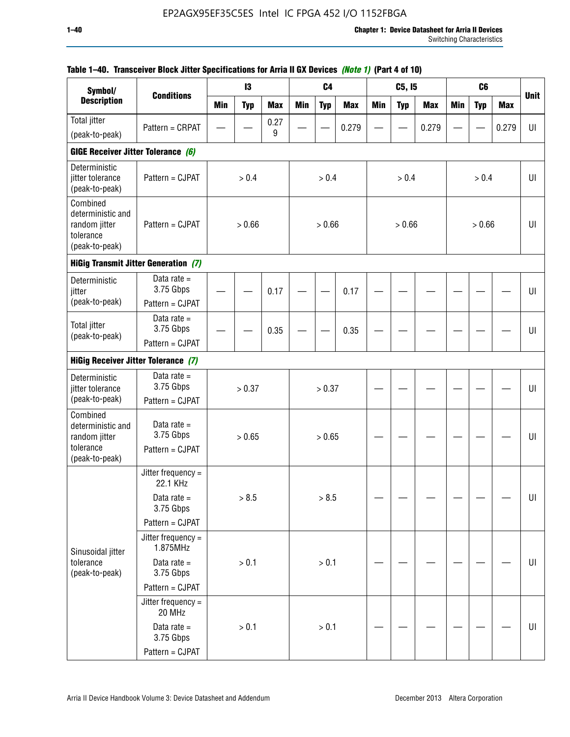**Table 1–40. Transceiver Block Jitter Specifications for Arria II GX Devices *(Note 1)* (Part 4 of 10)**

| Symbol/ Description | Conditions | I3 | | | C4 | | | C5, I5 | | | C6 | | | Unit |
|---|---|---|---|---|---|---|---|---|---|---|---|---|---|---|
| | | Min | Typ | Max | Min | Typ | Max | Min | Typ | Max | Min | Typ | Max | |
| Total jitter (peak-to-peak) | Pattern = CRPAT | — | — | 0.279 | — | — | 0.279 | — | — | 0.279 | — | — | 0.279 | UI |
| **GIGE Receiver Jitter Tolerance *(6)*** | | | | | | | | | | | | | | |
| Deterministic jitter tolerance (peak-to-peak) | Pattern = CJPAT | > 0.4 | | | > 0.4 | | | > 0.4 | | | > 0.4 | | | UI |
| Combined deterministic and random jitter tolerance (peak-to-peak) | Pattern = CJPAT | > 0.66 | | | > 0.66 | | | > 0.66 | | | > 0.66 | | | UI |
| **HiGig Transmit Jitter Generation *(7)*** | | | | | | | | | | | | | | |
| Deterministic jitter (peak-to-peak) | Data rate = 3.75 Gbps Pattern = CJPAT | — | — | 0.17 | — | — | 0.17 | — | — | — | — | — | — | UI |
| Total jitter (peak-to-peak) | Data rate = 3.75 Gbps Pattern = CJPAT | — | — | 0.35 | — | — | 0.35 | — | — | — | — | — | — | UI |
| **HiGig Receiver Jitter Tolerance *(7)*** | | | | | | | | | | | | | | |
| Deterministic jitter tolerance (peak-to-peak) | Data rate = 3.75 Gbps Pattern = CJPAT | > 0.37 | | | > 0.37 | | | — | — | — | — | — | — | UI |
| Combined deterministic and random jitter tolerance (peak-to-peak) | Data rate = 3.75 Gbps Pattern = CJPAT | > 0.65 | | | > 0.65 | | | — | — | — | — | — | — | UI |
| Sinusoidal jitter tolerance (peak-to-peak) | Jitter frequency = 22.1 KHz Data rate = 3.75 Gbps Pattern = CJPAT | > 8.5 | | | > 8.5 | | | — | — | — | — | — | — | UI |
| | Jitter frequency = 1.875MHz Data rate = 3.75 Gbps Pattern = CJPAT | > 0.1 | | | > 0.1 | | | — | — | — | — | — | — | UI |
| | Jitter frequency = 20 MHz Data rate = 3.75 Gbps Pattern = CJPAT | > 0.1 | | | > 0.1 | | | — | — | — | — | — | — | UI |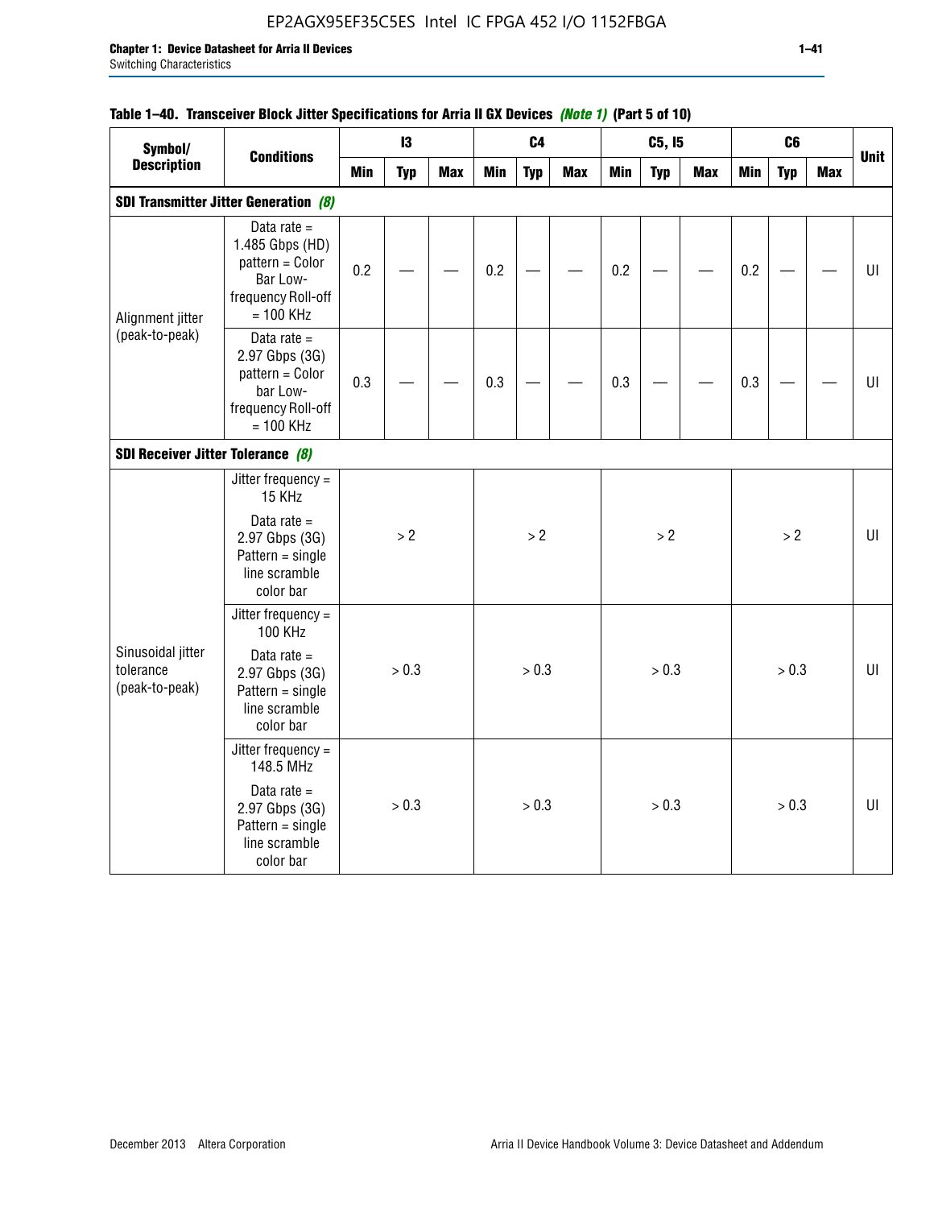**Table 1–40. Transceiver Block Jitter Specifications for Arria II GX Devices *(Note 1)* (Part 5 of 10)**

| Symbol/ Description | Conditions | I3 | | | C4 | | | C5, I5 | | | C6 | | | Unit |
|---|---|---|---|---|---|---|---|---|---|---|---|---|---|---|
| | | Min | Typ | Max | Min | Typ | Max | Min | Typ | Max | Min | Typ | Max | |
| **SDI Transmitter Jitter Generation *(8)*** | | | | | | | | | | | | | | |
| Alignment jitter (peak-to-peak) | Data rate = 1.485 Gbps (HD) pattern = Color Bar Low-frequency Roll-off = 100 KHz | 0.2 | — | — | 0.2 | — | — | 0.2 | — | — | 0.2 | — | — | UI |
| | Data rate = 2.97 Gbps (3G) pattern = Color bar Low-frequency Roll-off = 100 KHz | 0.3 | — | — | 0.3 | — | — | 0.3 | — | — | 0.3 | — | — | UI |
| **SDI Receiver Jitter Tolerance *(8)*** | | | | | | | | | | | | | | |
| Sinusoidal jitter tolerance (peak-to-peak) | Jitter frequency = 15 KHz<br>Data rate = 2.97 Gbps (3G) Pattern = single line scramble color bar | > 2 | | | > 2 | | | > 2 | | | > 2 | | | UI |
| | Jitter frequency = 100 KHz<br>Data rate = 2.97 Gbps (3G) Pattern = single line scramble color bar | > 0.3 | | | > 0.3 | | | > 0.3 | | | > 0.3 | | | UI |
| | Jitter frequency = 148.5 MHz<br>Data rate = 2.97 Gbps (3G) Pattern = single line scramble color bar | > 0.3 | | | > 0.3 | | | > 0.3 | | | > 0.3 | | | UI |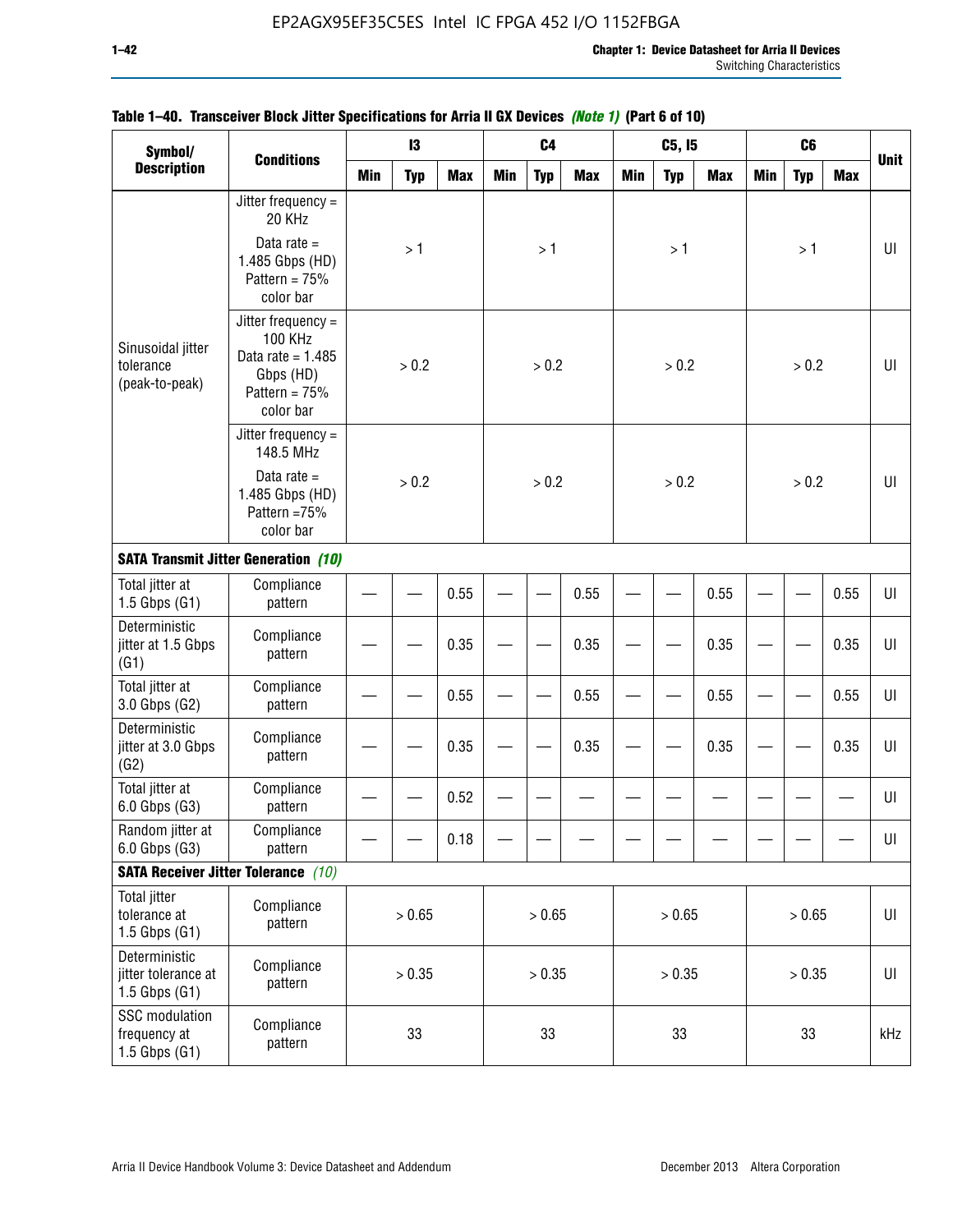**Table 1–40. Transceiver Block Jitter Specifications for Arria II GX Devices *(Note 1)* (Part 6 of 10)**

| Symbol/ Description | Conditions | I3 | | | C4 | | | C5, I5 | | | C6 | | | Unit |
|---|---|---|---|---|---|---|---|---|---|---|---|---|---|---|
| | | Min | Typ | Max | Min | Typ | Max | Min | Typ | Max | Min | Typ | Max | |
| Sinusoidal jitter tolerance (peak-to-peak) | Jitter frequency = 20 KHz Data rate = 1.485 Gbps (HD) Pattern = 75% color bar | | > 1 | | | > 1 | | | > 1 | | | > 1 | | UI |
| | Jitter frequency = 100 KHz Data rate = 1.485 Gbps (HD) Pattern = 75% color bar | | > 0.2 | | | > 0.2 | | | > 0.2 | | | > 0.2 | | UI |
| | Jitter frequency = 148.5 MHz Data rate = 1.485 Gbps (HD) Pattern =75% color bar | | > 0.2 | | | > 0.2 | | | > 0.2 | | | > 0.2 | | UI |
| **SATA Transmit Jitter Generation** *(10)* | | | | | | | | | | | | | | |
| Total jitter at 1.5 Gbps (G1) | Compliance pattern | — | — | 0.55 | — | — | 0.55 | — | — | 0.55 | — | — | 0.55 | UI |
| Deterministic jitter at 1.5 Gbps (G1) | Compliance pattern | — | — | 0.35 | — | — | 0.35 | — | — | 0.35 | — | — | 0.35 | UI |
| Total jitter at 3.0 Gbps (G2) | Compliance pattern | — | — | 0.55 | — | — | 0.55 | — | — | 0.55 | — | — | 0.55 | UI |
| Deterministic jitter at 3.0 Gbps (G2) | Compliance pattern | — | — | 0.35 | — | — | 0.35 | — | — | 0.35 | — | — | 0.35 | UI |
| Total jitter at 6.0 Gbps (G3) | Compliance pattern | — | — | 0.52 | — | — | — | — | — | — | — | — | — | UI |
| Random jitter at 6.0 Gbps (G3) | Compliance pattern | — | — | 0.18 | — | — | — | — | — | — | — | — | — | UI |
| **SATA Receiver Jitter Tolerance** *(10)* | | | | | | | | | | | | | | |
| Total jitter tolerance at 1.5 Gbps (G1) | Compliance pattern | | > 0.65 | | | > 0.65 | | | > 0.65 | | | > 0.65 | | UI |
| Deterministic jitter tolerance at 1.5 Gbps (G1) | Compliance pattern | | > 0.35 | | | > 0.35 | | | > 0.35 | | | > 0.35 | | UI |
| SSC modulation frequency at 1.5 Gbps (G1) | Compliance pattern | | 33 | | | 33 | | | 33 | | | 33 | | kHz |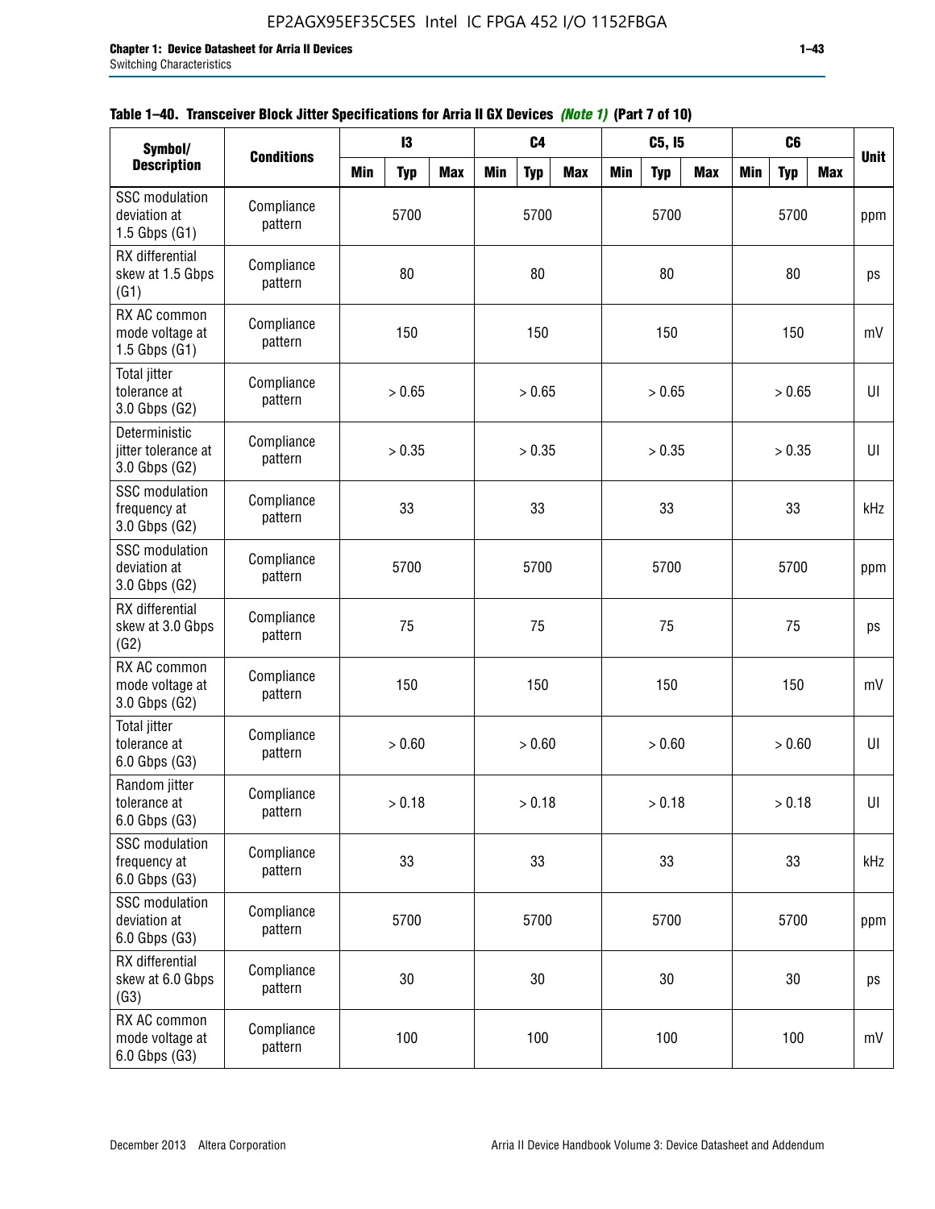**Table 1–40. Transceiver Block Jitter Specifications for Arria II GX Devices *(Note 1)* (Part 7 of 10)**

| Symbol/ Description | Conditions | I3 | | | C4 | | | C5, I5 | | | C6 | | | Unit |
|---|---|---|---|---|---|---|---|---|---|---|---|---|---|---|
| | | Min | Typ | Max | Min | Typ | Max | Min | Typ | Max | Min | Typ | Max | |
| SSC modulation deviation at 1.5 Gbps (G1) | Compliance pattern | | 5700 | | | 5700 | | | 5700 | | | 5700 | | ppm |
| RX differential skew at 1.5 Gbps (G1) | Compliance pattern | | 80 | | | 80 | | | 80 | | | 80 | | ps |
| RX AC common mode voltage at 1.5 Gbps (G1) | Compliance pattern | | 150 | | | 150 | | | 150 | | | 150 | | mV |
| Total jitter tolerance at 3.0 Gbps (G2) | Compliance pattern | | > 0.65 | | | > 0.65 | | | > 0.65 | | | > 0.65 | | UI |
| Deterministic jitter tolerance at 3.0 Gbps (G2) | Compliance pattern | | > 0.35 | | | > 0.35 | | | > 0.35 | | | > 0.35 | | UI |
| SSC modulation frequency at 3.0 Gbps (G2) | Compliance pattern | | 33 | | | 33 | | | 33 | | | 33 | | kHz |
| SSC modulation deviation at 3.0 Gbps (G2) | Compliance pattern | | 5700 | | | 5700 | | | 5700 | | | 5700 | | ppm |
| RX differential skew at 3.0 Gbps (G2) | Compliance pattern | | 75 | | | 75 | | | 75 | | | 75 | | ps |
| RX AC common mode voltage at 3.0 Gbps (G2) | Compliance pattern | | 150 | | | 150 | | | 150 | | | 150 | | mV |
| Total jitter tolerance at 6.0 Gbps (G3) | Compliance pattern | | > 0.60 | | | > 0.60 | | | > 0.60 | | | > 0.60 | | UI |
| Random jitter tolerance at 6.0 Gbps (G3) | Compliance pattern | | > 0.18 | | | > 0.18 | | | > 0.18 | | | > 0.18 | | UI |
| SSC modulation frequency at 6.0 Gbps (G3) | Compliance pattern | | 33 | | | 33 | | | 33 | | | 33 | | kHz |
| SSC modulation deviation at 6.0 Gbps (G3) | Compliance pattern | | 5700 | | | 5700 | | | 5700 | | | 5700 | | ppm |
| RX differential skew at 6.0 Gbps (G3) | Compliance pattern | | 30 | | | 30 | | | 30 | | | 30 | | ps |
| RX AC common mode voltage at 6.0 Gbps (G3) | Compliance pattern | | 100 | | | 100 | | | 100 | | | 100 | | mV |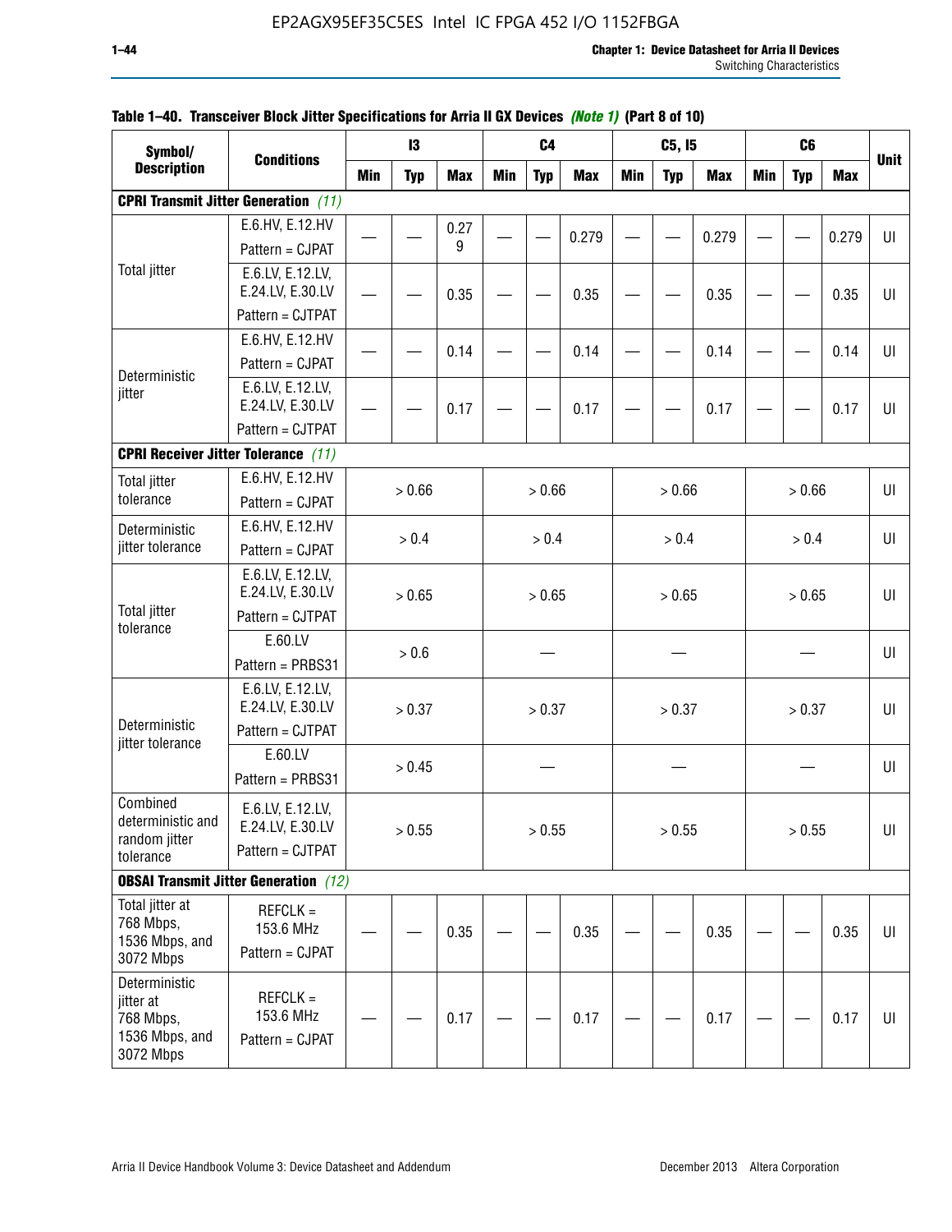**Table 1–40. Transceiver Block Jitter Specifications for Arria II GX Devices *(Note 1)* (Part 8 of 10)**

| Symbol/ Description | Conditions | I3 | | | C4 | | | C5, I5 | | | C6 | | | Unit |
|---|---|---|---|---|---|---|---|---|---|---|---|---|---|---|
| | | Min | Typ | Max | Min | Typ | Max | Min | Typ | Max | Min | Typ | Max | |
| **CPRI Transmit Jitter Generation** *(11)* | | | | | | | | | | | | | | |
| Total jitter | E.6.HV, E.12.HV Pattern = CJPAT | — | — | 0.279 | — | — | 0.279 | — | — | 0.279 | — | — | 0.279 | UI |
| | E.6.LV, E.12.LV, E.24.LV, E.30.LV Pattern = CJTPAT | — | — | 0.35 | — | — | 0.35 | — | — | 0.35 | — | — | 0.35 | UI |
| Deterministic jitter | E.6.HV, E.12.HV Pattern = CJPAT | — | — | 0.14 | — | — | 0.14 | — | — | 0.14 | — | — | 0.14 | UI |
| | E.6.LV, E.12.LV, E.24.LV, E.30.LV Pattern = CJTPAT | — | — | 0.17 | — | — | 0.17 | — | — | 0.17 | — | — | 0.17 | UI |
| **CPRI Receiver Jitter Tolerance** *(11)* | | | | | | | | | | | | | | |
| Total jitter tolerance | E.6.HV, E.12.HV Pattern = CJPAT | > 0.66 | | | > 0.66 | | | > 0.66 | | | > 0.66 | | | UI |
| Deterministic jitter tolerance | E.6.HV, E.12.HV Pattern = CJPAT | > 0.4 | | | > 0.4 | | | > 0.4 | | | > 0.4 | | | UI |
| Total jitter tolerance | E.6.LV, E.12.LV, E.24.LV, E.30.LV Pattern = CJTPAT | > 0.65 | | | > 0.65 | | | > 0.65 | | | > 0.65 | | | UI |
| | E.60.LV Pattern = PRBS31 | > 0.6 | | | — | | | — | | | — | | | UI |
| Deterministic jitter tolerance | E.6.LV, E.12.LV, E.24.LV, E.30.LV Pattern = CJTPAT | > 0.37 | | | > 0.37 | | | > 0.37 | | | > 0.37 | | | UI |
| | E.60.LV Pattern = PRBS31 | > 0.45 | | | — | | | — | | | — | | | UI |
| Combined deterministic and random jitter tolerance | E.6.LV, E.12.LV, E.24.LV, E.30.LV Pattern = CJTPAT | > 0.55 | | | > 0.55 | | | > 0.55 | | | > 0.55 | | | UI |
| **OBSAI Transmit Jitter Generation** *(12)* | | | | | | | | | | | | | | |
| Total jitter at 768 Mbps, 1536 Mbps, and 3072 Mbps | REFCLK = 153.6 MHz Pattern = CJPAT | — | — | 0.35 | — | — | 0.35 | — | — | 0.35 | — | — | 0.35 | UI |
| Deterministic jitter at 768 Mbps, 1536 Mbps, and 3072 Mbps | REFCLK = 153.6 MHz Pattern = CJPAT | — | — | 0.17 | — | — | 0.17 | — | — | 0.17 | — | — | 0.17 | UI |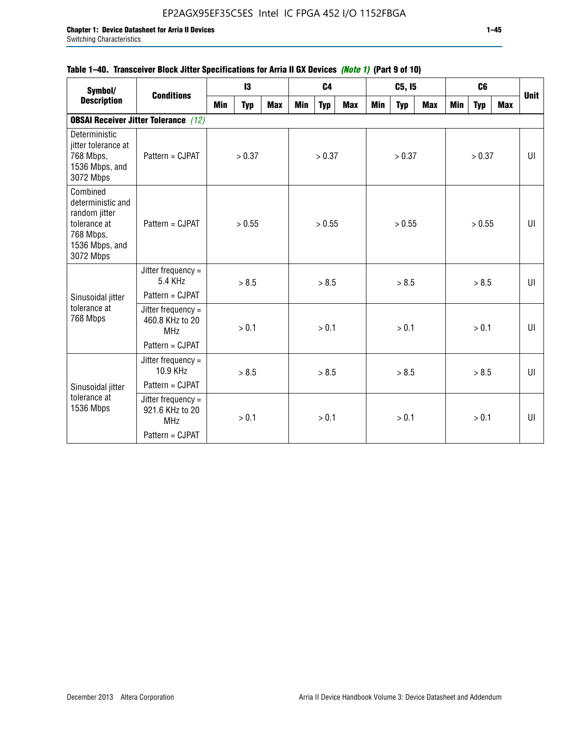**Table 1–40. Transceiver Block Jitter Specifications for Arria II GX Devices** ***(Note 1)*** **(Part 9 of 10)**

| Symbol/ Description | Conditions | I3 | | | C4 | | | C5, I5 | | | C6 | | | Unit |
|---|---|---|---|---|---|---|---|---|---|---|---|---|---|---|
| | | Min | Typ | Max | Min | Typ | Max | Min | Typ | Max | Min | Typ | Max | |
| **OBSAI Receiver Jitter Tolerance** *(12)* | | | | | | | | | | | | | | |
| Deterministic jitter tolerance at 768 Mbps, 1536 Mbps, and 3072 Mbps | Pattern = CJPAT | | > 0.37 | | | > 0.37 | | | > 0.37 | | | > 0.37 | | UI |
| Combined deterministic and random jitter tolerance at 768 Mbps, 1536 Mbps, and 3072 Mbps | Pattern = CJPAT | | > 0.55 | | | > 0.55 | | | > 0.55 | | | > 0.55 | | UI |
| Sinusoidal jitter tolerance at 768 Mbps | Jitter frequency = 5.4 KHz Pattern = CJPAT | | > 8.5 | | | > 8.5 | | | > 8.5 | | | > 8.5 | | UI |
| | Jitter frequency = 460.8 KHz to 20 MHz Pattern = CJPAT | | > 0.1 | | | > 0.1 | | | > 0.1 | | | > 0.1 | | UI |
| Sinusoidal jitter tolerance at 1536 Mbps | Jitter frequency = 10.9 KHz Pattern = CJPAT | | > 8.5 | | | > 8.5 | | | > 8.5 | | | > 8.5 | | UI |
| | Jitter frequency = 921.6 KHz to 20 MHz Pattern = CJPAT | | > 0.1 | | | > 0.1 | | | > 0.1 | | | > 0.1 | | UI |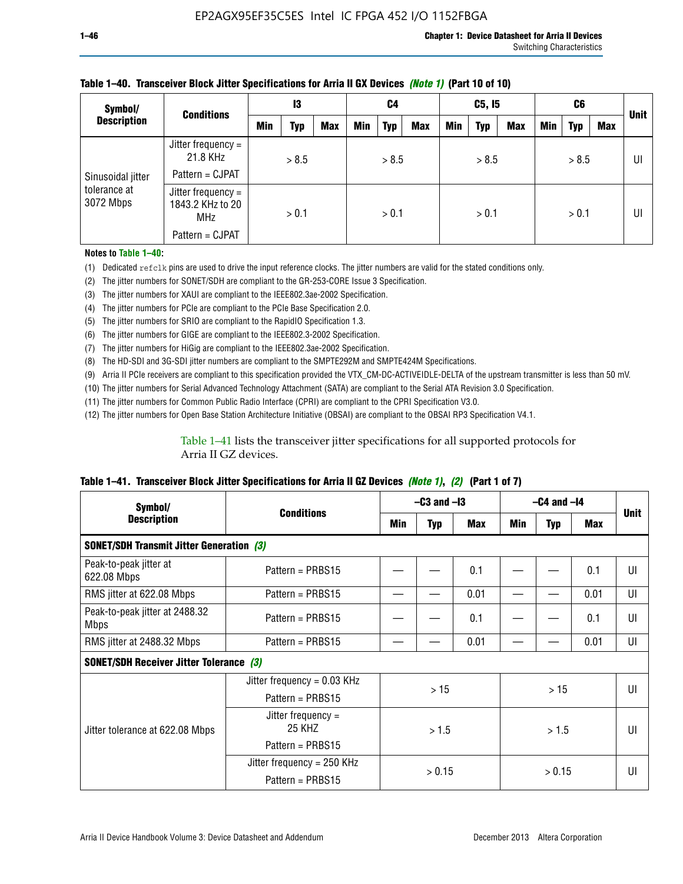**Table 1–40. Transceiver Block Jitter Specifications for Arria II GX Devices *(Note 1)* (Part 10 of 10)**

| Symbol/ Description | Conditions | I3 | | | C4 | | | C5, I5 | | | C6 | | | Unit |
|---|---|---|---|---|---|---|---|---|---|---|---|---|---|---|
| | | Min | Typ | Max | Min | Typ | Max | Min | Typ | Max | Min | Typ | Max | |
| Sinusoidal jitter tolerance at 3072 Mbps | Jitter frequency = 21.8 KHz<br>Pattern = CJPAT | | > 8.5 | | | > 8.5 | | | > 8.5 | | | > 8.5 | | UI |
| | Jitter frequency = 1843.2 KHz to 20 MHz<br>Pattern = CJPAT | | > 0.1 | | | > 0.1 | | | > 0.1 | | | > 0.1 | | UI |

**Notes to Table 1–40:**

(1) Dedicated `refclk` pins are used to drive the input reference clocks. The jitter numbers are valid for the stated conditions only.
(2) The jitter numbers for SONET/SDH are compliant to the GR-253-CORE Issue 3 Specification.
(3) The jitter numbers for XAUI are compliant to the IEEE802.3ae-2002 Specification.
(4) The jitter numbers for PCIe are compliant to the PCIe Base Specification 2.0.
(5) The jitter numbers for SRIO are compliant to the RapidIO Specification 1.3.
(6) The jitter numbers for GIGE are compliant to the IEEE802.3-2002 Specification.
(7) The jitter numbers for HiGig are compliant to the IEEE802.3ae-2002 Specification.
(8) The HD-SDI and 3G-SDI jitter numbers are compliant to the SMPTE292M and SMPTE424M Specifications.
(9) Arria II PCIe receivers are compliant to this specification provided the VTX_CM-DC-ACTIVEIDLE-DELTA of the upstream transmitter is less than 50 mV.
(10) The jitter numbers for Serial Advanced Technology Attachment (SATA) are compliant to the Serial ATA Revision 3.0 Specification.
(11) The jitter numbers for Common Public Radio Interface (CPRI) are compliant to the CPRI Specification V3.0.
(12) The jitter numbers for Open Base Station Architecture Initiative (OBSAI) are compliant to the OBSAI RP3 Specification V4.1.

Table 1–41 lists the transceiver jitter specifications for all supported protocols for Arria II GZ devices.

**Table 1–41. Transceiver Block Jitter Specifications for Arria II GZ Devices *(Note 1)*, *(2)* (Part 1 of 7)**

| Symbol/ Description | Conditions | –C3 and –I3 | | | –C4 and –I4 | | | Unit |
|---|---|---|---|---|---|---|---|---|
| | | Min | Typ | Max | Min | Typ | Max | |
| **SONET/SDH Transmit Jitter Generation *(3)*** | | | | | | | | |
| Peak-to-peak jitter at 622.08 Mbps | Pattern = PRBS15 | — | — | 0.1 | — | — | 0.1 | UI |
| RMS jitter at 622.08 Mbps | Pattern = PRBS15 | — | — | 0.01 | — | — | 0.01 | UI |
| Peak-to-peak jitter at 2488.32 Mbps | Pattern = PRBS15 | — | — | 0.1 | — | — | 0.1 | UI |
| RMS jitter at 2488.32 Mbps | Pattern = PRBS15 | — | — | 0.01 | — | — | 0.01 | UI |
| **SONET/SDH Receiver Jitter Tolerance *(3)*** | | | | | | | | |
| Jitter tolerance at 622.08 Mbps | Jitter frequency = 0.03 KHz<br>Pattern = PRBS15 | | > 15 | | | > 15 | | UI |
| | Jitter frequency = 25 KHZ<br>Pattern = PRBS15 | | > 1.5 | | | > 1.5 | | UI |
| | Jitter frequency = 250 KHz<br>Pattern = PRBS15 | | > 0.15 | | | > 0.15 | | UI |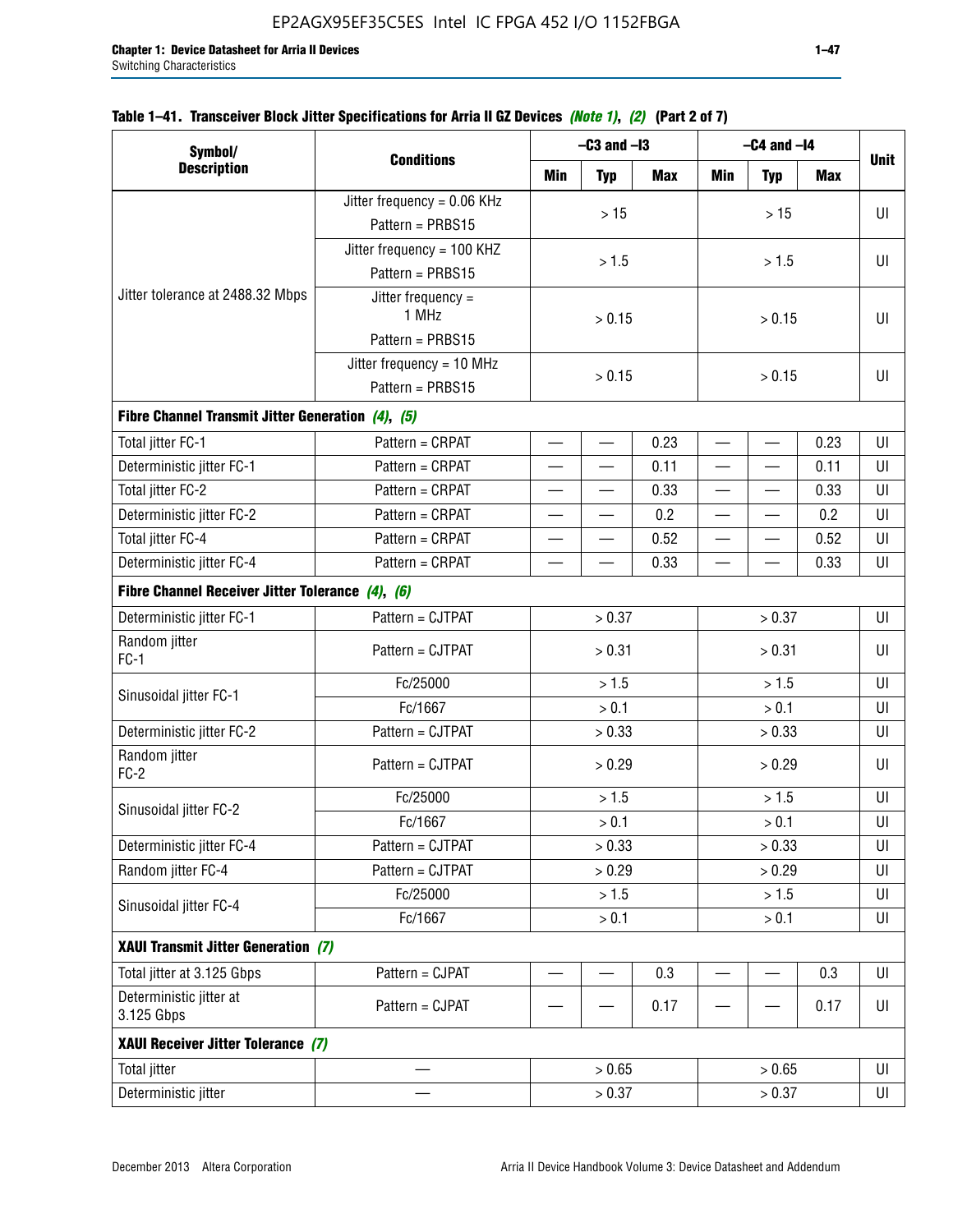**Table 1–41. Transceiver Block Jitter Specifications for Arria II GZ Devices *(Note 1)*, *(2)* (Part 2 of 7)**

| Symbol/ Description | Conditions | –C3 and –I3 | | | –C4 and –I4 | | | Unit |
|---|---|---|---|---|---|---|---|---|
| | | Min | Typ | Max | Min | Typ | Max | |
| Jitter tolerance at 2488.32 Mbps | Jitter frequency = 0.06 KHz Pattern = PRBS15 | > 15 | | | > 15 | | | UI |
| | Jitter frequency = 100 KHZ Pattern = PRBS15 | > 1.5 | | | > 1.5 | | | UI |
| | Jitter frequency = 1 MHz Pattern = PRBS15 | > 0.15 | | | > 0.15 | | | UI |
| | Jitter frequency = 10 MHz Pattern = PRBS15 | > 0.15 | | | > 0.15 | | | UI |
| **Fibre Channel Transmit Jitter Generation *(4)*, *(5)*** | | | | | | | | |
| Total jitter FC-1 | Pattern = CRPAT | — | — | 0.23 | — | — | 0.23 | UI |
| Deterministic jitter FC-1 | Pattern = CRPAT | — | — | 0.11 | — | — | 0.11 | UI |
| Total jitter FC-2 | Pattern = CRPAT | — | — | 0.33 | — | — | 0.33 | UI |
| Deterministic jitter FC-2 | Pattern = CRPAT | — | — | 0.2 | — | — | 0.2 | UI |
| Total jitter FC-4 | Pattern = CRPAT | — | — | 0.52 | — | — | 0.52 | UI |
| Deterministic jitter FC-4 | Pattern = CRPAT | — | — | 0.33 | — | — | 0.33 | UI |
| **Fibre Channel Receiver Jitter Tolerance *(4)*, *(6)*** | | | | | | | | |
| Deterministic jitter FC-1 | Pattern = CJTPAT | > 0.37 | | | > 0.37 | | | UI |
| Random jitter FC-1 | Pattern = CJTPAT | > 0.31 | | | > 0.31 | | | UI |
| Sinusoidal jitter FC-1 | Fc/25000 | > 1.5 | | | > 1.5 | | | UI |
| | Fc/1667 | > 0.1 | | | > 0.1 | | | UI |
| Deterministic jitter FC-2 | Pattern = CJTPAT | > 0.33 | | | > 0.33 | | | UI |
| Random jitter FC-2 | Pattern = CJTPAT | > 0.29 | | | > 0.29 | | | UI |
| Sinusoidal jitter FC-2 | Fc/25000 | > 1.5 | | | > 1.5 | | | UI |
| | Fc/1667 | > 0.1 | | | > 0.1 | | | UI |
| Deterministic jitter FC-4 | Pattern = CJTPAT | > 0.33 | | | > 0.33 | | | UI |
| Random jitter FC-4 | Pattern = CJTPAT | > 0.29 | | | > 0.29 | | | UI |
| Sinusoidal jitter FC-4 | Fc/25000 | > 1.5 | | | > 1.5 | | | UI |
| | Fc/1667 | > 0.1 | | | > 0.1 | | | UI |
| **XAUI Transmit Jitter Generation *(7)*** | | | | | | | | |
| Total jitter at 3.125 Gbps | Pattern = CJPAT | — | — | 0.3 | — | — | 0.3 | UI |
| Deterministic jitter at 3.125 Gbps | Pattern = CJPAT | — | — | 0.17 | — | — | 0.17 | UI |
| **XAUI Receiver Jitter Tolerance *(7)*** | | | | | | | | |
| Total jitter | — | > 0.65 | | | > 0.65 | | | UI |
| Deterministic jitter | — | > 0.37 | | | > 0.37 | | | UI |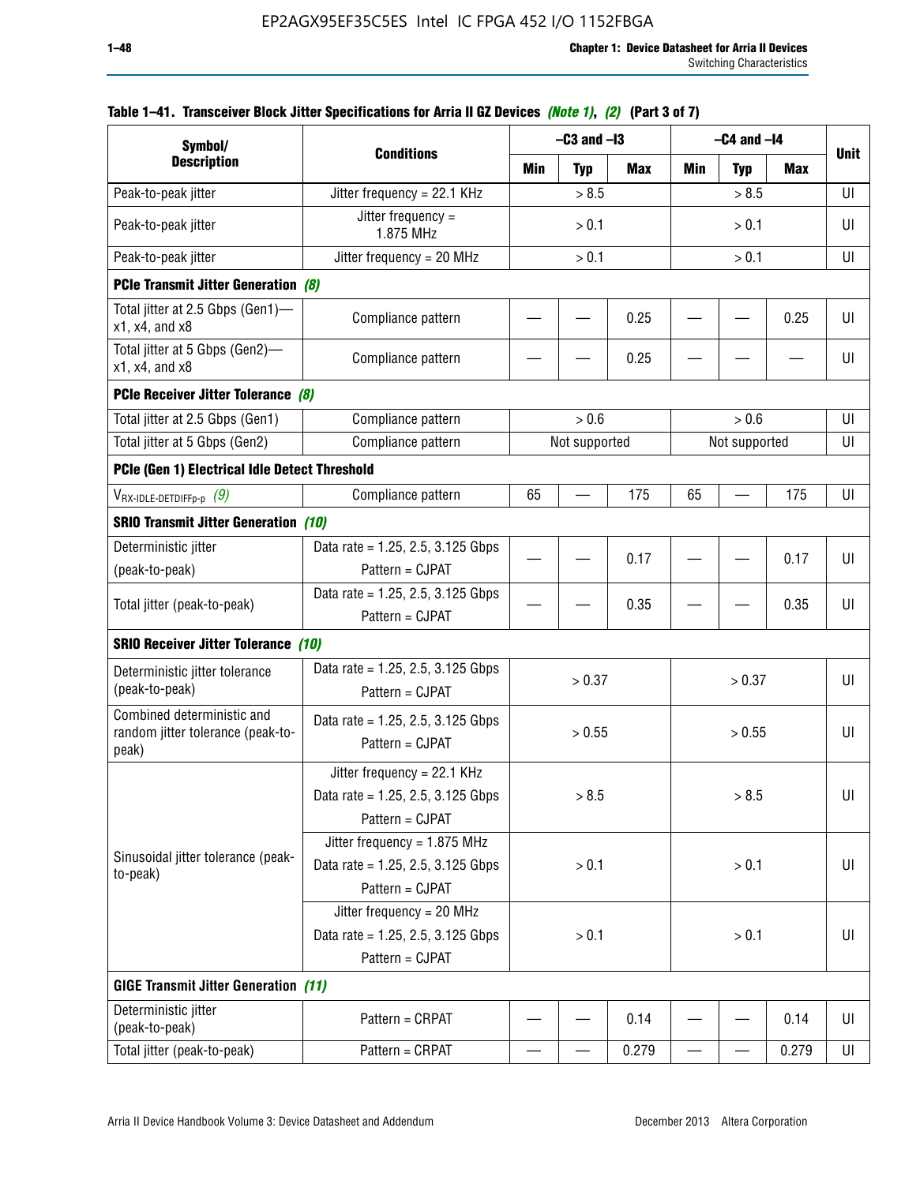Table 1–41. Transceiver Block Jitter Specifications for Arria II GZ Devices *(Note 1)*, *(2)* (Part 3 of 7)

| Symbol/ Description | Conditions | –C3 and –I3 | | | –C4 and –I4 | | | Unit |
|---|---|---|---|---|---|---|---|---|
| | | Min | Typ | Max | Min | Typ | Max | |
| Peak-to-peak jitter | Jitter frequency = 22.1 KHz | > 8.5 | | | > 8.5 | | | UI |
| Peak-to-peak jitter | Jitter frequency = 1.875 MHz | > 0.1 | | | > 0.1 | | | UI |
| Peak-to-peak jitter | Jitter frequency = 20 MHz | > 0.1 | | | > 0.1 | | | UI |
| **PCIe Transmit Jitter Generation** *(8)* | | | | | | | | |
| Total jitter at 2.5 Gbps (Gen1)—x1, x4, and x8 | Compliance pattern | — | — | 0.25 | — | — | 0.25 | UI |
| Total jitter at 5 Gbps (Gen2)—x1, x4, and x8 | Compliance pattern | — | — | 0.25 | — | — | — | UI |
| **PCIe Receiver Jitter Tolerance** *(8)* | | | | | | | | |
| Total jitter at 2.5 Gbps (Gen1) | Compliance pattern | > 0.6 | | | > 0.6 | | | UI |
| Total jitter at 5 Gbps (Gen2) | Compliance pattern | Not supported | | | Not supported | | | UI |
| **PCIe (Gen 1) Electrical Idle Detect Threshold** | | | | | | | | |
| $V_{RX\text{-}IDLE\text{-}DETDIFFp\text{-}p}$ *(9)* | Compliance pattern | 65 | — | 175 | 65 | — | 175 | UI |
| **SRIO Transmit Jitter Generation** *(10)* | | | | | | | | |
| Deterministic jitter (peak-to-peak) | Data rate = 1.25, 2.5, 3.125 Gbps Pattern = CJPAT | — | — | 0.17 | — | — | 0.17 | UI |
| Total jitter (peak-to-peak) | Data rate = 1.25, 2.5, 3.125 Gbps Pattern = CJPAT | — | — | 0.35 | — | — | 0.35 | UI |
| **SRIO Receiver Jitter Tolerance** *(10)* | | | | | | | | |
| Deterministic jitter tolerance (peak-to-peak) | Data rate = 1.25, 2.5, 3.125 Gbps Pattern = CJPAT | > 0.37 | | | > 0.37 | | | UI |
| Combined deterministic and random jitter tolerance (peak-to-peak) | Data rate = 1.25, 2.5, 3.125 Gbps Pattern = CJPAT | > 0.55 | | | > 0.55 | | | UI |
| Sinusoidal jitter tolerance (peak-to-peak) | Jitter frequency = 22.1 KHz Data rate = 1.25, 2.5, 3.125 Gbps Pattern = CJPAT | > 8.5 | | | > 8.5 | | | UI |
| | Jitter frequency = 1.875 MHz Data rate = 1.25, 2.5, 3.125 Gbps Pattern = CJPAT | > 0.1 | | | > 0.1 | | | UI |
| | Jitter frequency = 20 MHz Data rate = 1.25, 2.5, 3.125 Gbps Pattern = CJPAT | > 0.1 | | | > 0.1 | | | UI |
| **GIGE Transmit Jitter Generation** *(11)* | | | | | | | | |
| Deterministic jitter (peak-to-peak) | Pattern = CRPAT | — | — | 0.14 | — | — | 0.14 | UI |
| Total jitter (peak-to-peak) | Pattern = CRPAT | — | — | 0.279 | — | — | 0.279 | UI |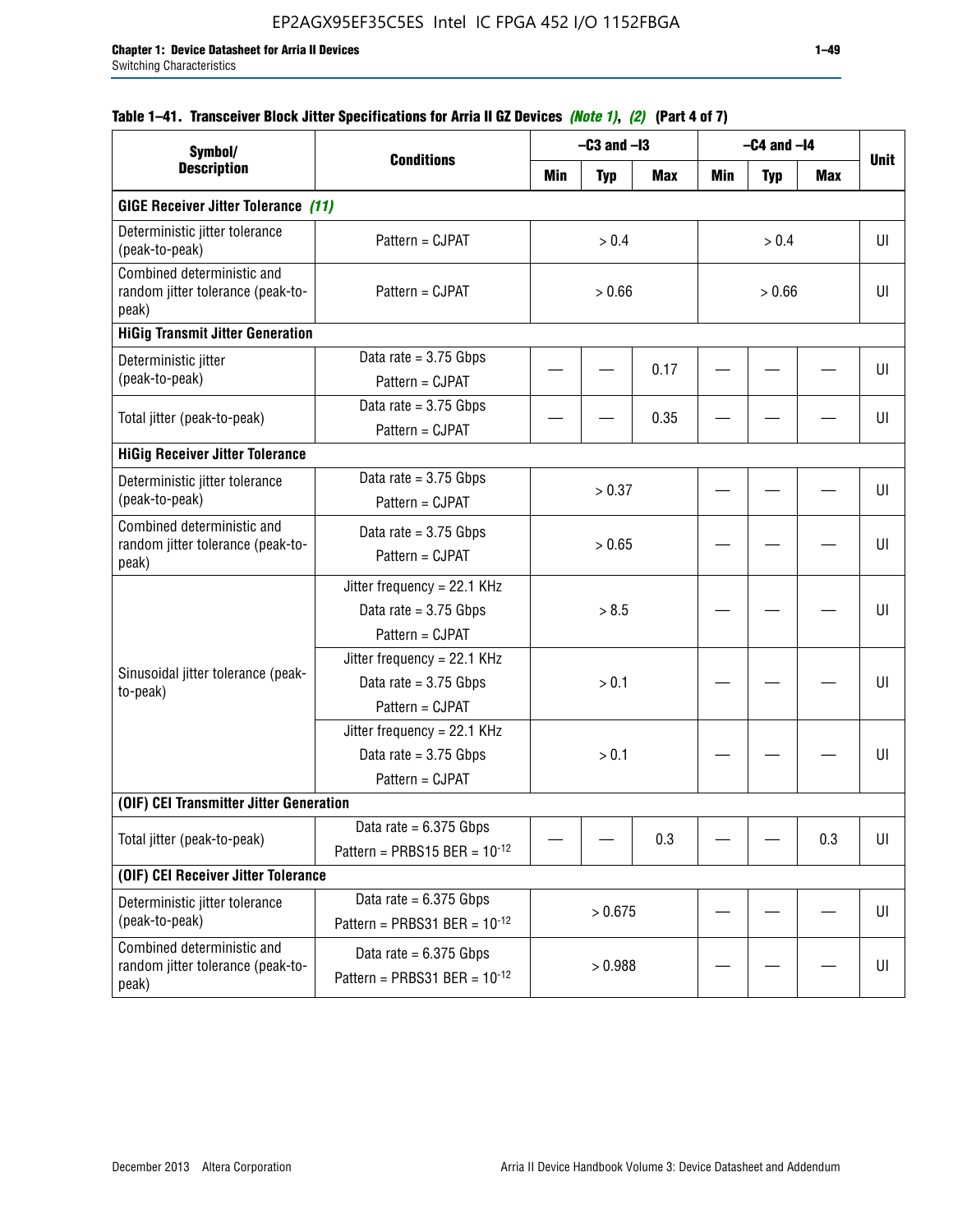#### Table 1–41. Transceiver Block Jitter Specifications for Arria II GZ Devices *(Note 1)*, *(2)* (Part 4 of 7)

| Symbol/ Description | Conditions | –C3 and –I3 | | | –C4 and –I4 | | | Unit |
|---|---|---|---|---|---|---|---|---|
| | | Min | Typ | Max | Min | Typ | Max | |
| **GIGE Receiver Jitter Tolerance** *(11)* | | | | | | | | |
| Deterministic jitter tolerance (peak-to-peak) | Pattern = CJPAT | > 0.4 | | | > 0.4 | | | UI |
| Combined deterministic and random jitter tolerance (peak-to-peak) | Pattern = CJPAT | > 0.66 | | | > 0.66 | | | UI |
| **HiGig Transmit Jitter Generation** | | | | | | | | |
| Deterministic jitter (peak-to-peak) | Data rate = 3.75 Gbps Pattern = CJPAT | — | — | 0.17 | — | — | — | UI |
| Total jitter (peak-to-peak) | Data rate = 3.75 Gbps Pattern = CJPAT | — | — | 0.35 | — | — | — | UI |
| **HiGig Receiver Jitter Tolerance** | | | | | | | | |
| Deterministic jitter tolerance (peak-to-peak) | Data rate = 3.75 Gbps Pattern = CJPAT | > 0.37 | | | — | — | — | UI |
| Combined deterministic and random jitter tolerance (peak-to-peak) | Data rate = 3.75 Gbps Pattern = CJPAT | > 0.65 | | | — | — | — | UI |
| Sinusoidal jitter tolerance (peak-to-peak) | Jitter frequency = 22.1 KHz Data rate = 3.75 Gbps Pattern = CJPAT | > 8.5 | | | — | — | — | UI |
| | Jitter frequency = 22.1 KHz Data rate = 3.75 Gbps Pattern = CJPAT | > 0.1 | | | — | — | — | UI |
| | Jitter frequency = 22.1 KHz Data rate = 3.75 Gbps Pattern = CJPAT | > 0.1 | | | — | — | — | UI |
| **(OIF) CEI Transmitter Jitter Generation** | | | | | | | | |
| Total jitter (peak-to-peak) | Data rate = 6.375 Gbps Pattern = PRBS15 BER = $10^{-12}$ | — | — | 0.3 | — | — | 0.3 | UI |
| **(OIF) CEI Receiver Jitter Tolerance** | | | | | | | | |
| Deterministic jitter tolerance (peak-to-peak) | Data rate = 6.375 Gbps Pattern = PRBS31 BER = $10^{-12}$ | > 0.675 | | | — | — | — | UI |
| Combined deterministic and random jitter tolerance (peak-to-peak) | Data rate = 6.375 Gbps Pattern = PRBS31 BER = $10^{-12}$ | > 0.988 | | | — | — | — | UI |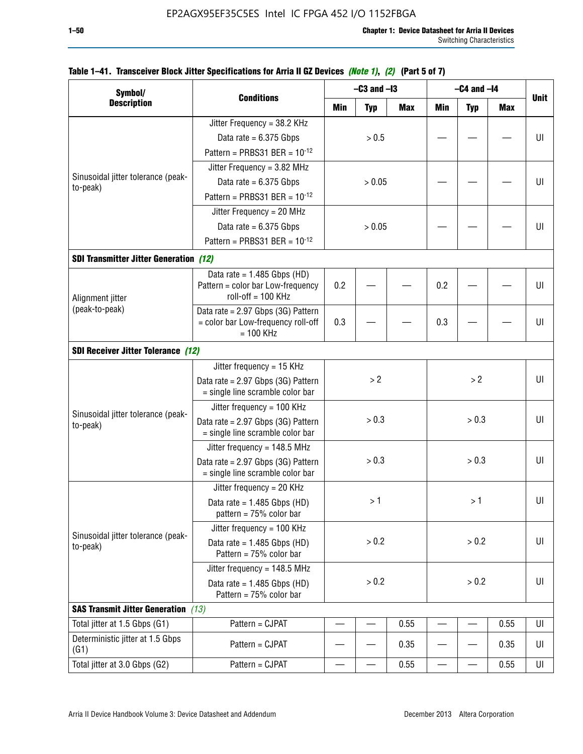**Table 1–41. Transceiver Block Jitter Specifications for Arria II GZ Devices *(Note 1)*, *(2)* (Part 5 of 7)**

| Symbol/ Description | Conditions | –C3 and –I3 | | | –C4 and –I4 | | | Unit |
|---|---|---|---|---|---|---|---|---|
| | | Min | Typ | Max | Min | Typ | Max | |
| Sinusoidal jitter tolerance (peak-to-peak) | Jitter Frequency = 38.2 KHz Data rate = 6.375 Gbps Pattern = PRBS31 BER = $10^{-12}$ | > 0.5 | | | — | — | — | UI |
| | Jitter Frequency = 3.82 MHz Data rate = 6.375 Gbps Pattern = PRBS31 BER = $10^{-12}$ | > 0.05 | | | — | — | — | UI |
| | Jitter Frequency = 20 MHz Data rate = 6.375 Gbps Pattern = PRBS31 BER = $10^{-12}$ | > 0.05 | | | — | — | — | UI |
| **SDI Transmitter Jitter Generation** *(12)* | | | | | | | | |
| Alignment jitter (peak-to-peak) | Data rate = 1.485 Gbps (HD) Pattern = color bar Low-frequency roll-off = 100 KHz | 0.2 | — | — | 0.2 | — | — | UI |
| | Data rate = 2.97 Gbps (3G) Pattern = color bar Low-frequency roll-off = 100 KHz | 0.3 | — | — | 0.3 | — | — | UI |
| **SDI Receiver Jitter Tolerance** *(12)* | | | | | | | | |
| Sinusoidal jitter tolerance (peak-to-peak) | Jitter frequency = 15 KHz Data rate = 2.97 Gbps (3G) Pattern = single line scramble color bar | > 2 | | | > 2 | | | UI |
| | Jitter frequency = 100 KHz Data rate = 2.97 Gbps (3G) Pattern = single line scramble color bar | > 0.3 | | | > 0.3 | | | UI |
| | Jitter frequency = 148.5 MHz Data rate = 2.97 Gbps (3G) Pattern = single line scramble color bar | > 0.3 | | | > 0.3 | | | UI |
| Sinusoidal jitter tolerance (peak-to-peak) | Jitter frequency = 20 KHz Data rate = 1.485 Gbps (HD) pattern = 75% color bar | > 1 | | | > 1 | | | UI |
| | Jitter frequency = 100 KHz Data rate = 1.485 Gbps (HD) Pattern = 75% color bar | > 0.2 | | | > 0.2 | | | UI |
| | Jitter frequency = 148.5 MHz Data rate = 1.485 Gbps (HD) Pattern = 75% color bar | > 0.2 | | | > 0.2 | | | UI |
| **SAS Transmit Jitter Generation** *(13)* | | | | | | | | |
| Total jitter at 1.5 Gbps (G1) | Pattern = CJPAT | — | — | 0.55 | — | — | 0.55 | UI |
| Deterministic jitter at 1.5 Gbps (G1) | Pattern = CJPAT | — | — | 0.35 | — | — | 0.35 | UI |
| Total jitter at 3.0 Gbps (G2) | Pattern = CJPAT | — | — | 0.55 | — | — | 0.55 | UI |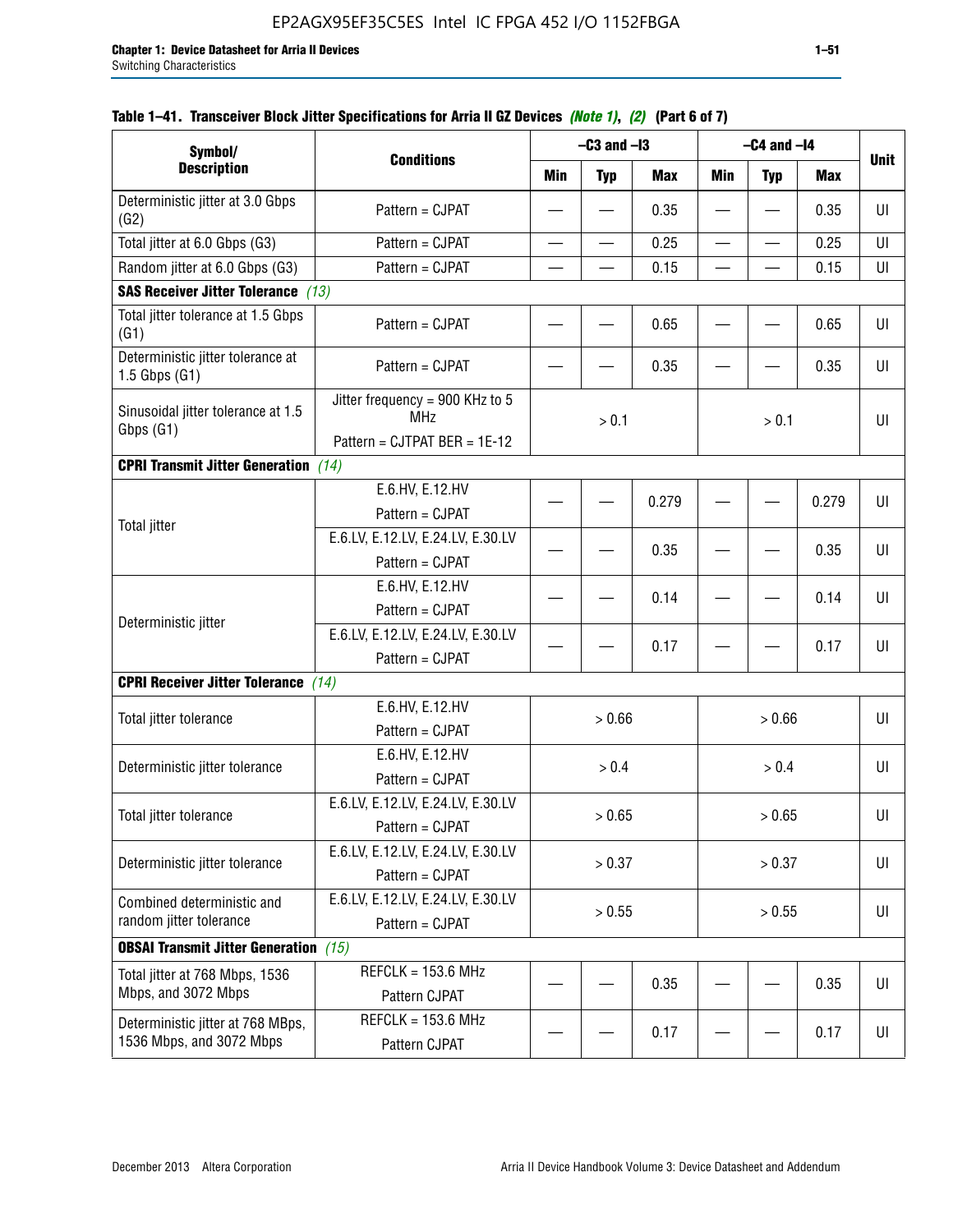#### Table 1–41. Transceiver Block Jitter Specifications for Arria II GZ Devices *(Note 1)*, *(2)* (Part 6 of 7)

| Symbol/ Description | Conditions | –C3 and –I3 | | | –C4 and –I4 | | | Unit |
|---|---|---|---|---|---|---|---|---|
| | | Min | Typ | Max | Min | Typ | Max | |
| Deterministic jitter at 3.0 Gbps (G2) | Pattern = CJPAT | — | — | 0.35 | — | — | 0.35 | UI |
| Total jitter at 6.0 Gbps (G3) | Pattern = CJPAT | — | — | 0.25 | — | — | 0.25 | UI |
| Random jitter at 6.0 Gbps (G3) | Pattern = CJPAT | — | — | 0.15 | — | — | 0.15 | UI |
| **SAS Receiver Jitter Tolerance** *(13)* | | | | | | | | |
| Total jitter tolerance at 1.5 Gbps (G1) | Pattern = CJPAT | — | — | 0.65 | — | — | 0.65 | UI |
| Deterministic jitter tolerance at 1.5 Gbps (G1) | Pattern = CJPAT | — | — | 0.35 | — | — | 0.35 | UI |
| Sinusoidal jitter tolerance at 1.5 Gbps (G1) | Jitter frequency = 900 KHz to 5 MHz<br>Pattern = CJTPAT BER = 1E-12 | > 0.1 | | | > 0.1 | | | UI |
| **CPRI Transmit Jitter Generation** *(14)* | | | | | | | | |
| Total jitter | E.6.HV, E.12.HV<br>Pattern = CJPAT | — | — | 0.279 | — | — | 0.279 | UI |
| | E.6.LV, E.12.LV, E.24.LV, E.30.LV<br>Pattern = CJPAT | — | — | 0.35 | — | — | 0.35 | UI |
| Deterministic jitter | E.6.HV, E.12.HV<br>Pattern = CJPAT | — | — | 0.14 | — | — | 0.14 | UI |
| | E.6.LV, E.12.LV, E.24.LV, E.30.LV<br>Pattern = CJPAT | — | — | 0.17 | — | — | 0.17 | UI |
| **CPRI Receiver Jitter Tolerance** *(14)* | | | | | | | | |
| Total jitter tolerance | E.6.HV, E.12.HV<br>Pattern = CJPAT | > 0.66 | | | > 0.66 | | | UI |
| Deterministic jitter tolerance | E.6.HV, E.12.HV<br>Pattern = CJPAT | > 0.4 | | | > 0.4 | | | UI |
| Total jitter tolerance | E.6.LV, E.12.LV, E.24.LV, E.30.LV<br>Pattern = CJPAT | > 0.65 | | | > 0.65 | | | UI |
| Deterministic jitter tolerance | E.6.LV, E.12.LV, E.24.LV, E.30.LV<br>Pattern = CJPAT | > 0.37 | | | > 0.37 | | | UI |
| Combined deterministic and random jitter tolerance | E.6.LV, E.12.LV, E.24.LV, E.30.LV<br>Pattern = CJPAT | > 0.55 | | | > 0.55 | | | UI |
| **OBSAI Transmit Jitter Generation** *(15)* | | | | | | | | |
| Total jitter at 768 Mbps, 1536 Mbps, and 3072 Mbps | REFCLK = 153.6 MHz<br>Pattern CJPAT | — | — | 0.35 | — | — | 0.35 | UI |
| Deterministic jitter at 768 MBps, 1536 Mbps, and 3072 Mbps | REFCLK = 153.6 MHz<br>Pattern CJPAT | — | — | 0.17 | — | — | 0.17 | UI |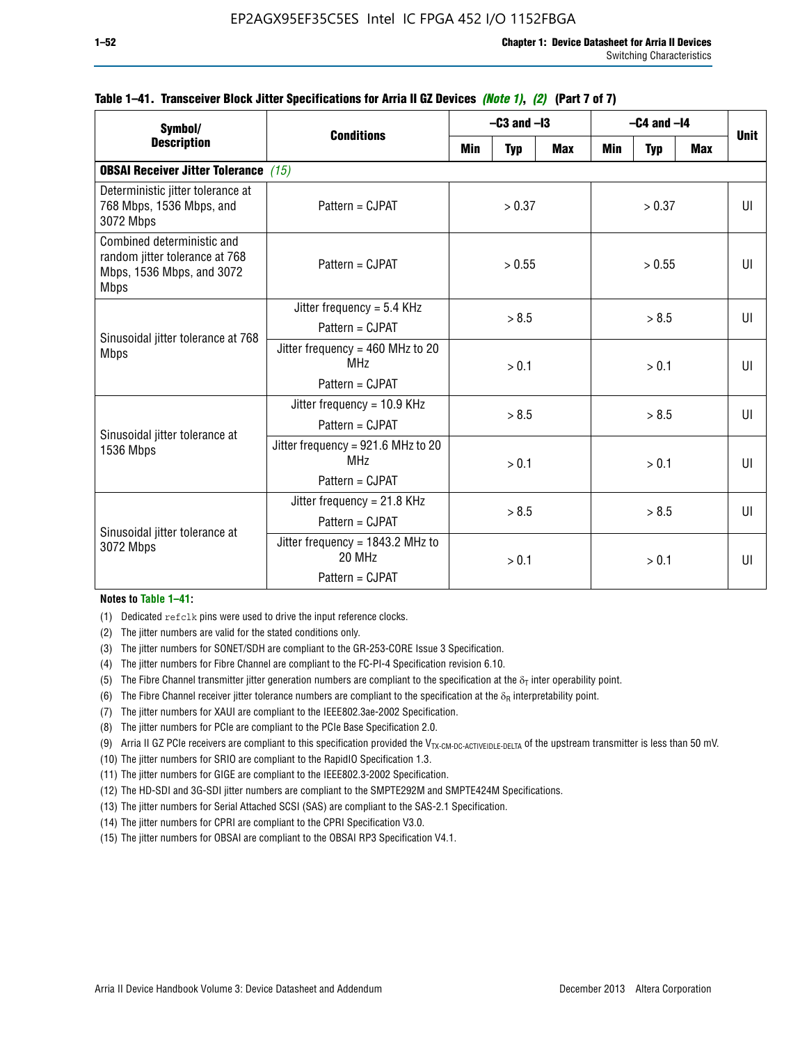**Table 1–41. Transceiver Block Jitter Specifications for Arria II GZ Devices *(Note 1)*, *(2)* (Part 7 of 7)**

| Symbol/ Description | Conditions | –C3 and –I3 | | | –C4 and –I4 | | | Unit |
|---|---|---|---|---|---|---|---|---|
| | | Min | Typ | Max | Min | Typ | Max | |
| **OBSAI Receiver Jitter Tolerance** *(15)* | | | | | | | | |
| Deterministic jitter tolerance at 768 Mbps, 1536 Mbps, and 3072 Mbps | Pattern = CJPAT | > 0.37 | | | > 0.37 | | | UI |
| Combined deterministic and random jitter tolerance at 768 Mbps, 1536 Mbps, and 3072 Mbps | Pattern = CJPAT | > 0.55 | | | > 0.55 | | | UI |
| Sinusoidal jitter tolerance at 768 Mbps | Jitter frequency = 5.4 KHz<br>Pattern = CJPAT | > 8.5 | | | > 8.5 | | | UI |
| | Jitter frequency = 460 MHz to 20 MHz<br>Pattern = CJPAT | > 0.1 | | | > 0.1 | | | UI |
| Sinusoidal jitter tolerance at 1536 Mbps | Jitter frequency = 10.9 KHz<br>Pattern = CJPAT | > 8.5 | | | > 8.5 | | | UI |
| | Jitter frequency = 921.6 MHz to 20 MHz<br>Pattern = CJPAT | > 0.1 | | | > 0.1 | | | UI |
| Sinusoidal jitter tolerance at 3072 Mbps | Jitter frequency = 21.8 KHz<br>Pattern = CJPAT | > 8.5 | | | > 8.5 | | | UI |
| | Jitter frequency = 1843.2 MHz to 20 MHz<br>Pattern = CJPAT | > 0.1 | | | > 0.1 | | | UI |

**Notes to Table 1–41:**

(1) Dedicated `refclk` pins were used to drive the input reference clocks.

(2) The jitter numbers are valid for the stated conditions only.

(3) The jitter numbers for SONET/SDH are compliant to the GR-253-CORE Issue 3 Specification.

(4) The jitter numbers for Fibre Channel are compliant to the FC-PI-4 Specification revision 6.10.

(5) The Fibre Channel transmitter jitter generation numbers are compliant to the specification at the $\delta_T$ inter operability point.

(6) The Fibre Channel receiver jitter tolerance numbers are compliant to the specification at the $\delta_R$ interpretability point.

(7) The jitter numbers for XAUI are compliant to the IEEE802.3ae-2002 Specification.

(8) The jitter numbers for PCIe are compliant to the PCIe Base Specification 2.0.

(9) Arria II GZ PCIe receivers are compliant to this specification provided the $V_{TX\text{-}CM\text{-}DC\text{-}ACTIVEIDLE\text{-}DELTA}$ of the upstream transmitter is less than 50 mV.

(10) The jitter numbers for SRIO are compliant to the RapidIO Specification 1.3.

(11) The jitter numbers for GIGE are compliant to the IEEE802.3-2002 Specification.

(12) The HD-SDI and 3G-SDI jitter numbers are compliant to the SMPTE292M and SMPTE424M Specifications.

(13) The jitter numbers for Serial Attached SCSI (SAS) are compliant to the SAS-2.1 Specification.

(14) The jitter numbers for CPRI are compliant to the CPRI Specification V3.0.

(15) The jitter numbers for OBSAI are compliant to the OBSAI RP3 Specification V4.1.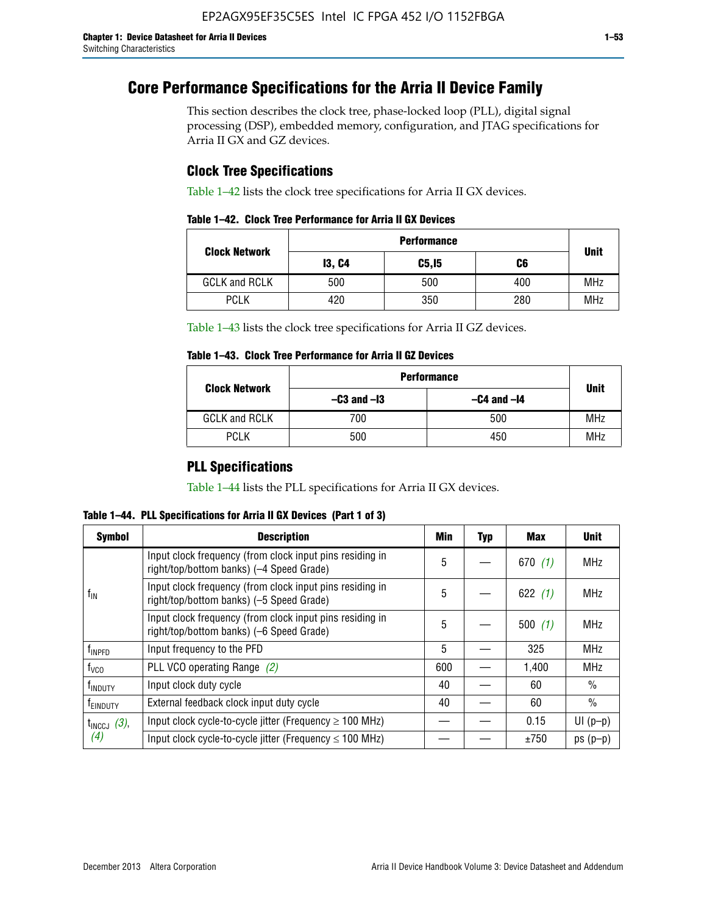# Core Performance Specifications for the Arria II Device Family

This section describes the clock tree, phase-locked loop (PLL), digital signal processing (DSP), embedded memory, configuration, and JTAG specifications for Arria II GX and GZ devices.

## Clock Tree Specifications

Table 1–42 lists the clock tree specifications for Arria II GX devices.

**Table 1–42. Clock Tree Performance for Arria II GX Devices**

| Clock Network | Performance | | | Unit |
|---|---|---|---|---|
| | I3, C4 | C5,I5 | C6 | |
| GCLK and RCLK | 500 | 500 | 400 | MHz |
| PCLK | 420 | 350 | 280 | MHz |

Table 1–43 lists the clock tree specifications for Arria II GZ devices.

**Table 1–43. Clock Tree Performance for Arria II GZ Devices**

| Clock Network | Performance | | Unit |
|---|---|---|---|
| | –C3 and –I3 | –C4 and –I4 | |
| GCLK and RCLK | 700 | 500 | MHz |
| PCLK | 500 | 450 | MHz |

## PLL Specifications

Table 1–44 lists the PLL specifications for Arria II GX devices.

**Table 1–44. PLL Specifications for Arria II GX Devices (Part 1 of 3)**

| Symbol | Description | Min | Typ | Max | Unit |
|---|---|---|---|---|---|
| $f_{IN}$ | Input clock frequency (from clock input pins residing in right/top/bottom banks) (–4 Speed Grade) | 5 | — | 670 *(1)* | MHz |
| | Input clock frequency (from clock input pins residing in right/top/bottom banks) (–5 Speed Grade) | 5 | — | 622 *(1)* | MHz |
| | Input clock frequency (from clock input pins residing in right/top/bottom banks) (–6 Speed Grade) | 5 | — | 500 *(1)* | MHz |
| $f_{INPFD}$ | Input frequency to the PFD | 5 | — | 325 | MHz |
| $f_{VCO}$ | PLL VCO operating Range *(2)* | 600 | — | 1,400 | MHz |
| $f_{INDUTY}$ | Input clock duty cycle | 40 | — | 60 | % |
| $f_{EINDUTY}$ | External feedback clock input duty cycle | 40 | — | 60 | % |
| $t_{INCCJ}$ *(3)*, *(4)* | Input clock cycle-to-cycle jitter (Frequency ≥ 100 MHz) | — | — | 0.15 | UI (p–p) |
| | Input clock cycle-to-cycle jitter (Frequency ≤ 100 MHz) | — | — | ±750 | ps (p–p) |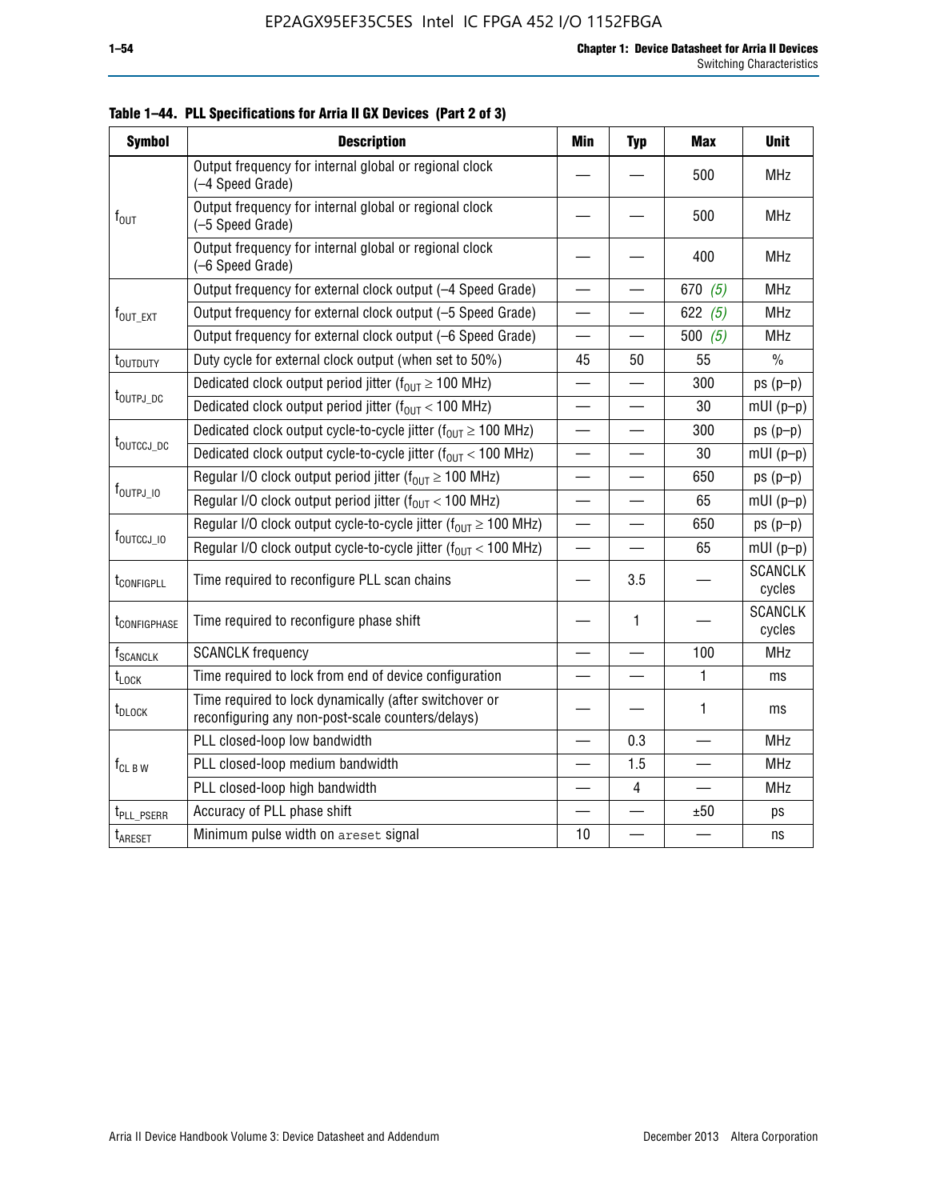**Table 1–44. PLL Specifications for Arria II GX Devices (Part 2 of 3)**

| Symbol | Description | Min | Typ | Max | Unit |
|---|---|---|---|---|---|
| $f_{OUT}$ | Output frequency for internal global or regional clock (–4 Speed Grade) | — | — | 500 | MHz |
| | Output frequency for internal global or regional clock (–5 Speed Grade) | — | — | 500 | MHz |
| | Output frequency for internal global or regional clock (–6 Speed Grade) | — | — | 400 | MHz |
| $f_{OUT\_EXT}$ | Output frequency for external clock output (–4 Speed Grade) | — | — | 670 *(5)* | MHz |
| | Output frequency for external clock output (–5 Speed Grade) | — | — | 622 *(5)* | MHz |
| | Output frequency for external clock output (–6 Speed Grade) | — | — | 500 *(5)* | MHz |
| $t_{OUTDUTY}$ | Duty cycle for external clock output (when set to 50%) | 45 | 50 | 55 | % |
| $t_{OUTPJ\_DC}$ | Dedicated clock output period jitter ($f_{OUT} \geq 100$ MHz) | — | — | 300 | ps (p–p) |
| | Dedicated clock output period jitter ($f_{OUT} < 100$ MHz) | — | — | 30 | mUI (p–p) |
| $t_{OUTCCJ\_DC}$ | Dedicated clock output cycle-to-cycle jitter ($f_{OUT} \geq 100$ MHz) | — | — | 300 | ps (p–p) |
| | Dedicated clock output cycle-to-cycle jitter ($f_{OUT} < 100$ MHz) | — | — | 30 | mUI (p–p) |
| $f_{OUTPJ\_IO}$ | Regular I/O clock output period jitter ($f_{OUT} \geq 100$ MHz) | — | — | 650 | ps (p–p) |
| | Regular I/O clock output period jitter ($f_{OUT} < 100$ MHz) | — | — | 65 | mUI (p–p) |
| $f_{OUTCCJ\_IO}$ | Regular I/O clock output cycle-to-cycle jitter ($f_{OUT} \geq 100$ MHz) | — | — | 650 | ps (p–p) |
| | Regular I/O clock output cycle-to-cycle jitter ($f_{OUT} < 100$ MHz) | — | — | 65 | mUI (p–p) |
| $t_{CONFIGPLL}$ | Time required to reconfigure PLL scan chains | — | 3.5 | — | SCANCLK cycles |
| $t_{CONFIGPHASE}$ | Time required to reconfigure phase shift | — | 1 | — | SCANCLK cycles |
| $f_{SCANCLK}$ | SCANCLK frequency | — | — | 100 | MHz |
| $t_{LOCK}$ | Time required to lock from end of device configuration | — | — | 1 | ms |
| $t_{DLOCK}$ | Time required to lock dynamically (after switchover or reconfiguring any non-post-scale counters/delays) | — | — | 1 | ms |
| $f_{CL\ B\ W}$ | PLL closed-loop low bandwidth | — | 0.3 | — | MHz |
| | PLL closed-loop medium bandwidth | — | 1.5 | — | MHz |
| | PLL closed-loop high bandwidth | — | 4 | — | MHz |
| $t_{PLL\_PSERR}$ | Accuracy of PLL phase shift | — | — | ±50 | ps |
| $t_{ARESET}$ | Minimum pulse width on areset signal | 10 | — | — | ns |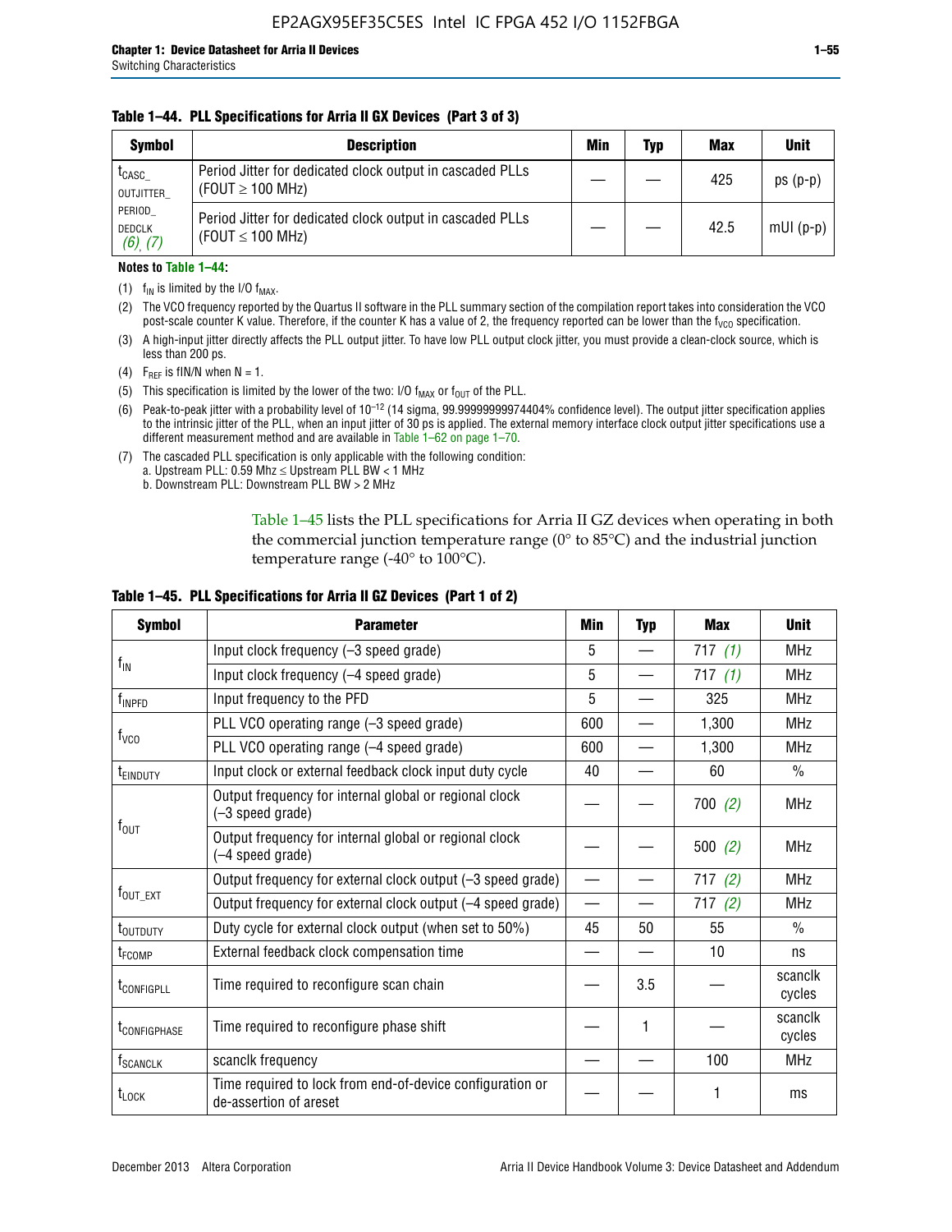**Table 1–44. PLL Specifications for Arria II GX Devices (Part 3 of 3)**

| Symbol | Description | Min | Typ | Max | Unit |
|---|---|---|---|---|---|
| $t_{CASC\_OUTJITTER\_PERIOD\_DEDCLK}$ (6), (7) | Period Jitter for dedicated clock output in cascaded PLLs ($FOUT \geq 100$ MHz) | — | — | 425 | ps (p-p) |
| | Period Jitter for dedicated clock output in cascaded PLLs ($FOUT \leq 100$ MHz) | — | — | 42.5 | mUI (p-p) |

**Notes to Table 1–44:**

(1) $f_{IN}$ is limited by the I/O $f_{MAX}$.

(2) The VCO frequency reported by the Quartus II software in the PLL summary section of the compilation report takes into consideration the VCO post-scale counter K value. Therefore, if the counter K has a value of 2, the frequency reported can be lower than the $f_{VCO}$ specification.

(3) A high-input jitter directly affects the PLL output jitter. To have low PLL output clock jitter, you must provide a clean-clock source, which is less than 200 ps.

(4) $F_{REF}$ is fIN/N when N = 1.

(5) This specification is limited by the lower of the two: I/O $f_{MAX}$ or $f_{OUT}$ of the PLL.

(6) Peak-to-peak jitter with a probability level of $10^{-12}$ (14 sigma, 99.99999999974404% confidence level). The output jitter specification applies to the intrinsic jitter of the PLL, when an input jitter of 30 ps is applied. The external memory interface clock output jitter specifications use a different measurement method and are available in Table 1–62 on page 1–70.

(7) The cascaded PLL specification is only applicable with the following condition:
a. Upstream PLL: 0.59 Mhz ≤ Upstream PLL BW < 1 MHz
b. Downstream PLL: Downstream PLL BW > 2 MHz

Table 1–45 lists the PLL specifications for Arria II GZ devices when operating in both the commercial junction temperature range (0° to 85°C) and the industrial junction temperature range (-40° to 100°C).

**Table 1–45. PLL Specifications for Arria II GZ Devices (Part 1 of 2)**

| Symbol | Parameter | Min | Typ | Max | Unit |
|---|---|---|---|---|---|
| $f_{IN}$ | Input clock frequency (–3 speed grade) | 5 | — | 717 (1) | MHz |
| | Input clock frequency (–4 speed grade) | 5 | — | 717 (1) | MHz |
| $f_{INPFD}$ | Input frequency to the PFD | 5 | — | 325 | MHz |
| $f_{VCO}$ | PLL VCO operating range (–3 speed grade) | 600 | — | 1,300 | MHz |
| | PLL VCO operating range (–4 speed grade) | 600 | — | 1,300 | MHz |
| $t_{EINDUTY}$ | Input clock or external feedback clock input duty cycle | 40 | — | 60 | % |
| $f_{OUT}$ | Output frequency for internal global or regional clock (–3 speed grade) | — | — | 700 (2) | MHz |
| | Output frequency for internal global or regional clock (–4 speed grade) | — | — | 500 (2) | MHz |
| $f_{OUT\_EXT}$ | Output frequency for external clock output (–3 speed grade) | — | — | 717 (2) | MHz |
| | Output frequency for external clock output (–4 speed grade) | — | — | 717 (2) | MHz |
| $t_{OUTDUTY}$ | Duty cycle for external clock output (when set to 50%) | 45 | 50 | 55 | % |
| $t_{FCOMP}$ | External feedback clock compensation time | — | — | 10 | ns |
| $t_{CONFIGPLL}$ | Time required to reconfigure scan chain | — | 3.5 | — | scanclk cycles |
| $t_{CONFIGPHASE}$ | Time required to reconfigure phase shift | — | 1 | — | scanclk cycles |
| $f_{SCANCLK}$ | scanclk frequency | — | — | 100 | MHz |
| $t_{LOCK}$ | Time required to lock from end-of-device configuration or de-assertion of areset | — | — | 1 | ms |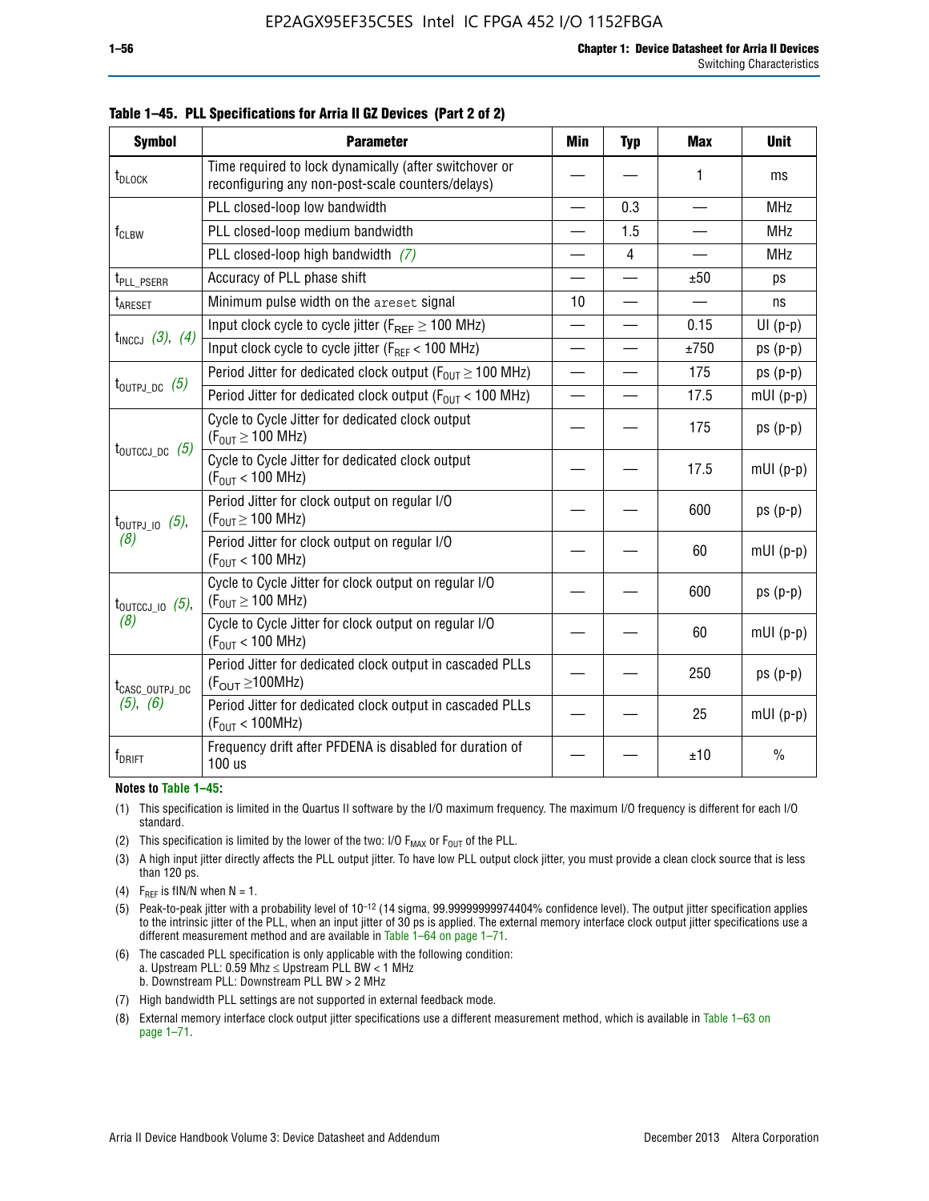**Table 1–45. PLL Specifications for Arria II GZ Devices (Part 2 of 2)**

| Symbol | Parameter | Min | Typ | Max | Unit |
|---|---|---|---|---|---|
| $t_{DLOCK}$ | Time required to lock dynamically (after switchover or reconfiguring any non-post-scale counters/delays) | — | — | 1 | ms |
| $f_{CLBW}$ | PLL closed-loop low bandwidth | — | 0.3 | — | MHz |
| | PLL closed-loop medium bandwidth | — | 1.5 | — | MHz |
| | PLL closed-loop high bandwidth *(7)* | — | 4 | — | MHz |
| $t_{PLL\_PSERR}$ | Accuracy of PLL phase shift | — | — | ±50 | ps |
| $t_{ARESET}$ | Minimum pulse width on the `areset` signal | 10 | — | — | ns |
| $t_{INCCJ}$ *(3)*, *(4)* | Input clock cycle to cycle jitter ($F_{REF} \geq 100$ MHz) | — | — | 0.15 | UI (p-p) |
| | Input clock cycle to cycle jitter ($F_{REF} < 100$ MHz) | — | — | ±750 | ps (p-p) |
| $t_{OUTPJ\_DC}$ *(5)* | Period Jitter for dedicated clock output ($F_{OUT} \geq 100$ MHz) | — | — | 175 | ps (p-p) |
| | Period Jitter for dedicated clock output ($F_{OUT} < 100$ MHz) | — | — | 17.5 | mUI (p-p) |
| $t_{OUTCCJ\_DC}$ *(5)* | Cycle to Cycle Jitter for dedicated clock output ($F_{OUT} \geq 100$ MHz) | — | — | 175 | ps (p-p) |
| | Cycle to Cycle Jitter for dedicated clock output ($F_{OUT} < 100$ MHz) | — | — | 17.5 | mUI (p-p) |
| $t_{OUTPJ\_IO}$ *(5)*, *(8)* | Period Jitter for clock output on regular I/O ($F_{OUT} \geq 100$ MHz) | — | — | 600 | ps (p-p) |
| | Period Jitter for clock output on regular I/O ($F_{OUT} < 100$ MHz) | — | — | 60 | mUI (p-p) |
| $t_{OUTCCJ\_IO}$ *(5)*, *(8)* | Cycle to Cycle Jitter for clock output on regular I/O ($F_{OUT} \geq 100$ MHz) | — | — | 600 | ps (p-p) |
| | Cycle to Cycle Jitter for clock output on regular I/O ($F_{OUT} < 100$ MHz) | — | — | 60 | mUI (p-p) |
| $t_{CASC\_OUTPJ\_DC}$ *(5)*, *(6)* | Period Jitter for dedicated clock output in cascaded PLLs ($F_{OUT} \geq 100$MHz) | — | — | 250 | ps (p-p) |
| | Period Jitter for dedicated clock output in cascaded PLLs ($F_{OUT} < 100$MHz) | — | — | 25 | mUI (p-p) |
| $f_{DRIFT}$ | Frequency drift after PFDENA is disabled for duration of 100 us | — | — | ±10 | % |

**Notes to Table 1–45:**

(1) This specification is limited in the Quartus II software by the I/O maximum frequency. The maximum I/O frequency is different for each I/O standard.

(2) This specification is limited by the lower of the two: I/O $F_{MAX}$ or $F_{OUT}$ of the PLL.

(3) A high input jitter directly affects the PLL output jitter. To have low PLL output clock jitter, you must provide a clean clock source that is less than 120 ps.

(4) $F_{REF}$ is fIN/N when N = 1.

(5) Peak-to-peak jitter with a probability level of $10^{-12}$ (14 sigma, 99.99999999974404% confidence level). The output jitter specification applies to the intrinsic jitter of the PLL, when an input jitter of 30 ps is applied. The external memory interface clock output jitter specifications use a different measurement method and are available in Table 1–64 on page 1–71.

(6) The cascaded PLL specification is only applicable with the following condition:
a. Upstream PLL: 0.59 Mhz ≤ Upstream PLL BW < 1 MHz
b. Downstream PLL: Downstream PLL BW > 2 MHz

(7) High bandwidth PLL settings are not supported in external feedback mode.

(8) External memory interface clock output jitter specifications use a different measurement method, which is available in Table 1–63 on page 1–71.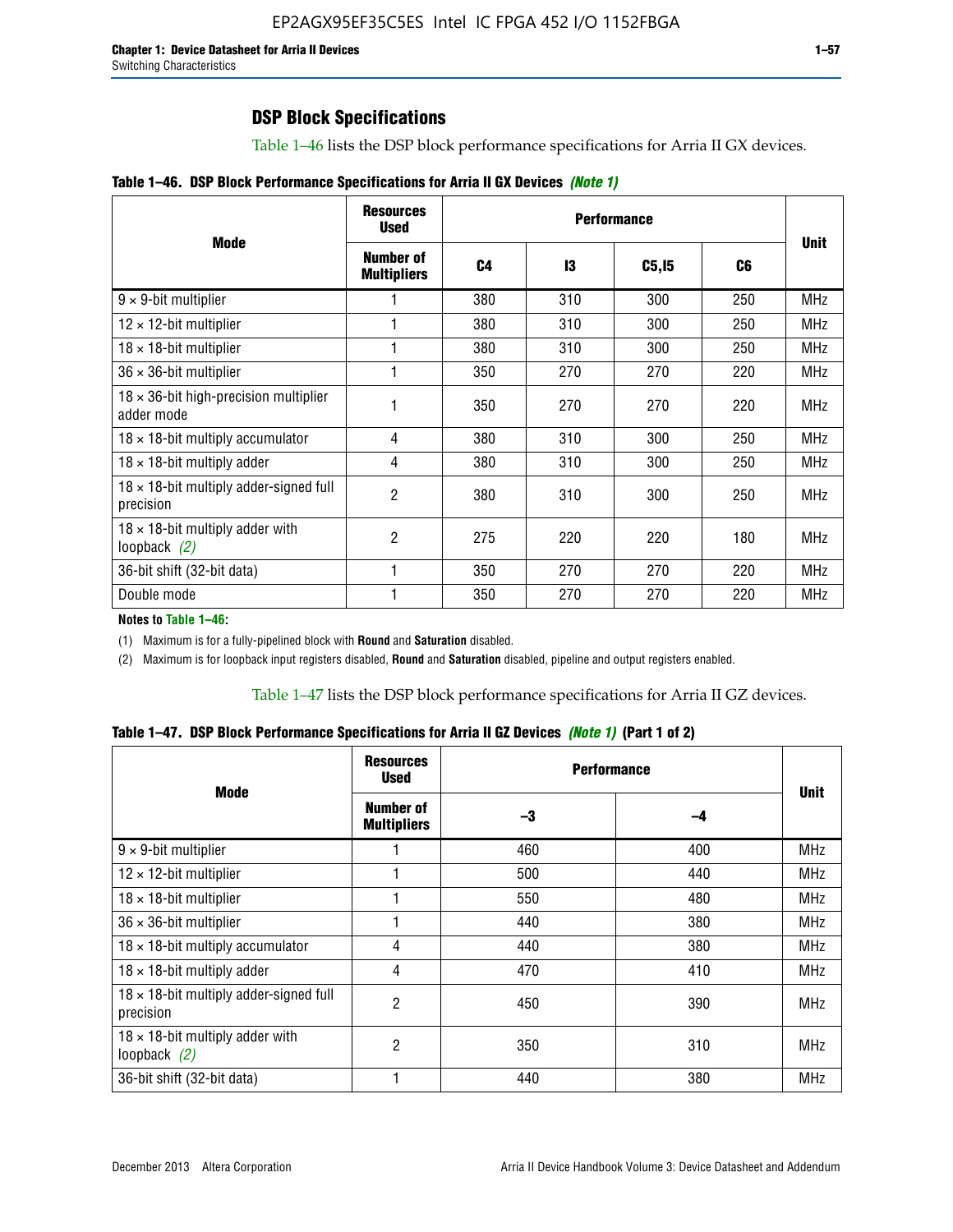## DSP Block Specifications

Table 1–46 lists the DSP block performance specifications for Arria II GX devices.

**Table 1–46. DSP Block Performance Specifications for Arria II GX Devices** *(Note 1)*

| Mode | Resources Used | Performance | | | | Unit |
|---|---|---|---|---|---|---|
| | Number of Multipliers | C4 | I3 | C5,I5 | C6 | |
| 9 × 9-bit multiplier | 1 | 380 | 310 | 300 | 250 | MHz |
| 12 × 12-bit multiplier | 1 | 380 | 310 | 300 | 250 | MHz |
| 18 × 18-bit multiplier | 1 | 380 | 310 | 300 | 250 | MHz |
| 36 × 36-bit multiplier | 1 | 350 | 270 | 270 | 220 | MHz |
| 18 × 36-bit high-precision multiplier adder mode | 1 | 350 | 270 | 270 | 220 | MHz |
| 18 × 18-bit multiply accumulator | 4 | 380 | 310 | 300 | 250 | MHz |
| 18 × 18-bit multiply adder | 4 | 380 | 310 | 300 | 250 | MHz |
| 18 × 18-bit multiply adder-signed full precision | 2 | 380 | 310 | 300 | 250 | MHz |
| 18 × 18-bit multiply adder with loopback *(2)* | 2 | 275 | 220 | 220 | 180 | MHz |
| 36-bit shift (32-bit data) | 1 | 350 | 270 | 270 | 220 | MHz |
| Double mode | 1 | 350 | 270 | 270 | 220 | MHz |

**Notes to Table 1–46:**

(1) Maximum is for a fully-pipelined block with **Round** and **Saturation** disabled.

(2) Maximum is for loopback input registers disabled, **Round** and **Saturation** disabled, pipeline and output registers enabled.

Table 1–47 lists the DSP block performance specifications for Arria II GZ devices.

**Table 1–47. DSP Block Performance Specifications for Arria II GZ Devices** *(Note 1)* **(Part 1 of 2)**

| Mode | Resources Used | Performance | | Unit |
|---|---|---|---|---|
| | Number of Multipliers | –3 | –4 | |
| 9 × 9-bit multiplier | 1 | 460 | 400 | MHz |
| 12 × 12-bit multiplier | 1 | 500 | 440 | MHz |
| 18 × 18-bit multiplier | 1 | 550 | 480 | MHz |
| 36 × 36-bit multiplier | 1 | 440 | 380 | MHz |
| 18 × 18-bit multiply accumulator | 4 | 440 | 380 | MHz |
| 18 × 18-bit multiply adder | 4 | 470 | 410 | MHz |
| 18 × 18-bit multiply adder-signed full precision | 2 | 450 | 390 | MHz |
| 18 × 18-bit multiply adder with loopback *(2)* | 2 | 350 | 310 | MHz |
| 36-bit shift (32-bit data) | 1 | 440 | 380 | MHz |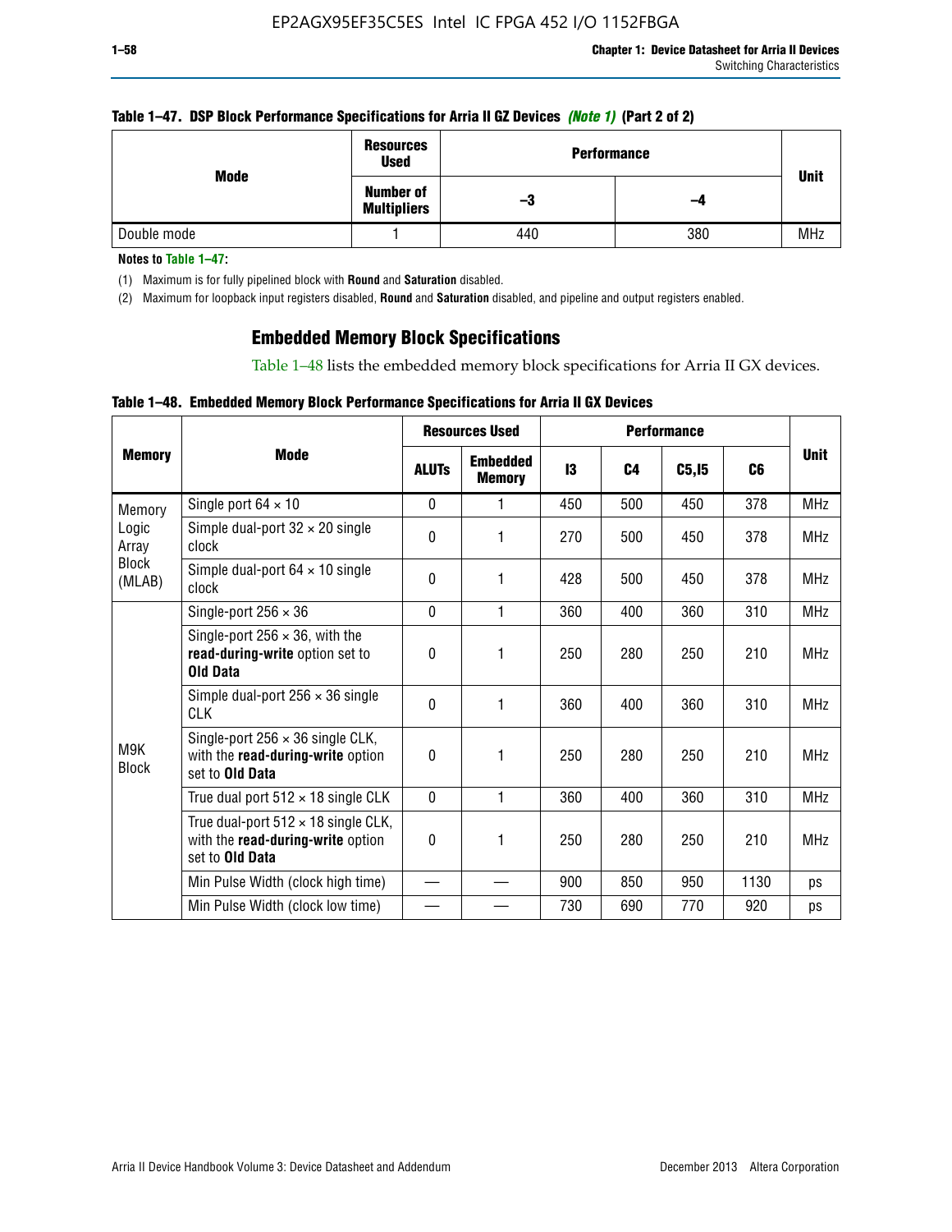**Table 1–47. DSP Block Performance Specifications for Arria II GZ Devices *(Note 1)* (Part 2 of 2)**

| Mode | Resources Used | Performance | | Unit |
|---|---|---|---|---|
| | Number of Multipliers | –3 | –4 | |
| Double mode | 1 | 440 | 380 | MHz |

**Notes to Table 1–47:**

(1) Maximum is for fully pipelined block with **Round** and **Saturation** disabled.

(2) Maximum for loopback input registers disabled, **Round** and **Saturation** disabled, and pipeline and output registers enabled.

## Embedded Memory Block Specifications

Table 1–48 lists the embedded memory block specifications for Arria II GX devices.

**Table 1–48. Embedded Memory Block Performance Specifications for Arria II GX Devices**

| Memory | Mode | Resources Used | | Performance | | | | Unit |
|---|---|---|---|---|---|---|---|---|
| | | ALUTs | Embedded Memory | I3 | C4 | C5,I5 | C6 | |
| Memory Logic Array Block (MLAB) | Single port 64 × 10 | 0 | 1 | 450 | 500 | 450 | 378 | MHz |
| | Simple dual-port 32 × 20 single clock | 0 | 1 | 270 | 500 | 450 | 378 | MHz |
| | Simple dual-port 64 × 10 single clock | 0 | 1 | 428 | 500 | 450 | 378 | MHz |
| M9K Block | Single-port 256 × 36 | 0 | 1 | 360 | 400 | 360 | 310 | MHz |
| | Single-port 256 × 36, with the **read-during-write** option set to **Old Data** | 0 | 1 | 250 | 280 | 250 | 210 | MHz |
| | Simple dual-port 256 × 36 single CLK | 0 | 1 | 360 | 400 | 360 | 310 | MHz |
| | Single-port 256 × 36 single CLK, with the **read-during-write** option set to **Old Data** | 0 | 1 | 250 | 280 | 250 | 210 | MHz |
| | True dual port 512 × 18 single CLK | 0 | 1 | 360 | 400 | 360 | 310 | MHz |
| | True dual-port 512 × 18 single CLK, with the **read-during-write** option set to **Old Data** | 0 | 1 | 250 | 280 | 250 | 210 | MHz |
| | Min Pulse Width (clock high time) | — | — | 900 | 850 | 950 | 1130 | ps |
| | Min Pulse Width (clock low time) | — | — | 730 | 690 | 770 | 920 | ps |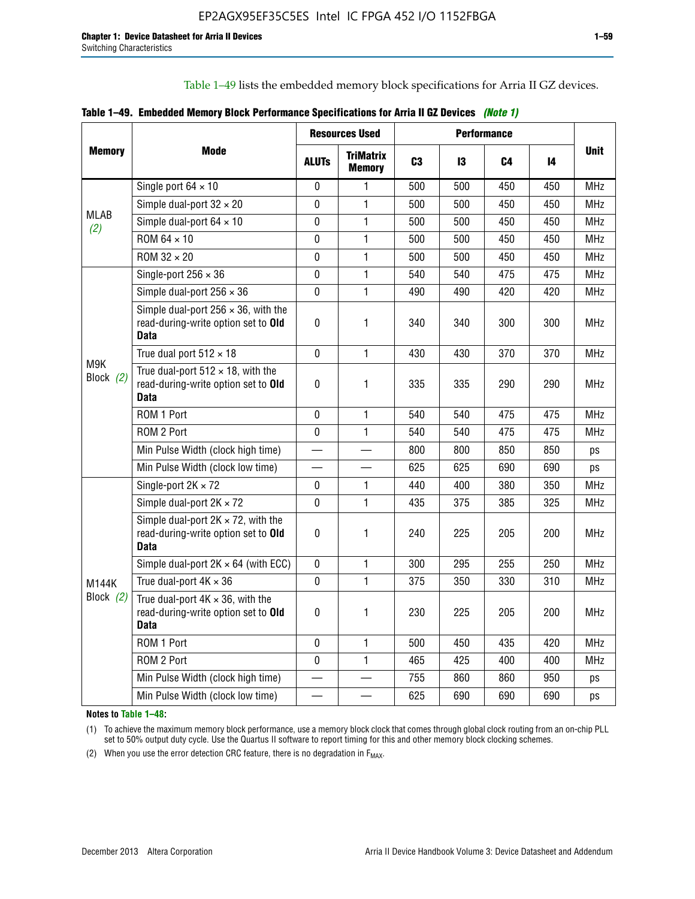Table 1–49 lists the embedded memory block specifications for Arria II GZ devices.

**Table 1–49. Embedded Memory Block Performance Specifications for Arria II GZ Devices** *(Note 1)*

| Memory | Mode | Resources Used | | Performance | | | | Unit |
|---|---|---|---|---|---|---|---|---|
| | | ALUTs | TriMatrix Memory | C3 | I3 | C4 | I4 | |
| MLAB (2) | Single port 64 × 10 | 0 | 1 | 500 | 500 | 450 | 450 | MHz |
| | Simple dual-port 32 × 20 | 0 | 1 | 500 | 500 | 450 | 450 | MHz |
| | Simple dual-port 64 × 10 | 0 | 1 | 500 | 500 | 450 | 450 | MHz |
| | ROM 64 × 10 | 0 | 1 | 500 | 500 | 450 | 450 | MHz |
| | ROM 32 × 20 | 0 | 1 | 500 | 500 | 450 | 450 | MHz |
| M9K Block (2) | Single-port 256 × 36 | 0 | 1 | 540 | 540 | 475 | 475 | MHz |
| | Simple dual-port 256 × 36 | 0 | 1 | 490 | 490 | 420 | 420 | MHz |
| | Simple dual-port 256 × 36, with the read-during-write option set to **Old Data** | 0 | 1 | 340 | 340 | 300 | 300 | MHz |
| | True dual port 512 × 18 | 0 | 1 | 430 | 430 | 370 | 370 | MHz |
| | True dual-port 512 × 18, with the read-during-write option set to **Old Data** | 0 | 1 | 335 | 335 | 290 | 290 | MHz |
| | ROM 1 Port | 0 | 1 | 540 | 540 | 475 | 475 | MHz |
| | ROM 2 Port | 0 | 1 | 540 | 540 | 475 | 475 | MHz |
| | Min Pulse Width (clock high time) | — | — | 800 | 800 | 850 | 850 | ps |
| | Min Pulse Width (clock low time) | — | — | 625 | 625 | 690 | 690 | ps |
| M144K Block (2) | Single-port 2K × 72 | 0 | 1 | 440 | 400 | 380 | 350 | MHz |
| | Simple dual-port 2K × 72 | 0 | 1 | 435 | 375 | 385 | 325 | MHz |
| | Simple dual-port 2K × 72, with the read-during-write option set to **Old Data** | 0 | 1 | 240 | 225 | 205 | 200 | MHz |
| | Simple dual-port 2K × 64 (with ECC) | 0 | 1 | 300 | 295 | 255 | 250 | MHz |
| | True dual-port 4K × 36 | 0 | 1 | 375 | 350 | 330 | 310 | MHz |
| | True dual-port 4K × 36, with the read-during-write option set to **Old Data** | 0 | 1 | 230 | 225 | 205 | 200 | MHz |
| | ROM 1 Port | 0 | 1 | 500 | 450 | 435 | 420 | MHz |
| | ROM 2 Port | 0 | 1 | 465 | 425 | 400 | 400 | MHz |
| | Min Pulse Width (clock high time) | — | — | 755 | 860 | 860 | 950 | ps |
| | Min Pulse Width (clock low time) | — | — | 625 | 690 | 690 | 690 | ps |

**Notes to Table 1–48:**

(1) To achieve the maximum memory block performance, use a memory block clock that comes through global clock routing from an on-chip PLL set to 50% output duty cycle. Use the Quartus II software to report timing for this and other memory block clocking schemes.

(2) When you use the error detection CRC feature, there is no degradation in $F_{MAX}$.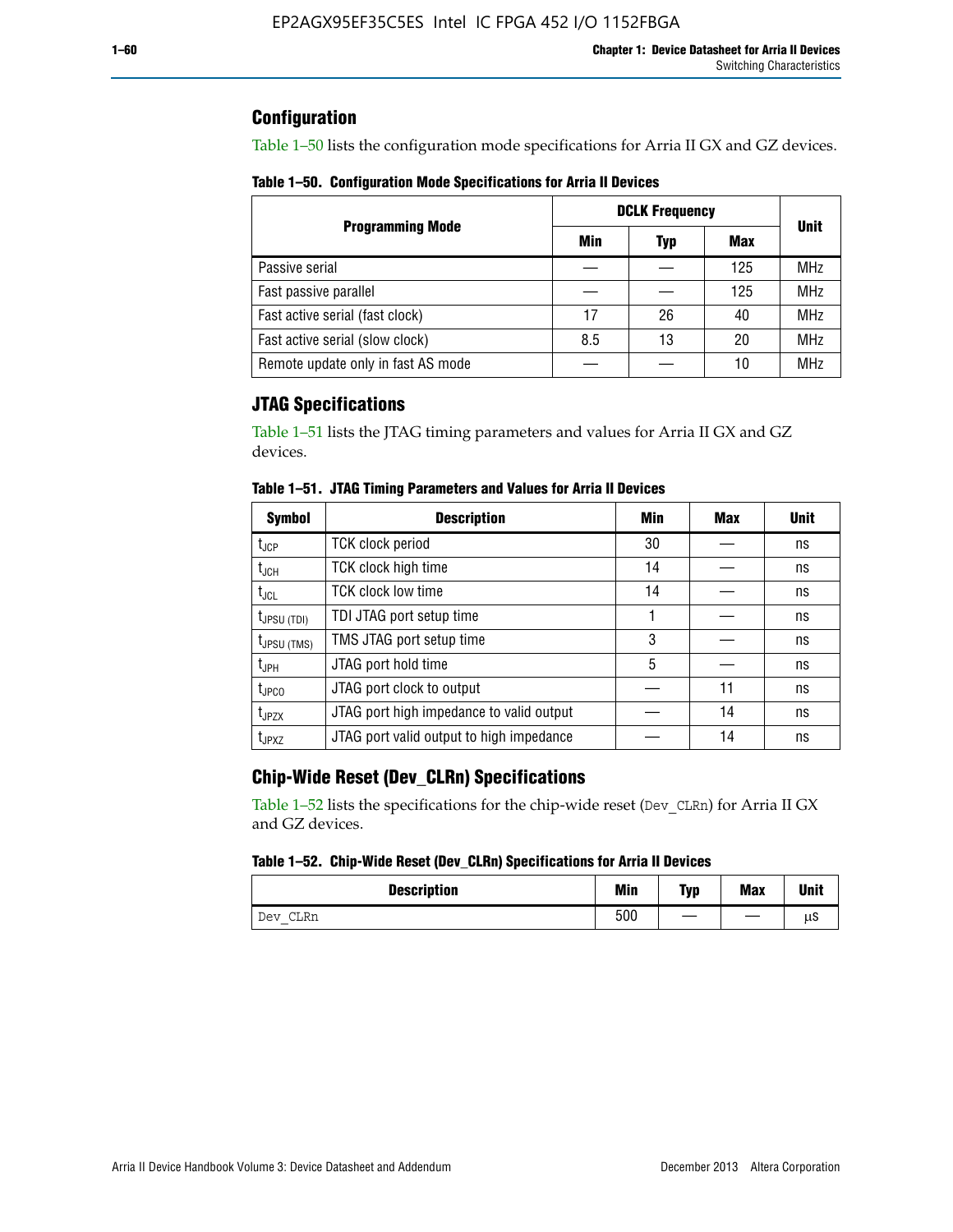## Configuration

Table 1–50 lists the configuration mode specifications for Arria II GX and GZ devices.

**Table 1–50. Configuration Mode Specifications for Arria II Devices**

| Programming Mode | DCLK Frequency | | | Unit |
|---|---|---|---|---|
| | Min | Typ | Max | |
| Passive serial | — | — | 125 | MHz |
| Fast passive parallel | — | — | 125 | MHz |
| Fast active serial (fast clock) | 17 | 26 | 40 | MHz |
| Fast active serial (slow clock) | 8.5 | 13 | 20 | MHz |
| Remote update only in fast AS mode | — | — | 10 | MHz |

## JTAG Specifications

Table 1–51 lists the JTAG timing parameters and values for Arria II GX and GZ devices.

**Table 1–51. JTAG Timing Parameters and Values for Arria II Devices**

| Symbol | Description | Min | Max | Unit |
|---|---|---|---|---|
| $t_{JCP}$ | TCK clock period | 30 | — | ns |
| $t_{JCH}$ | TCK clock high time | 14 | — | ns |
| $t_{JCL}$ | TCK clock low time | 14 | — | ns |
| $t_{JPSU (TDI)}$ | TDI JTAG port setup time | 1 | — | ns |
| $t_{JPSU (TMS)}$ | TMS JTAG port setup time | 3 | — | ns |
| $t_{JPH}$ | JTAG port hold time | 5 | — | ns |
| $t_{JPCO}$ | JTAG port clock to output | — | 11 | ns |
| $t_{JPZX}$ | JTAG port high impedance to valid output | — | 14 | ns |
| $t_{JPXZ}$ | JTAG port valid output to high impedance | — | 14 | ns |

## Chip-Wide Reset (Dev_CLRn) Specifications

Table 1–52 lists the specifications for the chip-wide reset (`Dev_CLRn`) for Arria II GX and GZ devices.

**Table 1–52. Chip-Wide Reset (Dev_CLRn) Specifications for Arria II Devices**

| Description | Min | Typ | Max | Unit |
|---|---|---|---|---|
| `Dev_CLRn` | 500 | — | — | µs |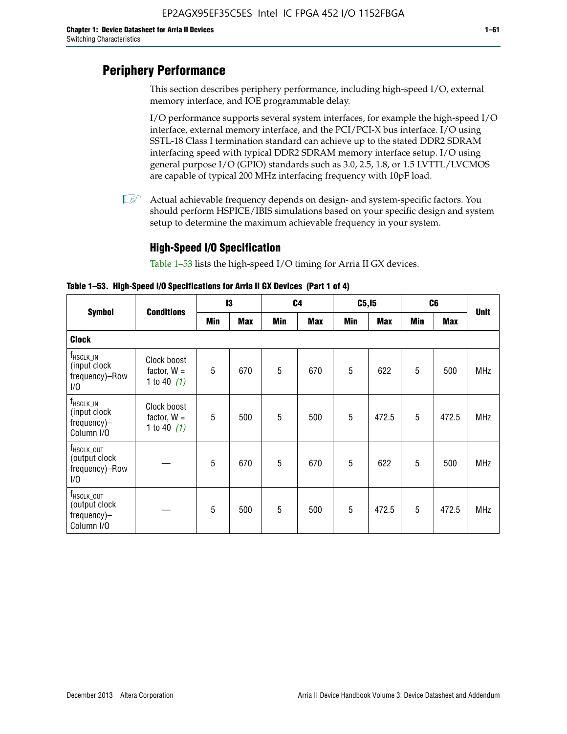# Periphery Performance

This section describes periphery performance, including high-speed I/O, external memory interface, and IOE programmable delay.

I/O performance supports several system interfaces, for example the high-speed I/O interface, external memory interface, and the PCI/PCI-X bus interface. I/O using SSTL-18 Class I termination standard can achieve up to the stated DDR2 SDRAM interfacing speed with typical DDR2 SDRAM memory interface setup. I/O using general purpose I/O (GPIO) standards such as 3.0, 2.5, 1.8, or 1.5 LVTTL/LVCMOS are capable of typical 200 MHz interfacing frequency with 10pF load.

Actual achievable frequency depends on design- and system-specific factors. You should perform HSPICE/IBIS simulations based on your specific design and system setup to determine the maximum achievable frequency in your system.

## High-Speed I/O Specification

Table 1–53 lists the high-speed I/O timing for Arria II GX devices.

**Table 1–53. High-Speed I/O Specifications for Arria II GX Devices (Part 1 of 4)**

| Symbol | Conditions | I3 | | C4 | | C5,I5 | | C6 | | Unit |
|---|---|---|---|---|---|---|---|---|---|---|
| | | Min | Max | Min | Max | Min | Max | Min | Max | |
| **Clock** | | | | | | | | | | |
| $f_{HSCLK\_IN}$ (input clock frequency)–Row I/O | Clock boost factor, W = 1 to 40 *(1)* | 5 | 670 | 5 | 670 | 5 | 622 | 5 | 500 | MHz |
| $f_{HSCLK\_IN}$ (input clock frequency)–Column I/O | Clock boost factor, W = 1 to 40 *(1)* | 5 | 500 | 5 | 500 | 5 | 472.5 | 5 | 472.5 | MHz |
| $f_{HSCLK\_OUT}$ (output clock frequency)–Row I/O | — | 5 | 670 | 5 | 670 | 5 | 622 | 5 | 500 | MHz |
| $f_{HSCLK\_OUT}$ (output clock frequency)–Column I/O | — | 5 | 500 | 5 | 500 | 5 | 472.5 | 5 | 472.5 | MHz |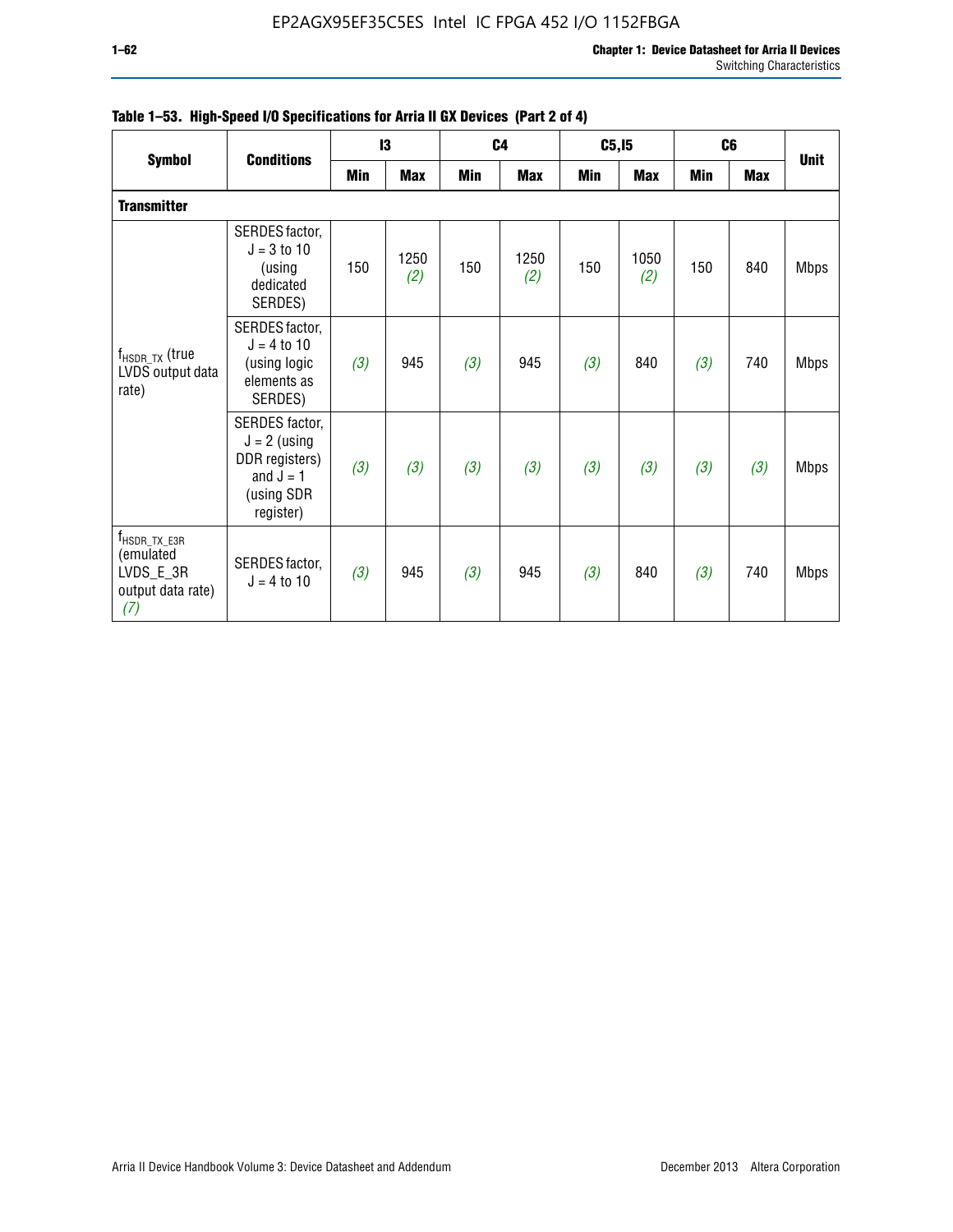**Table 1–53. High-Speed I/O Specifications for Arria II GX Devices (Part 2 of 4)**

| Symbol | Conditions | I3 | | C4 | | C5,I5 | | C6 | | Unit |
|---|---|---|---|---|---|---|---|---|---|---|
| | | Min | Max | Min | Max | Min | Max | Min | Max | |
| **Transmitter** | | | | | | | | | | |
| $f_{HSDR\_TX}$ (true LVDS output data rate) | SERDES factor, $J = 3$ to 10 (using dedicated SERDES) | 150 | 1250 *(2)* | 150 | 1250 *(2)* | 150 | 1050 *(2)* | 150 | 840 | Mbps |
| | SERDES factor, $J = 4$ to 10 (using logic elements as SERDES) | *(3)* | 945 | *(3)* | 945 | *(3)* | 840 | *(3)* | 740 | Mbps |
| | SERDES factor, $J = 2$ (using DDR registers) and $J = 1$ (using SDR register) | *(3)* | *(3)* | *(3)* | *(3)* | *(3)* | *(3)* | *(3)* | *(3)* | Mbps |
| $f_{HSDR\_TX\_E3R}$ (emulated LVDS_E_3R output data rate) *(7)* | SERDES factor, $J = 4$ to 10 | *(3)* | 945 | *(3)* | 945 | *(3)* | 840 | *(3)* | 740 | Mbps |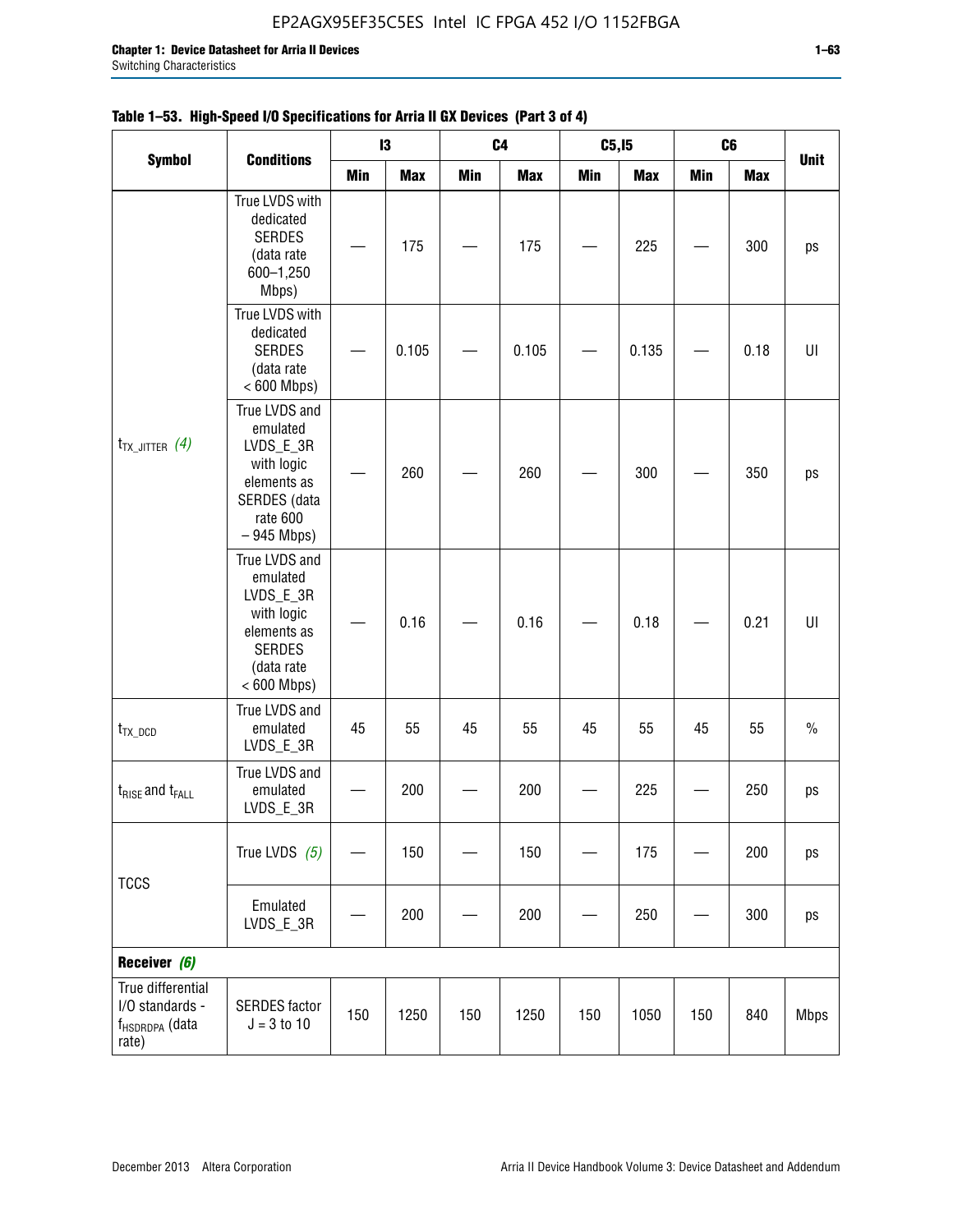**Table 1–53. High-Speed I/O Specifications for Arria II GX Devices (Part 3 of 4)**

| Symbol | Conditions | I3 | | C4 | | C5,I5 | | C6 | | Unit |
|---|---|---|---|---|---|---|---|---|---|---|
| | | Min | Max | Min | Max | Min | Max | Min | Max | |
| $t_{TX\_JITTER}$ (4) | True LVDS with dedicated SERDES (data rate 600–1,250 Mbps) | — | 175 | — | 175 | — | 225 | — | 300 | ps |
| | True LVDS with dedicated SERDES (data rate < 600 Mbps) | — | 0.105 | — | 0.105 | — | 0.135 | — | 0.18 | UI |
| | True LVDS and emulated LVDS_E_3R with logic elements as SERDES (data rate 600 – 945 Mbps) | — | 260 | — | 260 | — | 300 | — | 350 | ps |
| | True LVDS and emulated LVDS_E_3R with logic elements as SERDES (data rate < 600 Mbps) | — | 0.16 | — | 0.16 | — | 0.18 | — | 0.21 | UI |
| $t_{TX\_DCD}$ | True LVDS and emulated LVDS_E_3R | 45 | 55 | 45 | 55 | 45 | 55 | 45 | 55 | % |
| $t_{RISE}$ and $t_{FALL}$ | True LVDS and emulated LVDS_E_3R | — | 200 | — | 200 | — | 225 | — | 250 | ps |
| TCCS | True LVDS (5) | — | 150 | — | 150 | — | 175 | — | 200 | ps |
| | Emulated LVDS_E_3R | — | 200 | — | 200 | — | 250 | — | 300 | ps |
| **Receiver (6)** | | | | | | | | | | |
| True differential I/O standards - $f_{HSDRDPA}$ (data rate) | SERDES factor J = 3 to 10 | 150 | 1250 | 150 | 1250 | 150 | 1050 | 150 | 840 | Mbps |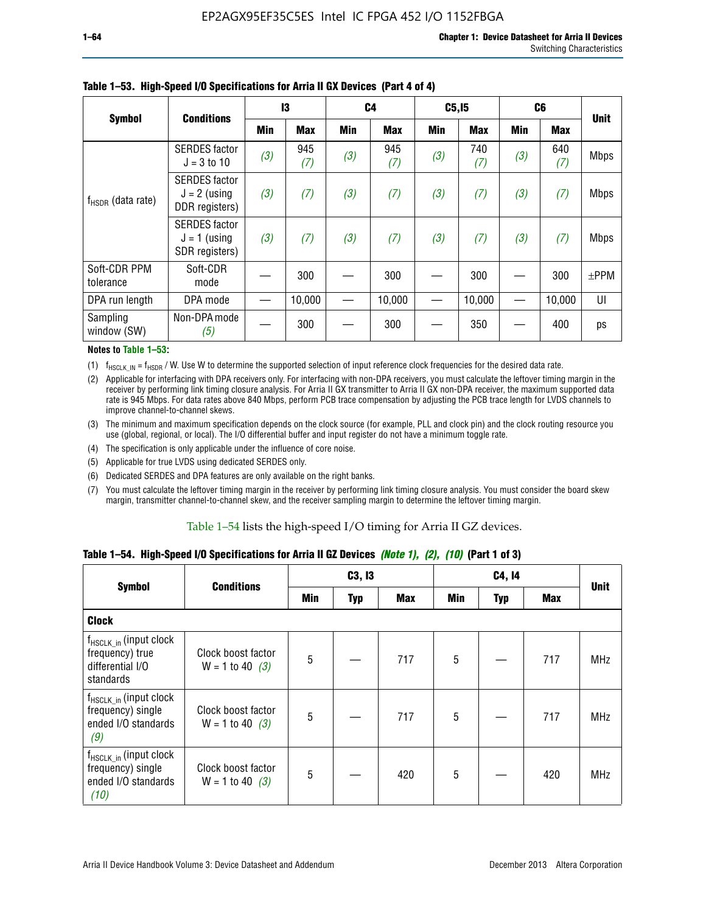**Table 1–53. High-Speed I/O Specifications for Arria II GX Devices (Part 4 of 4)**

| Symbol | Conditions | I3 | | C4 | | C5,I5 | | C6 | | Unit |
|---|---|---|---|---|---|---|---|---|---|---|
| | | Min | Max | Min | Max | Min | Max | Min | Max | |
| $f_{HSDR}$ (data rate) | SERDES factor J = 3 to 10 | (3) | 945 (7) | (3) | 945 (7) | (3) | 740 (7) | (3) | 640 (7) | Mbps |
| | SERDES factor J = 2 (using DDR registers) | (3) | (7) | (3) | (7) | (3) | (7) | (3) | (7) | Mbps |
| | SERDES factor J = 1 (using SDR registers) | (3) | (7) | (3) | (7) | (3) | (7) | (3) | (7) | Mbps |
| Soft-CDR PPM tolerance | Soft-CDR mode | — | 300 | — | 300 | — | 300 | — | 300 | ±PPM |
| DPA run length | DPA mode | — | 10,000 | — | 10,000 | — | 10,000 | — | 10,000 | UI |
| Sampling window (SW) | Non-DPA mode (5) | — | 300 | — | 300 | — | 350 | — | 400 | ps |

**Notes to Table 1–53:**

(1) $f_{HSCLK\_IN} = f_{HSDR} / W$. Use W to determine the supported selection of input reference clock frequencies for the desired data rate.

(2) Applicable for interfacing with DPA receivers only. For interfacing with non-DPA receivers, you must calculate the leftover timing margin in the receiver by performing link timing closure analysis. For Arria II GX transmitter to Arria II GX non-DPA receiver, the maximum supported data rate is 945 Mbps. For data rates above 840 Mbps, perform PCB trace compensation by adjusting the PCB trace length for LVDS channels to improve channel-to-channel skews.

(3) The minimum and maximum specification depends on the clock source (for example, PLL and clock pin) and the clock routing resource you use (global, regional, or local). The I/O differential buffer and input register do not have a minimum toggle rate.

(4) The specification is only applicable under the influence of core noise.

(5) Applicable for true LVDS using dedicated SERDES only.

(6) Dedicated SERDES and DPA features are only available on the right banks.

(7) You must calculate the leftover timing margin in the receiver by performing link timing closure analysis. You must consider the board skew margin, transmitter channel-to-channel skew, and the receiver sampling margin to determine the leftover timing margin.

Table 1–54 lists the high-speed I/O timing for Arria II GZ devices.

**Table 1–54. High-Speed I/O Specifications for Arria II GZ Devices *(Note 1), (2), (10)* (Part 1 of 3)**

| Symbol | Conditions | C3, I3 | | | C4, I4 | | | Unit |
|---|---|---|---|---|---|---|---|---|
| | | Min | Typ | Max | Min | Typ | Max | |
| **Clock** | | | | | | | | |
| $f_{HSCLK\_in}$ (input clock frequency) true differential I/O standards | Clock boost factor W = 1 to 40 (3) | 5 | — | 717 | 5 | — | 717 | MHz |
| $f_{HSCLK\_in}$ (input clock frequency) single ended I/O standards (9) | Clock boost factor W = 1 to 40 (3) | 5 | — | 717 | 5 | — | 717 | MHz |
| $f_{HSCLK\_in}$ (input clock frequency) single ended I/O standards (10) | Clock boost factor W = 1 to 40 (3) | 5 | — | 420 | 5 | — | 420 | MHz |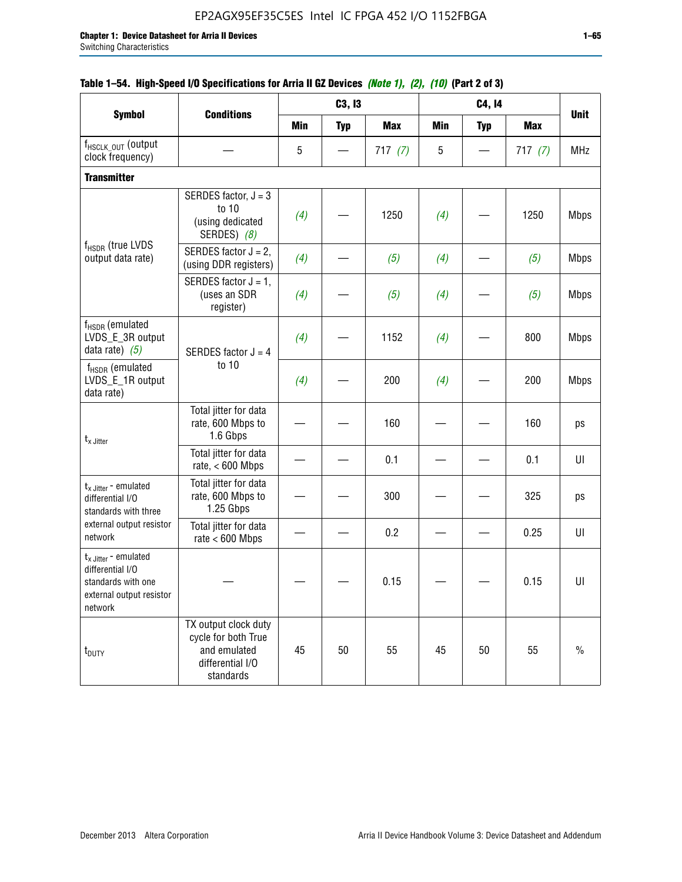**Table 1–54. High-Speed I/O Specifications for Arria II GZ Devices** *(Note 1), (2), (10)* **(Part 2 of 3)**

| Symbol | Conditions | C3, I3 | | | C4, I4 | | | Unit |
|---|---|---|---|---|---|---|---|---|
| | | Min | Typ | Max | Min | Typ | Max | |
| $f_{HSCLK\_OUT}$ (output clock frequency) | — | 5 | — | 717 *(7)* | 5 | — | 717 *(7)* | MHz |
| **Transmitter** | | | | | | | | |
| $f_{HSDR}$ (true LVDS output data rate) | SERDES factor, J = 3 to 10 (using dedicated SERDES) *(8)* | *(4)* | — | 1250 | *(4)* | — | 1250 | Mbps |
| | SERDES factor J = 2, (using DDR registers) | *(4)* | — | *(5)* | *(4)* | — | *(5)* | Mbps |
| | SERDES factor J = 1, (uses an SDR register) | *(4)* | — | *(5)* | *(4)* | — | *(5)* | Mbps |
| $f_{HSDR}$ (emulated LVDS_E_3R output data rate) *(5)* | SERDES factor J = 4 to 10 | *(4)* | — | 1152 | *(4)* | — | 800 | Mbps |
| $f_{HSDR}$ (emulated LVDS_E_1R output data rate) | | *(4)* | — | 200 | *(4)* | — | 200 | Mbps |
| $t_{x\ Jitter}$ | Total jitter for data rate, 600 Mbps to 1.6 Gbps | — | — | 160 | — | — | 160 | ps |
| | Total jitter for data rate, < 600 Mbps | — | — | 0.1 | — | — | 0.1 | UI |
| $t_{x\ Jitter}$ - emulated differential I/O standards with three external output resistor network | Total jitter for data rate, 600 Mbps to 1.25 Gbps | — | — | 300 | — | — | 325 | ps |
| | Total jitter for data rate < 600 Mbps | — | — | 0.2 | — | — | 0.25 | UI |
| $t_{x\ Jitter}$ - emulated differential I/O standards with one external output resistor network | — | — | — | 0.15 | — | — | 0.15 | UI |
| $t_{DUTY}$ | TX output clock duty cycle for both True and emulated differential I/O standards | 45 | 50 | 55 | 45 | 50 | 55 | % |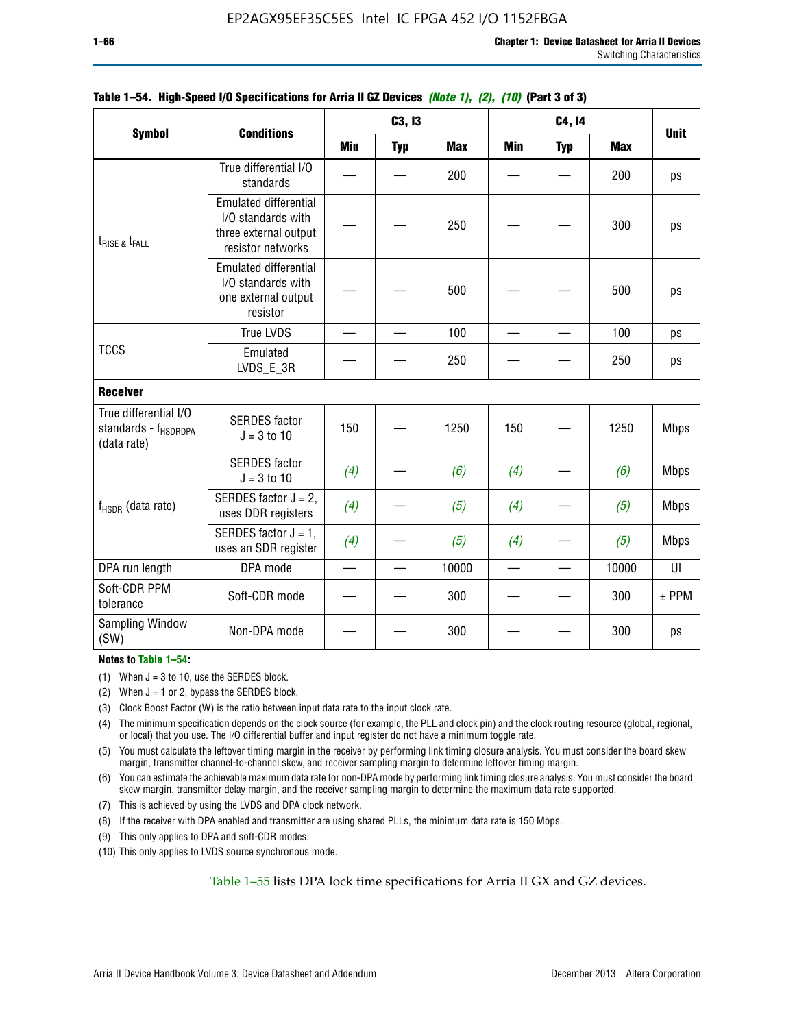**Table 1–54. High-Speed I/O Specifications for Arria II GZ Devices *(Note 1), (2), (10)* (Part 3 of 3)**

| Symbol | Conditions | C3, I3 | | | C4, I4 | | | Unit |
|---|---|---|---|---|---|---|---|---|
| | | Min | Typ | Max | Min | Typ | Max | |
| $t_{RISE}$ & $t_{FALL}$ | True differential I/O standards | — | — | 200 | — | — | 200 | ps |
| | Emulated differential I/O standards with three external output resistor networks | — | — | 250 | — | — | 300 | ps |
| | Emulated differential I/O standards with one external output resistor | — | — | 500 | — | — | 500 | ps |
| TCCS | True LVDS | — | — | 100 | — | — | 100 | ps |
| | Emulated LVDS_E_3R | — | — | 250 | — | — | 250 | ps |
| **Receiver** | | | | | | | | |
| True differential I/O standards - $f_{HSDRDPA}$ (data rate) | SERDES factor J = 3 to 10 | 150 | — | 1250 | 150 | — | 1250 | Mbps |
| $f_{HSDR}$ (data rate) | SERDES factor J = 3 to 10 | *(4)* | — | *(6)* | *(4)* | — | *(6)* | Mbps |
| | SERDES factor J = 2, uses DDR registers | *(4)* | — | *(5)* | *(4)* | — | *(5)* | Mbps |
| | SERDES factor J = 1, uses an SDR register | *(4)* | — | *(5)* | *(4)* | — | *(5)* | Mbps |
| DPA run length | DPA mode | — | — | 10000 | — | — | 10000 | UI |
| Soft-CDR PPM tolerance | Soft-CDR mode | — | — | 300 | — | — | 300 | ± PPM |
| Sampling Window (SW) | Non-DPA mode | — | — | 300 | — | — | 300 | ps |

**Notes to Table 1–54:**

(1) When J = 3 to 10, use the SERDES block.

(2) When J = 1 or 2, bypass the SERDES block.

(3) Clock Boost Factor (W) is the ratio between input data rate to the input clock rate.

(4) The minimum specification depends on the clock source (for example, the PLL and clock pin) and the clock routing resource (global, regional, or local) that you use. The I/O differential buffer and input register do not have a minimum toggle rate.

(5) You must calculate the leftover timing margin in the receiver by performing link timing closure analysis. You must consider the board skew margin, transmitter channel-to-channel skew, and receiver sampling margin to determine leftover timing margin.

(6) You can estimate the achievable maximum data rate for non-DPA mode by performing link timing closure analysis. You must consider the board skew margin, transmitter delay margin, and the receiver sampling margin to determine the maximum data rate supported.

(7) This is achieved by using the LVDS and DPA clock network.

(8) If the receiver with DPA enabled and transmitter are using shared PLLs, the minimum data rate is 150 Mbps.

(9) This only applies to DPA and soft-CDR modes.

(10) This only applies to LVDS source synchronous mode.

Table 1–55 lists DPA lock time specifications for Arria II GX and GZ devices.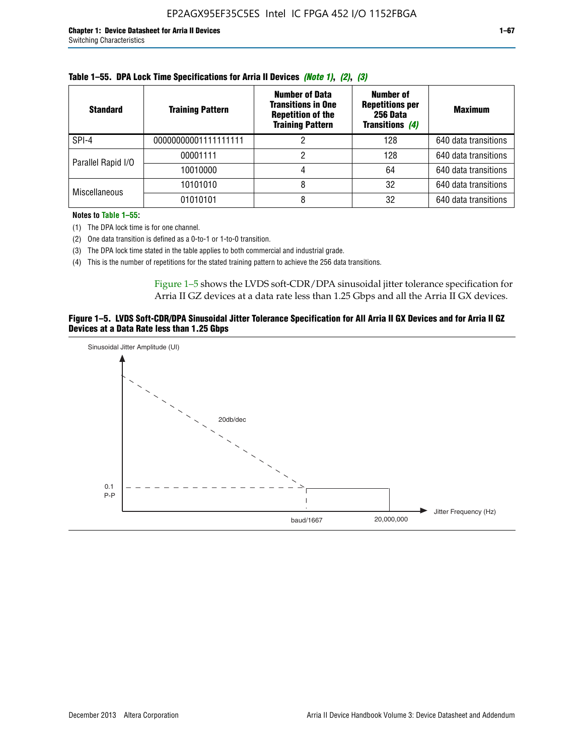**Table 1–55. DPA Lock Time Specifications for Arria II Devices *(Note 1)*, *(2)*, *(3)***

| Standard | Training Pattern | Number of Data Transitions in One Repetition of the Training Pattern | Number of Repetitions per 256 Data Transitions *(4)* | Maximum |
|---|---|---|---|---|
| SPI-4 | 00000000001111111111 | 2 | 128 | 640 data transitions |
| Parallel Rapid I/O | 00001111 | 2 | 128 | 640 data transitions |
| | 10010000 | 4 | 64 | 640 data transitions |
| Miscellaneous | 10101010 | 8 | 32 | 640 data transitions |
| | 01010101 | 8 | 32 | 640 data transitions |

**Notes to Table 1–55:**

(1) The DPA lock time is for one channel.

(2) One data transition is defined as a 0-to-1 or 1-to-0 transition.

(3) The DPA lock time stated in the table applies to both commercial and industrial grade.

(4) This is the number of repetitions for the stated training pattern to achieve the 256 data transitions.

Figure 1–5 shows the LVDS soft-CDR/DPA sinusoidal jitter tolerance specification for Arria II GZ devices at a data rate less than 1.25 Gbps and all the Arria II GX devices.

**Figure 1–5. LVDS Soft-CDR/DPA Sinusoidal Jitter Tolerance Specification for All Arria II GX Devices and for Arria II GZ Devices at a Data Rate less than 1.25 Gbps**

Sinusoidal Jitter Amplitude (UI)

20db/dec

0.1 P-P

baud/1667

20,000,000

Jitter Frequency (Hz)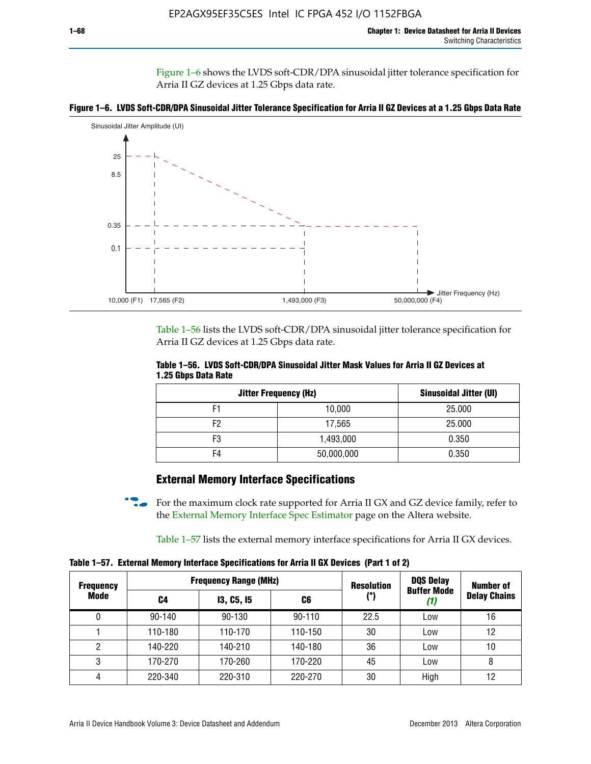Figure 1–6 shows the LVDS soft-CDR/DPA sinusoidal jitter tolerance specification for Arria II GZ devices at 1.25 Gbps data rate.

**Figure 1–6. LVDS Soft-CDR/DPA Sinusoidal Jitter Tolerance Specification for Arria II GZ Devices at a 1.25 Gbps Data Rate**

Table 1–56 lists the LVDS soft-CDR/DPA sinusoidal jitter tolerance specification for Arria II GZ devices at 1.25 Gbps data rate.

**Table 1–56. LVDS Soft-CDR/DPA Sinusoidal Jitter Mask Values for Arria II GZ Devices at 1.25 Gbps Data Rate**

| Jitter Frequency (Hz) | | Sinusoidal Jitter (UI) |
|---|---|---|
| F1 | 10,000 | 25.000 |
| F2 | 17,565 | 25.000 |
| F3 | 1,493,000 | 0.350 |
| F4 | 50,000,000 | 0.350 |

## External Memory Interface Specifications

For the maximum clock rate supported for Arria II GX and GZ device family, refer to the External Memory Interface Spec Estimator page on the Altera website.

Table 1–57 lists the external memory interface specifications for Arria II GX devices.

**Table 1–57. External Memory Interface Specifications for Arria II GX Devices (Part 1 of 2)**

| Frequency Mode | Frequency Range (MHz) | | | Resolution (°) | DQS Delay Buffer Mode *(1)* | Number of Delay Chains |
|---|---|---|---|---|---|---|
| | C4 | I3, C5, I5 | C6 | | | |
| 0 | 90-140 | 90-130 | 90-110 | 22.5 | Low | 16 |
| 1 | 110-180 | 110-170 | 110-150 | 30 | Low | 12 |
| 2 | 140-220 | 140-210 | 140-180 | 36 | Low | 10 |
| 3 | 170-270 | 170-260 | 170-220 | 45 | Low | 8 |
| 4 | 220-340 | 220-310 | 220-270 | 30 | High | 12 |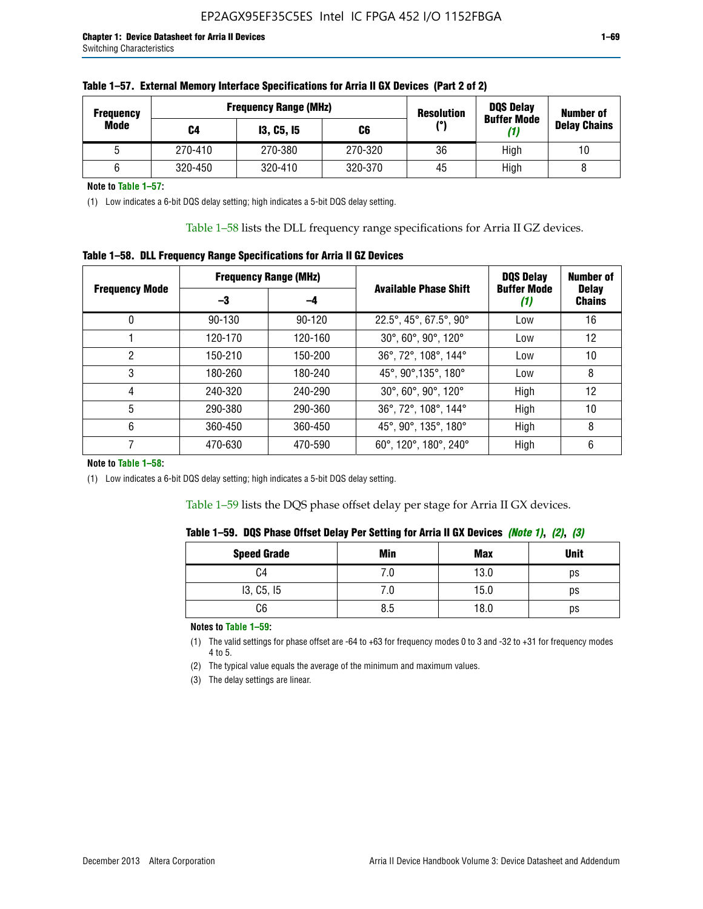**Table 1–57. External Memory Interface Specifications for Arria II GX Devices (Part 2 of 2)**

| Frequency Mode | Frequency Range (MHz) | | | Resolution (°) | DQS Delay Buffer Mode (1) | Number of Delay Chains |
|---|---|---|---|---|---|---|
| | C4 | I3, C5, I5 | C6 | | | |
| 5 | 270-410 | 270-380 | 270-320 | 36 | High | 10 |
| 6 | 320-450 | 320-410 | 320-370 | 45 | High | 8 |

**Note to Table 1–57:**

(1) Low indicates a 6-bit DQS delay setting; high indicates a 5-bit DQS delay setting.

Table 1–58 lists the DLL frequency range specifications for Arria II GZ devices.

**Table 1–58. DLL Frequency Range Specifications for Arria II GZ Devices**

| Frequency Mode | Frequency Range (MHz) | | Available Phase Shift | DQS Delay Buffer Mode (1) | Number of Delay Chains |
|---|---|---|---|---|---|
| | –3 | –4 | | | |
| 0 | 90-130 | 90-120 | 22.5°, 45°, 67.5°, 90° | Low | 16 |
| 1 | 120-170 | 120-160 | 30°, 60°, 90°, 120° | Low | 12 |
| 2 | 150-210 | 150-200 | 36°, 72°, 108°, 144° | Low | 10 |
| 3 | 180-260 | 180-240 | 45°, 90°,135°, 180° | Low | 8 |
| 4 | 240-320 | 240-290 | 30°, 60°, 90°, 120° | High | 12 |
| 5 | 290-380 | 290-360 | 36°, 72°, 108°, 144° | High | 10 |
| 6 | 360-450 | 360-450 | 45°, 90°, 135°, 180° | High | 8 |
| 7 | 470-630 | 470-590 | 60°, 120°, 180°, 240° | High | 6 |

**Note to Table 1–58:**

(1) Low indicates a 6-bit DQS delay setting; high indicates a 5-bit DQS delay setting.

Table 1–59 lists the DQS phase offset delay per stage for Arria II GX devices.

**Table 1–59. DQS Phase Offset Delay Per Setting for Arria II GX Devices *(Note 1)*, *(2)*, *(3)***

| Speed Grade | Min | Max | Unit |
|---|---|---|---|
| C4 | 7.0 | 13.0 | ps |
| I3, C5, I5 | 7.0 | 15.0 | ps |
| C6 | 8.5 | 18.0 | ps |

**Notes to Table 1–59:**

(1) The valid settings for phase offset are -64 to +63 for frequency modes 0 to 3 and -32 to +31 for frequency modes 4 to 5.

(2) The typical value equals the average of the minimum and maximum values.

(3) The delay settings are linear.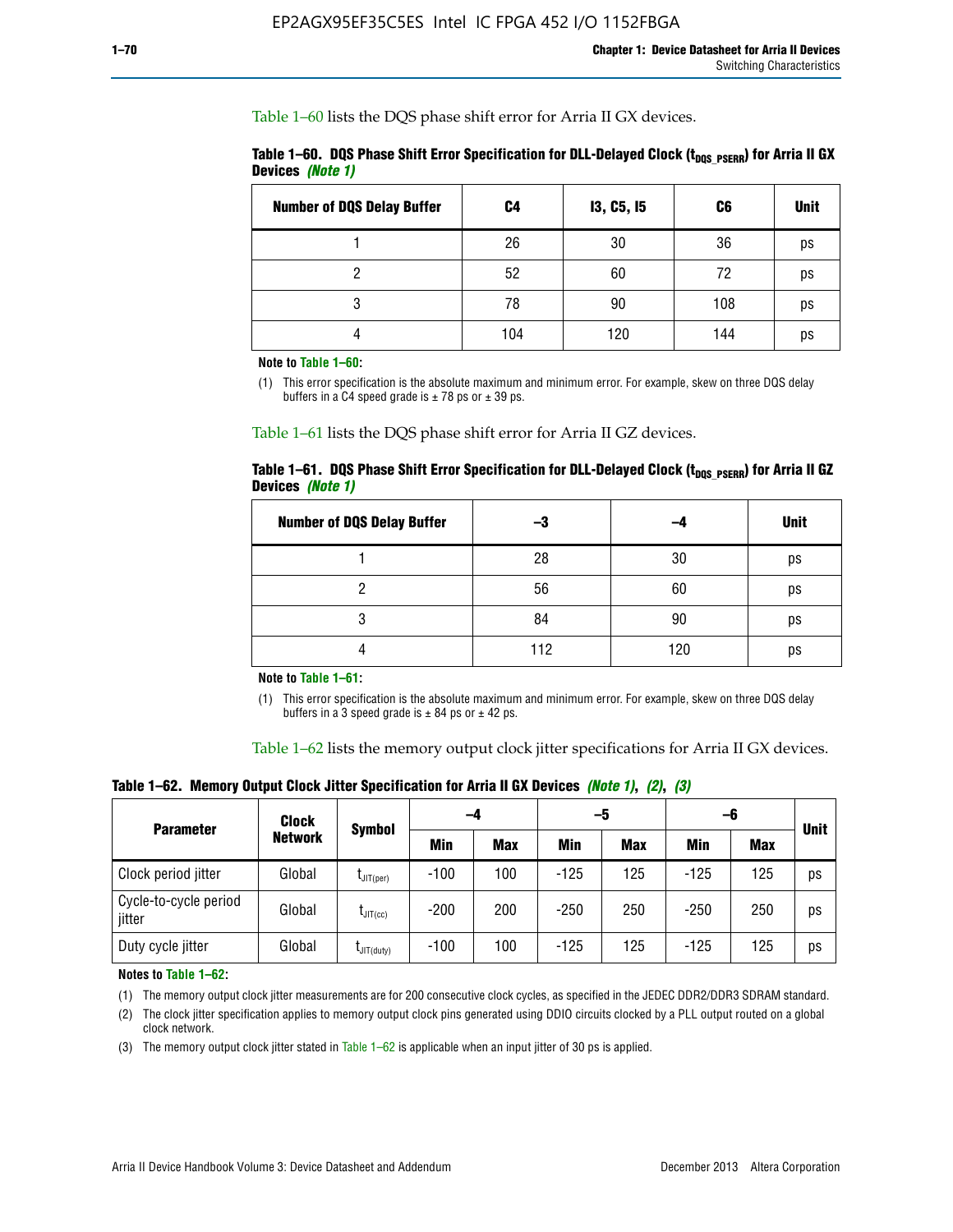Table 1–60 lists the DQS phase shift error for Arria II GX devices.

**Table 1–60. DQS Phase Shift Error Specification for DLL-Delayed Clock ($t_{DQS\_PSERR}$) for Arria II GX Devices** *(Note 1)*

| Number of DQS Delay Buffer | C4 | I3, C5, I5 | C6 | Unit |
|---|---|---|---|---|
| 1 | 26 | 30 | 36 | ps |
| 2 | 52 | 60 | 72 | ps |
| 3 | 78 | 90 | 108 | ps |
| 4 | 104 | 120 | 144 | ps |

**Note to Table 1–60:**

(1) This error specification is the absolute maximum and minimum error. For example, skew on three DQS delay buffers in a C4 speed grade is ± 78 ps or ± 39 ps.

Table 1–61 lists the DQS phase shift error for Arria II GZ devices.

**Table 1–61. DQS Phase Shift Error Specification for DLL-Delayed Clock ($t_{DQS\_PSERR}$) for Arria II GZ Devices** *(Note 1)*

| Number of DQS Delay Buffer | –3 | –4 | Unit |
|---|---|---|---|
| 1 | 28 | 30 | ps |
| 2 | 56 | 60 | ps |
| 3 | 84 | 90 | ps |
| 4 | 112 | 120 | ps |

**Note to Table 1–61:**

(1) This error specification is the absolute maximum and minimum error. For example, skew on three DQS delay buffers in a 3 speed grade is ± 84 ps or ± 42 ps.

Table 1–62 lists the memory output clock jitter specifications for Arria II GX devices.

**Table 1–62. Memory Output Clock Jitter Specification for Arria II GX Devices** *(Note 1), (2), (3)*

| Parameter | Clock Network | Symbol | –4 | | –5 | | –6 | | Unit |
|---|---|---|---|---|---|---|---|---|---|
| | | | Min | Max | Min | Max | Min | Max | |
| Clock period jitter | Global | $t_{JIT(per)}$ | -100 | 100 | -125 | 125 | -125 | 125 | ps |
| Cycle-to-cycle period jitter | Global | $t_{JIT(cc)}$ | -200 | 200 | -250 | 250 | -250 | 250 | ps |
| Duty cycle jitter | Global | $t_{JIT(duty)}$ | -100 | 100 | -125 | 125 | -125 | 125 | ps |

**Notes to Table 1–62:**

(1) The memory output clock jitter measurements are for 200 consecutive clock cycles, as specified in the JEDEC DDR2/DDR3 SDRAM standard.

(2) The clock jitter specification applies to memory output clock pins generated using DDIO circuits clocked by a PLL output routed on a global clock network.

(3) The memory output clock jitter stated in Table 1–62 is applicable when an input jitter of 30 ps is applied.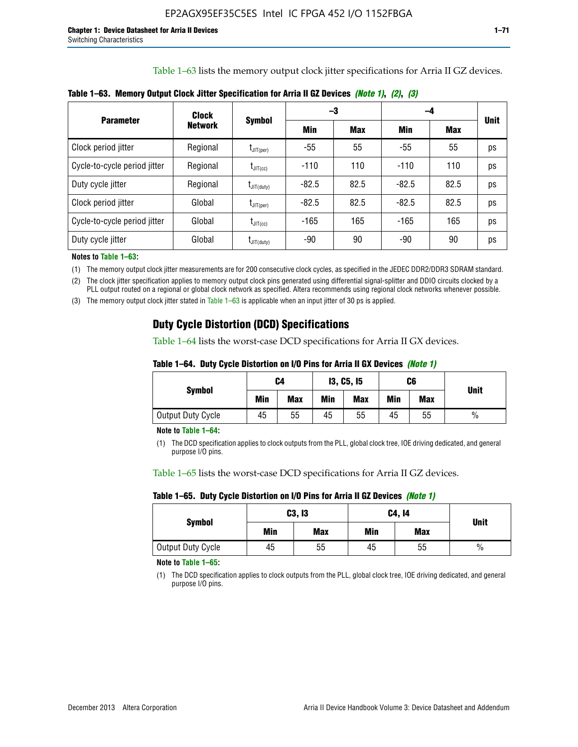Table 1–63 lists the memory output clock jitter specifications for Arria II GZ devices.

**Table 1–63. Memory Output Clock Jitter Specification for Arria II GZ Devices *(Note 1)*, *(2)*, *(3)***

| Parameter | Clock Network | Symbol | –3 | | –4 | | Unit |
|---|---|---|---|---|---|---|---|
| | | | Min | Max | Min | Max | |
| Clock period jitter | Regional | $t_{JIT(per)}$ | -55 | 55 | -55 | 55 | ps |
| Cycle-to-cycle period jitter | Regional | $t_{JIT(cc)}$ | -110 | 110 | -110 | 110 | ps |
| Duty cycle jitter | Regional | $t_{JIT(duty)}$ | -82.5 | 82.5 | -82.5 | 82.5 | ps |
| Clock period jitter | Global | $t_{JIT(per)}$ | -82.5 | 82.5 | -82.5 | 82.5 | ps |
| Cycle-to-cycle period jitter | Global | $t_{JIT(cc)}$ | -165 | 165 | -165 | 165 | ps |
| Duty cycle jitter | Global | $t_{JIT(duty)}$ | -90 | 90 | -90 | 90 | ps |

**Notes to Table 1–63:**

(1) The memory output clock jitter measurements are for 200 consecutive clock cycles, as specified in the JEDEC DDR2/DDR3 SDRAM standard.

(2) The clock jitter specification applies to memory output clock pins generated using differential signal-splitter and DDIO circuits clocked by a PLL output routed on a regional or global clock network as specified. Altera recommends using regional clock networks whenever possible.

(3) The memory output clock jitter stated in Table 1–63 is applicable when an input jitter of 30 ps is applied.

## Duty Cycle Distortion (DCD) Specifications

Table 1–64 lists the worst-case DCD specifications for Arria II GX devices.

**Table 1–64. Duty Cycle Distortion on I/O Pins for Arria II GX Devices *(Note 1)***

| Symbol | C4 | | I3, C5, I5 | | C6 | | Unit |
|---|---|---|---|---|---|---|---|
| | Min | Max | Min | Max | Min | Max | |
| Output Duty Cycle | 45 | 55 | 45 | 55 | 45 | 55 | % |

**Note to Table 1–64:**

(1) The DCD specification applies to clock outputs from the PLL, global clock tree, IOE driving dedicated, and general purpose I/O pins.

Table 1–65 lists the worst-case DCD specifications for Arria II GZ devices.

**Table 1–65. Duty Cycle Distortion on I/O Pins for Arria II GZ Devices *(Note 1)***

| Symbol | C3, I3 | | C4, I4 | | Unit |
|---|---|---|---|---|---|
| | Min | Max | Min | Max | |
| Output Duty Cycle | 45 | 55 | 45 | 55 | % |

**Note to Table 1–65:**

(1) The DCD specification applies to clock outputs from the PLL, global clock tree, IOE driving dedicated, and general purpose I/O pins.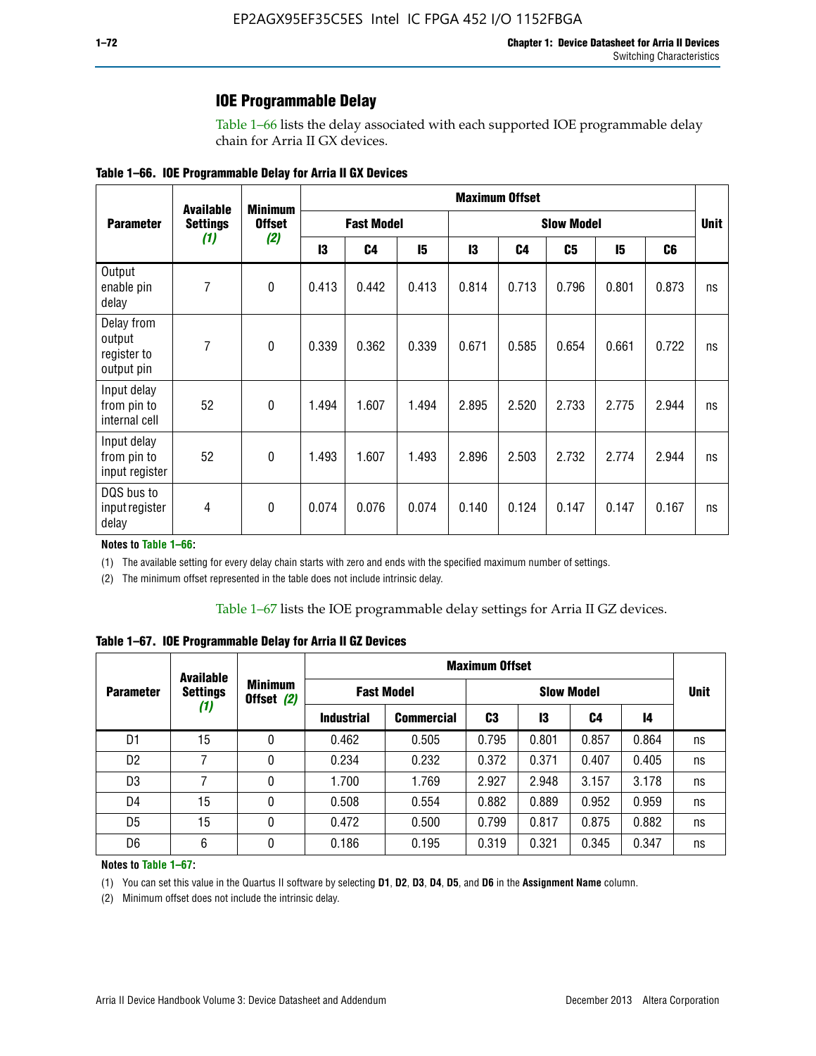## IOE Programmable Delay

Table 1–66 lists the delay associated with each supported IOE programmable delay chain for Arria II GX devices.

**Table 1–66. IOE Programmable Delay for Arria II GX Devices**

| Parameter | Available Settings *(1)* | Minimum Offset *(2)* | Maximum Offset | | | | | | | | Unit |
|---|---|---|---|---|---|---|---|---|---|---|---|
| | | | Fast Model | | | Slow Model | | | | | |
| | | | I3 | C4 | I5 | I3 | C4 | C5 | I5 | C6 | |
| Output enable pin delay | 7 | 0 | 0.413 | 0.442 | 0.413 | 0.814 | 0.713 | 0.796 | 0.801 | 0.873 | ns |
| Delay from output register to output pin | 7 | 0 | 0.339 | 0.362 | 0.339 | 0.671 | 0.585 | 0.654 | 0.661 | 0.722 | ns |
| Input delay from pin to internal cell | 52 | 0 | 1.494 | 1.607 | 1.494 | 2.895 | 2.520 | 2.733 | 2.775 | 2.944 | ns |
| Input delay from pin to input register | 52 | 0 | 1.493 | 1.607 | 1.493 | 2.896 | 2.503 | 2.732 | 2.774 | 2.944 | ns |
| DQS bus to input register delay | 4 | 0 | 0.074 | 0.076 | 0.074 | 0.140 | 0.124 | 0.147 | 0.147 | 0.167 | ns |

**Notes to Table 1–66:**

(1) The available setting for every delay chain starts with zero and ends with the specified maximum number of settings.

(2) The minimum offset represented in the table does not include intrinsic delay.

Table 1–67 lists the IOE programmable delay settings for Arria II GZ devices.

**Table 1–67. IOE Programmable Delay for Arria II GZ Devices**

| Parameter | Available Settings *(1)* | Minimum Offset *(2)* | Maximum Offset | | | | | | Unit |
|---|---|---|---|---|---|---|---|---|---|
| | | | Fast Model | | Slow Model | | | | |
| | | | Industrial | Commercial | C3 | I3 | C4 | I4 | |
| D1 | 15 | 0 | 0.462 | 0.505 | 0.795 | 0.801 | 0.857 | 0.864 | ns |
| D2 | 7 | 0 | 0.234 | 0.232 | 0.372 | 0.371 | 0.407 | 0.405 | ns |
| D3 | 7 | 0 | 1.700 | 1.769 | 2.927 | 2.948 | 3.157 | 3.178 | ns |
| D4 | 15 | 0 | 0.508 | 0.554 | 0.882 | 0.889 | 0.952 | 0.959 | ns |
| D5 | 15 | 0 | 0.472 | 0.500 | 0.799 | 0.817 | 0.875 | 0.882 | ns |
| D6 | 6 | 0 | 0.186 | 0.195 | 0.319 | 0.321 | 0.345 | 0.347 | ns |

**Notes to Table 1–67:**

(1) You can set this value in the Quartus II software by selecting **D1**, **D2**, **D3**, **D4**, **D5**, and **D6** in the **Assignment Name** column.

(2) Minimum offset does not include the intrinsic delay.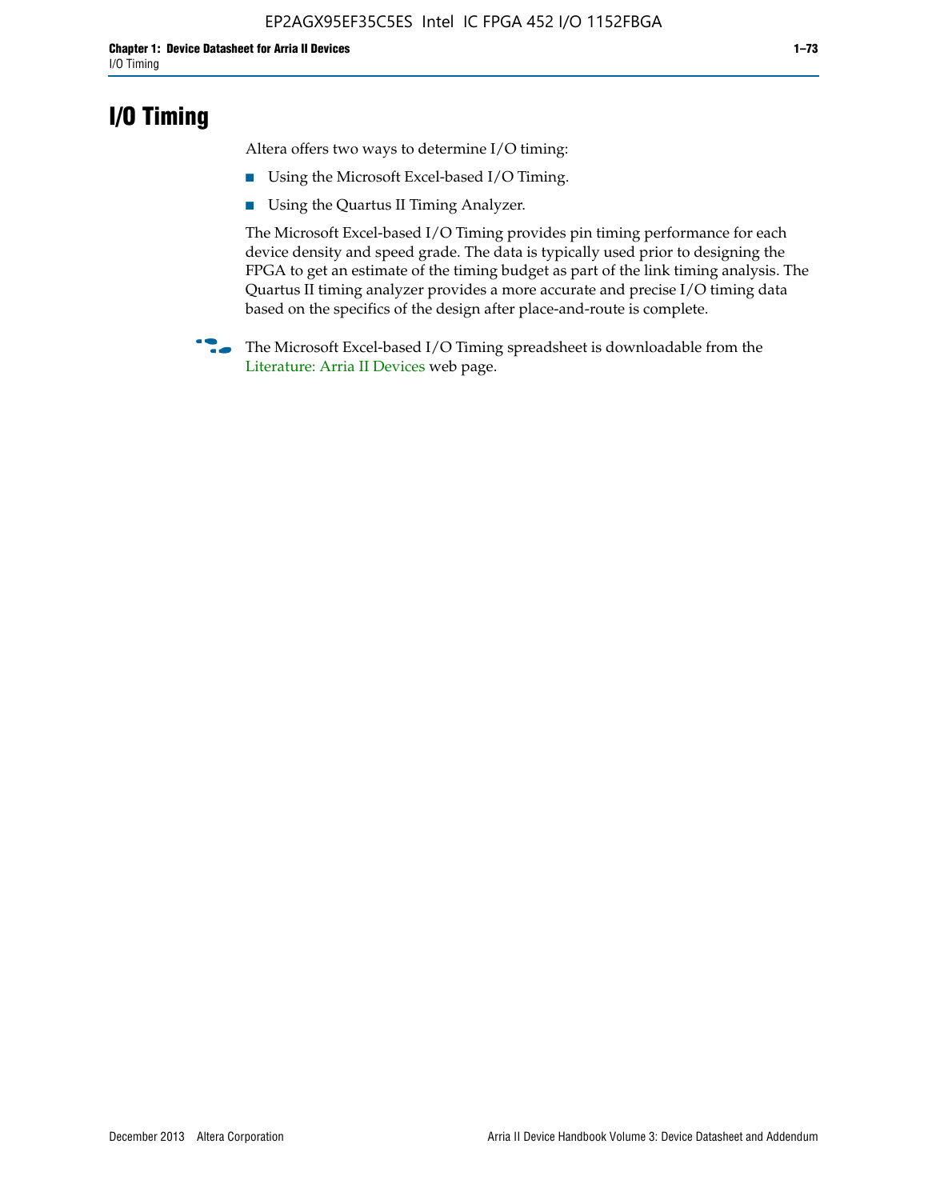# I/O Timing

Altera offers two ways to determine I/O timing:

- Using the Microsoft Excel-based I/O Timing.
- Using the Quartus II Timing Analyzer.

The Microsoft Excel-based I/O Timing provides pin timing performance for each device density and speed grade. The data is typically used prior to designing the FPGA to get an estimate of the timing budget as part of the link timing analysis. The Quartus II timing analyzer provides a more accurate and precise I/O timing data based on the specifics of the design after place-and-route is complete.

The Microsoft Excel-based I/O Timing spreadsheet is downloadable from the Literature: Arria II Devices web page.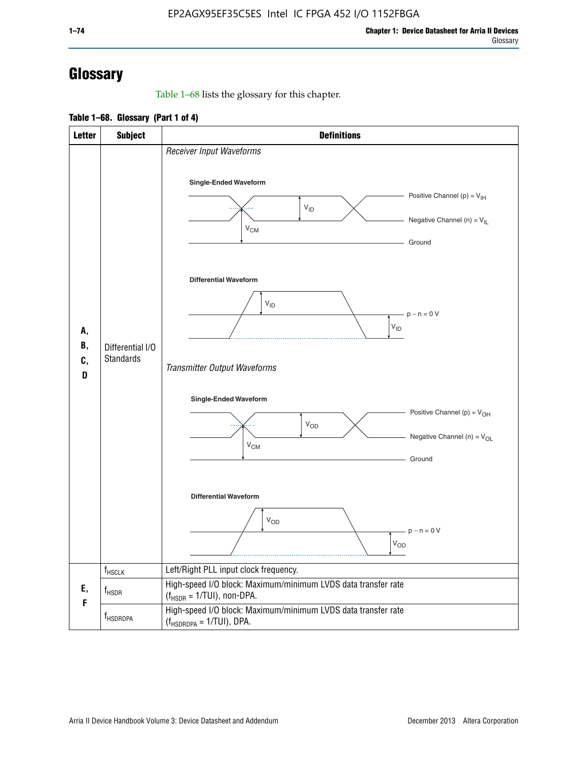# Glossary

Table 1–68 lists the glossary for this chapter.

**Table 1–68. Glossary (Part 1 of 4)**

| Letter | Subject | Definitions |
|---|---|---|
| A, B, C, D | Differential I/O Standards | *Receiver Input Waveforms*<br><br>**Single-Ended Waveform**<br>Positive Channel (p) = $V_{IH}$<br>Negative Channel (n) = $V_{IL}$<br>Ground<br>$V_{ID}$, $V_{CM}$<br><br>**Differential Waveform**<br>$V_{ID}$<br>p − n = 0 V<br><br>*Transmitter Output Waveforms*<br><br>**Single-Ended Waveform**<br>Positive Channel (p) = $V_{OH}$<br>Negative Channel (n) = $V_{OL}$<br>Ground<br>$V_{OD}$, $V_{CM}$<br><br>**Differential Waveform**<br>$V_{OD}$<br>p − n = 0 V |
| E, F | $f_{HSCLK}$ | Left/Right PLL input clock frequency. |
| | $f_{HSDR}$ | High-speed I/O block: Maximum/minimum LVDS data transfer rate ($f_{HSDR}$ = 1/TUI), non-DPA. |
| | $f_{HSDRDPA}$ | High-speed I/O block: Maximum/minimum LVDS data transfer rate ($f_{HSDRDPA}$ = 1/TUI), DPA. |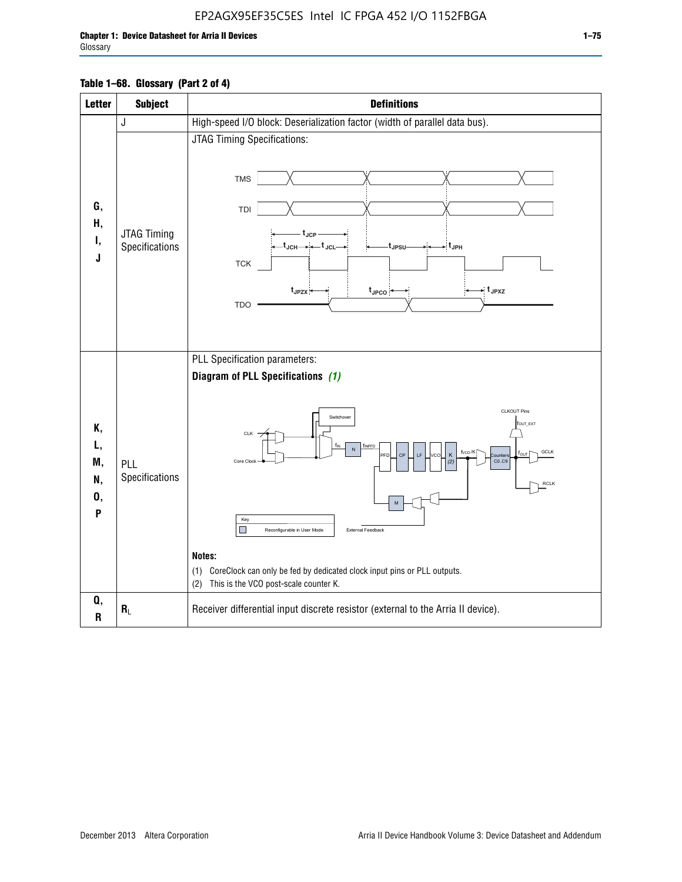**Table 1–68. Glossary (Part 2 of 4)**

| Letter | Subject | Definitions |
|---|---|---|
| G, H, I, J | J | High-speed I/O block: Deserialization factor (width of parallel data bus). |
| | JTAG Timing Specifications | JTAG Timing Specifications: (timing diagram showing TMS, TDI, TCK, TDO with $t_{JCP}$, $t_{JCH}$, $t_{JCL}$, $t_{JPSU}$, $t_{JPH}$, $t_{JPZX}$, $t_{JPCO}$, $t_{JPXZ}$) |
| K, L, M, N, O, P | PLL Specifications | PLL Specification parameters: **Diagram of PLL Specifications** *(1)* (diagram showing CLK, Core Clock, Switchover, $f_{IN}$, N, $f_{INPFD}$, PFD, CP, LF, VCO, K (2), $f_{VCO}/K$, Counters C0..C9, $f_{OUT}$, GCLK, RCLK, CLKOUT Pins, $f_{OUT\_EXT}$, M, External Feedback; Key: Reconfigurable in User Mode) **Notes:** (1) CoreClock can only be fed by dedicated clock input pins or PLL outputs. (2) This is the VCO post-scale counter K. |
| Q, R | $R_L$ | Receiver differential input discrete resistor (external to the Arria II device). |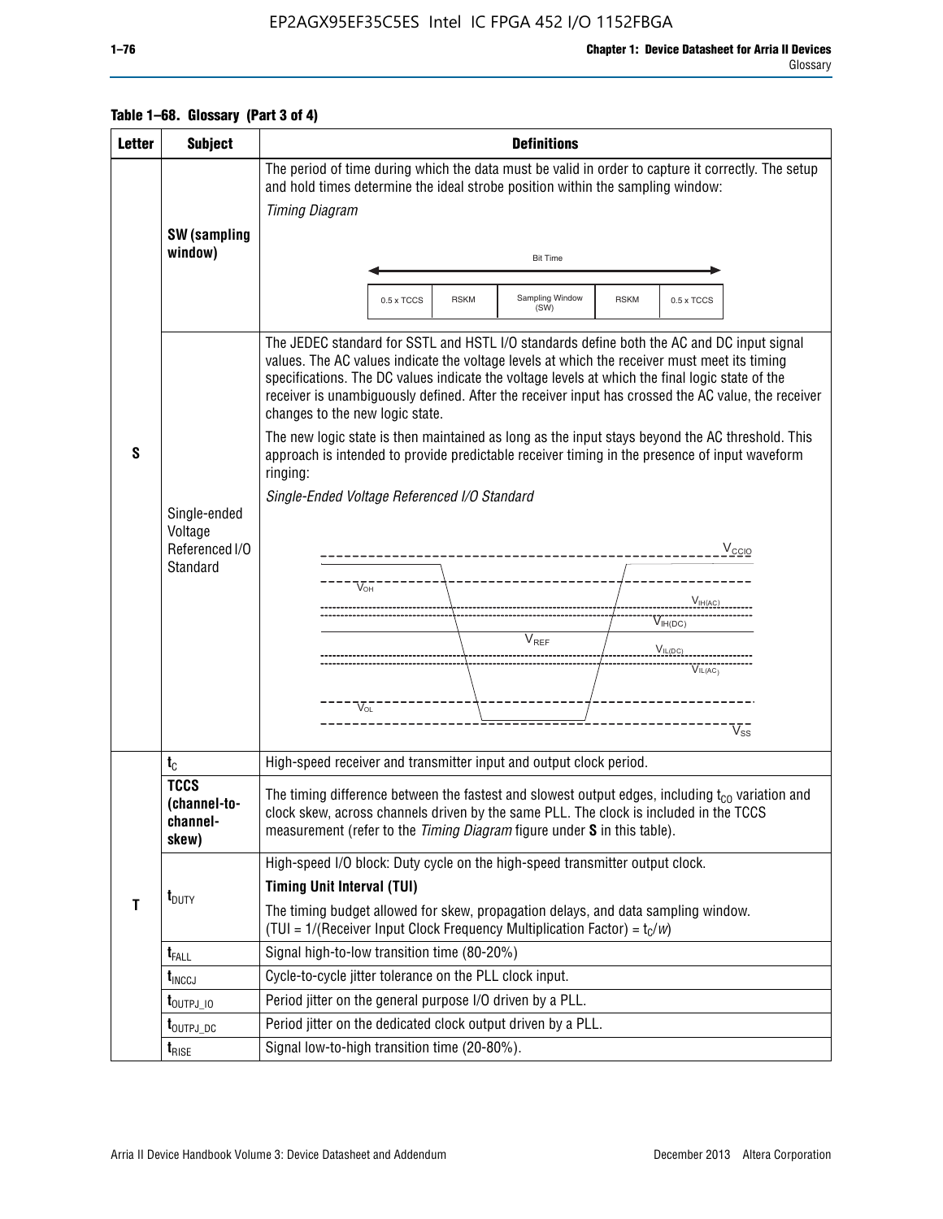**Table 1–68. Glossary (Part 3 of 4)**

| Letter | Subject | Definitions |
|---|---|---|
| S | SW (sampling window) | The period of time during which the data must be valid in order to capture it correctly. The setup and hold times determine the ideal strobe position within the sampling window: *Timing Diagram* Bit Time: 0.5 x TCCS, RSKM, Sampling Window (SW), RSKM, 0.5 x TCCS |
| | Single-ended Voltage Referenced I/O Standard | The JEDEC standard for SSTL and HSTL I/O standards define both the AC and DC input signal values. The AC values indicate the voltage levels at which the receiver must meet its timing specifications. The DC values indicate the voltage levels at which the final logic state of the receiver is unambiguously defined. After the receiver input has crossed the AC value, the receiver changes to the new logic state. The new logic state is then maintained as long as the input stays beyond the AC threshold. This approach is intended to provide predictable receiver timing in the presence of input waveform ringing: *Single-Ended Voltage Referenced I/O Standard* ($V_{CCIO}$, $V_{OH}$, $V_{IH(AC)}$, $V_{IH(DC)}$, $V_{REF}$, $V_{IL(DC)}$, $V_{IL(AC)}$, $V_{OL}$, $V_{SS}$) |
| T | $t_C$ | High-speed receiver and transmitter input and output clock period. |
| | **TCCS (channel-to-channel-skew)** | The timing difference between the fastest and slowest output edges, including $t_{CO}$ variation and clock skew, across channels driven by the same PLL. The clock is included in the TCCS measurement (refer to the *Timing Diagram* figure under **S** in this table). |
| | $t_{DUTY}$ | High-speed I/O block: Duty cycle on the high-speed transmitter output clock. **Timing Unit Interval (TUI)** The timing budget allowed for skew, propagation delays, and data sampling window. (TUI = 1/(Receiver Input Clock Frequency Multiplication Factor) = $t_C/w$) |
| | $t_{FALL}$ | Signal high-to-low transition time (80-20%) |
| | $t_{INCCJ}$ | Cycle-to-cycle jitter tolerance on the PLL clock input. |
| | $t_{OUTPJ\_IO}$ | Period jitter on the general purpose I/O driven by a PLL. |
| | $t_{OUTPJ\_DC}$ | Period jitter on the dedicated clock output driven by a PLL. |
| | $t_{RISE}$ | Signal low-to-high transition time (20-80%). |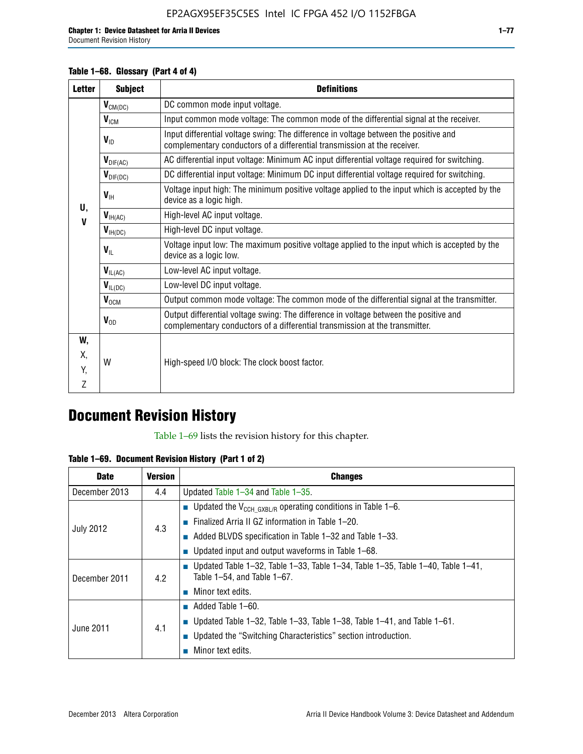**Table 1–68. Glossary (Part 4 of 4)**

| Letter | Subject | Definitions |
|---|---|---|
| U, V | $V_{CM(DC)}$ | DC common mode input voltage. |
| | $V_{ICM}$ | Input common mode voltage: The common mode of the differential signal at the receiver. |
| | $V_{ID}$ | Input differential voltage swing: The difference in voltage between the positive and complementary conductors of a differential transmission at the receiver. |
| | $V_{DIF(AC)}$ | AC differential input voltage: Minimum AC input differential voltage required for switching. |
| | $V_{DIF(DC)}$ | DC differential input voltage: Minimum DC input differential voltage required for switching. |
| | $V_{IH}$ | Voltage input high: The minimum positive voltage applied to the input which is accepted by the device as a logic high. |
| | $V_{IH(AC)}$ | High-level AC input voltage. |
| | $V_{IH(DC)}$ | High-level DC input voltage. |
| | $V_{IL}$ | Voltage input low: The maximum positive voltage applied to the input which is accepted by the device as a logic low. |
| | $V_{IL(AC)}$ | Low-level AC input voltage. |
| | $V_{IL(DC)}$ | Low-level DC input voltage. |
| | $V_{OCM}$ | Output common mode voltage: The common mode of the differential signal at the transmitter. |
| | $V_{OD}$ | Output differential voltage swing: The difference in voltage between the positive and complementary conductors of a differential transmission at the transmitter. |
| W, X, Y, Z | W | High-speed I/O block: The clock boost factor. |

# Document Revision History

Table 1–69 lists the revision history for this chapter.

**Table 1–69. Document Revision History (Part 1 of 2)**

| Date | Version | Changes |
|---|---|---|
| December 2013 | 4.4 | Updated Table 1–34 and Table 1–35. |
| July 2012 | 4.3 | ■ Updated the $V_{CCH\_GXBL/R}$ operating conditions in Table 1–6.<br>■ Finalized Arria II GZ information in Table 1–20.<br>■ Added BLVDS specification in Table 1–32 and Table 1–33.<br>■ Updated input and output waveforms in Table 1–68. |
| December 2011 | 4.2 | ■ Updated Table 1–32, Table 1–33, Table 1–34, Table 1–35, Table 1–40, Table 1–41, Table 1–54, and Table 1–67.<br>■ Minor text edits. |
| June 2011 | 4.1 | ■ Added Table 1–60.<br>■ Updated Table 1–32, Table 1–33, Table 1–38, Table 1–41, and Table 1–61.<br>■ Updated the “Switching Characteristics” section introduction.<br>■ Minor text edits. |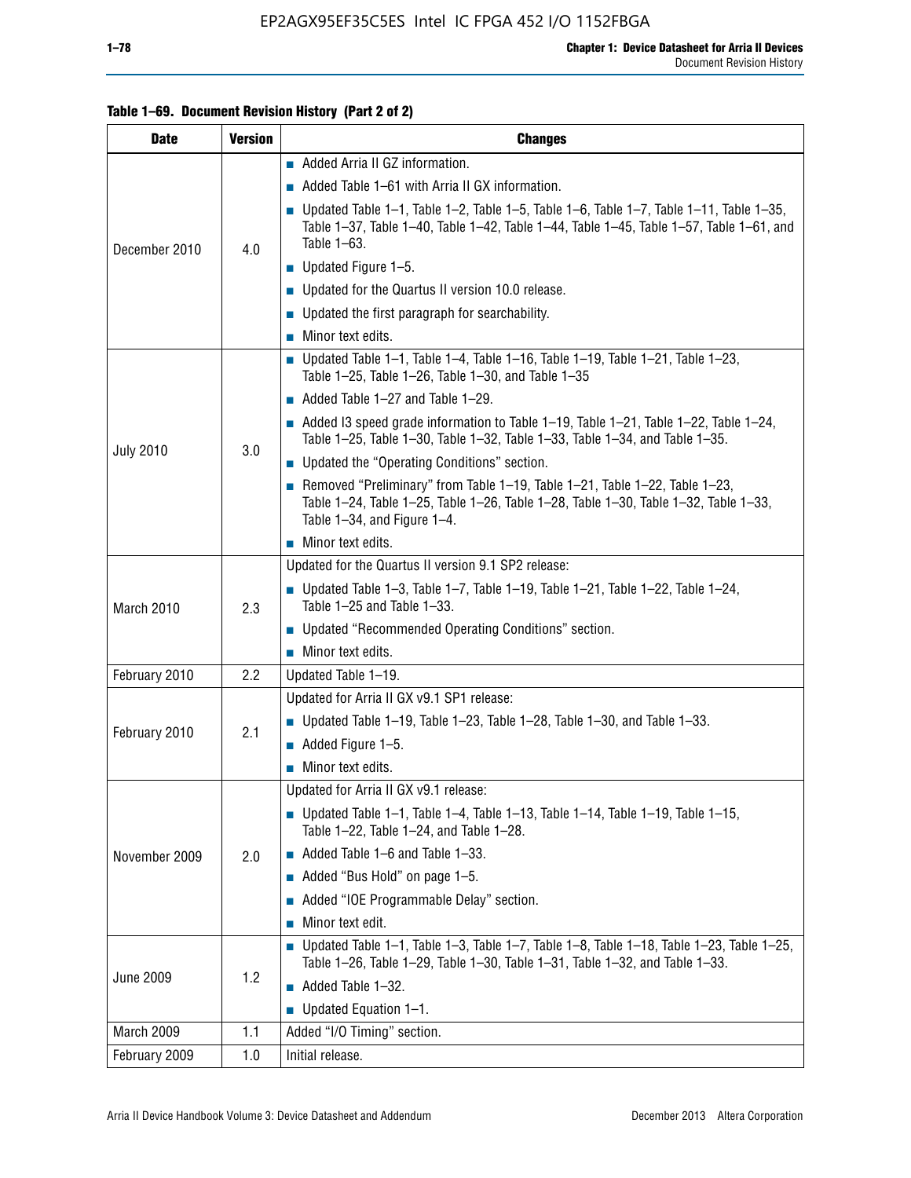**Table 1–69. Document Revision History (Part 2 of 2)**

| Date | Version | Changes |
|---|---|---|
| December 2010 | 4.0 | ■ Added Arria II GZ information.<br>■ Added Table 1–61 with Arria II GX information.<br>■ Updated Table 1–1, Table 1–2, Table 1–5, Table 1–6, Table 1–7, Table 1–11, Table 1–35, Table 1–37, Table 1–40, Table 1–42, Table 1–44, Table 1–45, Table 1–57, Table 1–61, and Table 1–63.<br>■ Updated Figure 1–5.<br>■ Updated for the Quartus II version 10.0 release.<br>■ Updated the first paragraph for searchability.<br>■ Minor text edits. |
| July 2010 | 3.0 | ■ Updated Table 1–1, Table 1–4, Table 1–16, Table 1–19, Table 1–21, Table 1–23, Table 1–25, Table 1–26, Table 1–30, and Table 1–35<br>■ Added Table 1–27 and Table 1–29.<br>■ Added I3 speed grade information to Table 1–19, Table 1–21, Table 1–22, Table 1–24, Table 1–25, Table 1–30, Table 1–32, Table 1–33, Table 1–34, and Table 1–35.<br>■ Updated the "Operating Conditions" section.<br>■ Removed "Preliminary" from Table 1–19, Table 1–21, Table 1–22, Table 1–23, Table 1–24, Table 1–25, Table 1–26, Table 1–28, Table 1–30, Table 1–32, Table 1–33, Table 1–34, and Figure 1–4.<br>■ Minor text edits. |
| March 2010 | 2.3 | Updated for the Quartus II version 9.1 SP2 release:<br>■ Updated Table 1–3, Table 1–7, Table 1–19, Table 1–21, Table 1–22, Table 1–24, Table 1–25 and Table 1–33.<br>■ Updated "Recommended Operating Conditions" section.<br>■ Minor text edits. |
| February 2010 | 2.2 | Updated Table 1–19. |
| February 2010 | 2.1 | Updated for Arria II GX v9.1 SP1 release:<br>■ Updated Table 1–19, Table 1–23, Table 1–28, Table 1–30, and Table 1–33.<br>■ Added Figure 1–5.<br>■ Minor text edits. |
| November 2009 | 2.0 | Updated for Arria II GX v9.1 release:<br>■ Updated Table 1–1, Table 1–4, Table 1–13, Table 1–14, Table 1–19, Table 1–15, Table 1–22, Table 1–24, and Table 1–28.<br>■ Added Table 1–6 and Table 1–33.<br>■ Added "Bus Hold" on page 1–5.<br>■ Added "IOE Programmable Delay" section.<br>■ Minor text edit. |
| June 2009 | 1.2 | ■ Updated Table 1–1, Table 1–3, Table 1–7, Table 1–8, Table 1–18, Table 1–23, Table 1–25, Table 1–26, Table 1–29, Table 1–30, Table 1–31, Table 1–32, and Table 1–33.<br>■ Added Table 1–32.<br>■ Updated Equation 1–1. |
| March 2009 | 1.1 | Added "I/O Timing" section. |
| February 2009 | 1.0 | Initial release. |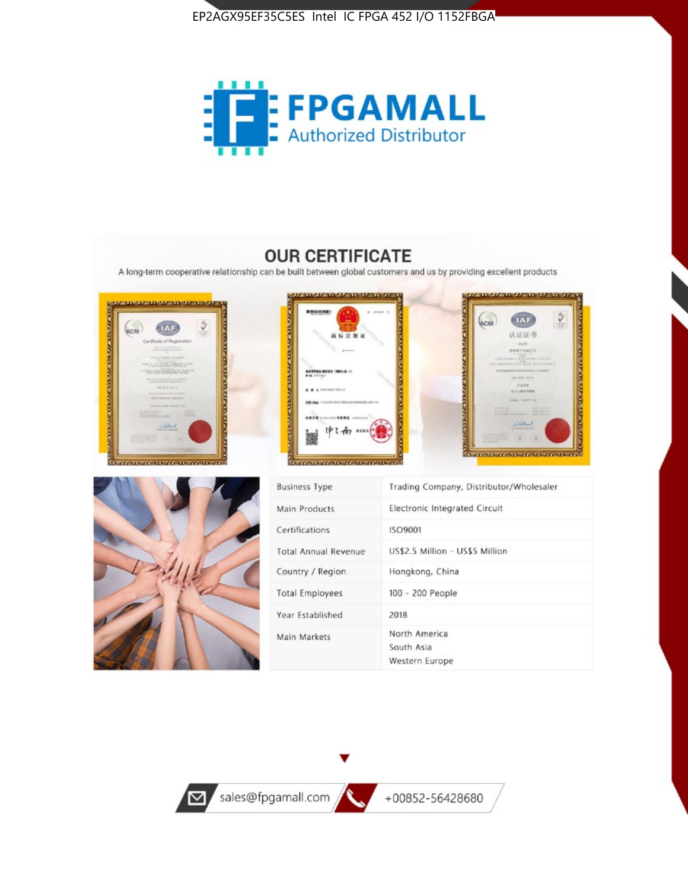FPGAMALL
Authorized Distributor

## OUR CERTIFICATE

A long-term cooperative relationship can be built between global customers and us by providing excellent products

| | |
|---|---|
| Business Type | Trading Company, Distributor/Wholesaler |
| Main Products | Electronic Integrated Circuit |
| Certifications | ISO9001 |
| Total Annual Revenue | US$2.5 Million - US$5 Million |
| Country / Region | Hongkong, China |
| Total Employees | 100 - 200 People |
| Year Established | 2018 |
| Main Markets | North America<br>South Asia<br>Western Europe |

sales@fpgamall.com

+00852-56428680